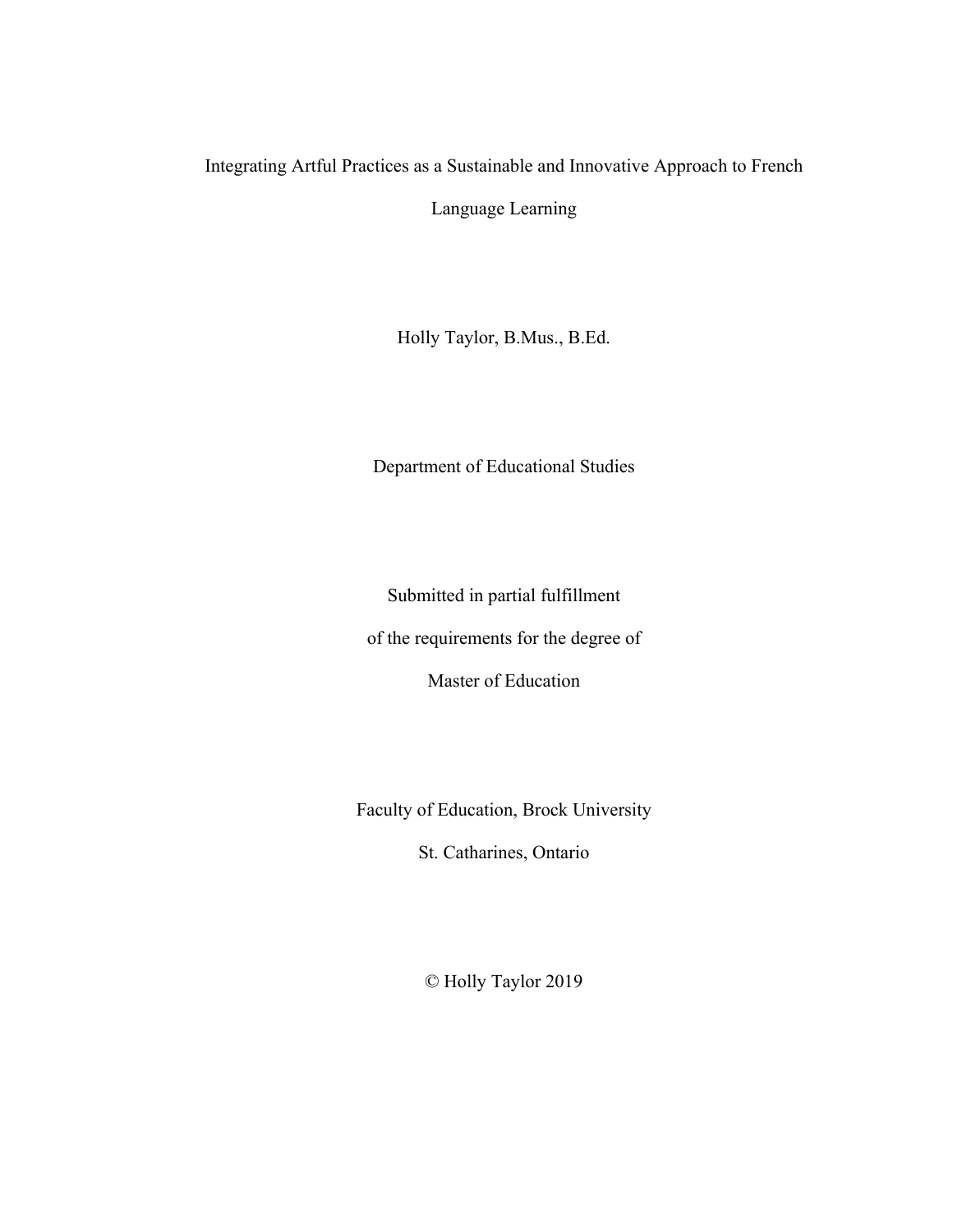# Integrating Artful Practices as a Sustainable and Innovative Approach to French Language Learning

Holly Taylor, B.Mus., B.Ed.

Department of Educational Studies

Submitted in partial fulfillment

of the requirements for the degree of

Master of Education

Faculty of Education, Brock University

St. Catharines, Ontario

© Holly Taylor 2019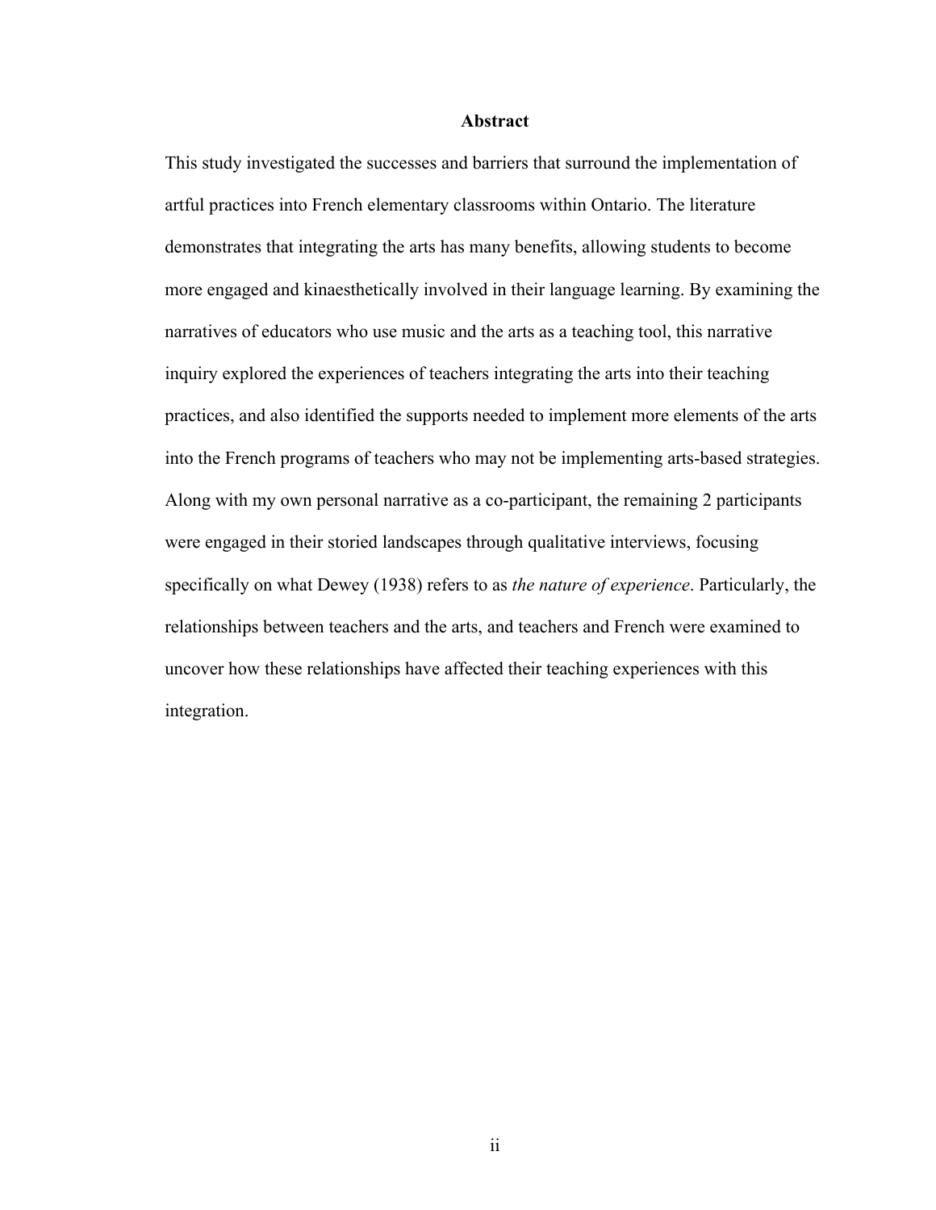# Abstract

This study investigated the successes and barriers that surround the implementation of artful practices into French elementary classrooms within Ontario. The literature demonstrates that integrating the arts has many benefits, allowing students to become more engaged and kinaesthetically involved in their language learning. By examining the narratives of educators who use music and the arts as a teaching tool, this narrative inquiry explored the experiences of teachers integrating the arts into their teaching practices, and also identified the supports needed to implement more elements of the arts into the French programs of teachers who may not be implementing arts-based strategies. Along with my own personal narrative as a co-participant, the remaining 2 participants were engaged in their storied landscapes through qualitative interviews, focusing specifically on what Dewey (1938) refers to as *the nature of experience*. Particularly, the relationships between teachers and the arts, and teachers and French were examined to uncover how these relationships have affected their teaching experiences with this integration.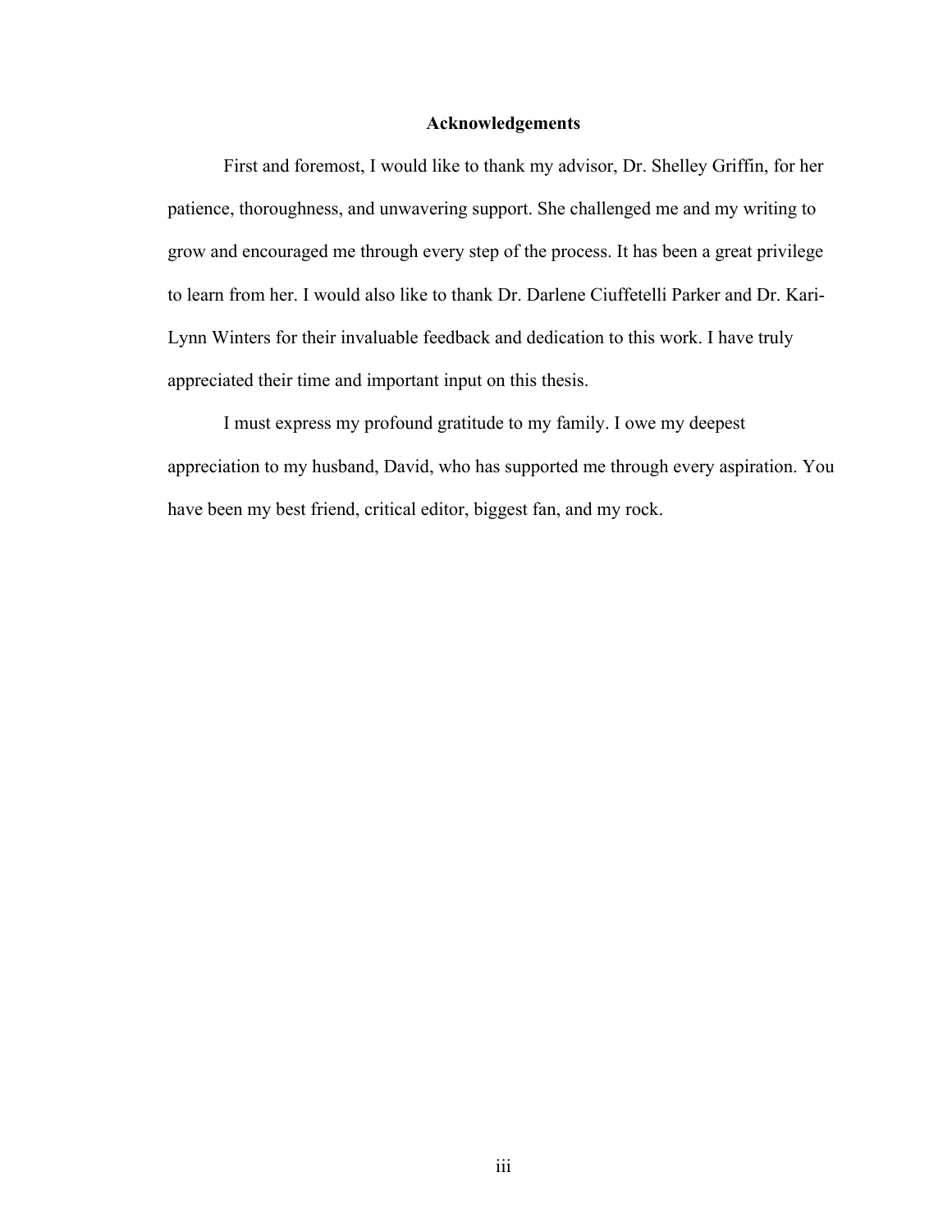## Acknowledgements

First and foremost, I would like to thank my advisor, Dr. Shelley Griffin, for her patience, thoroughness, and unwavering support. She challenged me and my writing to grow and encouraged me through every step of the process. It has been a great privilege to learn from her. I would also like to thank Dr. Darlene Ciuffetelli Parker and Dr. Kari-Lynn Winters for their invaluable feedback and dedication to this work. I have truly appreciated their time and important input on this thesis.

I must express my profound gratitude to my family. I owe my deepest appreciation to my husband, David, who has supported me through every aspiration. You have been my best friend, critical editor, biggest fan, and my rock.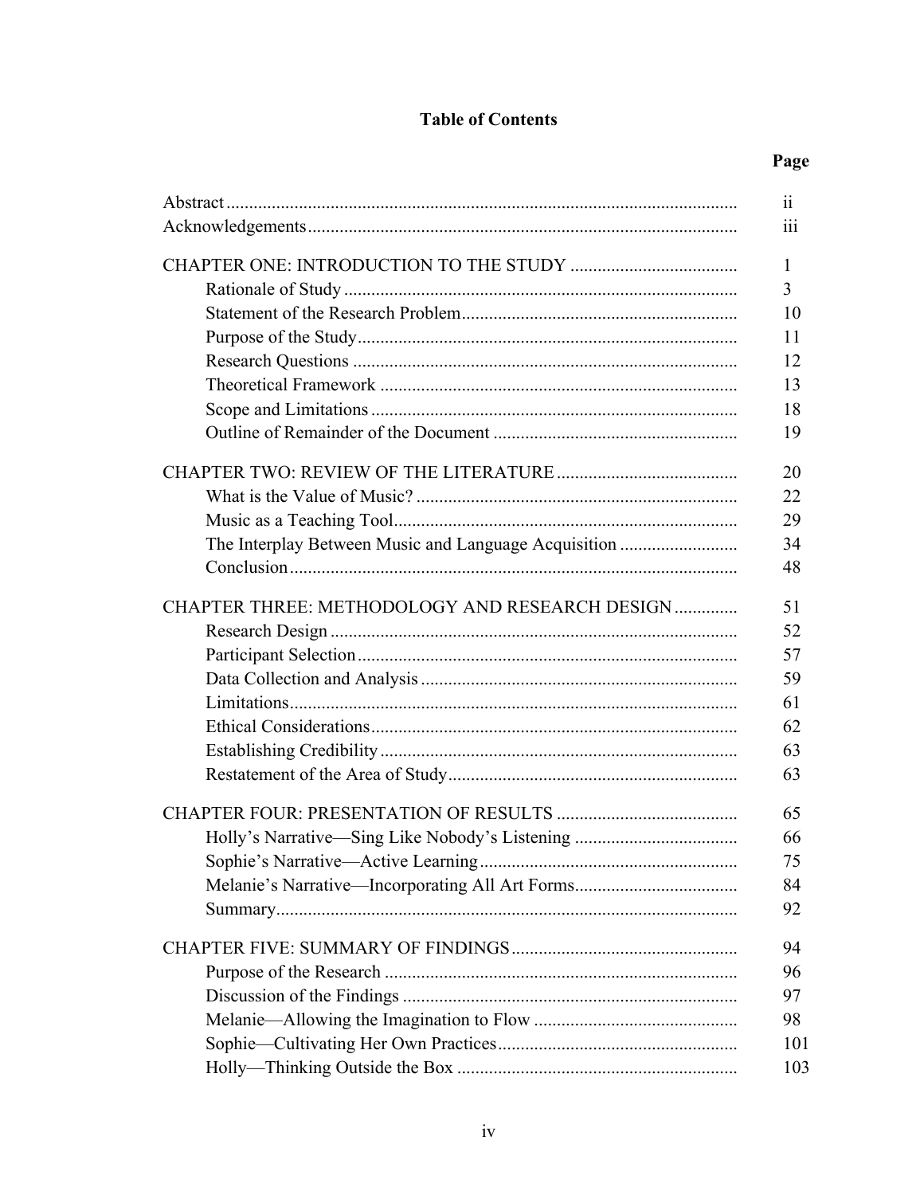# Table of Contents

| | Page |
|---|---|
| Abstract | ii |
| Acknowledgements | iii |
| CHAPTER ONE: INTRODUCTION TO THE STUDY | 1 |
| Rationale of Study | 3 |
| Statement of the Research Problem | 10 |
| Purpose of the Study | 11 |
| Research Questions | 12 |
| Theoretical Framework | 13 |
| Scope and Limitations | 18 |
| Outline of Remainder of the Document | 19 |
| CHAPTER TWO: REVIEW OF THE LITERATURE | 20 |
| What is the Value of Music? | 22 |
| Music as a Teaching Tool | 29 |
| The Interplay Between Music and Language Acquisition | 34 |
| Conclusion | 48 |
| CHAPTER THREE: METHODOLOGY AND RESEARCH DESIGN | 51 |
| Research Design | 52 |
| Participant Selection | 57 |
| Data Collection and Analysis | 59 |
| Limitations | 61 |
| Ethical Considerations | 62 |
| Establishing Credibility | 63 |
| Restatement of the Area of Study | 63 |
| CHAPTER FOUR: PRESENTATION OF RESULTS | 65 |
| Holly's Narrative—Sing Like Nobody's Listening | 66 |
| Sophie's Narrative—Active Learning | 75 |
| Melanie's Narrative—Incorporating All Art Forms | 84 |
| Summary | 92 |
| CHAPTER FIVE: SUMMARY OF FINDINGS | 94 |
| Purpose of the Research | 96 |
| Discussion of the Findings | 97 |
| Melanie—Allowing the Imagination to Flow | 98 |
| Sophie—Cultivating Her Own Practices | 101 |
| Holly—Thinking Outside the Box | 103 |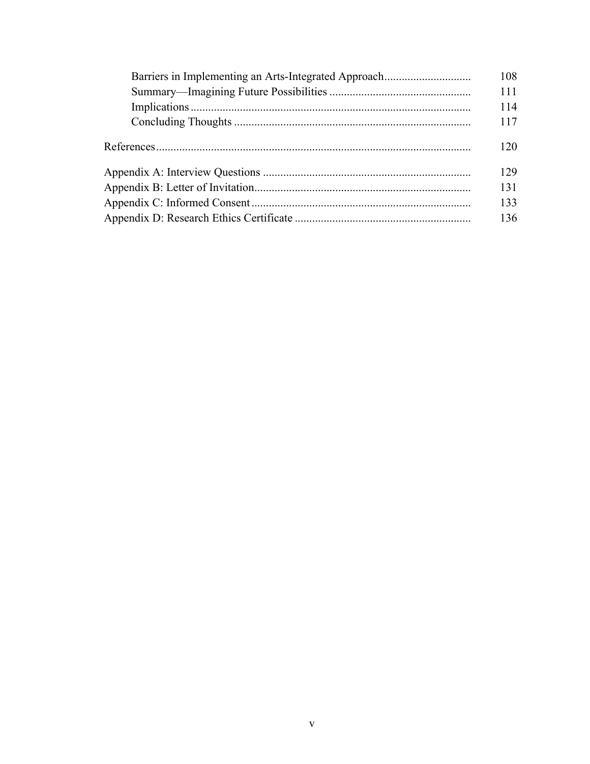| | |
|---|---|
| Barriers in Implementing an Arts-Integrated Approach | 108 |
| Summary—Imagining Future Possibilities | 111 |
| Implications | 114 |
| Concluding Thoughts | 117 |
| References | 120 |
| Appendix A: Interview Questions | 129 |
| Appendix B: Letter of Invitation | 131 |
| Appendix C: Informed Consent | 133 |
| Appendix D: Research Ethics Certificate | 136 |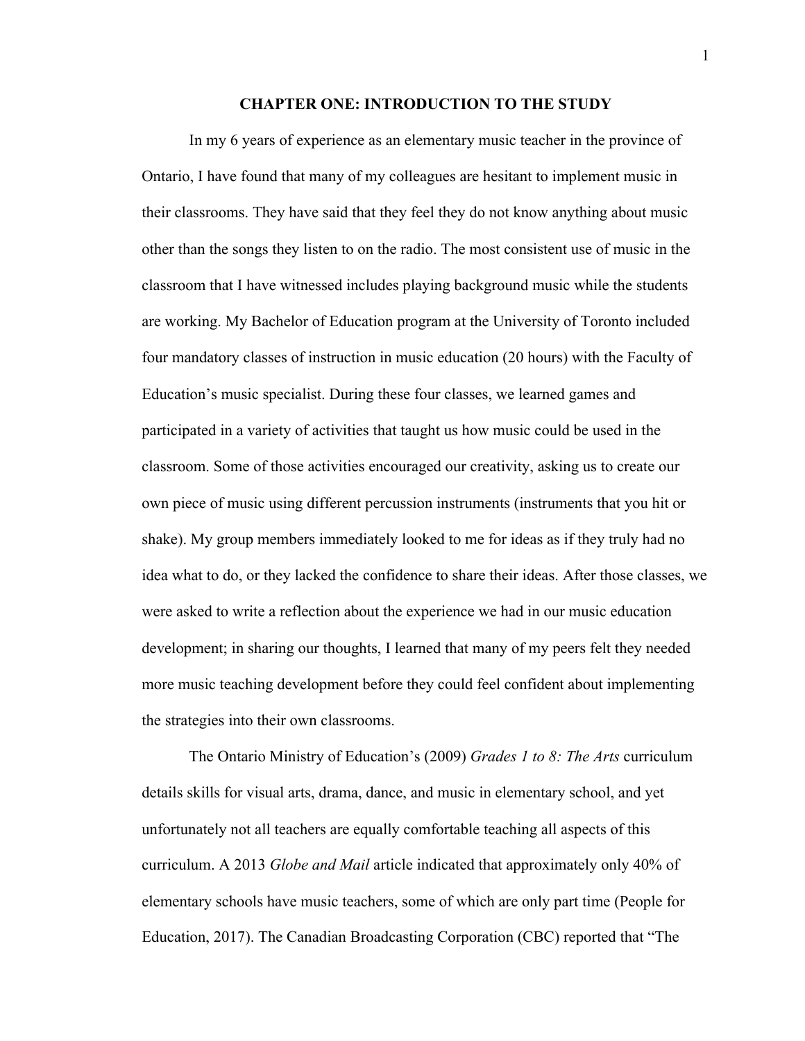# CHAPTER ONE: INTRODUCTION TO THE STUDY

In my 6 years of experience as an elementary music teacher in the province of Ontario, I have found that many of my colleagues are hesitant to implement music in their classrooms. They have said that they feel they do not know anything about music other than the songs they listen to on the radio. The most consistent use of music in the classroom that I have witnessed includes playing background music while the students are working. My Bachelor of Education program at the University of Toronto included four mandatory classes of instruction in music education (20 hours) with the Faculty of Education's music specialist. During these four classes, we learned games and participated in a variety of activities that taught us how music could be used in the classroom. Some of those activities encouraged our creativity, asking us to create our own piece of music using different percussion instruments (instruments that you hit or shake). My group members immediately looked to me for ideas as if they truly had no idea what to do, or they lacked the confidence to share their ideas. After those classes, we were asked to write a reflection about the experience we had in our music education development; in sharing our thoughts, I learned that many of my peers felt they needed more music teaching development before they could feel confident about implementing the strategies into their own classrooms.

The Ontario Ministry of Education's (2009) *Grades 1 to 8: The Arts* curriculum details skills for visual arts, drama, dance, and music in elementary school, and yet unfortunately not all teachers are equally comfortable teaching all aspects of this curriculum. A 2013 *Globe and Mail* article indicated that approximately only 40% of elementary schools have music teachers, some of which are only part time (People for Education, 2017). The Canadian Broadcasting Corporation (CBC) reported that "The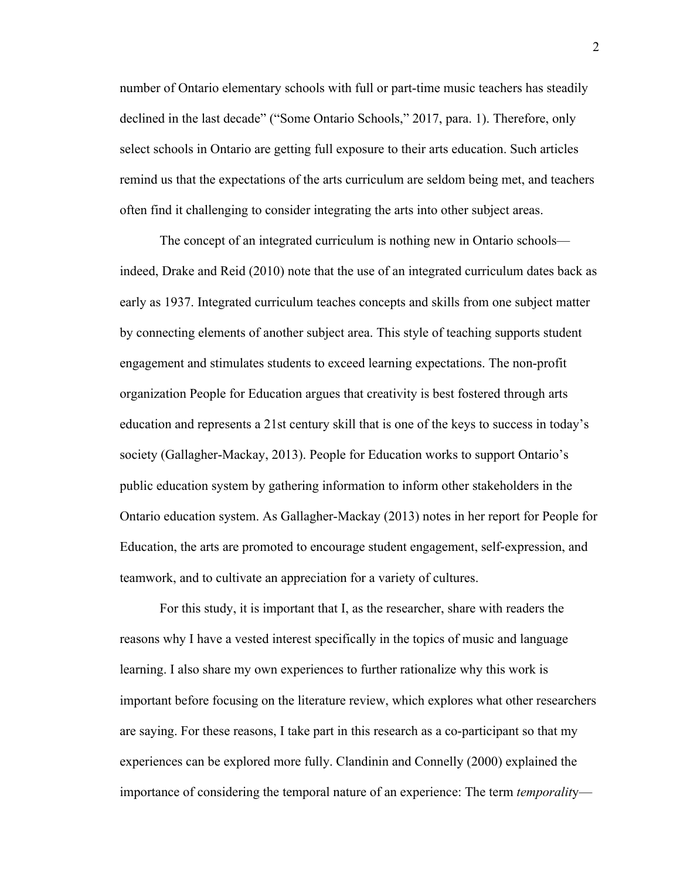number of Ontario elementary schools with full or part-time music teachers has steadily declined in the last decade" ("Some Ontario Schools," 2017, para. 1). Therefore, only select schools in Ontario are getting full exposure to their arts education. Such articles remind us that the expectations of the arts curriculum are seldom being met, and teachers often find it challenging to consider integrating the arts into other subject areas.

The concept of an integrated curriculum is nothing new in Ontario schools—indeed, Drake and Reid (2010) note that the use of an integrated curriculum dates back as early as 1937. Integrated curriculum teaches concepts and skills from one subject matter by connecting elements of another subject area. This style of teaching supports student engagement and stimulates students to exceed learning expectations. The non-profit organization People for Education argues that creativity is best fostered through arts education and represents a 21st century skill that is one of the keys to success in today's society (Gallagher-Mackay, 2013). People for Education works to support Ontario's public education system by gathering information to inform other stakeholders in the Ontario education system. As Gallagher-Mackay (2013) notes in her report for People for Education, the arts are promoted to encourage student engagement, self-expression, and teamwork, and to cultivate an appreciation for a variety of cultures.

For this study, it is important that I, as the researcher, share with readers the reasons why I have a vested interest specifically in the topics of music and language learning. I also share my own experiences to further rationalize why this work is important before focusing on the literature review, which explores what other researchers are saying. For these reasons, I take part in this research as a co-participant so that my experiences can be explored more fully. Clandinin and Connelly (2000) explained the importance of considering the temporal nature of an experience: The term *temporality*—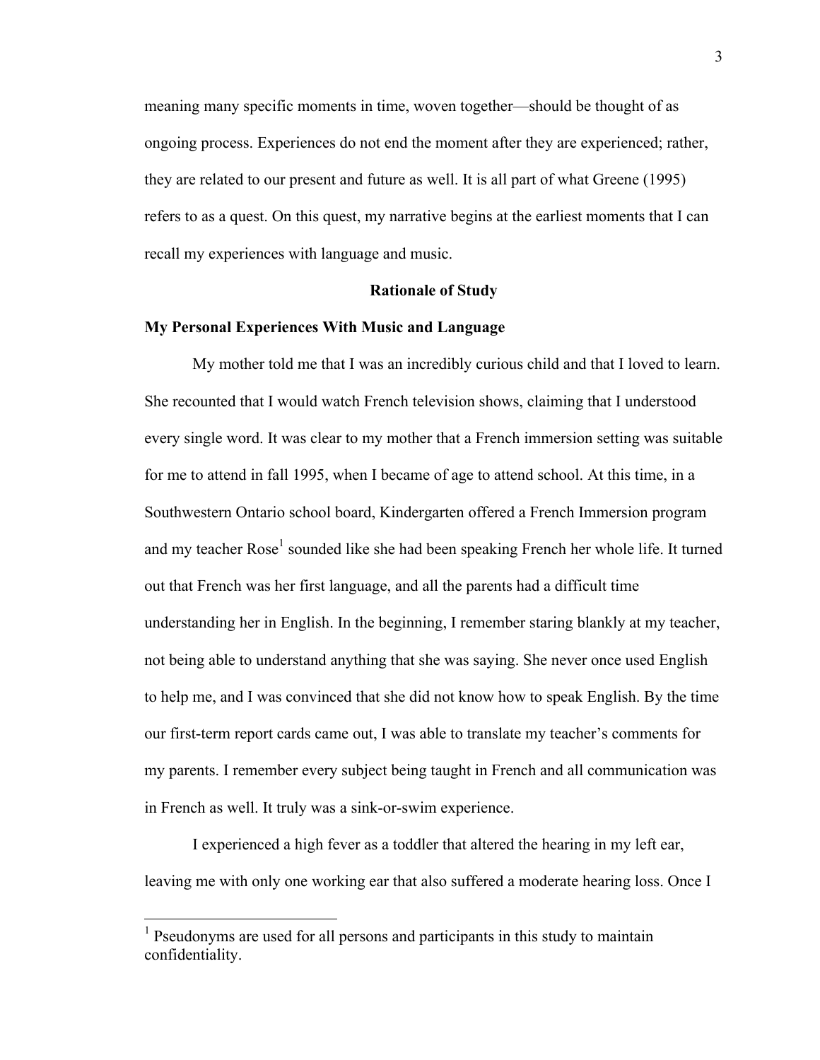meaning many specific moments in time, woven together—should be thought of as ongoing process. Experiences do not end the moment after they are experienced; rather, they are related to our present and future as well. It is all part of what Greene (1995) refers to as a quest. On this quest, my narrative begins at the earliest moments that I can recall my experiences with language and music.

## Rationale of Study

### My Personal Experiences With Music and Language

My mother told me that I was an incredibly curious child and that I loved to learn. She recounted that I would watch French television shows, claiming that I understood every single word. It was clear to my mother that a French immersion setting was suitable for me to attend in fall 1995, when I became of age to attend school. At this time, in a Southwestern Ontario school board, Kindergarten offered a French Immersion program and my teacher Rose[1] sounded like she had been speaking French her whole life. It turned out that French was her first language, and all the parents had a difficult time understanding her in English. In the beginning, I remember staring blankly at my teacher, not being able to understand anything that she was saying. She never once used English to help me, and I was convinced that she did not know how to speak English. By the time our first-term report cards came out, I was able to translate my teacher's comments for my parents. I remember every subject being taught in French and all communication was in French as well. It truly was a sink-or-swim experience.

I experienced a high fever as a toddler that altered the hearing in my left ear, leaving me with only one working ear that also suffered a moderate hearing loss. Once I

---

[1] Pseudonyms are used for all persons and participants in this study to maintain confidentiality.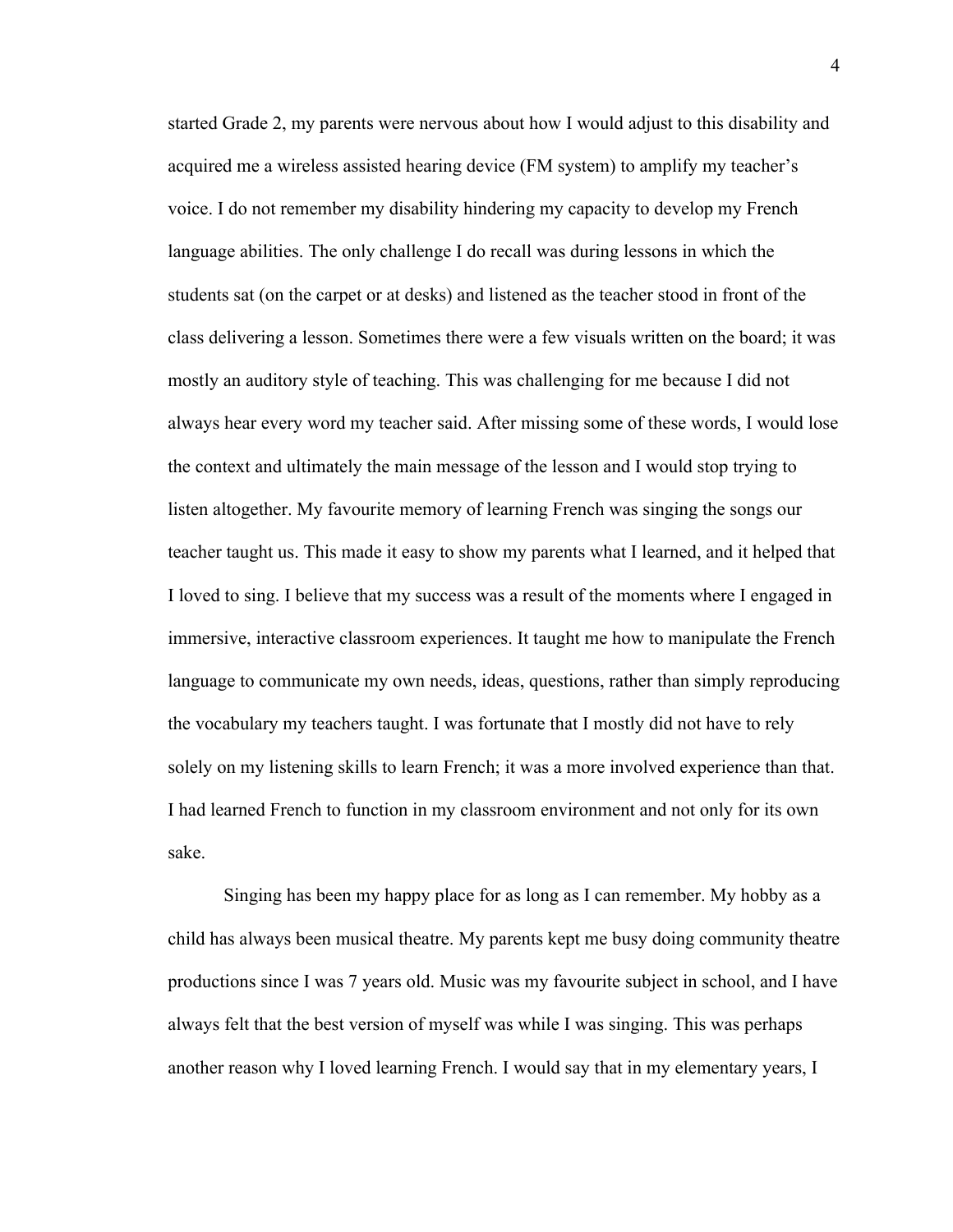started Grade 2, my parents were nervous about how I would adjust to this disability and acquired me a wireless assisted hearing device (FM system) to amplify my teacher's voice. I do not remember my disability hindering my capacity to develop my French language abilities. The only challenge I do recall was during lessons in which the students sat (on the carpet or at desks) and listened as the teacher stood in front of the class delivering a lesson. Sometimes there were a few visuals written on the board; it was mostly an auditory style of teaching. This was challenging for me because I did not always hear every word my teacher said. After missing some of these words, I would lose the context and ultimately the main message of the lesson and I would stop trying to listen altogether. My favourite memory of learning French was singing the songs our teacher taught us. This made it easy to show my parents what I learned, and it helped that I loved to sing. I believe that my success was a result of the moments where I engaged in immersive, interactive classroom experiences. It taught me how to manipulate the French language to communicate my own needs, ideas, questions, rather than simply reproducing the vocabulary my teachers taught. I was fortunate that I mostly did not have to rely solely on my listening skills to learn French; it was a more involved experience than that. I had learned French to function in my classroom environment and not only for its own sake.

Singing has been my happy place for as long as I can remember. My hobby as a child has always been musical theatre. My parents kept me busy doing community theatre productions since I was 7 years old. Music was my favourite subject in school, and I have always felt that the best version of myself was while I was singing. This was perhaps another reason why I loved learning French. I would say that in my elementary years, I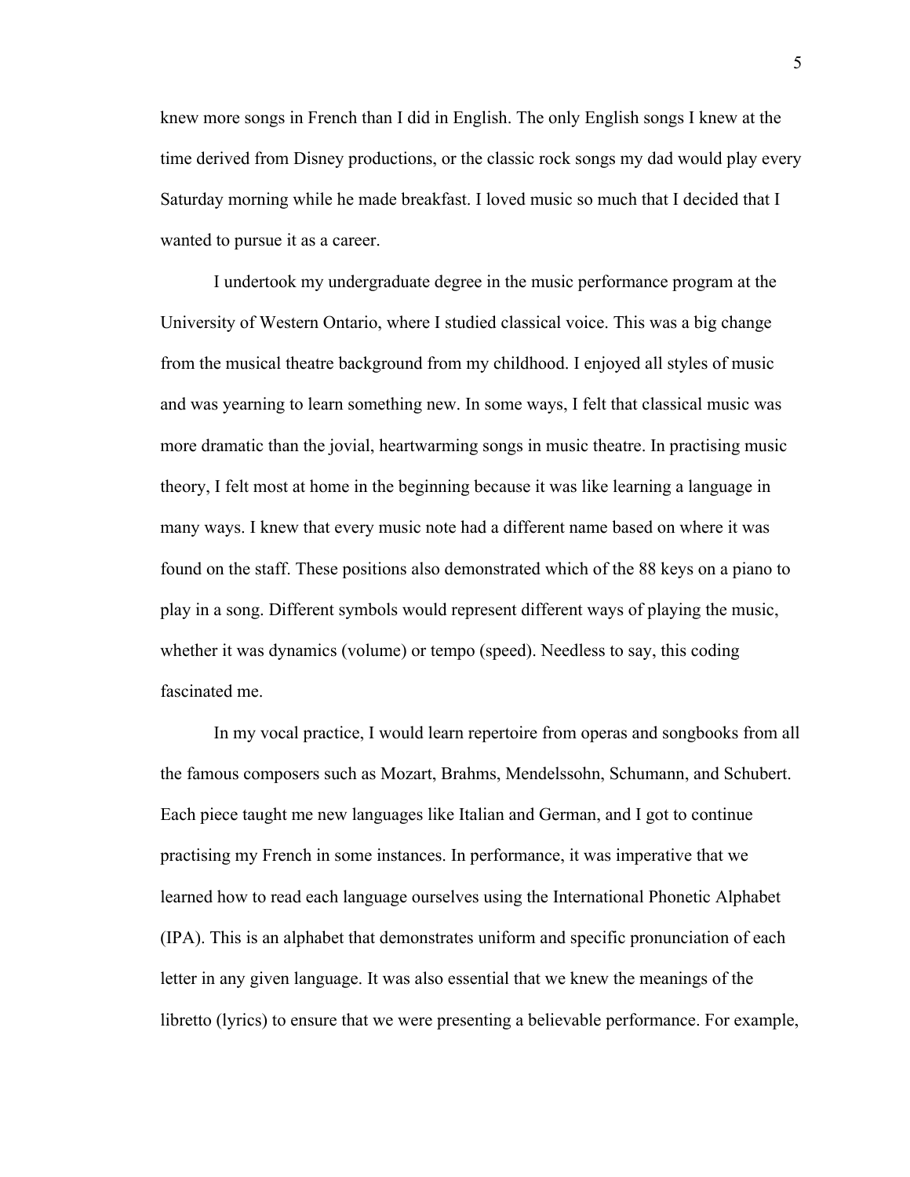knew more songs in French than I did in English. The only English songs I knew at the time derived from Disney productions, or the classic rock songs my dad would play every Saturday morning while he made breakfast. I loved music so much that I decided that I wanted to pursue it as a career.

I undertook my undergraduate degree in the music performance program at the University of Western Ontario, where I studied classical voice. This was a big change from the musical theatre background from my childhood. I enjoyed all styles of music and was yearning to learn something new. In some ways, I felt that classical music was more dramatic than the jovial, heartwarming songs in music theatre. In practising music theory, I felt most at home in the beginning because it was like learning a language in many ways. I knew that every music note had a different name based on where it was found on the staff. These positions also demonstrated which of the 88 keys on a piano to play in a song. Different symbols would represent different ways of playing the music, whether it was dynamics (volume) or tempo (speed). Needless to say, this coding fascinated me.

In my vocal practice, I would learn repertoire from operas and songbooks from all the famous composers such as Mozart, Brahms, Mendelssohn, Schumann, and Schubert. Each piece taught me new languages like Italian and German, and I got to continue practising my French in some instances. In performance, it was imperative that we learned how to read each language ourselves using the International Phonetic Alphabet (IPA). This is an alphabet that demonstrates uniform and specific pronunciation of each letter in any given language. It was also essential that we knew the meanings of the libretto (lyrics) to ensure that we were presenting a believable performance. For example,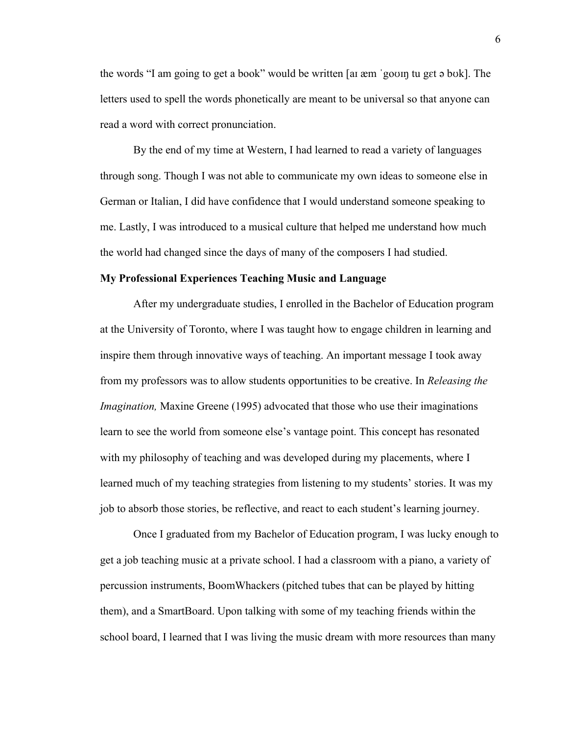the words “I am going to get a book” would be written [aɪ æm ˈgoʊɪŋ tu gɛt ə bʊk]. The letters used to spell the words phonetically are meant to be universal so that anyone can read a word with correct pronunciation.

By the end of my time at Western, I had learned to read a variety of languages through song. Though I was not able to communicate my own ideas to someone else in German or Italian, I did have confidence that I would understand someone speaking to me. Lastly, I was introduced to a musical culture that helped me understand how much the world had changed since the days of many of the composers I had studied.

**My Professional Experiences Teaching Music and Language**

After my undergraduate studies, I enrolled in the Bachelor of Education program at the University of Toronto, where I was taught how to engage children in learning and inspire them through innovative ways of teaching. An important message I took away from my professors was to allow students opportunities to be creative. In *Releasing the Imagination,* Maxine Greene (1995) advocated that those who use their imaginations learn to see the world from someone else’s vantage point. This concept has resonated with my philosophy of teaching and was developed during my placements, where I learned much of my teaching strategies from listening to my students’ stories. It was my job to absorb those stories, be reflective, and react to each student’s learning journey.

Once I graduated from my Bachelor of Education program, I was lucky enough to get a job teaching music at a private school. I had a classroom with a piano, a variety of percussion instruments, BoomWhackers (pitched tubes that can be played by hitting them), and a SmartBoard. Upon talking with some of my teaching friends within the school board, I learned that I was living the music dream with more resources than many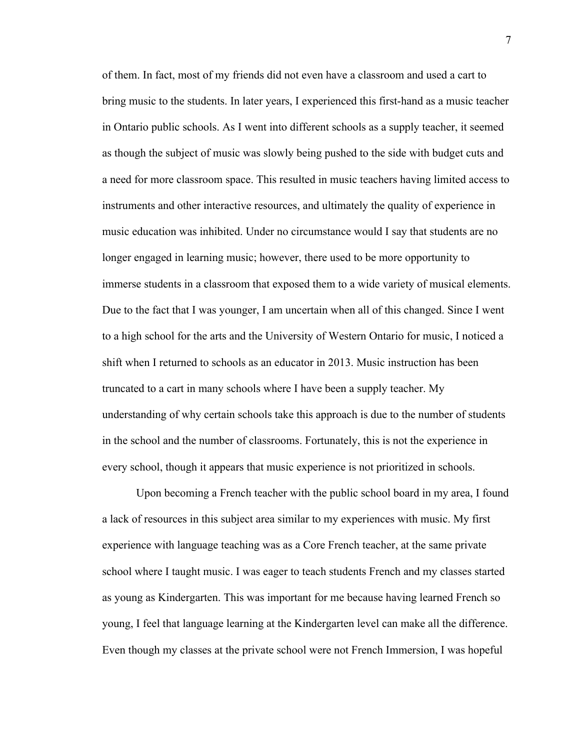of them. In fact, most of my friends did not even have a classroom and used a cart to bring music to the students. In later years, I experienced this first-hand as a music teacher in Ontario public schools. As I went into different schools as a supply teacher, it seemed as though the subject of music was slowly being pushed to the side with budget cuts and a need for more classroom space. This resulted in music teachers having limited access to instruments and other interactive resources, and ultimately the quality of experience in music education was inhibited. Under no circumstance would I say that students are no longer engaged in learning music; however, there used to be more opportunity to immerse students in a classroom that exposed them to a wide variety of musical elements. Due to the fact that I was younger, I am uncertain when all of this changed. Since I went to a high school for the arts and the University of Western Ontario for music, I noticed a shift when I returned to schools as an educator in 2013. Music instruction has been truncated to a cart in many schools where I have been a supply teacher. My understanding of why certain schools take this approach is due to the number of students in the school and the number of classrooms. Fortunately, this is not the experience in every school, though it appears that music experience is not prioritized in schools.

Upon becoming a French teacher with the public school board in my area, I found a lack of resources in this subject area similar to my experiences with music. My first experience with language teaching was as a Core French teacher, at the same private school where I taught music. I was eager to teach students French and my classes started as young as Kindergarten. This was important for me because having learned French so young, I feel that language learning at the Kindergarten level can make all the difference. Even though my classes at the private school were not French Immersion, I was hopeful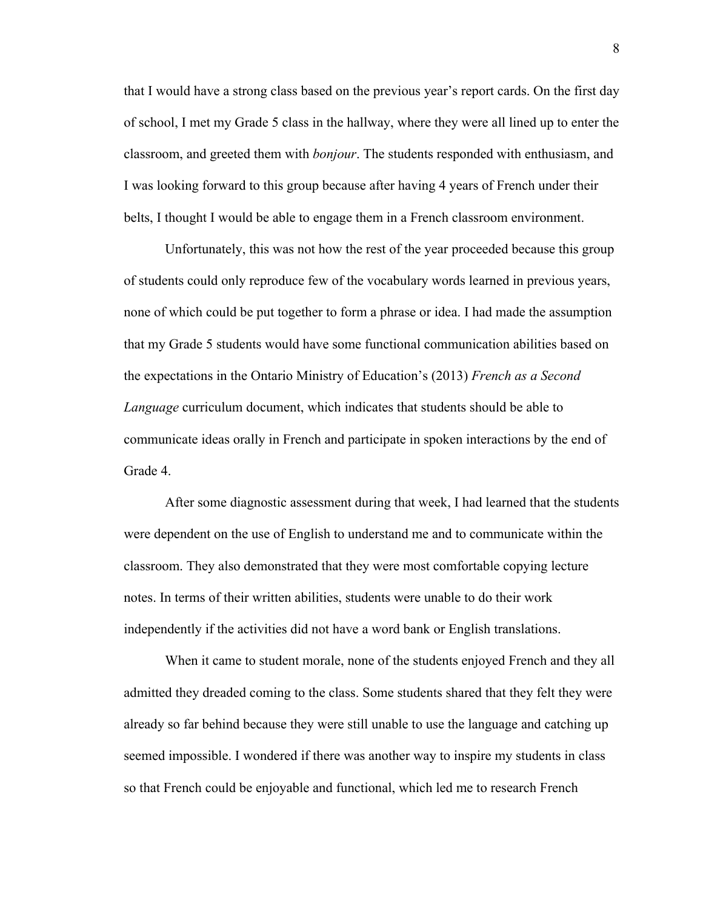that I would have a strong class based on the previous year's report cards. On the first day of school, I met my Grade 5 class in the hallway, where they were all lined up to enter the classroom, and greeted them with *bonjour*. The students responded with enthusiasm, and I was looking forward to this group because after having 4 years of French under their belts, I thought I would be able to engage them in a French classroom environment.

Unfortunately, this was not how the rest of the year proceeded because this group of students could only reproduce few of the vocabulary words learned in previous years, none of which could be put together to form a phrase or idea. I had made the assumption that my Grade 5 students would have some functional communication abilities based on the expectations in the Ontario Ministry of Education's (2013) *French as a Second Language* curriculum document, which indicates that students should be able to communicate ideas orally in French and participate in spoken interactions by the end of Grade 4.

After some diagnostic assessment during that week, I had learned that the students were dependent on the use of English to understand me and to communicate within the classroom. They also demonstrated that they were most comfortable copying lecture notes. In terms of their written abilities, students were unable to do their work independently if the activities did not have a word bank or English translations.

When it came to student morale, none of the students enjoyed French and they all admitted they dreaded coming to the class. Some students shared that they felt they were already so far behind because they were still unable to use the language and catching up seemed impossible. I wondered if there was another way to inspire my students in class so that French could be enjoyable and functional, which led me to research French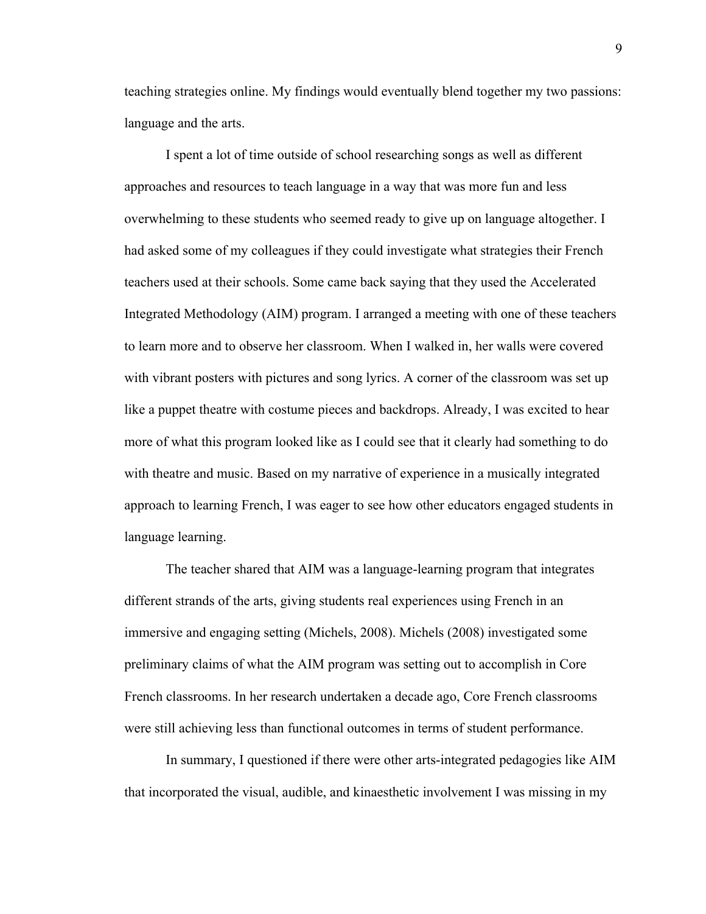teaching strategies online. My findings would eventually blend together my two passions: language and the arts.

I spent a lot of time outside of school researching songs as well as different approaches and resources to teach language in a way that was more fun and less overwhelming to these students who seemed ready to give up on language altogether. I had asked some of my colleagues if they could investigate what strategies their French teachers used at their schools. Some came back saying that they used the Accelerated Integrated Methodology (AIM) program. I arranged a meeting with one of these teachers to learn more and to observe her classroom. When I walked in, her walls were covered with vibrant posters with pictures and song lyrics. A corner of the classroom was set up like a puppet theatre with costume pieces and backdrops. Already, I was excited to hear more of what this program looked like as I could see that it clearly had something to do with theatre and music. Based on my narrative of experience in a musically integrated approach to learning French, I was eager to see how other educators engaged students in language learning.

The teacher shared that AIM was a language-learning program that integrates different strands of the arts, giving students real experiences using French in an immersive and engaging setting (Michels, 2008). Michels (2008) investigated some preliminary claims of what the AIM program was setting out to accomplish in Core French classrooms. In her research undertaken a decade ago, Core French classrooms were still achieving less than functional outcomes in terms of student performance.

In summary, I questioned if there were other arts-integrated pedagogies like AIM that incorporated the visual, audible, and kinaesthetic involvement I was missing in my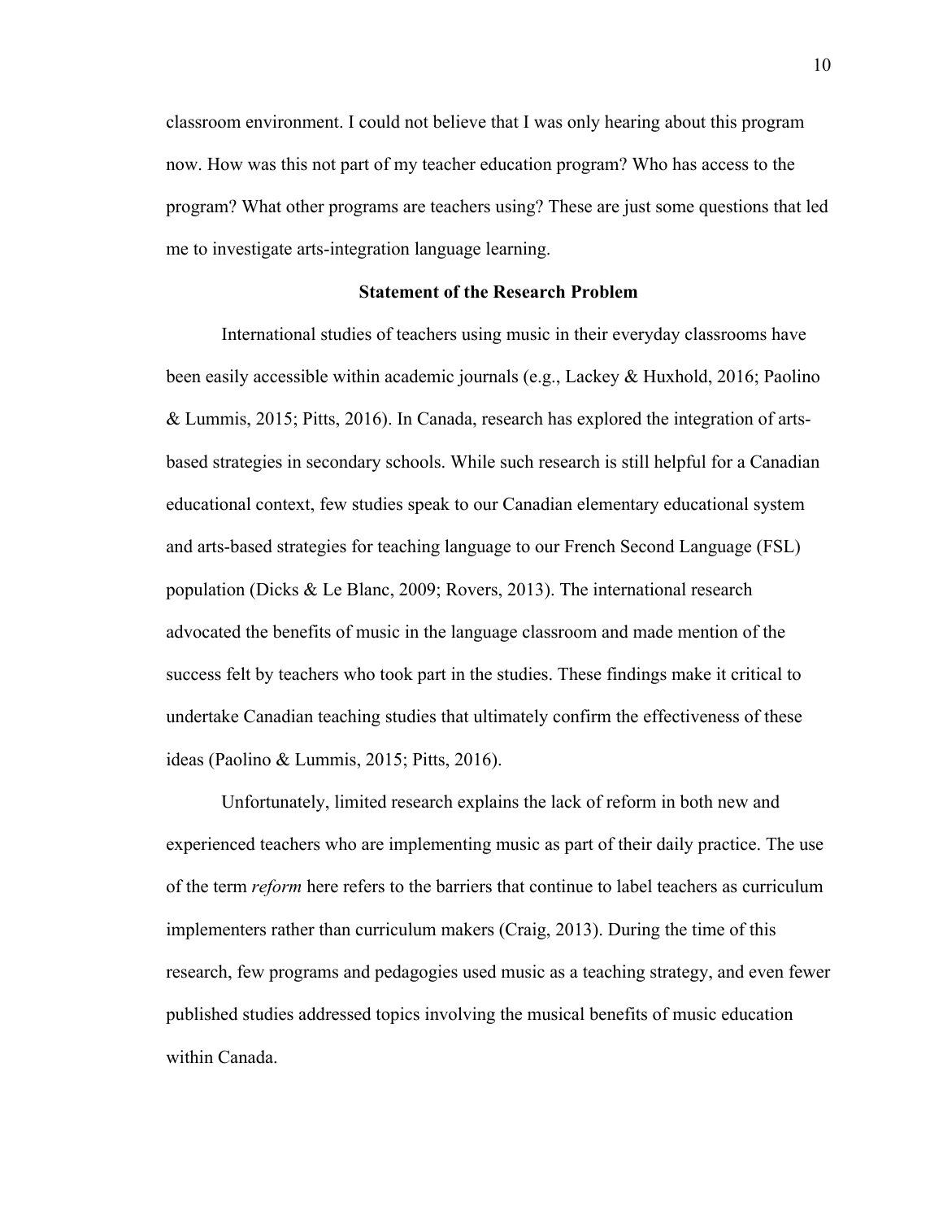classroom environment. I could not believe that I was only hearing about this program now. How was this not part of my teacher education program? Who has access to the program? What other programs are teachers using? These are just some questions that led me to investigate arts-integration language learning.

## Statement of the Research Problem

International studies of teachers using music in their everyday classrooms have been easily accessible within academic journals (e.g., Lackey & Huxhold, 2016; Paolino & Lummis, 2015; Pitts, 2016). In Canada, research has explored the integration of arts-based strategies in secondary schools. While such research is still helpful for a Canadian educational context, few studies speak to our Canadian elementary educational system and arts-based strategies for teaching language to our French Second Language (FSL) population (Dicks & Le Blanc, 2009; Rovers, 2013). The international research advocated the benefits of music in the language classroom and made mention of the success felt by teachers who took part in the studies. These findings make it critical to undertake Canadian teaching studies that ultimately confirm the effectiveness of these ideas (Paolino & Lummis, 2015; Pitts, 2016).

Unfortunately, limited research explains the lack of reform in both new and experienced teachers who are implementing music as part of their daily practice. The use of the term *reform* here refers to the barriers that continue to label teachers as curriculum implementers rather than curriculum makers (Craig, 2013). During the time of this research, few programs and pedagogies used music as a teaching strategy, and even fewer published studies addressed topics involving the musical benefits of music education within Canada.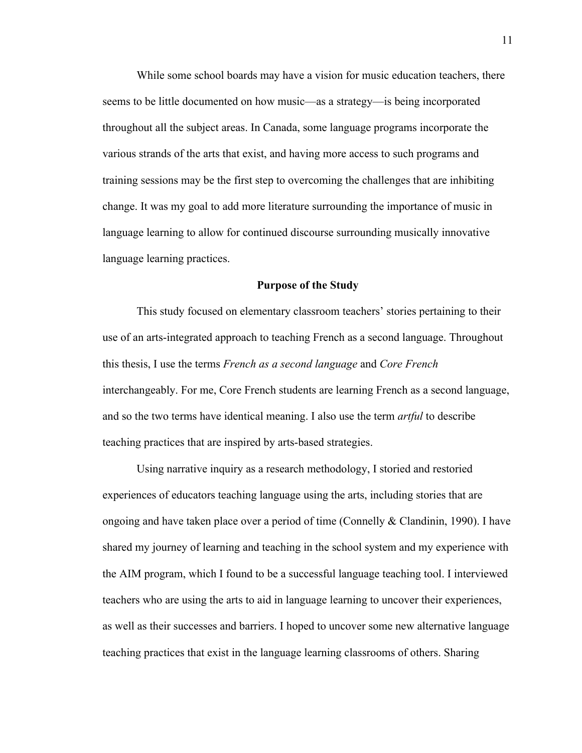While some school boards may have a vision for music education teachers, there seems to be little documented on how music—as a strategy—is being incorporated throughout all the subject areas. In Canada, some language programs incorporate the various strands of the arts that exist, and having more access to such programs and training sessions may be the first step to overcoming the challenges that are inhibiting change. It was my goal to add more literature surrounding the importance of music in language learning to allow for continued discourse surrounding musically innovative language learning practices.

## Purpose of the Study

This study focused on elementary classroom teachers' stories pertaining to their use of an arts-integrated approach to teaching French as a second language. Throughout this thesis, I use the terms *French as a second language* and *Core French* interchangeably. For me, Core French students are learning French as a second language, and so the two terms have identical meaning. I also use the term *artful* to describe teaching practices that are inspired by arts-based strategies.

Using narrative inquiry as a research methodology, I storied and restoried experiences of educators teaching language using the arts, including stories that are ongoing and have taken place over a period of time (Connelly & Clandinin, 1990). I have shared my journey of learning and teaching in the school system and my experience with the AIM program, which I found to be a successful language teaching tool. I interviewed teachers who are using the arts to aid in language learning to uncover their experiences, as well as their successes and barriers. I hoped to uncover some new alternative language teaching practices that exist in the language learning classrooms of others. Sharing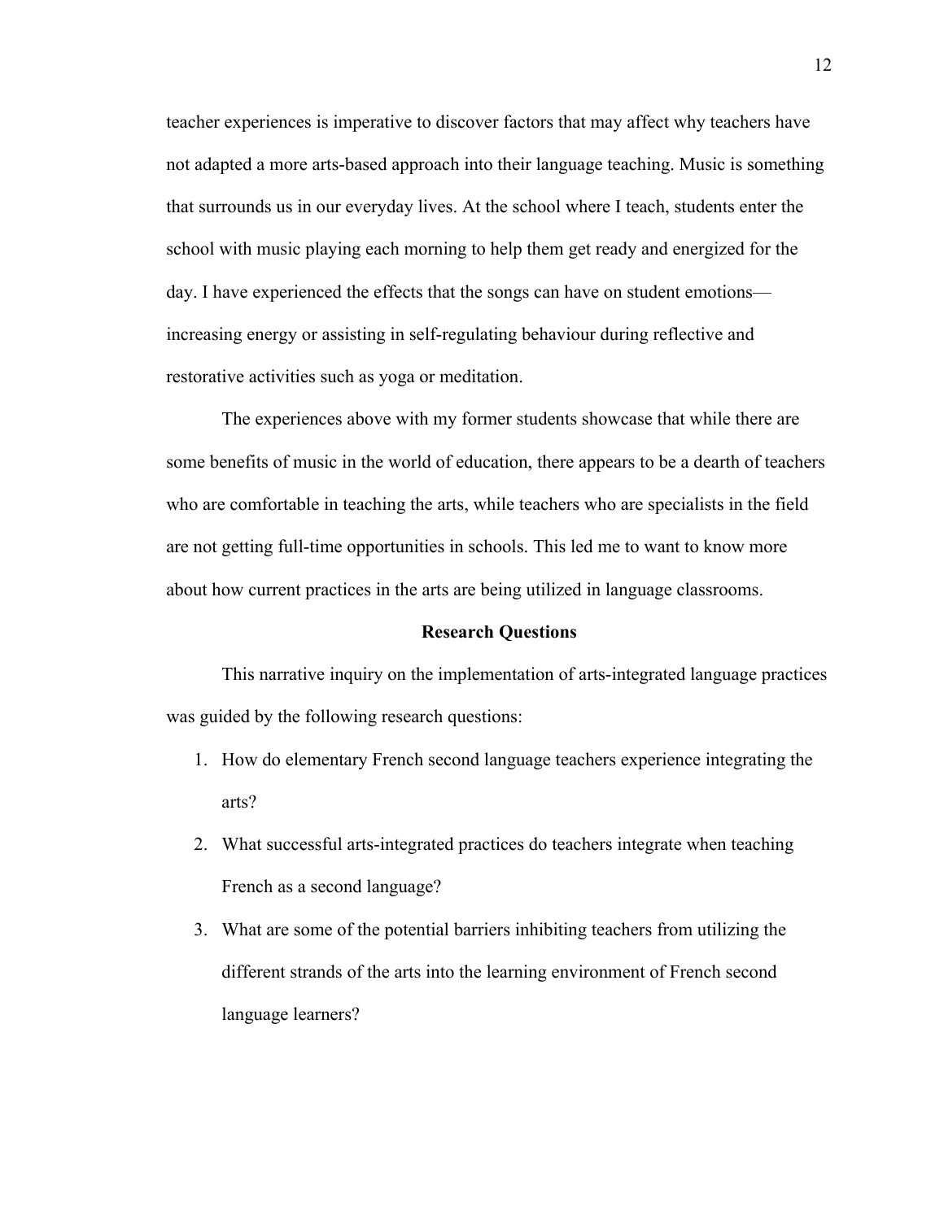teacher experiences is imperative to discover factors that may affect why teachers have not adapted a more arts-based approach into their language teaching. Music is something that surrounds us in our everyday lives. At the school where I teach, students enter the school with music playing each morning to help them get ready and energized for the day. I have experienced the effects that the songs can have on student emotions—increasing energy or assisting in self-regulating behaviour during reflective and restorative activities such as yoga or meditation.

The experiences above with my former students showcase that while there are some benefits of music in the world of education, there appears to be a dearth of teachers who are comfortable in teaching the arts, while teachers who are specialists in the field are not getting full-time opportunities in schools. This led me to want to know more about how current practices in the arts are being utilized in language classrooms.

## Research Questions

This narrative inquiry on the implementation of arts-integrated language practices was guided by the following research questions:

1. How do elementary French second language teachers experience integrating the arts?
2. What successful arts-integrated practices do teachers integrate when teaching French as a second language?
3. What are some of the potential barriers inhibiting teachers from utilizing the different strands of the arts into the learning environment of French second language learners?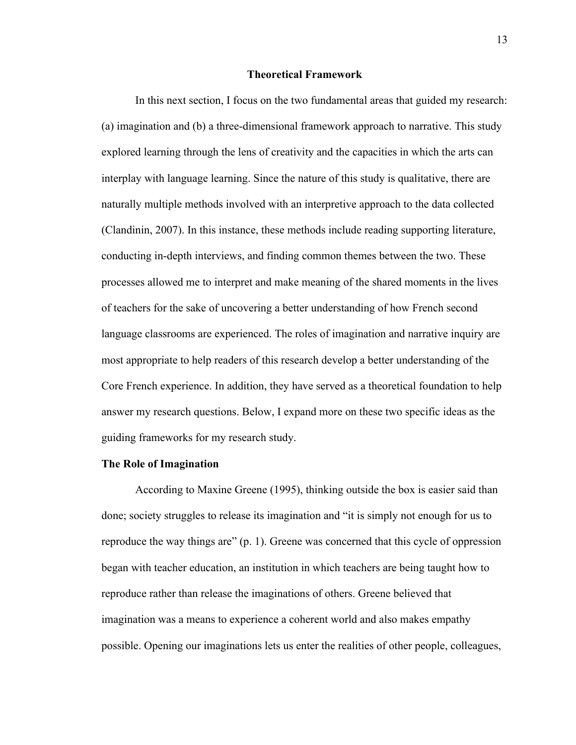## Theoretical Framework

In this next section, I focus on the two fundamental areas that guided my research: (a) imagination and (b) a three-dimensional framework approach to narrative. This study explored learning through the lens of creativity and the capacities in which the arts can interplay with language learning. Since the nature of this study is qualitative, there are naturally multiple methods involved with an interpretive approach to the data collected (Clandinin, 2007). In this instance, these methods include reading supporting literature, conducting in-depth interviews, and finding common themes between the two. These processes allowed me to interpret and make meaning of the shared moments in the lives of teachers for the sake of uncovering a better understanding of how French second language classrooms are experienced. The roles of imagination and narrative inquiry are most appropriate to help readers of this research develop a better understanding of the Core French experience. In addition, they have served as a theoretical foundation to help answer my research questions. Below, I expand more on these two specific ideas as the guiding frameworks for my research study.

### The Role of Imagination

According to Maxine Greene (1995), thinking outside the box is easier said than done; society struggles to release its imagination and "it is simply not enough for us to reproduce the way things are" (p. 1). Greene was concerned that this cycle of oppression began with teacher education, an institution in which teachers are being taught how to reproduce rather than release the imaginations of others. Greene believed that imagination was a means to experience a coherent world and also makes empathy possible. Opening our imaginations lets us enter the realities of other people, colleagues,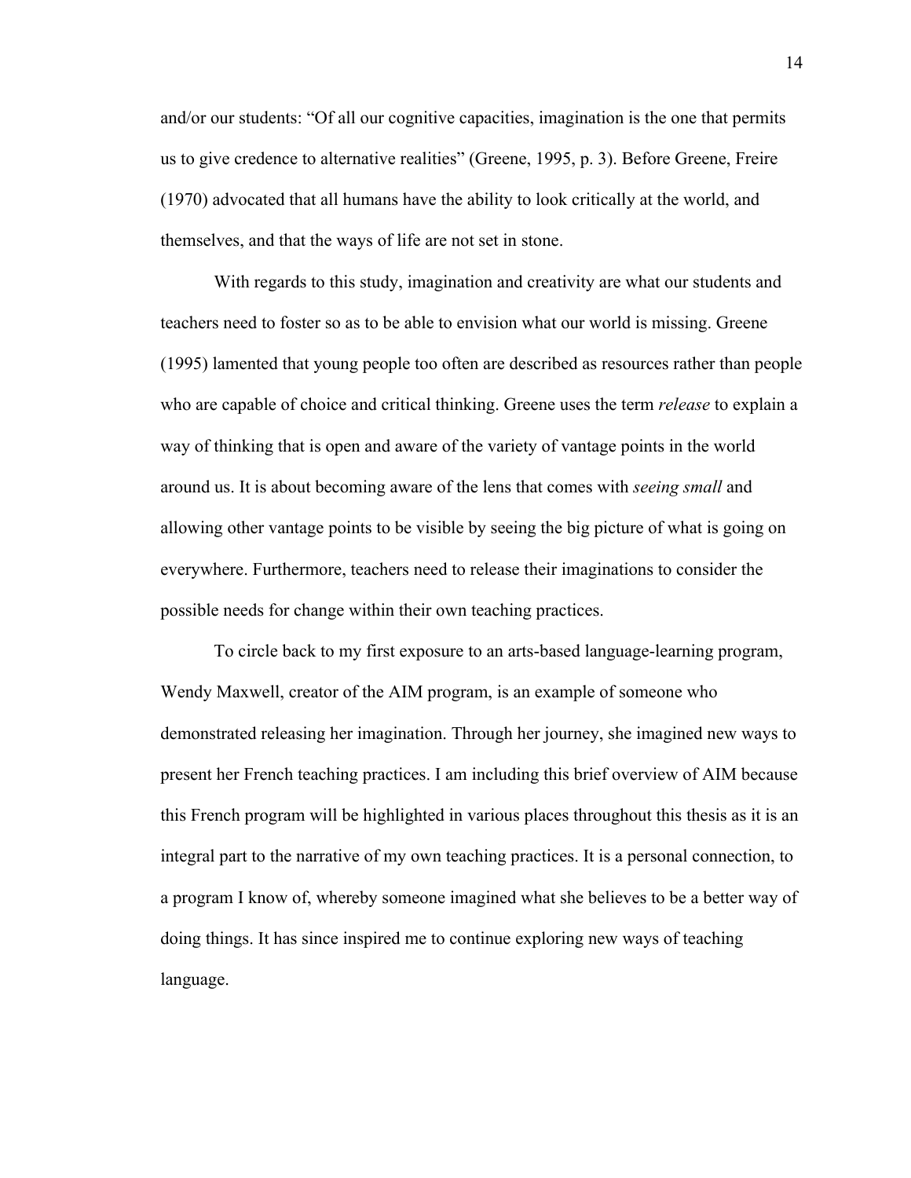and/or our students: "Of all our cognitive capacities, imagination is the one that permits us to give credence to alternative realities" (Greene, 1995, p. 3). Before Greene, Freire (1970) advocated that all humans have the ability to look critically at the world, and themselves, and that the ways of life are not set in stone.

With regards to this study, imagination and creativity are what our students and teachers need to foster so as to be able to envision what our world is missing. Greene (1995) lamented that young people too often are described as resources rather than people who are capable of choice and critical thinking. Greene uses the term *release* to explain a way of thinking that is open and aware of the variety of vantage points in the world around us. It is about becoming aware of the lens that comes with *seeing small* and allowing other vantage points to be visible by seeing the big picture of what is going on everywhere. Furthermore, teachers need to release their imaginations to consider the possible needs for change within their own teaching practices.

To circle back to my first exposure to an arts-based language-learning program, Wendy Maxwell, creator of the AIM program, is an example of someone who demonstrated releasing her imagination. Through her journey, she imagined new ways to present her French teaching practices. I am including this brief overview of AIM because this French program will be highlighted in various places throughout this thesis as it is an integral part to the narrative of my own teaching practices. It is a personal connection, to a program I know of, whereby someone imagined what she believes to be a better way of doing things. It has since inspired me to continue exploring new ways of teaching language.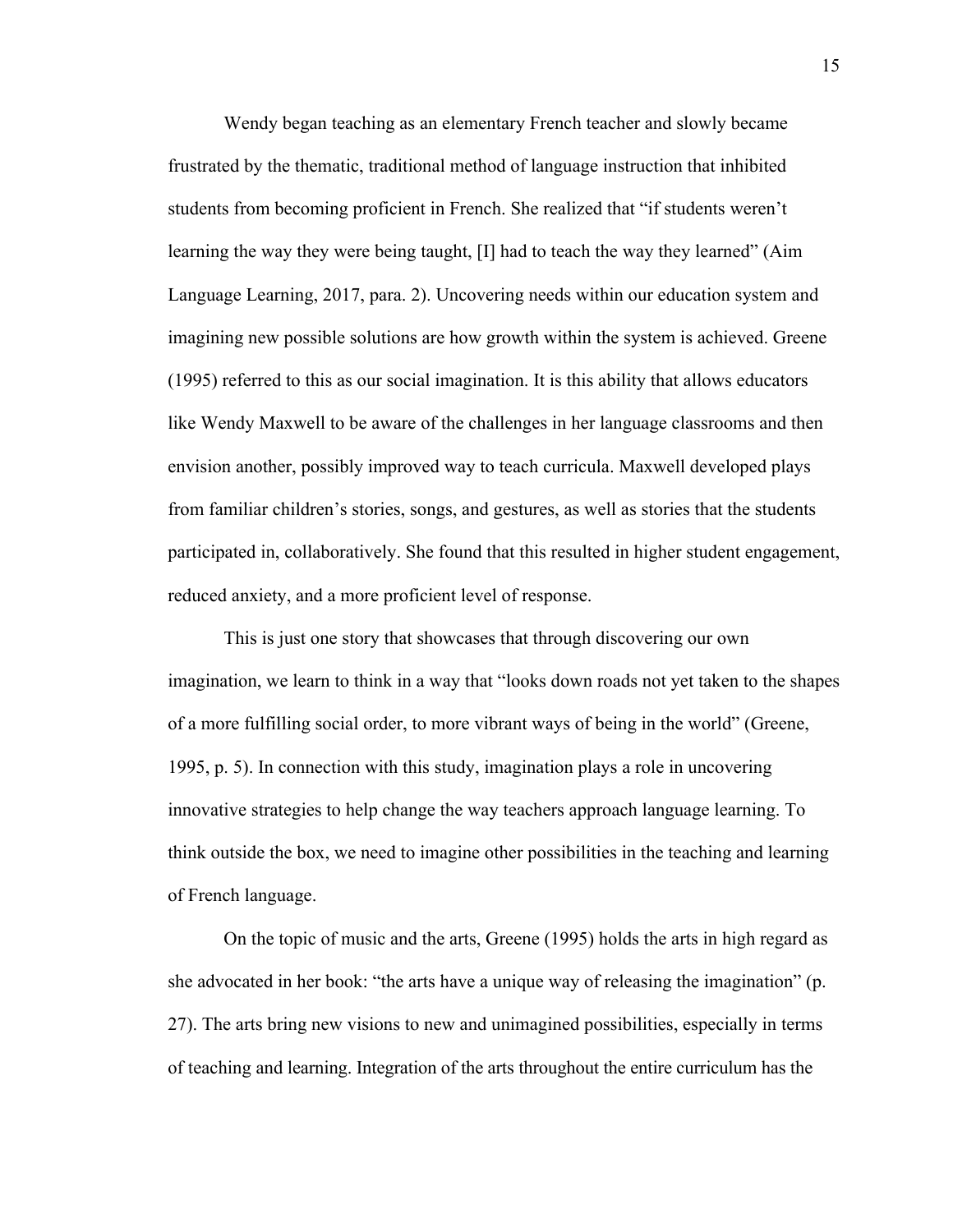Wendy began teaching as an elementary French teacher and slowly became frustrated by the thematic, traditional method of language instruction that inhibited students from becoming proficient in French. She realized that "if students weren't learning the way they were being taught, [I] had to teach the way they learned" (Aim Language Learning, 2017, para. 2). Uncovering needs within our education system and imagining new possible solutions are how growth within the system is achieved. Greene (1995) referred to this as our social imagination. It is this ability that allows educators like Wendy Maxwell to be aware of the challenges in her language classrooms and then envision another, possibly improved way to teach curricula. Maxwell developed plays from familiar children's stories, songs, and gestures, as well as stories that the students participated in, collaboratively. She found that this resulted in higher student engagement, reduced anxiety, and a more proficient level of response.

This is just one story that showcases that through discovering our own imagination, we learn to think in a way that "looks down roads not yet taken to the shapes of a more fulfilling social order, to more vibrant ways of being in the world" (Greene, 1995, p. 5). In connection with this study, imagination plays a role in uncovering innovative strategies to help change the way teachers approach language learning. To think outside the box, we need to imagine other possibilities in the teaching and learning of French language.

On the topic of music and the arts, Greene (1995) holds the arts in high regard as she advocated in her book: "the arts have a unique way of releasing the imagination" (p. 27). The arts bring new visions to new and unimagined possibilities, especially in terms of teaching and learning. Integration of the arts throughout the entire curriculum has the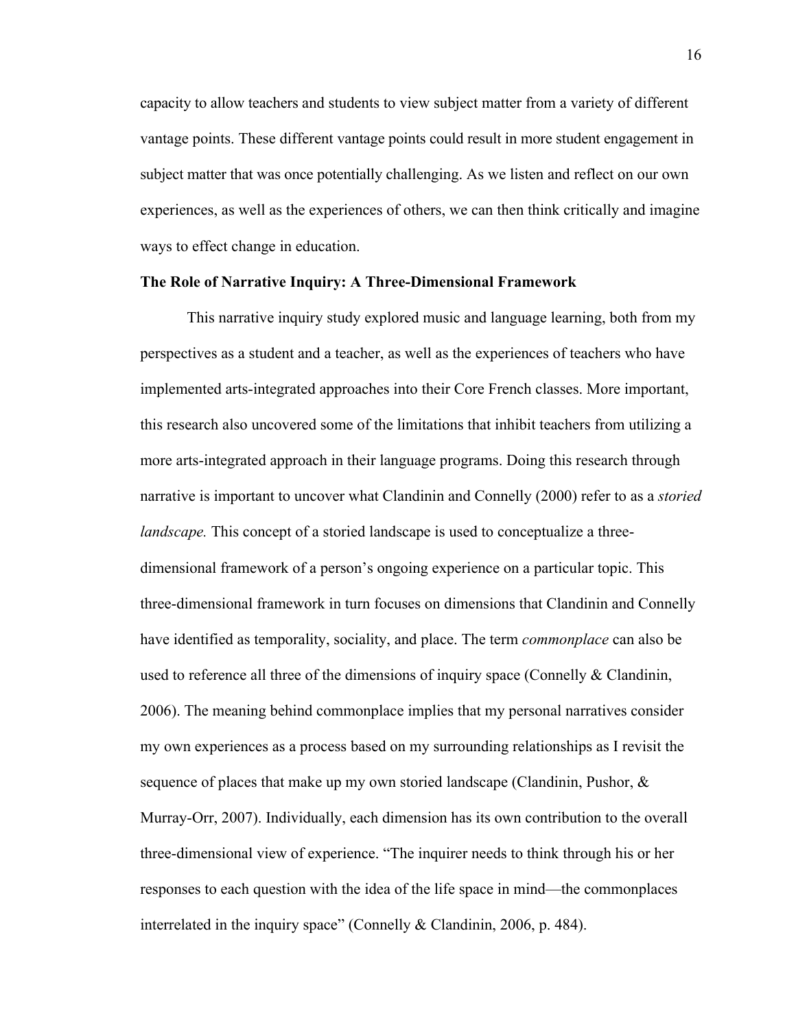capacity to allow teachers and students to view subject matter from a variety of different vantage points. These different vantage points could result in more student engagement in subject matter that was once potentially challenging. As we listen and reflect on our own experiences, as well as the experiences of others, we can then think critically and imagine ways to effect change in education.

## The Role of Narrative Inquiry: A Three-Dimensional Framework

This narrative inquiry study explored music and language learning, both from my perspectives as a student and a teacher, as well as the experiences of teachers who have implemented arts-integrated approaches into their Core French classes. More important, this research also uncovered some of the limitations that inhibit teachers from utilizing a more arts-integrated approach in their language programs. Doing this research through narrative is important to uncover what Clandinin and Connelly (2000) refer to as a *storied landscape.* This concept of a storied landscape is used to conceptualize a three-dimensional framework of a person's ongoing experience on a particular topic. This three-dimensional framework in turn focuses on dimensions that Clandinin and Connelly have identified as temporality, sociality, and place. The term *commonplace* can also be used to reference all three of the dimensions of inquiry space (Connelly & Clandinin, 2006). The meaning behind commonplace implies that my personal narratives consider my own experiences as a process based on my surrounding relationships as I revisit the sequence of places that make up my own storied landscape (Clandinin, Pushor, & Murray-Orr, 2007). Individually, each dimension has its own contribution to the overall three-dimensional view of experience. "The inquirer needs to think through his or her responses to each question with the idea of the life space in mind—the commonplaces interrelated in the inquiry space" (Connelly & Clandinin, 2006, p. 484).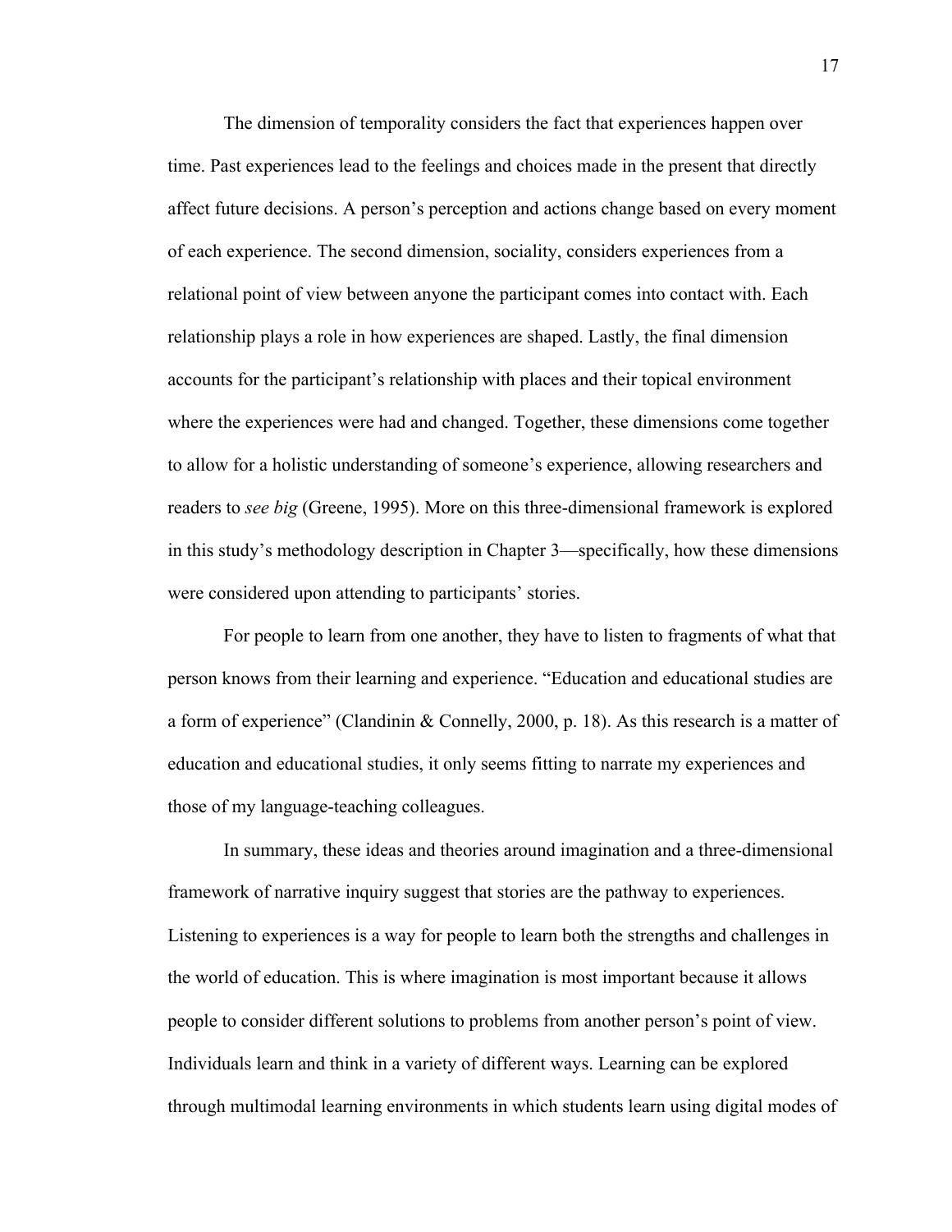The dimension of temporality considers the fact that experiences happen over time. Past experiences lead to the feelings and choices made in the present that directly affect future decisions. A person's perception and actions change based on every moment of each experience. The second dimension, sociality, considers experiences from a relational point of view between anyone the participant comes into contact with. Each relationship plays a role in how experiences are shaped. Lastly, the final dimension accounts for the participant's relationship with places and their topical environment where the experiences were had and changed. Together, these dimensions come together to allow for a holistic understanding of someone's experience, allowing researchers and readers to *see big* (Greene, 1995). More on this three-dimensional framework is explored in this study's methodology description in Chapter 3—specifically, how these dimensions were considered upon attending to participants' stories.

For people to learn from one another, they have to listen to fragments of what that person knows from their learning and experience. "Education and educational studies are a form of experience" (Clandinin & Connelly, 2000, p. 18). As this research is a matter of education and educational studies, it only seems fitting to narrate my experiences and those of my language-teaching colleagues.

In summary, these ideas and theories around imagination and a three-dimensional framework of narrative inquiry suggest that stories are the pathway to experiences. Listening to experiences is a way for people to learn both the strengths and challenges in the world of education. This is where imagination is most important because it allows people to consider different solutions to problems from another person's point of view. Individuals learn and think in a variety of different ways. Learning can be explored through multimodal learning environments in which students learn using digital modes of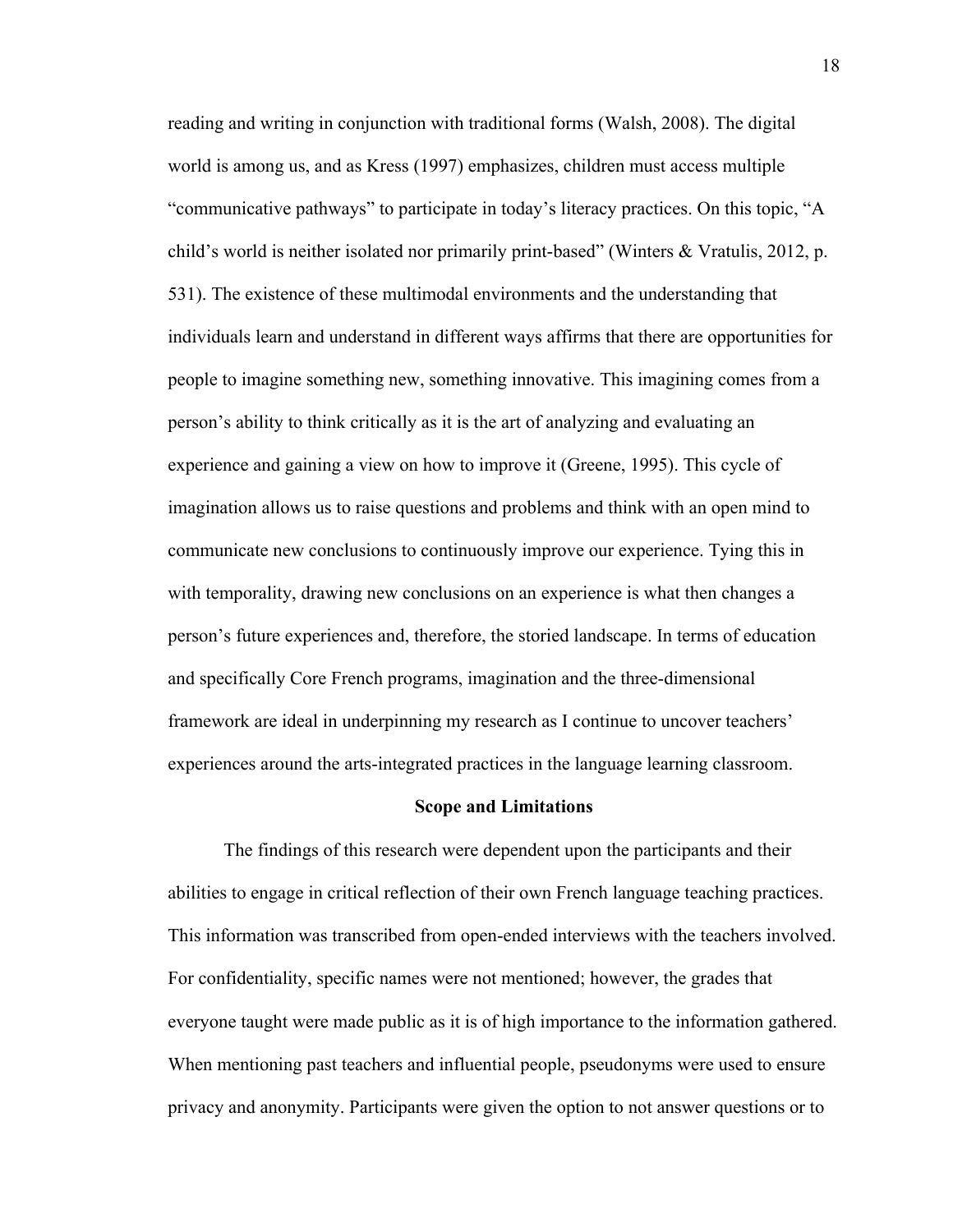reading and writing in conjunction with traditional forms (Walsh, 2008). The digital world is among us, and as Kress (1997) emphasizes, children must access multiple "communicative pathways" to participate in today's literacy practices. On this topic, "A child's world is neither isolated nor primarily print-based" (Winters & Vratulis, 2012, p. 531). The existence of these multimodal environments and the understanding that individuals learn and understand in different ways affirms that there are opportunities for people to imagine something new, something innovative. This imagining comes from a person's ability to think critically as it is the art of analyzing and evaluating an experience and gaining a view on how to improve it (Greene, 1995). This cycle of imagination allows us to raise questions and problems and think with an open mind to communicate new conclusions to continuously improve our experience. Tying this in with temporality, drawing new conclusions on an experience is what then changes a person's future experiences and, therefore, the storied landscape. In terms of education and specifically Core French programs, imagination and the three-dimensional framework are ideal in underpinning my research as I continue to uncover teachers' experiences around the arts-integrated practices in the language learning classroom.

## Scope and Limitations

The findings of this research were dependent upon the participants and their abilities to engage in critical reflection of their own French language teaching practices. This information was transcribed from open-ended interviews with the teachers involved. For confidentiality, specific names were not mentioned; however, the grades that everyone taught were made public as it is of high importance to the information gathered. When mentioning past teachers and influential people, pseudonyms were used to ensure privacy and anonymity. Participants were given the option to not answer questions or to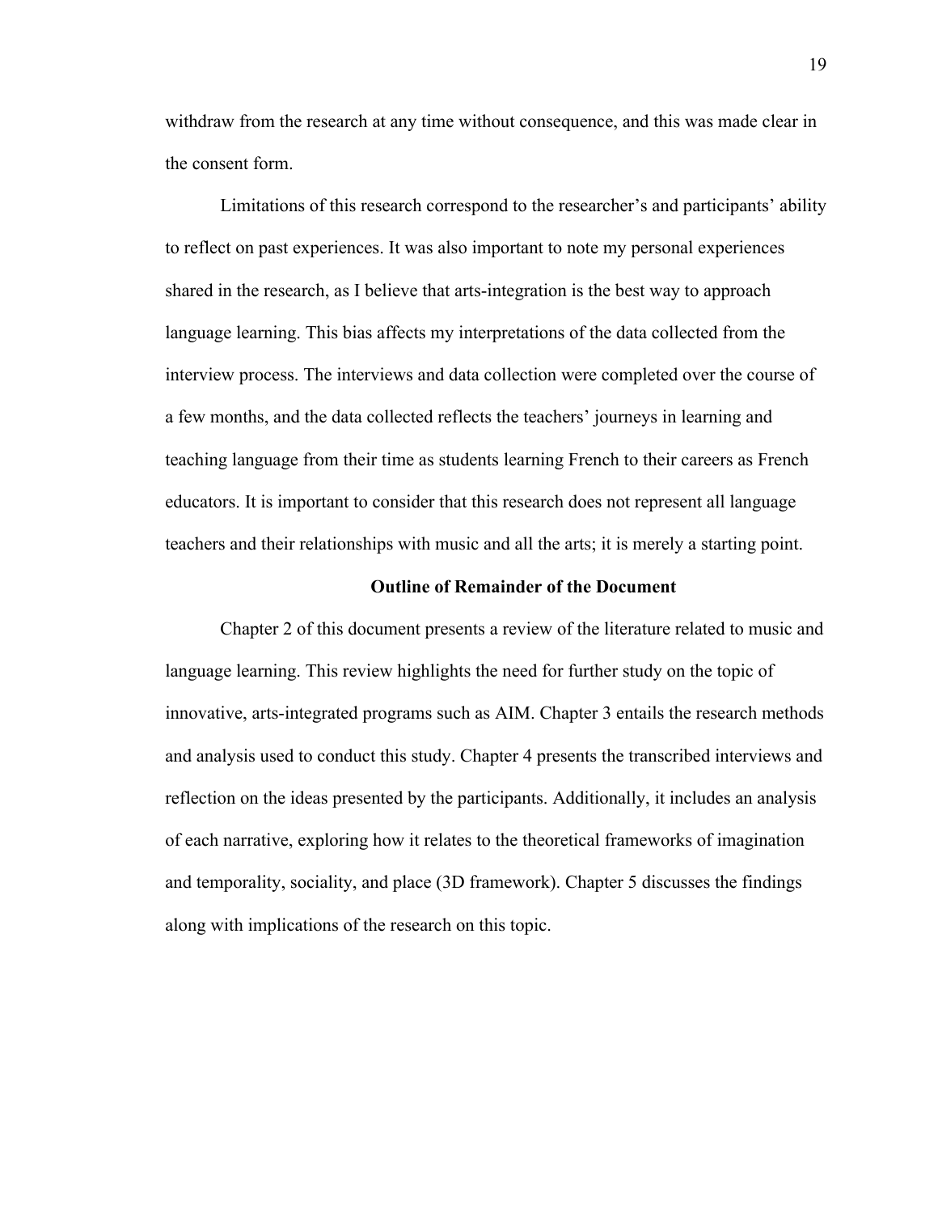withdraw from the research at any time without consequence, and this was made clear in the consent form.

Limitations of this research correspond to the researcher's and participants' ability to reflect on past experiences. It was also important to note my personal experiences shared in the research, as I believe that arts-integration is the best way to approach language learning. This bias affects my interpretations of the data collected from the interview process. The interviews and data collection were completed over the course of a few months, and the data collected reflects the teachers' journeys in learning and teaching language from their time as students learning French to their careers as French educators. It is important to consider that this research does not represent all language teachers and their relationships with music and all the arts; it is merely a starting point.

## Outline of Remainder of the Document

Chapter 2 of this document presents a review of the literature related to music and language learning. This review highlights the need for further study on the topic of innovative, arts-integrated programs such as AIM. Chapter 3 entails the research methods and analysis used to conduct this study. Chapter 4 presents the transcribed interviews and reflection on the ideas presented by the participants. Additionally, it includes an analysis of each narrative, exploring how it relates to the theoretical frameworks of imagination and temporality, sociality, and place (3D framework). Chapter 5 discusses the findings along with implications of the research on this topic.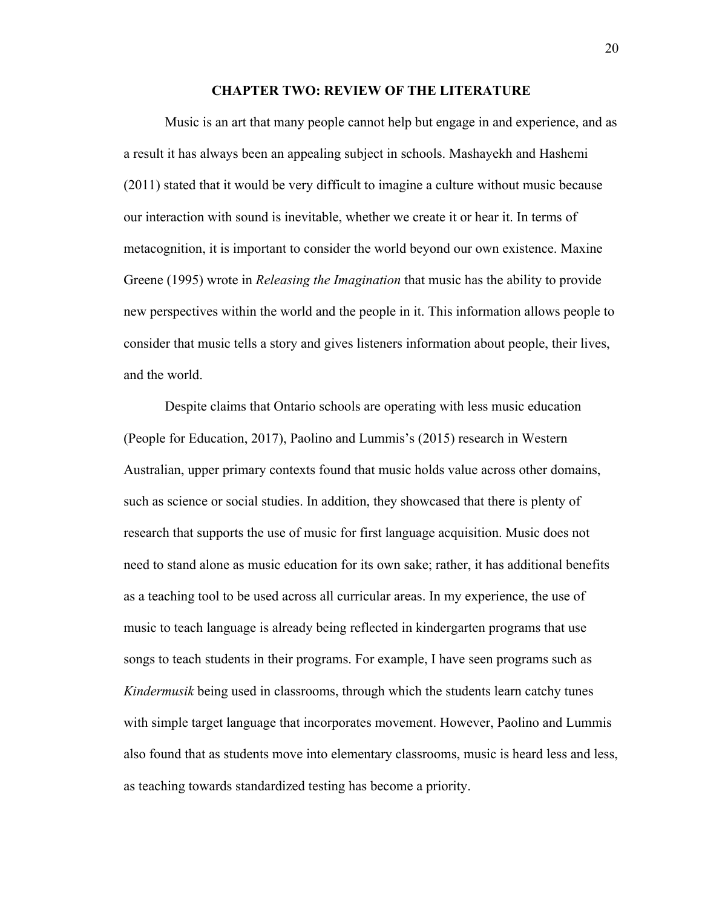# CHAPTER TWO: REVIEW OF THE LITERATURE

Music is an art that many people cannot help but engage in and experience, and as a result it has always been an appealing subject in schools. Mashayekh and Hashemi (2011) stated that it would be very difficult to imagine a culture without music because our interaction with sound is inevitable, whether we create it or hear it. In terms of metacognition, it is important to consider the world beyond our own existence. Maxine Greene (1995) wrote in *Releasing the Imagination* that music has the ability to provide new perspectives within the world and the people in it. This information allows people to consider that music tells a story and gives listeners information about people, their lives, and the world.

Despite claims that Ontario schools are operating with less music education (People for Education, 2017), Paolino and Lummis's (2015) research in Western Australian, upper primary contexts found that music holds value across other domains, such as science or social studies. In addition, they showcased that there is plenty of research that supports the use of music for first language acquisition. Music does not need to stand alone as music education for its own sake; rather, it has additional benefits as a teaching tool to be used across all curricular areas. In my experience, the use of music to teach language is already being reflected in kindergarten programs that use songs to teach students in their programs. For example, I have seen programs such as *Kindermusik* being used in classrooms, through which the students learn catchy tunes with simple target language that incorporates movement. However, Paolino and Lummis also found that as students move into elementary classrooms, music is heard less and less, as teaching towards standardized testing has become a priority.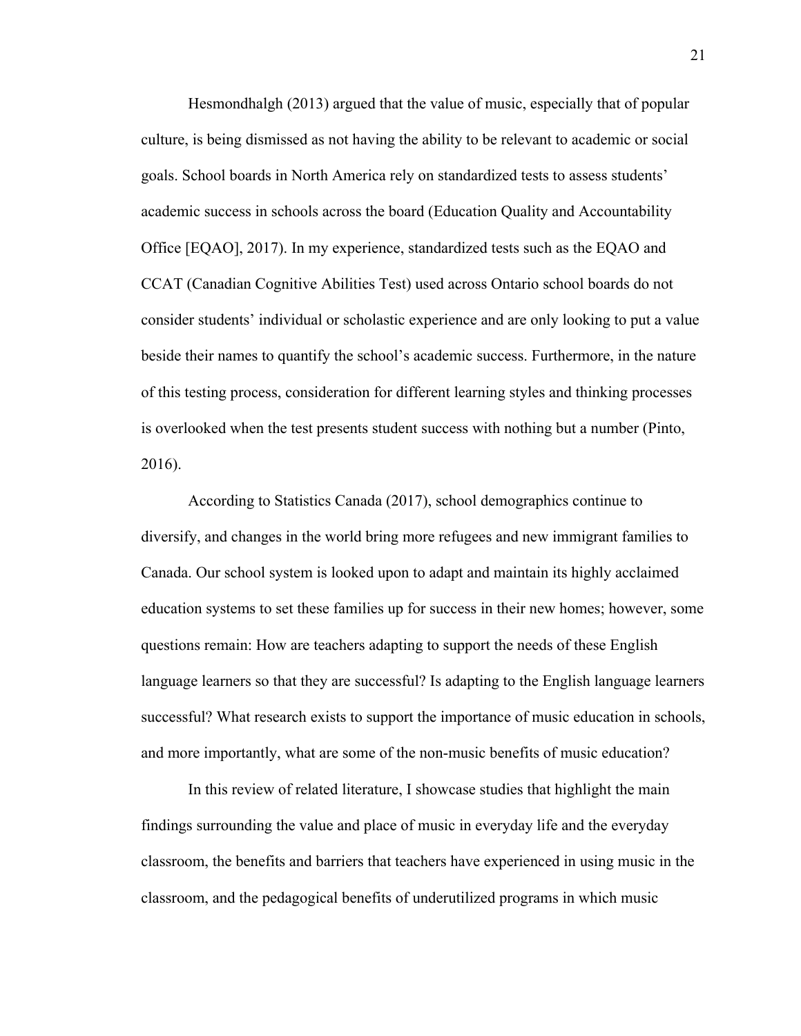Hesmondhalgh (2013) argued that the value of music, especially that of popular culture, is being dismissed as not having the ability to be relevant to academic or social goals. School boards in North America rely on standardized tests to assess students' academic success in schools across the board (Education Quality and Accountability Office [EQAO], 2017). In my experience, standardized tests such as the EQAO and CCAT (Canadian Cognitive Abilities Test) used across Ontario school boards do not consider students' individual or scholastic experience and are only looking to put a value beside their names to quantify the school's academic success. Furthermore, in the nature of this testing process, consideration for different learning styles and thinking processes is overlooked when the test presents student success with nothing but a number (Pinto, 2016).

According to Statistics Canada (2017), school demographics continue to diversify, and changes in the world bring more refugees and new immigrant families to Canada. Our school system is looked upon to adapt and maintain its highly acclaimed education systems to set these families up for success in their new homes; however, some questions remain: How are teachers adapting to support the needs of these English language learners so that they are successful? Is adapting to the English language learners successful? What research exists to support the importance of music education in schools, and more importantly, what are some of the non-music benefits of music education?

In this review of related literature, I showcase studies that highlight the main findings surrounding the value and place of music in everyday life and the everyday classroom, the benefits and barriers that teachers have experienced in using music in the classroom, and the pedagogical benefits of underutilized programs in which music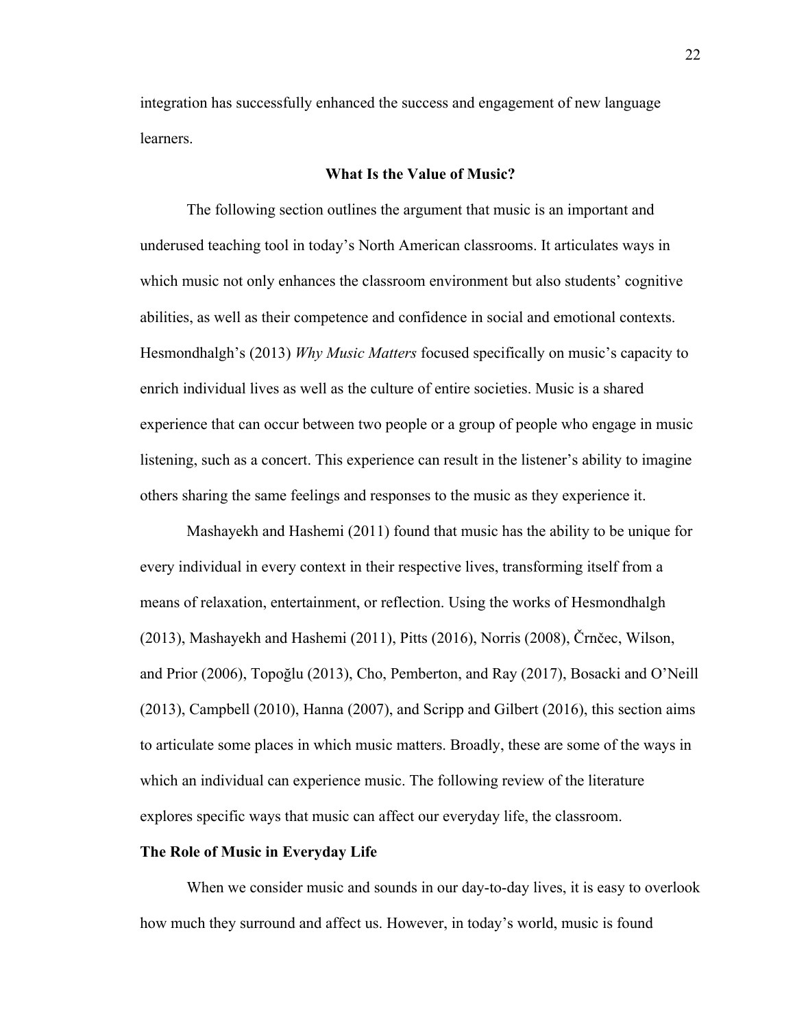integration has successfully enhanced the success and engagement of new language learners.

## What Is the Value of Music?

The following section outlines the argument that music is an important and underused teaching tool in today's North American classrooms. It articulates ways in which music not only enhances the classroom environment but also students' cognitive abilities, as well as their competence and confidence in social and emotional contexts. Hesmondhalgh's (2013) *Why Music Matters* focused specifically on music's capacity to enrich individual lives as well as the culture of entire societies. Music is a shared experience that can occur between two people or a group of people who engage in music listening, such as a concert. This experience can result in the listener's ability to imagine others sharing the same feelings and responses to the music as they experience it.

Mashayekh and Hashemi (2011) found that music has the ability to be unique for every individual in every context in their respective lives, transforming itself from a means of relaxation, entertainment, or reflection. Using the works of Hesmondhalgh (2013), Mashayekh and Hashemi (2011), Pitts (2016), Norris (2008), Črnčec, Wilson, and Prior (2006), Topoğlu (2013), Cho, Pemberton, and Ray (2017), Bosacki and O'Neill (2013), Campbell (2010), Hanna (2007), and Scripp and Gilbert (2016), this section aims to articulate some places in which music matters. Broadly, these are some of the ways in which an individual can experience music. The following review of the literature explores specific ways that music can affect our everyday life, the classroom.

### The Role of Music in Everyday Life

When we consider music and sounds in our day-to-day lives, it is easy to overlook how much they surround and affect us. However, in today's world, music is found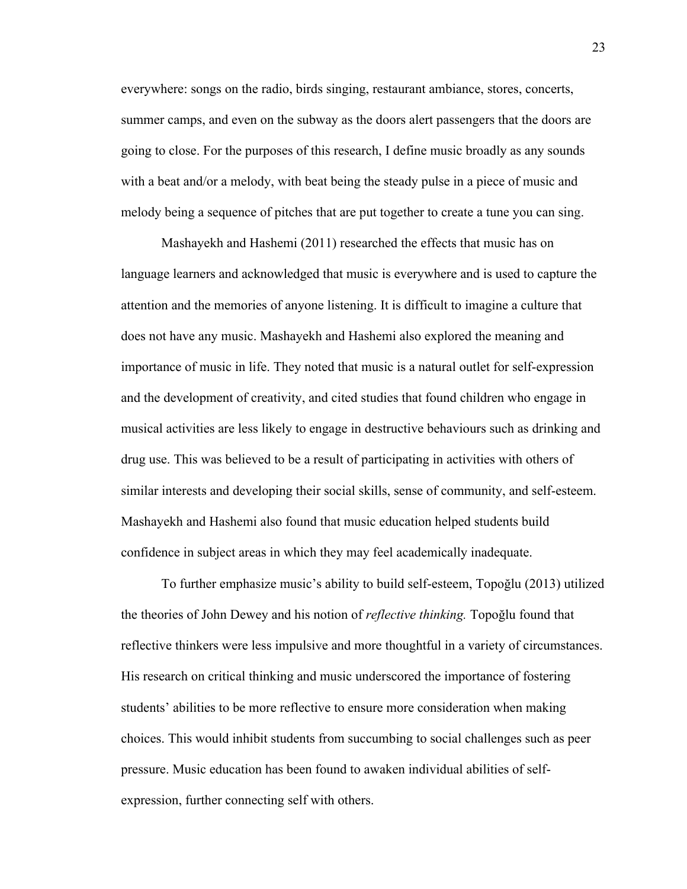everywhere: songs on the radio, birds singing, restaurant ambiance, stores, concerts, summer camps, and even on the subway as the doors alert passengers that the doors are going to close. For the purposes of this research, I define music broadly as any sounds with a beat and/or a melody, with beat being the steady pulse in a piece of music and melody being a sequence of pitches that are put together to create a tune you can sing.

Mashayekh and Hashemi (2011) researched the effects that music has on language learners and acknowledged that music is everywhere and is used to capture the attention and the memories of anyone listening. It is difficult to imagine a culture that does not have any music. Mashayekh and Hashemi also explored the meaning and importance of music in life. They noted that music is a natural outlet for self-expression and the development of creativity, and cited studies that found children who engage in musical activities are less likely to engage in destructive behaviours such as drinking and drug use. This was believed to be a result of participating in activities with others of similar interests and developing their social skills, sense of community, and self-esteem. Mashayekh and Hashemi also found that music education helped students build confidence in subject areas in which they may feel academically inadequate.

To further emphasize music's ability to build self-esteem, Topoğlu (2013) utilized the theories of John Dewey and his notion of *reflective thinking.* Topoğlu found that reflective thinkers were less impulsive and more thoughtful in a variety of circumstances. His research on critical thinking and music underscored the importance of fostering students' abilities to be more reflective to ensure more consideration when making choices. This would inhibit students from succumbing to social challenges such as peer pressure. Music education has been found to awaken individual abilities of self-expression, further connecting self with others.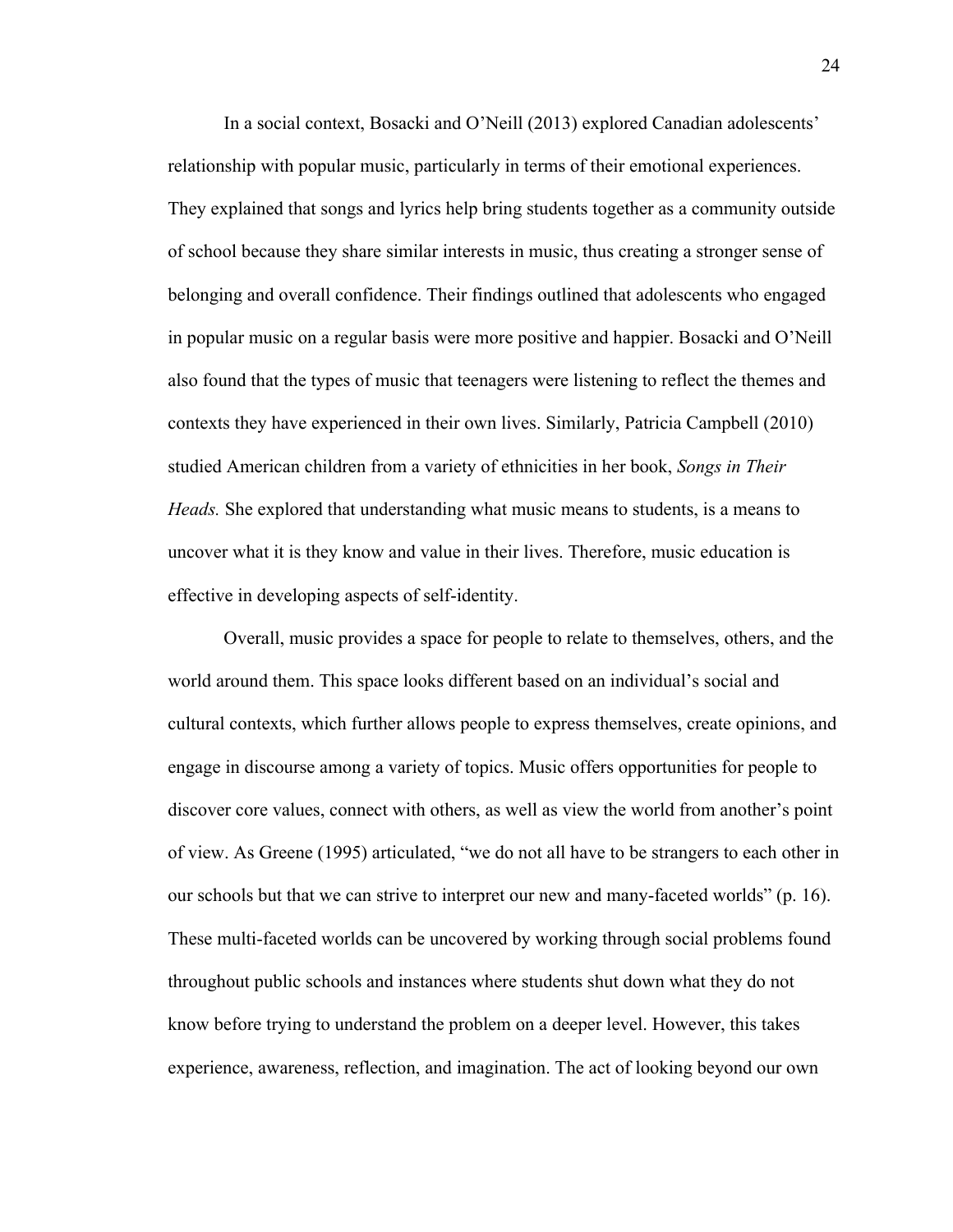In a social context, Bosacki and O'Neill (2013) explored Canadian adolescents' relationship with popular music, particularly in terms of their emotional experiences. They explained that songs and lyrics help bring students together as a community outside of school because they share similar interests in music, thus creating a stronger sense of belonging and overall confidence. Their findings outlined that adolescents who engaged in popular music on a regular basis were more positive and happier. Bosacki and O'Neill also found that the types of music that teenagers were listening to reflect the themes and contexts they have experienced in their own lives. Similarly, Patricia Campbell (2010) studied American children from a variety of ethnicities in her book, *Songs in Their Heads.* She explored that understanding what music means to students, is a means to uncover what it is they know and value in their lives. Therefore, music education is effective in developing aspects of self-identity.

Overall, music provides a space for people to relate to themselves, others, and the world around them. This space looks different based on an individual's social and cultural contexts, which further allows people to express themselves, create opinions, and engage in discourse among a variety of topics. Music offers opportunities for people to discover core values, connect with others, as well as view the world from another's point of view. As Greene (1995) articulated, "we do not all have to be strangers to each other in our schools but that we can strive to interpret our new and many-faceted worlds" (p. 16). These multi-faceted worlds can be uncovered by working through social problems found throughout public schools and instances where students shut down what they do not know before trying to understand the problem on a deeper level. However, this takes experience, awareness, reflection, and imagination. The act of looking beyond our own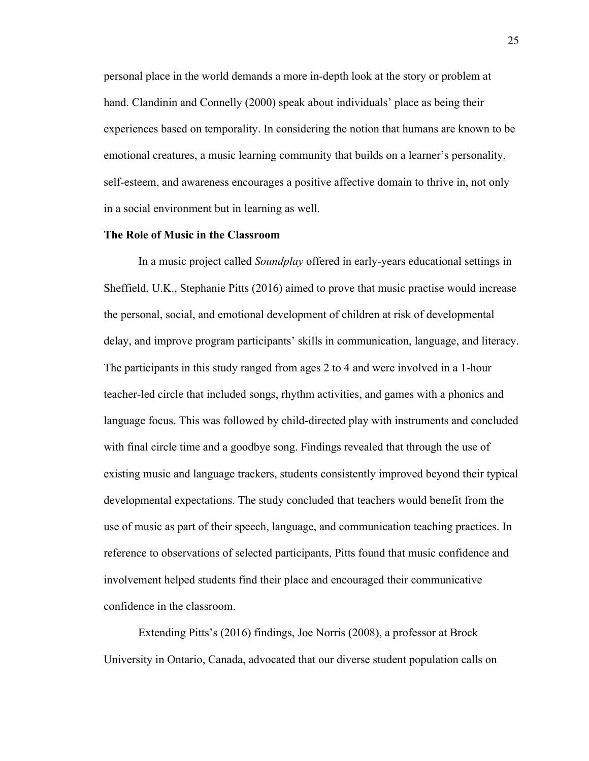personal place in the world demands a more in-depth look at the story or problem at hand. Clandinin and Connelly (2000) speak about individuals' place as being their experiences based on temporality. In considering the notion that humans are known to be emotional creatures, a music learning community that builds on a learner's personality, self-esteem, and awareness encourages a positive affective domain to thrive in, not only in a social environment but in learning as well.

**The Role of Music in the Classroom**

In a music project called *Soundplay* offered in early-years educational settings in Sheffield, U.K., Stephanie Pitts (2016) aimed to prove that music practise would increase the personal, social, and emotional development of children at risk of developmental delay, and improve program participants' skills in communication, language, and literacy. The participants in this study ranged from ages 2 to 4 and were involved in a 1-hour teacher-led circle that included songs, rhythm activities, and games with a phonics and language focus. This was followed by child-directed play with instruments and concluded with final circle time and a goodbye song. Findings revealed that through the use of existing music and language trackers, students consistently improved beyond their typical developmental expectations. The study concluded that teachers would benefit from the use of music as part of their speech, language, and communication teaching practices. In reference to observations of selected participants, Pitts found that music confidence and involvement helped students find their place and encouraged their communicative confidence in the classroom.

Extending Pitts's (2016) findings, Joe Norris (2008), a professor at Brock University in Ontario, Canada, advocated that our diverse student population calls on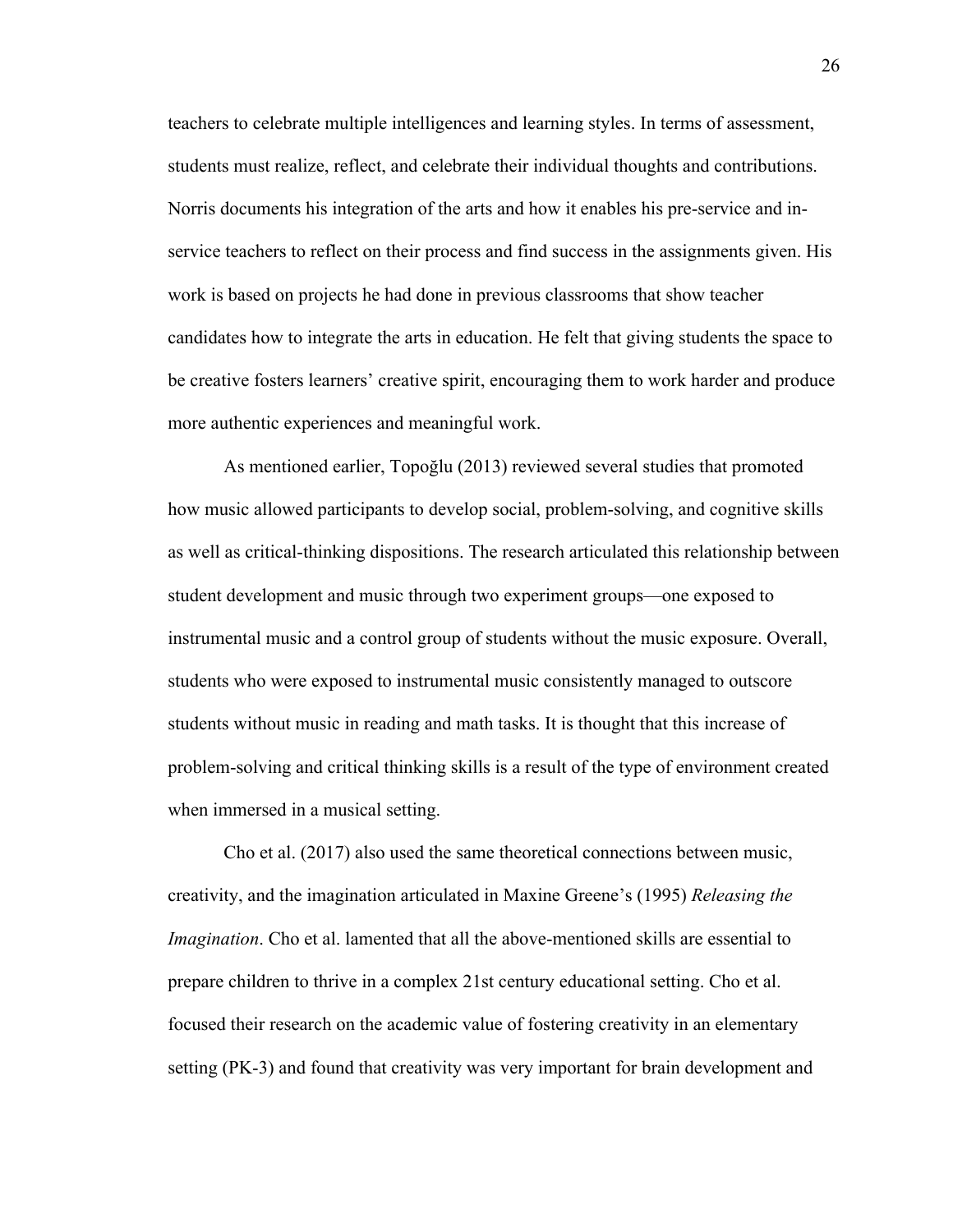teachers to celebrate multiple intelligences and learning styles. In terms of assessment, students must realize, reflect, and celebrate their individual thoughts and contributions. Norris documents his integration of the arts and how it enables his pre-service and in-service teachers to reflect on their process and find success in the assignments given. His work is based on projects he had done in previous classrooms that show teacher candidates how to integrate the arts in education. He felt that giving students the space to be creative fosters learners' creative spirit, encouraging them to work harder and produce more authentic experiences and meaningful work.

As mentioned earlier, Topoğlu (2013) reviewed several studies that promoted how music allowed participants to develop social, problem-solving, and cognitive skills as well as critical-thinking dispositions. The research articulated this relationship between student development and music through two experiment groups—one exposed to instrumental music and a control group of students without the music exposure. Overall, students who were exposed to instrumental music consistently managed to outscore students without music in reading and math tasks. It is thought that this increase of problem-solving and critical thinking skills is a result of the type of environment created when immersed in a musical setting.

Cho et al. (2017) also used the same theoretical connections between music, creativity, and the imagination articulated in Maxine Greene's (1995) *Releasing the Imagination*. Cho et al. lamented that all the above-mentioned skills are essential to prepare children to thrive in a complex 21st century educational setting. Cho et al. focused their research on the academic value of fostering creativity in an elementary setting (PK-3) and found that creativity was very important for brain development and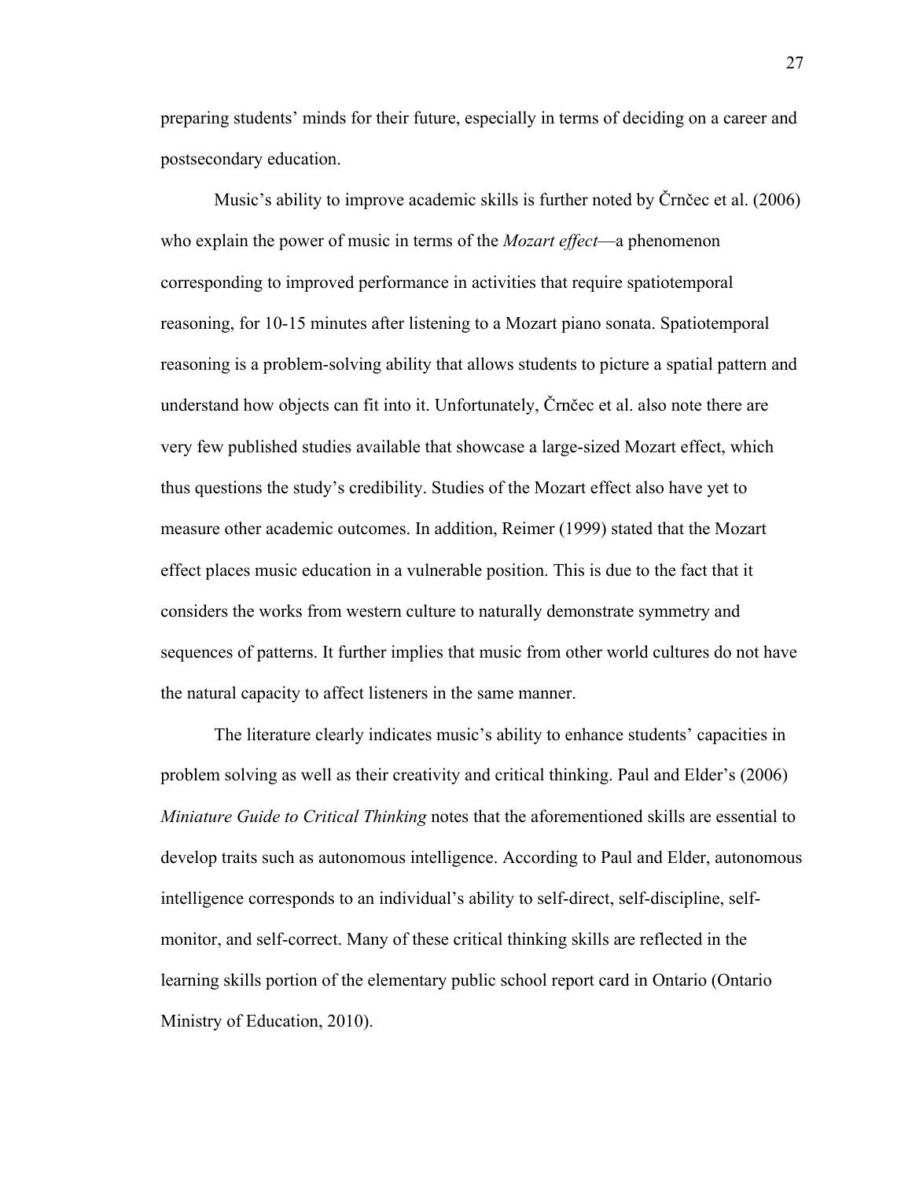preparing students' minds for their future, especially in terms of deciding on a career and postsecondary education.

Music's ability to improve academic skills is further noted by Črnčec et al. (2006) who explain the power of music in terms of the *Mozart effect*—a phenomenon corresponding to improved performance in activities that require spatiotemporal reasoning, for 10-15 minutes after listening to a Mozart piano sonata. Spatiotemporal reasoning is a problem-solving ability that allows students to picture a spatial pattern and understand how objects can fit into it. Unfortunately, Črnčec et al. also note there are very few published studies available that showcase a large-sized Mozart effect, which thus questions the study's credibility. Studies of the Mozart effect also have yet to measure other academic outcomes. In addition, Reimer (1999) stated that the Mozart effect places music education in a vulnerable position. This is due to the fact that it considers the works from western culture to naturally demonstrate symmetry and sequences of patterns. It further implies that music from other world cultures do not have the natural capacity to affect listeners in the same manner.

The literature clearly indicates music's ability to enhance students' capacities in problem solving as well as their creativity and critical thinking. Paul and Elder's (2006) *Miniature Guide to Critical Thinking* notes that the aforementioned skills are essential to develop traits such as autonomous intelligence. According to Paul and Elder, autonomous intelligence corresponds to an individual's ability to self-direct, self-discipline, self-monitor, and self-correct. Many of these critical thinking skills are reflected in the learning skills portion of the elementary public school report card in Ontario (Ontario Ministry of Education, 2010).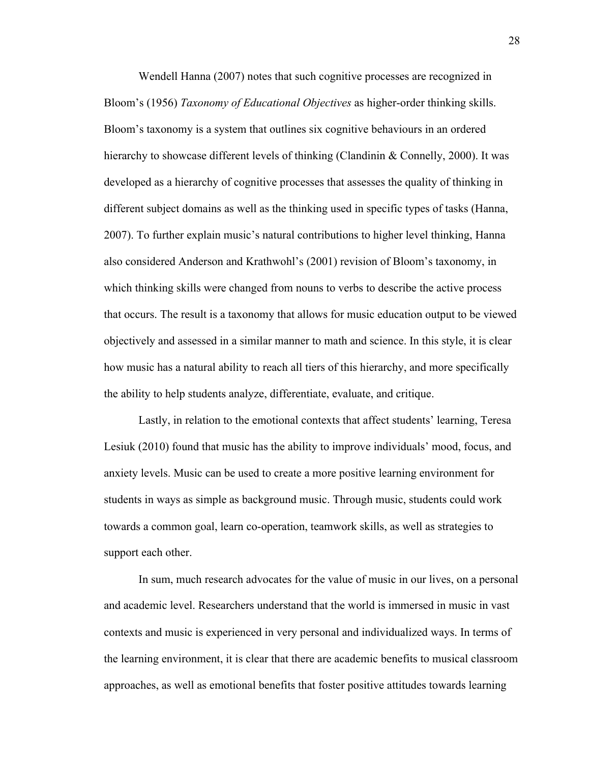Wendell Hanna (2007) notes that such cognitive processes are recognized in Bloom's (1956) *Taxonomy of Educational Objectives* as higher-order thinking skills. Bloom's taxonomy is a system that outlines six cognitive behaviours in an ordered hierarchy to showcase different levels of thinking (Clandinin & Connelly, 2000). It was developed as a hierarchy of cognitive processes that assesses the quality of thinking in different subject domains as well as the thinking used in specific types of tasks (Hanna, 2007). To further explain music's natural contributions to higher level thinking, Hanna also considered Anderson and Krathwohl's (2001) revision of Bloom's taxonomy, in which thinking skills were changed from nouns to verbs to describe the active process that occurs. The result is a taxonomy that allows for music education output to be viewed objectively and assessed in a similar manner to math and science. In this style, it is clear how music has a natural ability to reach all tiers of this hierarchy, and more specifically the ability to help students analyze, differentiate, evaluate, and critique.

Lastly, in relation to the emotional contexts that affect students' learning, Teresa Lesiuk (2010) found that music has the ability to improve individuals' mood, focus, and anxiety levels. Music can be used to create a more positive learning environment for students in ways as simple as background music. Through music, students could work towards a common goal, learn co-operation, teamwork skills, as well as strategies to support each other.

In sum, much research advocates for the value of music in our lives, on a personal and academic level. Researchers understand that the world is immersed in music in vast contexts and music is experienced in very personal and individualized ways. In terms of the learning environment, it is clear that there are academic benefits to musical classroom approaches, as well as emotional benefits that foster positive attitudes towards learning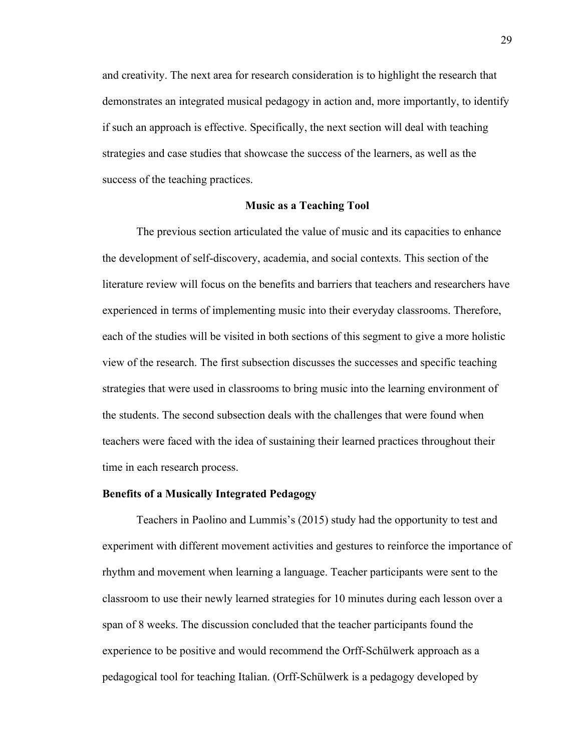and creativity. The next area for research consideration is to highlight the research that demonstrates an integrated musical pedagogy in action and, more importantly, to identify if such an approach is effective. Specifically, the next section will deal with teaching strategies and case studies that showcase the success of the learners, as well as the success of the teaching practices.

## Music as a Teaching Tool

The previous section articulated the value of music and its capacities to enhance the development of self-discovery, academia, and social contexts. This section of the literature review will focus on the benefits and barriers that teachers and researchers have experienced in terms of implementing music into their everyday classrooms. Therefore, each of the studies will be visited in both sections of this segment to give a more holistic view of the research. The first subsection discusses the successes and specific teaching strategies that were used in classrooms to bring music into the learning environment of the students. The second subsection deals with the challenges that were found when teachers were faced with the idea of sustaining their learned practices throughout their time in each research process.

### Benefits of a Musically Integrated Pedagogy

Teachers in Paolino and Lummis's (2015) study had the opportunity to test and experiment with different movement activities and gestures to reinforce the importance of rhythm and movement when learning a language. Teacher participants were sent to the classroom to use their newly learned strategies for 10 minutes during each lesson over a span of 8 weeks. The discussion concluded that the teacher participants found the experience to be positive and would recommend the Orff-Schülwerk approach as a pedagogical tool for teaching Italian. (Orff-Schülwerk is a pedagogy developed by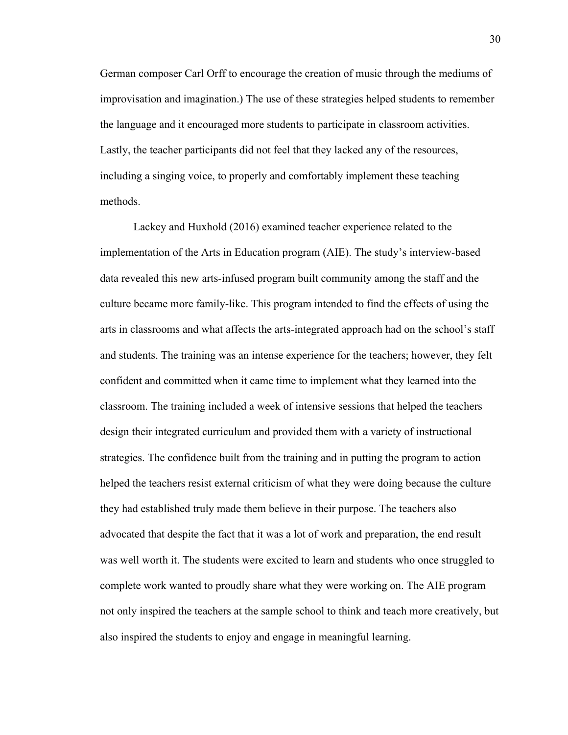German composer Carl Orff to encourage the creation of music through the mediums of improvisation and imagination.) The use of these strategies helped students to remember the language and it encouraged more students to participate in classroom activities. Lastly, the teacher participants did not feel that they lacked any of the resources, including a singing voice, to properly and comfortably implement these teaching methods.

Lackey and Huxhold (2016) examined teacher experience related to the implementation of the Arts in Education program (AIE). The study's interview-based data revealed this new arts-infused program built community among the staff and the culture became more family-like. This program intended to find the effects of using the arts in classrooms and what affects the arts-integrated approach had on the school's staff and students. The training was an intense experience for the teachers; however, they felt confident and committed when it came time to implement what they learned into the classroom. The training included a week of intensive sessions that helped the teachers design their integrated curriculum and provided them with a variety of instructional strategies. The confidence built from the training and in putting the program to action helped the teachers resist external criticism of what they were doing because the culture they had established truly made them believe in their purpose. The teachers also advocated that despite the fact that it was a lot of work and preparation, the end result was well worth it. The students were excited to learn and students who once struggled to complete work wanted to proudly share what they were working on. The AIE program not only inspired the teachers at the sample school to think and teach more creatively, but also inspired the students to enjoy and engage in meaningful learning.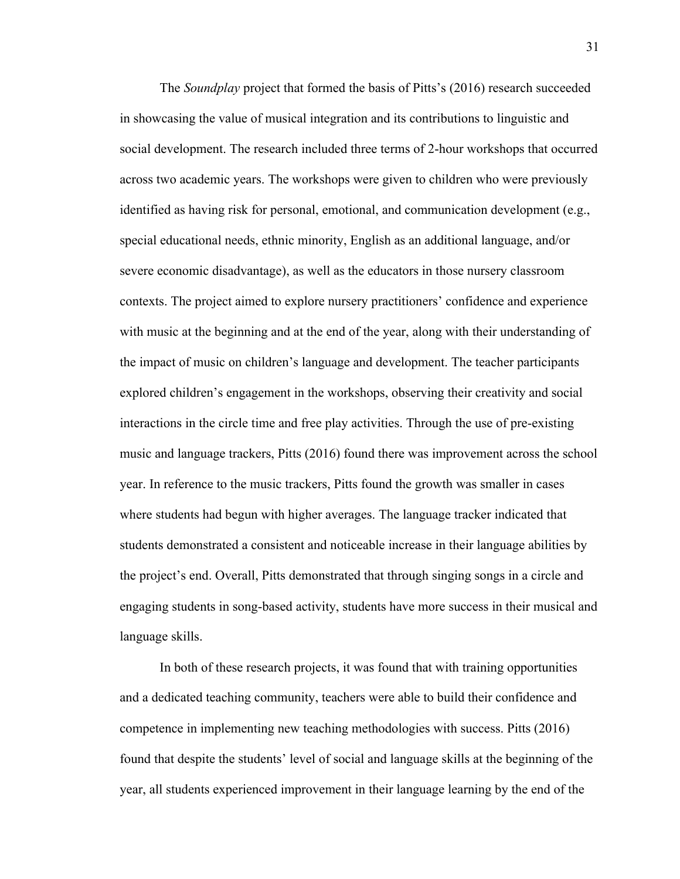The *Soundplay* project that formed the basis of Pitts's (2016) research succeeded in showcasing the value of musical integration and its contributions to linguistic and social development. The research included three terms of 2-hour workshops that occurred across two academic years. The workshops were given to children who were previously identified as having risk for personal, emotional, and communication development (e.g., special educational needs, ethnic minority, English as an additional language, and/or severe economic disadvantage), as well as the educators in those nursery classroom contexts. The project aimed to explore nursery practitioners' confidence and experience with music at the beginning and at the end of the year, along with their understanding of the impact of music on children's language and development. The teacher participants explored children's engagement in the workshops, observing their creativity and social interactions in the circle time and free play activities. Through the use of pre-existing music and language trackers, Pitts (2016) found there was improvement across the school year. In reference to the music trackers, Pitts found the growth was smaller in cases where students had begun with higher averages. The language tracker indicated that students demonstrated a consistent and noticeable increase in their language abilities by the project's end. Overall, Pitts demonstrated that through singing songs in a circle and engaging students in song-based activity, students have more success in their musical and language skills.

In both of these research projects, it was found that with training opportunities and a dedicated teaching community, teachers were able to build their confidence and competence in implementing new teaching methodologies with success. Pitts (2016) found that despite the students' level of social and language skills at the beginning of the year, all students experienced improvement in their language learning by the end of the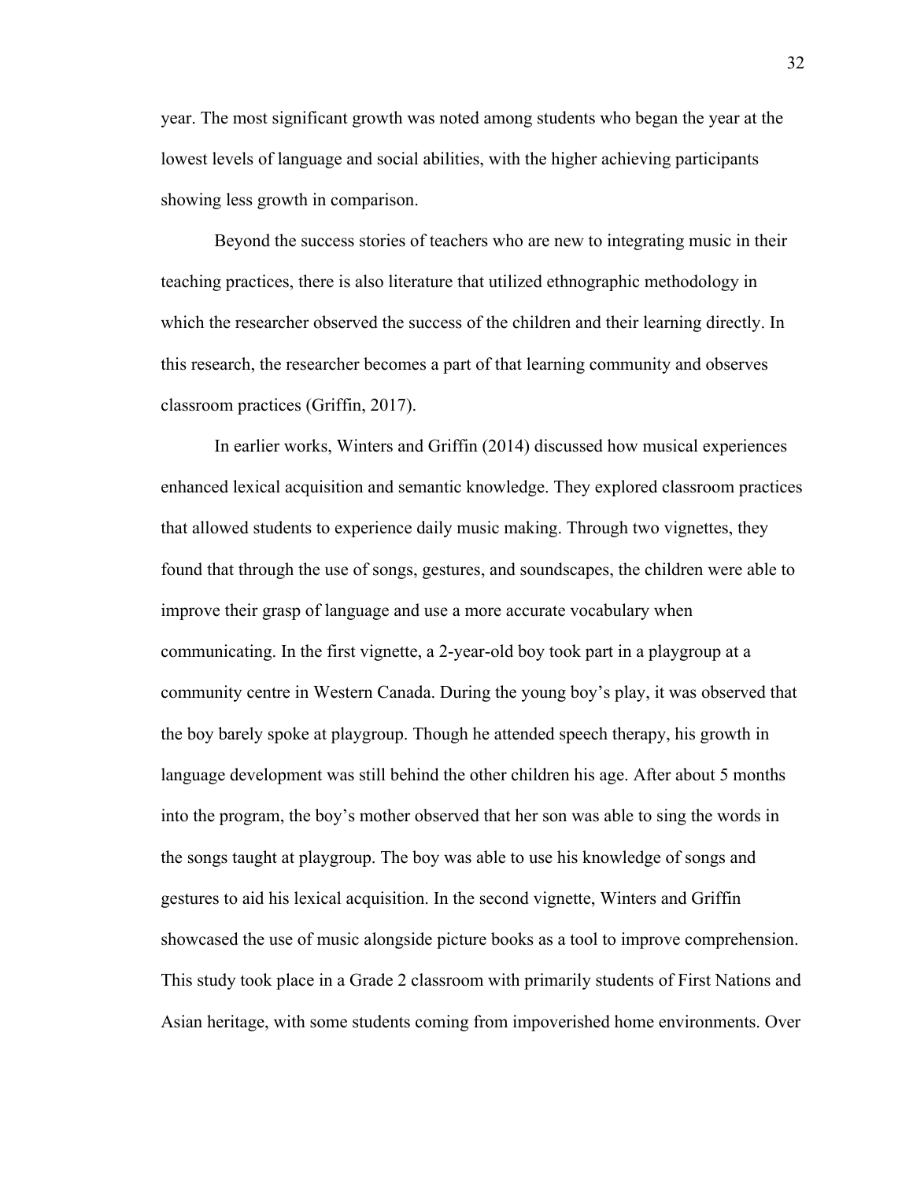year. The most significant growth was noted among students who began the year at the lowest levels of language and social abilities, with the higher achieving participants showing less growth in comparison.

Beyond the success stories of teachers who are new to integrating music in their teaching practices, there is also literature that utilized ethnographic methodology in which the researcher observed the success of the children and their learning directly. In this research, the researcher becomes a part of that learning community and observes classroom practices (Griffin, 2017).

In earlier works, Winters and Griffin (2014) discussed how musical experiences enhanced lexical acquisition and semantic knowledge. They explored classroom practices that allowed students to experience daily music making. Through two vignettes, they found that through the use of songs, gestures, and soundscapes, the children were able to improve their grasp of language and use a more accurate vocabulary when communicating. In the first vignette, a 2-year-old boy took part in a playgroup at a community centre in Western Canada. During the young boy's play, it was observed that the boy barely spoke at playgroup. Though he attended speech therapy, his growth in language development was still behind the other children his age. After about 5 months into the program, the boy's mother observed that her son was able to sing the words in the songs taught at playgroup. The boy was able to use his knowledge of songs and gestures to aid his lexical acquisition. In the second vignette, Winters and Griffin showcased the use of music alongside picture books as a tool to improve comprehension. This study took place in a Grade 2 classroom with primarily students of First Nations and Asian heritage, with some students coming from impoverished home environments. Over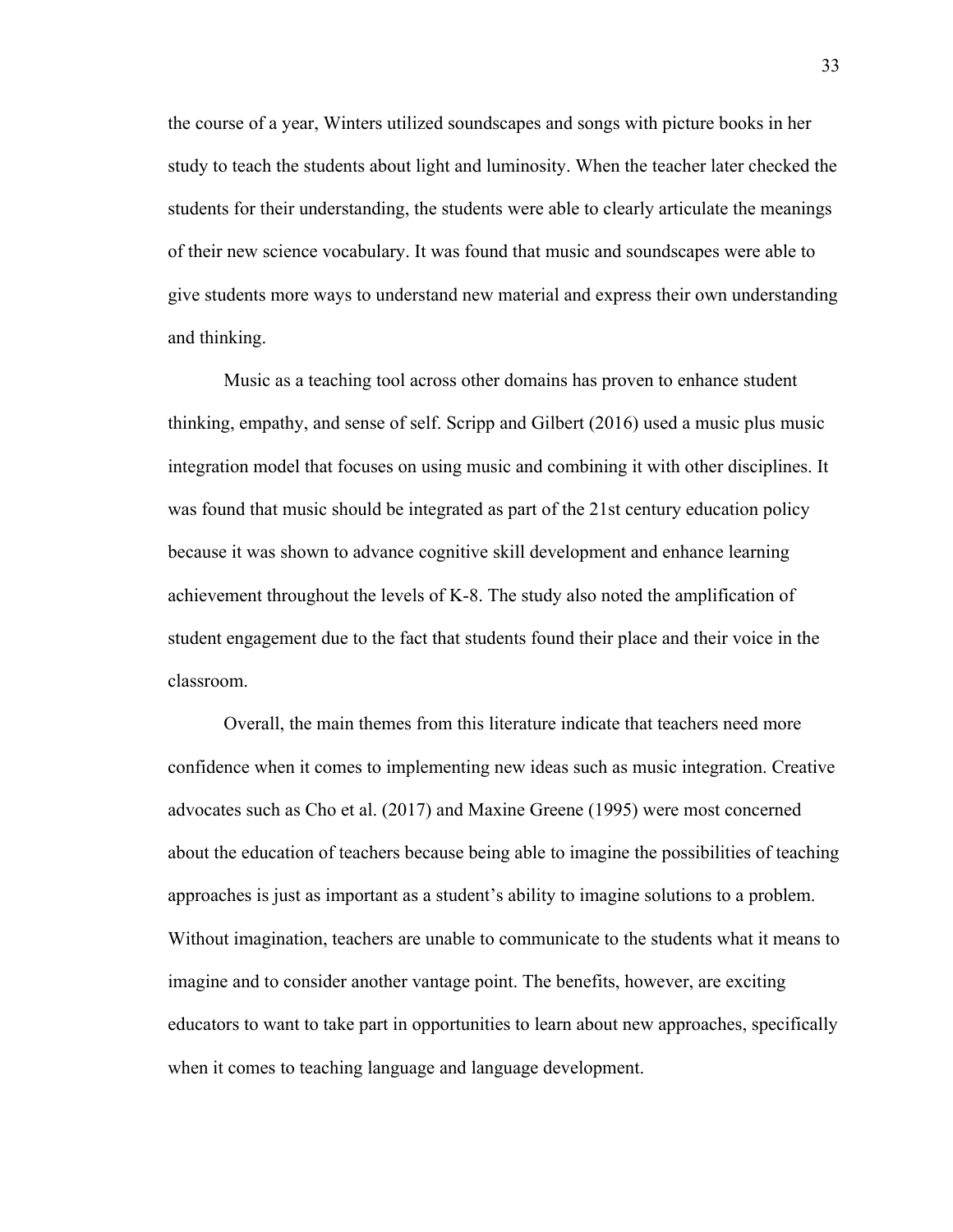the course of a year, Winters utilized soundscapes and songs with picture books in her study to teach the students about light and luminosity. When the teacher later checked the students for their understanding, the students were able to clearly articulate the meanings of their new science vocabulary. It was found that music and soundscapes were able to give students more ways to understand new material and express their own understanding and thinking.

Music as a teaching tool across other domains has proven to enhance student thinking, empathy, and sense of self. Scripp and Gilbert (2016) used a music plus music integration model that focuses on using music and combining it with other disciplines. It was found that music should be integrated as part of the 21st century education policy because it was shown to advance cognitive skill development and enhance learning achievement throughout the levels of K-8. The study also noted the amplification of student engagement due to the fact that students found their place and their voice in the classroom.

Overall, the main themes from this literature indicate that teachers need more confidence when it comes to implementing new ideas such as music integration. Creative advocates such as Cho et al. (2017) and Maxine Greene (1995) were most concerned about the education of teachers because being able to imagine the possibilities of teaching approaches is just as important as a student's ability to imagine solutions to a problem. Without imagination, teachers are unable to communicate to the students what it means to imagine and to consider another vantage point. The benefits, however, are exciting educators to want to take part in opportunities to learn about new approaches, specifically when it comes to teaching language and language development.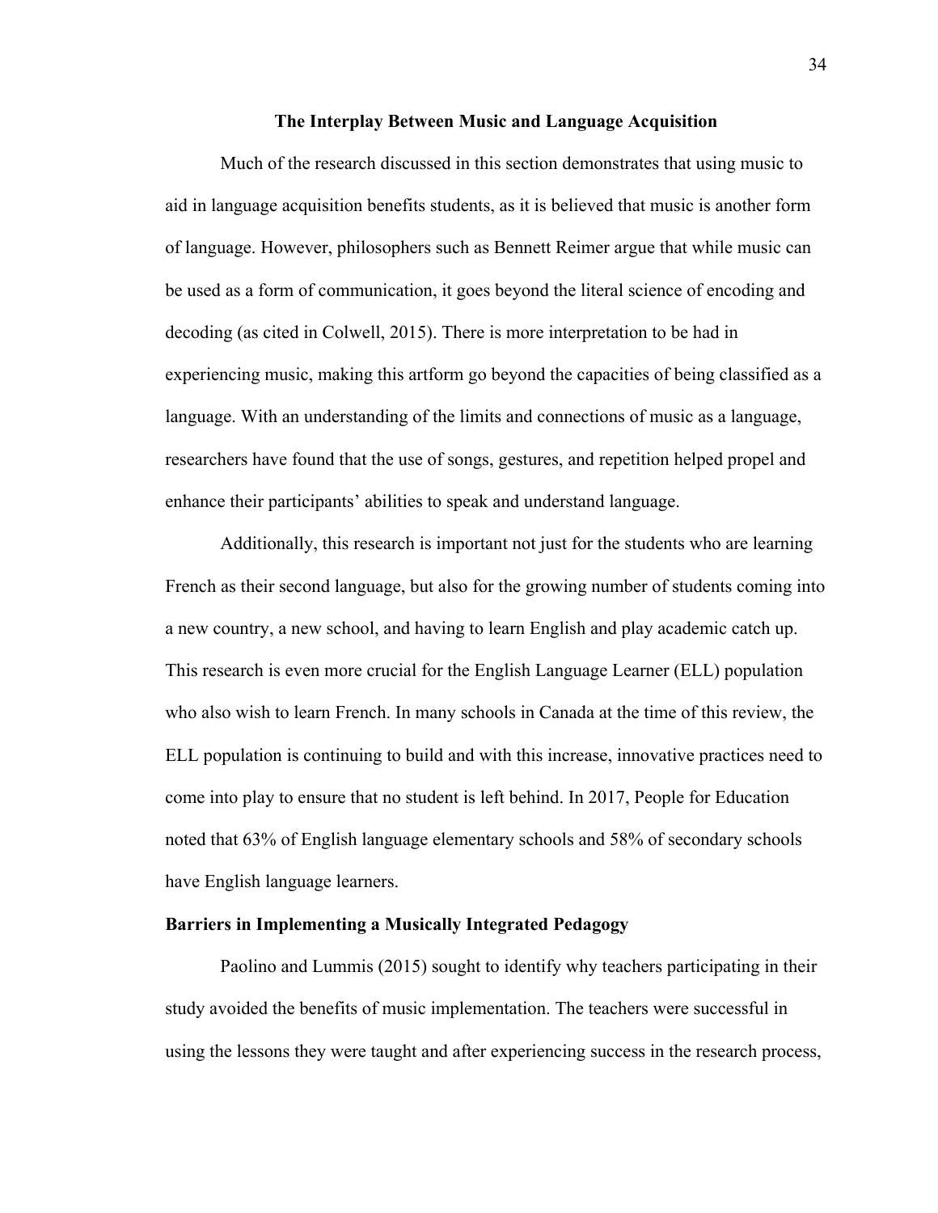## The Interplay Between Music and Language Acquisition

Much of the research discussed in this section demonstrates that using music to aid in language acquisition benefits students, as it is believed that music is another form of language. However, philosophers such as Bennett Reimer argue that while music can be used as a form of communication, it goes beyond the literal science of encoding and decoding (as cited in Colwell, 2015). There is more interpretation to be had in experiencing music, making this artform go beyond the capacities of being classified as a language. With an understanding of the limits and connections of music as a language, researchers have found that the use of songs, gestures, and repetition helped propel and enhance their participants' abilities to speak and understand language.

Additionally, this research is important not just for the students who are learning French as their second language, but also for the growing number of students coming into a new country, a new school, and having to learn English and play academic catch up. This research is even more crucial for the English Language Learner (ELL) population who also wish to learn French. In many schools in Canada at the time of this review, the ELL population is continuing to build and with this increase, innovative practices need to come into play to ensure that no student is left behind. In 2017, People for Education noted that 63% of English language elementary schools and 58% of secondary schools have English language learners.

### Barriers in Implementing a Musically Integrated Pedagogy

Paolino and Lummis (2015) sought to identify why teachers participating in their study avoided the benefits of music implementation. The teachers were successful in using the lessons they were taught and after experiencing success in the research process,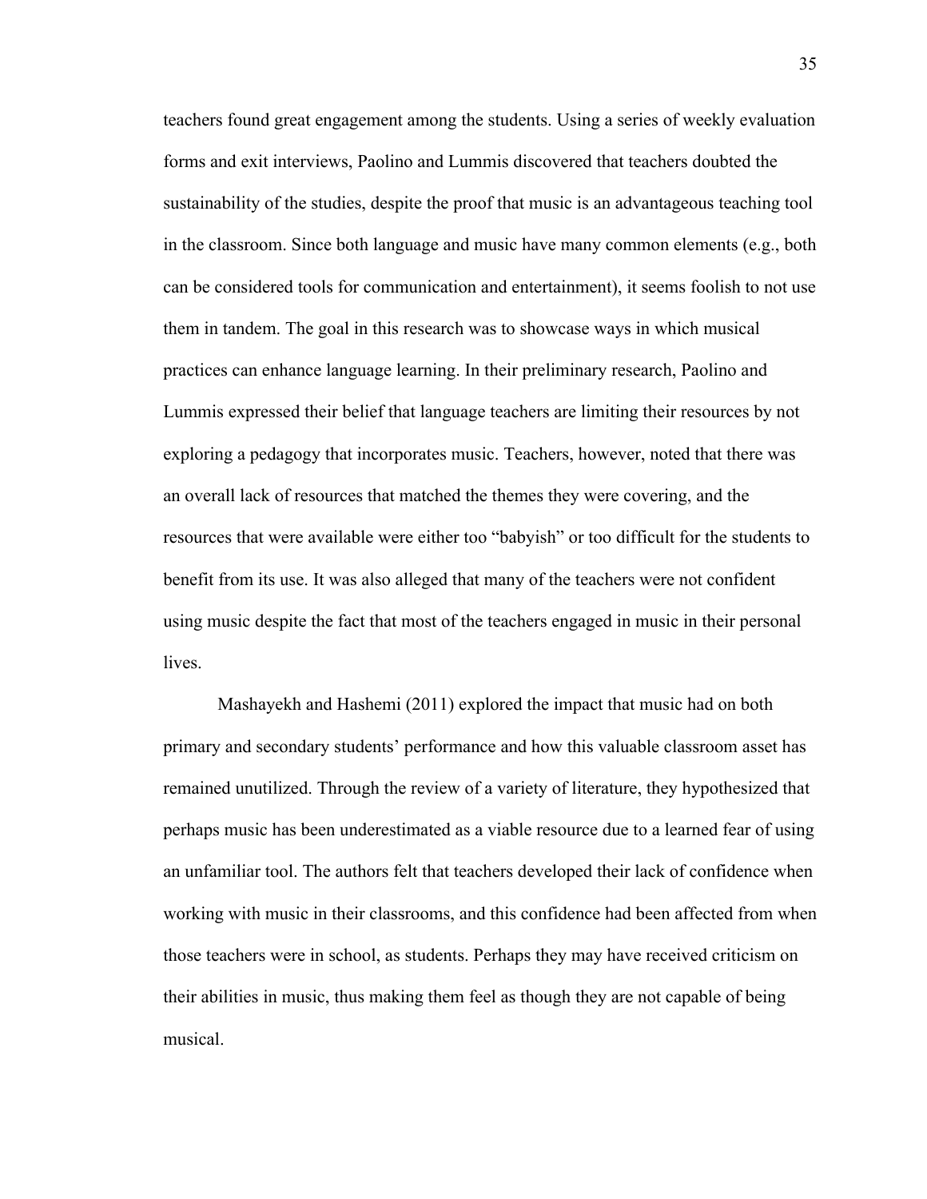teachers found great engagement among the students. Using a series of weekly evaluation forms and exit interviews, Paolino and Lummis discovered that teachers doubted the sustainability of the studies, despite the proof that music is an advantageous teaching tool in the classroom. Since both language and music have many common elements (e.g., both can be considered tools for communication and entertainment), it seems foolish to not use them in tandem. The goal in this research was to showcase ways in which musical practices can enhance language learning. In their preliminary research, Paolino and Lummis expressed their belief that language teachers are limiting their resources by not exploring a pedagogy that incorporates music. Teachers, however, noted that there was an overall lack of resources that matched the themes they were covering, and the resources that were available were either too "babyish" or too difficult for the students to benefit from its use. It was also alleged that many of the teachers were not confident using music despite the fact that most of the teachers engaged in music in their personal lives.

Mashayekh and Hashemi (2011) explored the impact that music had on both primary and secondary students' performance and how this valuable classroom asset has remained unutilized. Through the review of a variety of literature, they hypothesized that perhaps music has been underestimated as a viable resource due to a learned fear of using an unfamiliar tool. The authors felt that teachers developed their lack of confidence when working with music in their classrooms, and this confidence had been affected from when those teachers were in school, as students. Perhaps they may have received criticism on their abilities in music, thus making them feel as though they are not capable of being musical.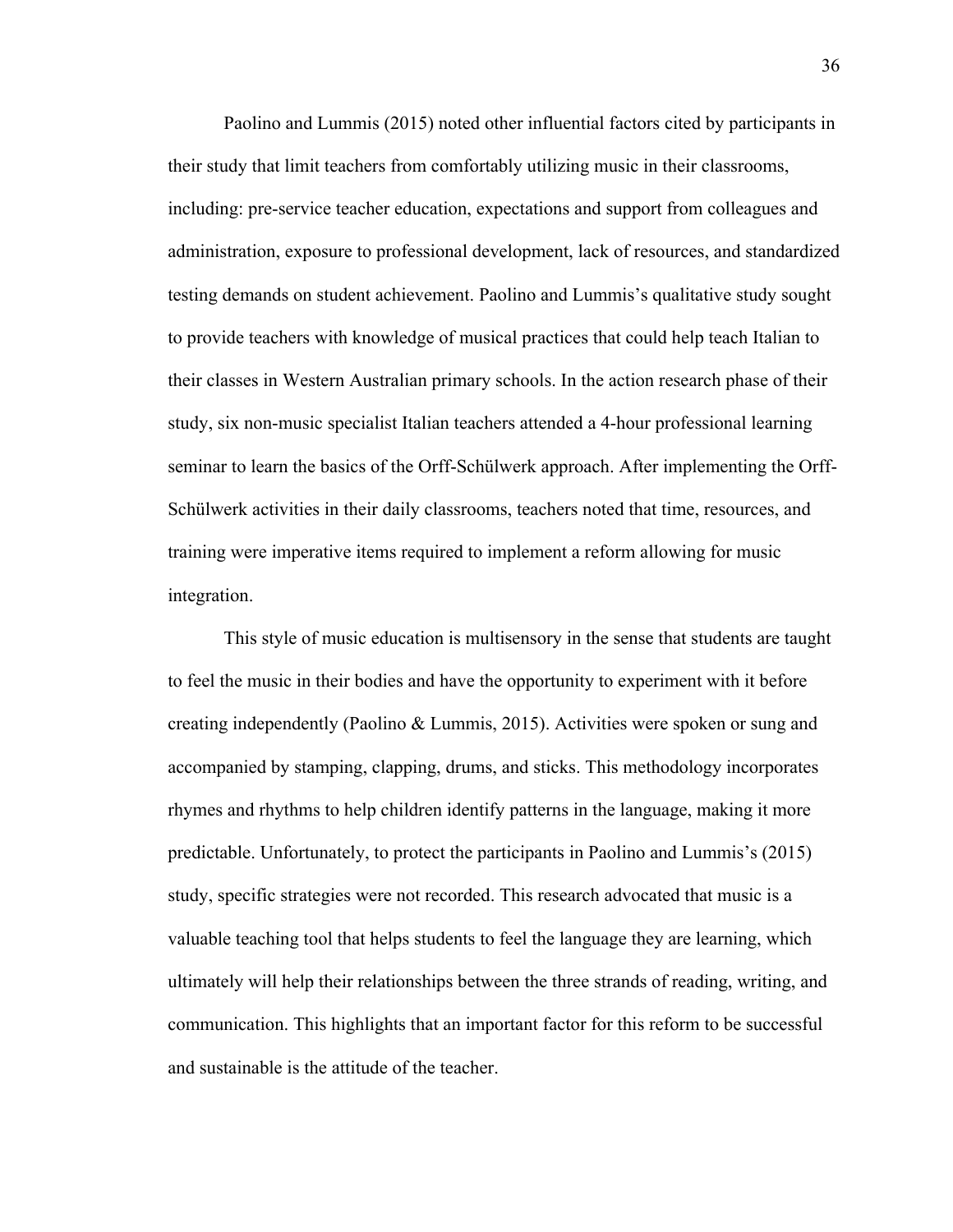Paolino and Lummis (2015) noted other influential factors cited by participants in their study that limit teachers from comfortably utilizing music in their classrooms, including: pre-service teacher education, expectations and support from colleagues and administration, exposure to professional development, lack of resources, and standardized testing demands on student achievement. Paolino and Lummis's qualitative study sought to provide teachers with knowledge of musical practices that could help teach Italian to their classes in Western Australian primary schools. In the action research phase of their study, six non-music specialist Italian teachers attended a 4-hour professional learning seminar to learn the basics of the Orff-Schülwerk approach. After implementing the Orff-Schülwerk activities in their daily classrooms, teachers noted that time, resources, and training were imperative items required to implement a reform allowing for music integration.

This style of music education is multisensory in the sense that students are taught to feel the music in their bodies and have the opportunity to experiment with it before creating independently (Paolino & Lummis, 2015). Activities were spoken or sung and accompanied by stamping, clapping, drums, and sticks. This methodology incorporates rhymes and rhythms to help children identify patterns in the language, making it more predictable. Unfortunately, to protect the participants in Paolino and Lummis's (2015) study, specific strategies were not recorded. This research advocated that music is a valuable teaching tool that helps students to feel the language they are learning, which ultimately will help their relationships between the three strands of reading, writing, and communication. This highlights that an important factor for this reform to be successful and sustainable is the attitude of the teacher.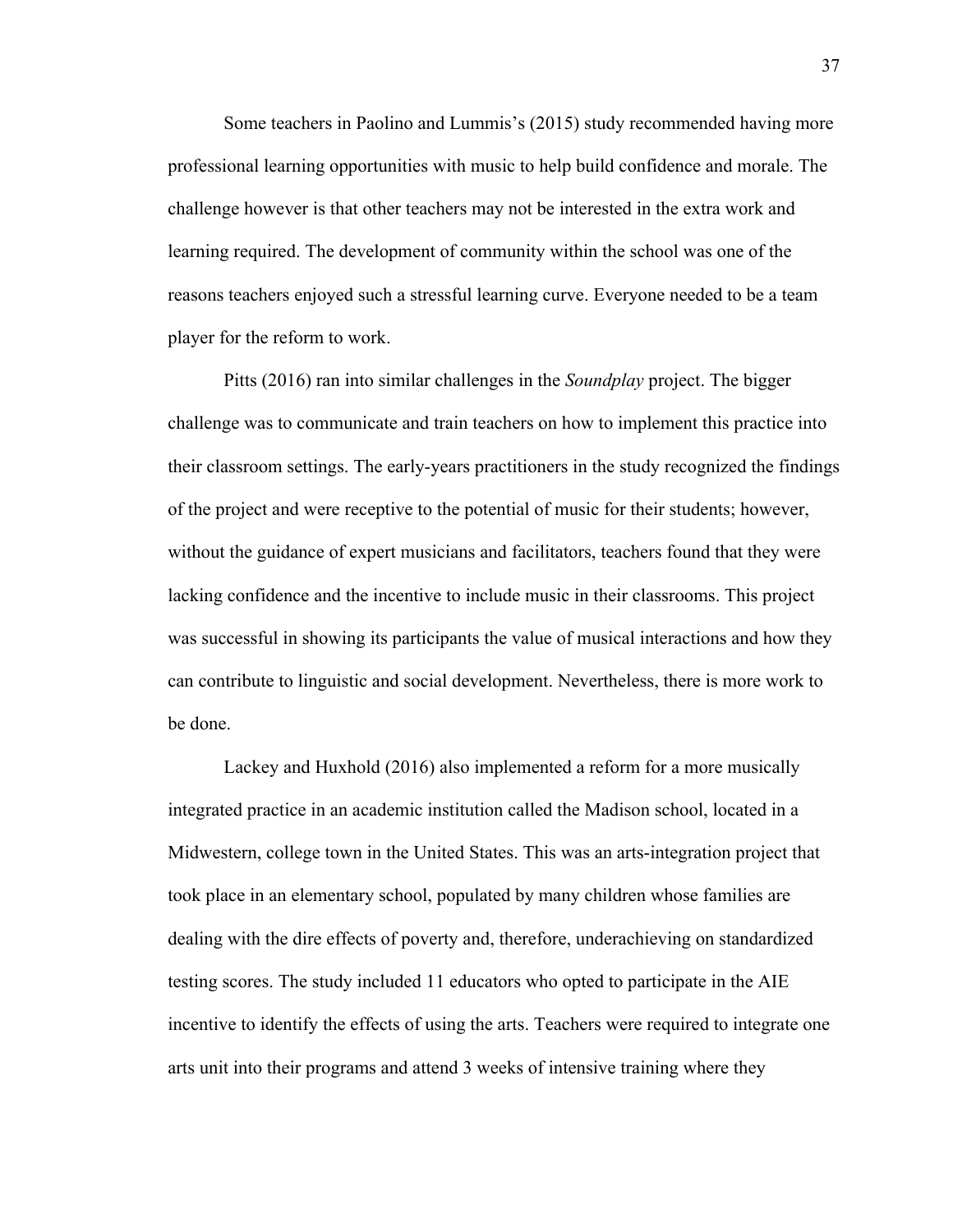Some teachers in Paolino and Lummis's (2015) study recommended having more professional learning opportunities with music to help build confidence and morale. The challenge however is that other teachers may not be interested in the extra work and learning required. The development of community within the school was one of the reasons teachers enjoyed such a stressful learning curve. Everyone needed to be a team player for the reform to work.

Pitts (2016) ran into similar challenges in the *Soundplay* project. The bigger challenge was to communicate and train teachers on how to implement this practice into their classroom settings. The early-years practitioners in the study recognized the findings of the project and were receptive to the potential of music for their students; however, without the guidance of expert musicians and facilitators, teachers found that they were lacking confidence and the incentive to include music in their classrooms. This project was successful in showing its participants the value of musical interactions and how they can contribute to linguistic and social development. Nevertheless, there is more work to be done.

Lackey and Huxhold (2016) also implemented a reform for a more musically integrated practice in an academic institution called the Madison school, located in a Midwestern, college town in the United States. This was an arts-integration project that took place in an elementary school, populated by many children whose families are dealing with the dire effects of poverty and, therefore, underachieving on standardized testing scores. The study included 11 educators who opted to participate in the AIE incentive to identify the effects of using the arts. Teachers were required to integrate one arts unit into their programs and attend 3 weeks of intensive training where they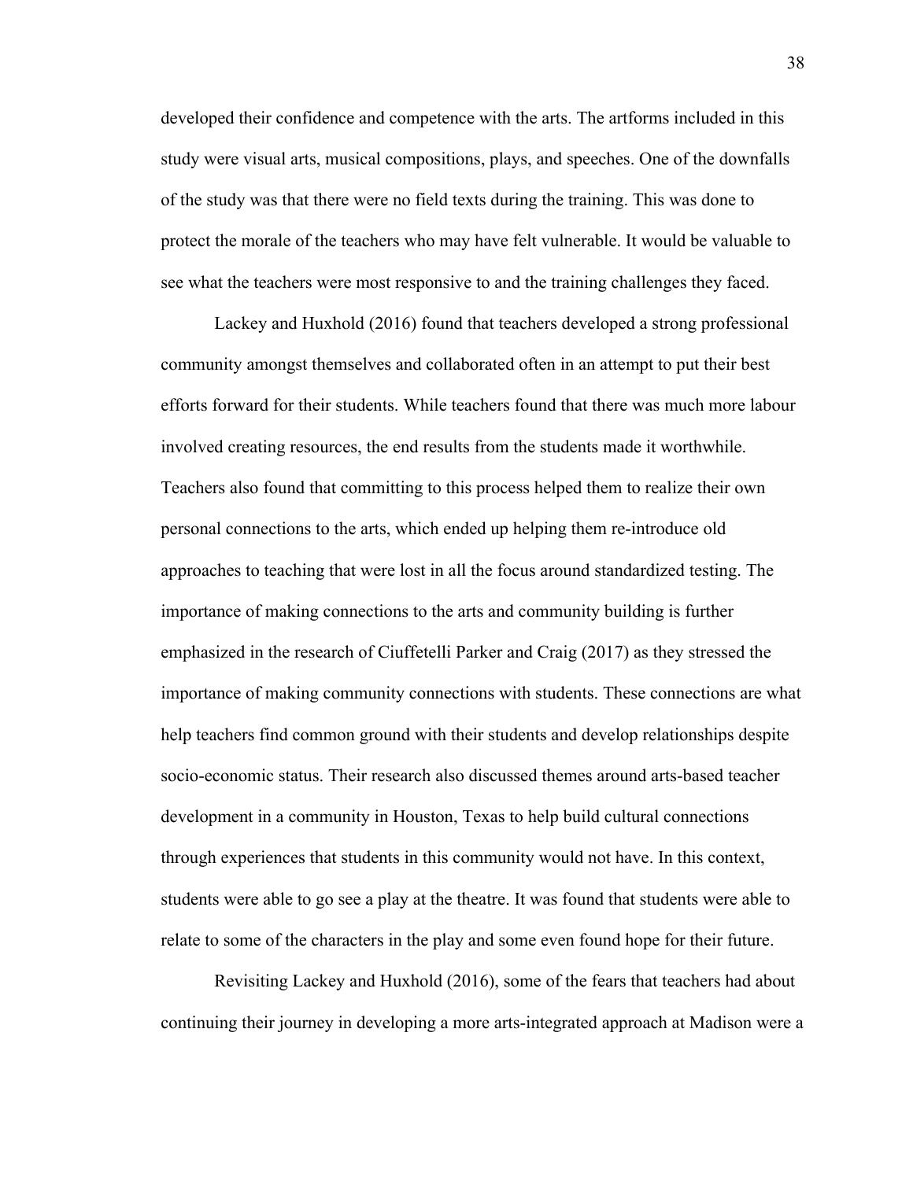developed their confidence and competence with the arts. The artforms included in this study were visual arts, musical compositions, plays, and speeches. One of the downfalls of the study was that there were no field texts during the training. This was done to protect the morale of the teachers who may have felt vulnerable. It would be valuable to see what the teachers were most responsive to and the training challenges they faced.

Lackey and Huxhold (2016) found that teachers developed a strong professional community amongst themselves and collaborated often in an attempt to put their best efforts forward for their students. While teachers found that there was much more labour involved creating resources, the end results from the students made it worthwhile. Teachers also found that committing to this process helped them to realize their own personal connections to the arts, which ended up helping them re-introduce old approaches to teaching that were lost in all the focus around standardized testing. The importance of making connections to the arts and community building is further emphasized in the research of Ciuffetelli Parker and Craig (2017) as they stressed the importance of making community connections with students. These connections are what help teachers find common ground with their students and develop relationships despite socio-economic status. Their research also discussed themes around arts-based teacher development in a community in Houston, Texas to help build cultural connections through experiences that students in this community would not have. In this context, students were able to go see a play at the theatre. It was found that students were able to relate to some of the characters in the play and some even found hope for their future.

Revisiting Lackey and Huxhold (2016), some of the fears that teachers had about continuing their journey in developing a more arts-integrated approach at Madison were a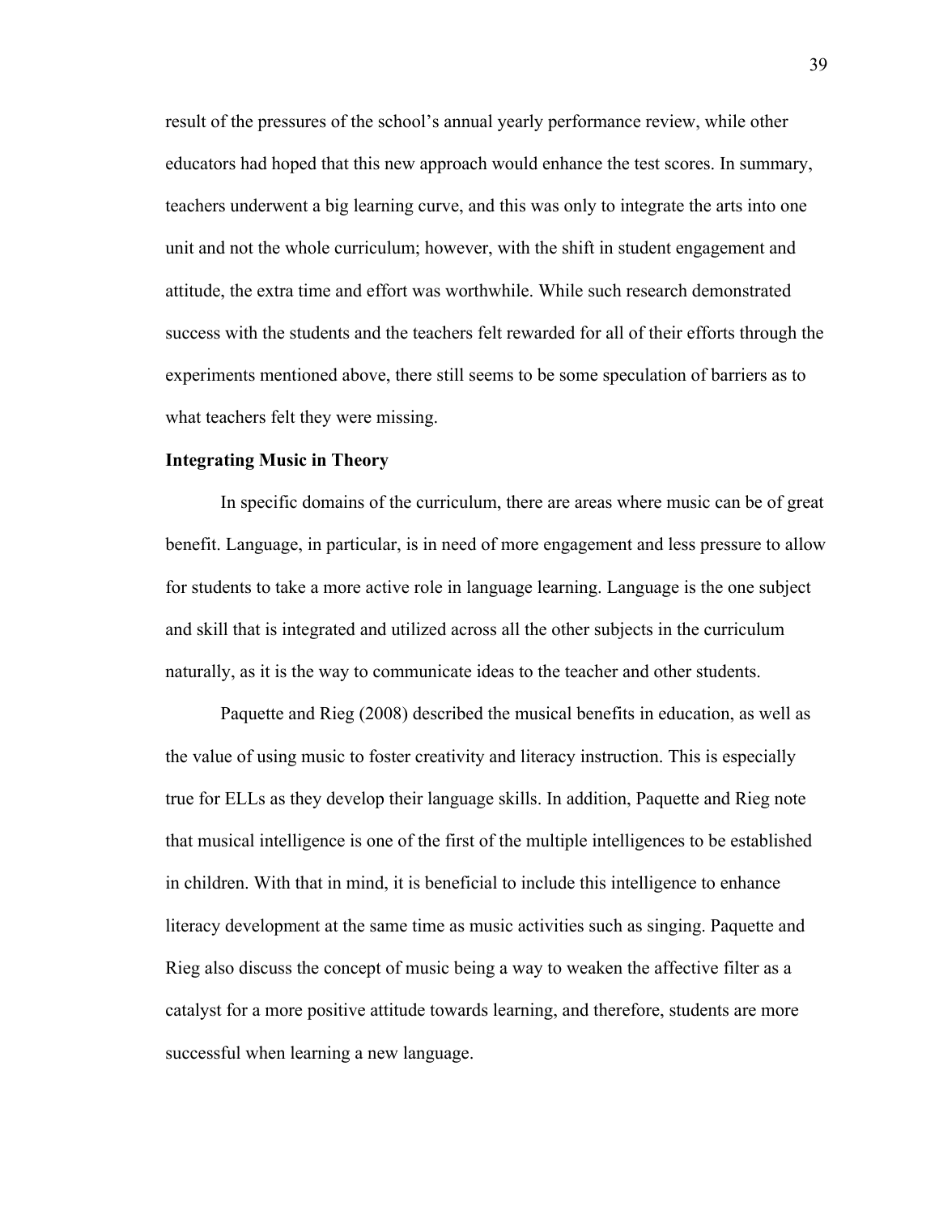result of the pressures of the school's annual yearly performance review, while other educators had hoped that this new approach would enhance the test scores. In summary, teachers underwent a big learning curve, and this was only to integrate the arts into one unit and not the whole curriculum; however, with the shift in student engagement and attitude, the extra time and effort was worthwhile. While such research demonstrated success with the students and the teachers felt rewarded for all of their efforts through the experiments mentioned above, there still seems to be some speculation of barriers as to what teachers felt they were missing.

**Integrating Music in Theory**

In specific domains of the curriculum, there are areas where music can be of great benefit. Language, in particular, is in need of more engagement and less pressure to allow for students to take a more active role in language learning. Language is the one subject and skill that is integrated and utilized across all the other subjects in the curriculum naturally, as it is the way to communicate ideas to the teacher and other students.

Paquette and Rieg (2008) described the musical benefits in education, as well as the value of using music to foster creativity and literacy instruction. This is especially true for ELLs as they develop their language skills. In addition, Paquette and Rieg note that musical intelligence is one of the first of the multiple intelligences to be established in children. With that in mind, it is beneficial to include this intelligence to enhance literacy development at the same time as music activities such as singing. Paquette and Rieg also discuss the concept of music being a way to weaken the affective filter as a catalyst for a more positive attitude towards learning, and therefore, students are more successful when learning a new language.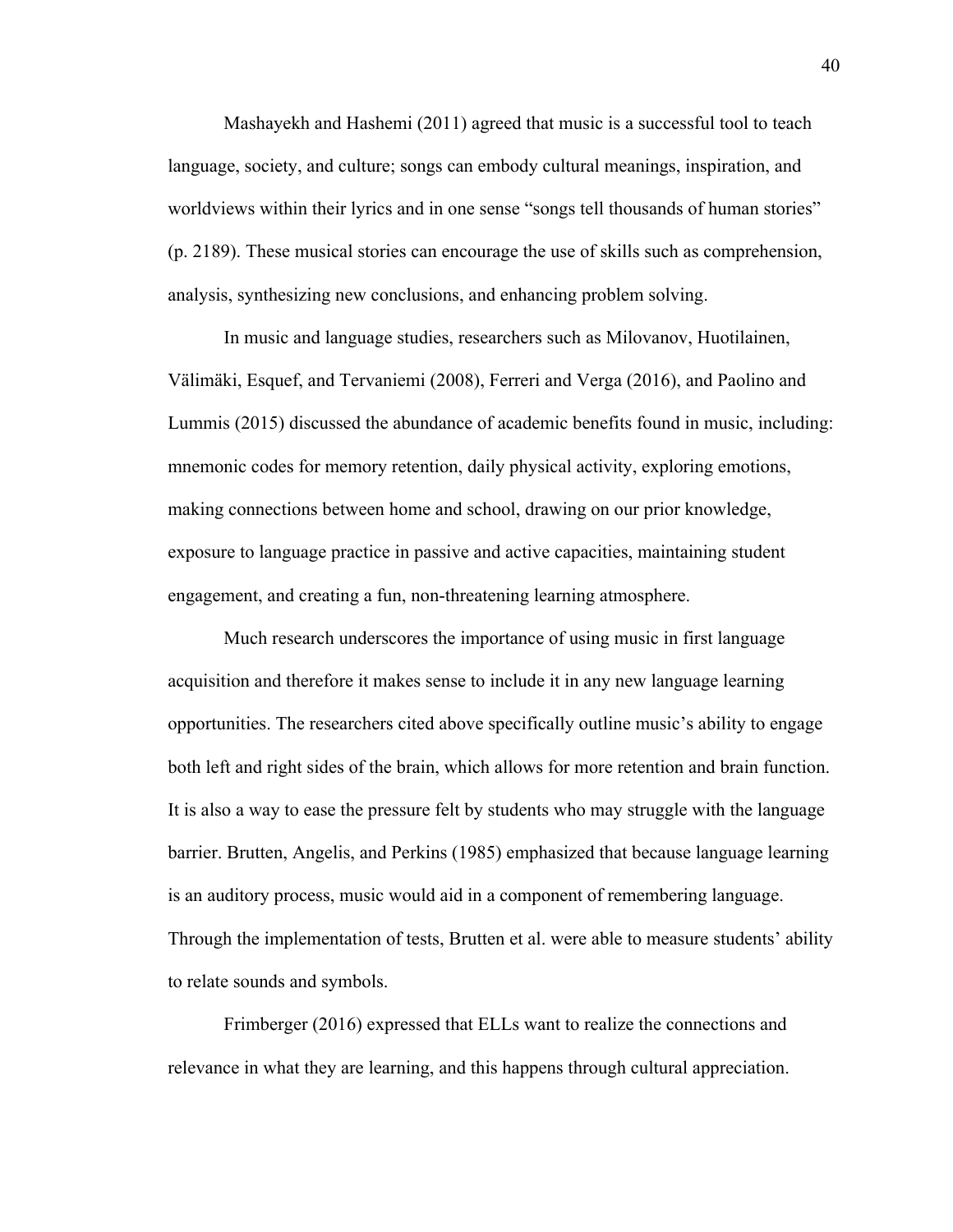Mashayekh and Hashemi (2011) agreed that music is a successful tool to teach language, society, and culture; songs can embody cultural meanings, inspiration, and worldviews within their lyrics and in one sense "songs tell thousands of human stories" (p. 2189). These musical stories can encourage the use of skills such as comprehension, analysis, synthesizing new conclusions, and enhancing problem solving.

In music and language studies, researchers such as Milovanov, Huotilainen, Välimäki, Esquef, and Tervaniemi (2008), Ferreri and Verga (2016), and Paolino and Lummis (2015) discussed the abundance of academic benefits found in music, including: mnemonic codes for memory retention, daily physical activity, exploring emotions, making connections between home and school, drawing on our prior knowledge, exposure to language practice in passive and active capacities, maintaining student engagement, and creating a fun, non-threatening learning atmosphere.

Much research underscores the importance of using music in first language acquisition and therefore it makes sense to include it in any new language learning opportunities. The researchers cited above specifically outline music's ability to engage both left and right sides of the brain, which allows for more retention and brain function. It is also a way to ease the pressure felt by students who may struggle with the language barrier. Brutten, Angelis, and Perkins (1985) emphasized that because language learning is an auditory process, music would aid in a component of remembering language. Through the implementation of tests, Brutten et al. were able to measure students' ability to relate sounds and symbols.

Frimberger (2016) expressed that ELLs want to realize the connections and relevance in what they are learning, and this happens through cultural appreciation.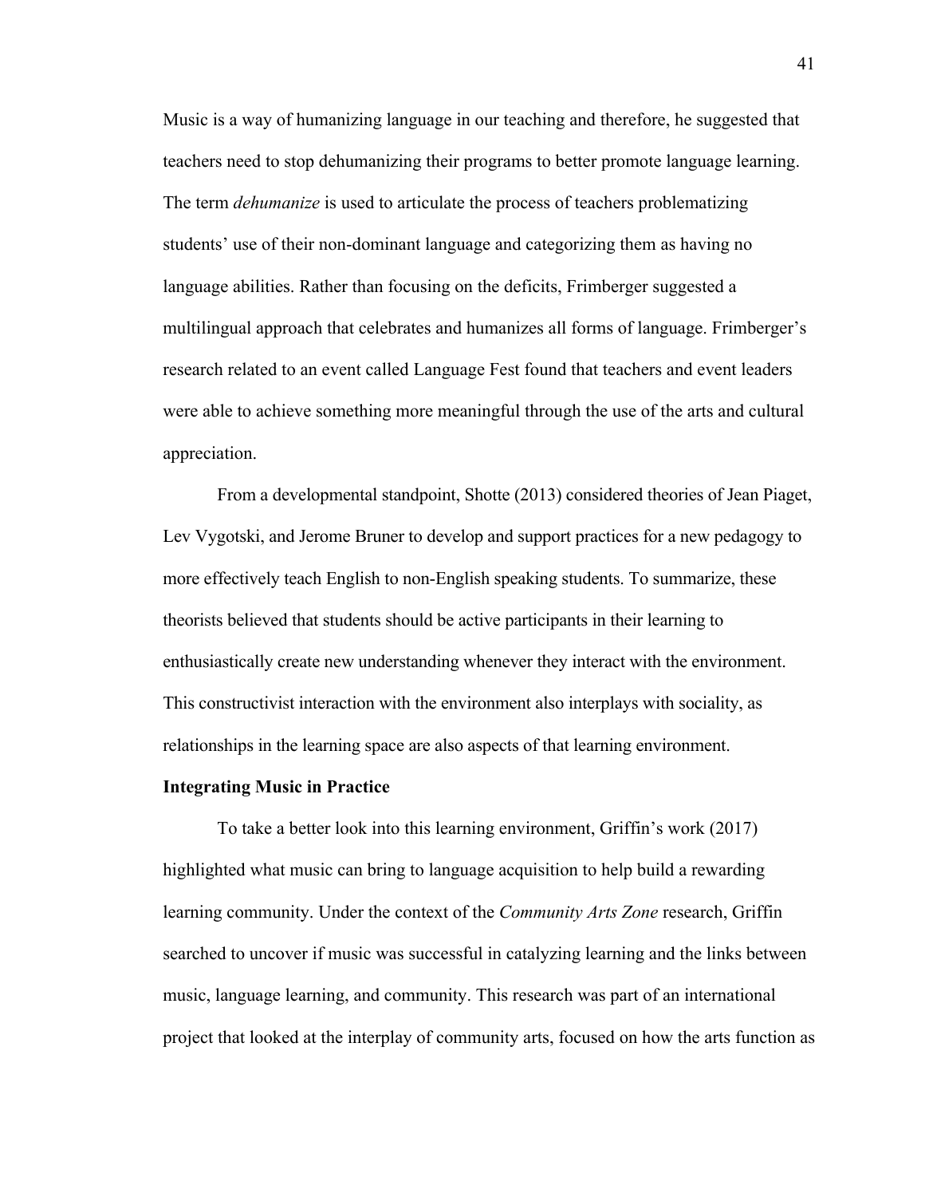Music is a way of humanizing language in our teaching and therefore, he suggested that teachers need to stop dehumanizing their programs to better promote language learning. The term *dehumanize* is used to articulate the process of teachers problematizing students' use of their non-dominant language and categorizing them as having no language abilities. Rather than focusing on the deficits, Frimberger suggested a multilingual approach that celebrates and humanizes all forms of language. Frimberger's research related to an event called Language Fest found that teachers and event leaders were able to achieve something more meaningful through the use of the arts and cultural appreciation.

From a developmental standpoint, Shotte (2013) considered theories of Jean Piaget, Lev Vygotski, and Jerome Bruner to develop and support practices for a new pedagogy to more effectively teach English to non-English speaking students. To summarize, these theorists believed that students should be active participants in their learning to enthusiastically create new understanding whenever they interact with the environment. This constructivist interaction with the environment also interplays with sociality, as relationships in the learning space are also aspects of that learning environment.

**Integrating Music in Practice**

To take a better look into this learning environment, Griffin's work (2017) highlighted what music can bring to language acquisition to help build a rewarding learning community. Under the context of the *Community Arts Zone* research, Griffin searched to uncover if music was successful in catalyzing learning and the links between music, language learning, and community. This research was part of an international project that looked at the interplay of community arts, focused on how the arts function as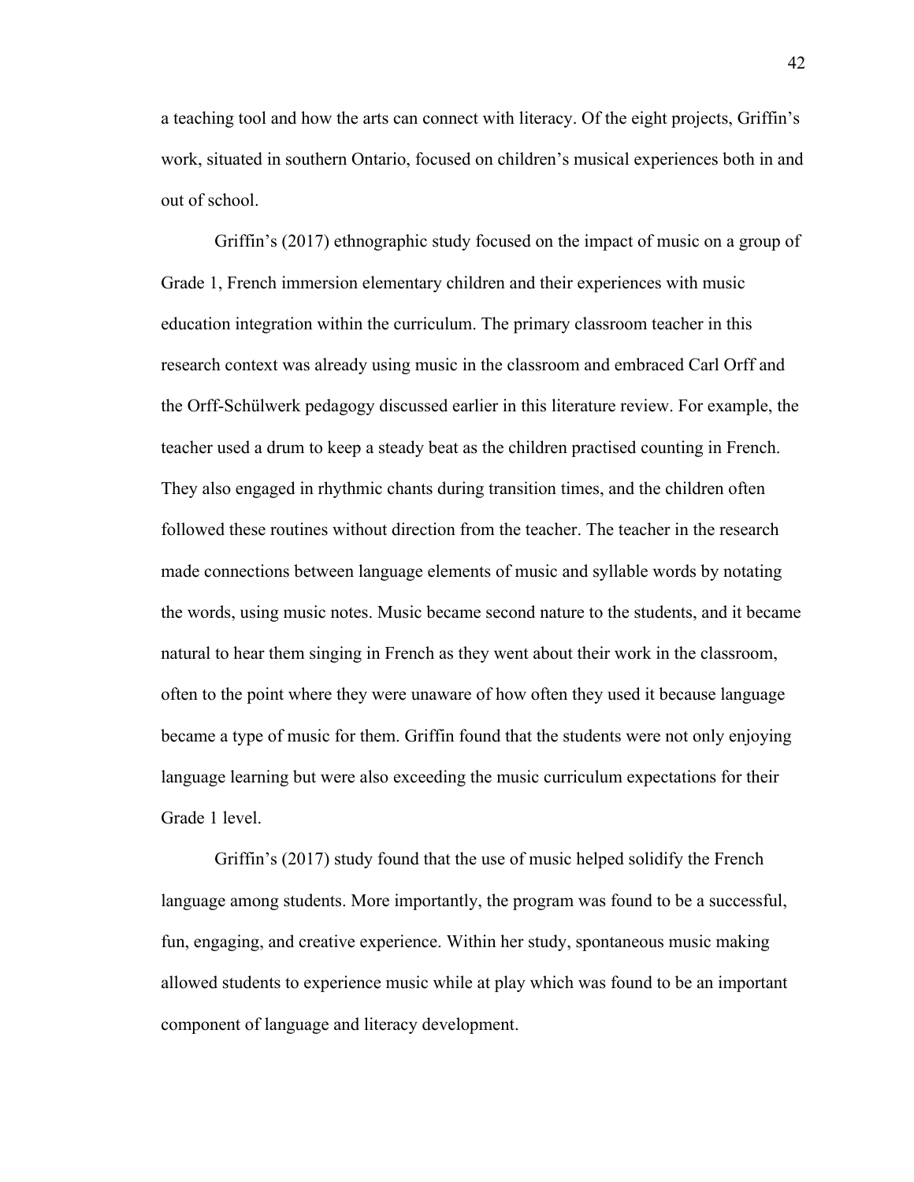a teaching tool and how the arts can connect with literacy. Of the eight projects, Griffin's work, situated in southern Ontario, focused on children's musical experiences both in and out of school.

Griffin's (2017) ethnographic study focused on the impact of music on a group of Grade 1, French immersion elementary children and their experiences with music education integration within the curriculum. The primary classroom teacher in this research context was already using music in the classroom and embraced Carl Orff and the Orff-Schülwerk pedagogy discussed earlier in this literature review. For example, the teacher used a drum to keep a steady beat as the children practised counting in French. They also engaged in rhythmic chants during transition times, and the children often followed these routines without direction from the teacher. The teacher in the research made connections between language elements of music and syllable words by notating the words, using music notes. Music became second nature to the students, and it became natural to hear them singing in French as they went about their work in the classroom, often to the point where they were unaware of how often they used it because language became a type of music for them. Griffin found that the students were not only enjoying language learning but were also exceeding the music curriculum expectations for their Grade 1 level.

Griffin's (2017) study found that the use of music helped solidify the French language among students. More importantly, the program was found to be a successful, fun, engaging, and creative experience. Within her study, spontaneous music making allowed students to experience music while at play which was found to be an important component of language and literacy development.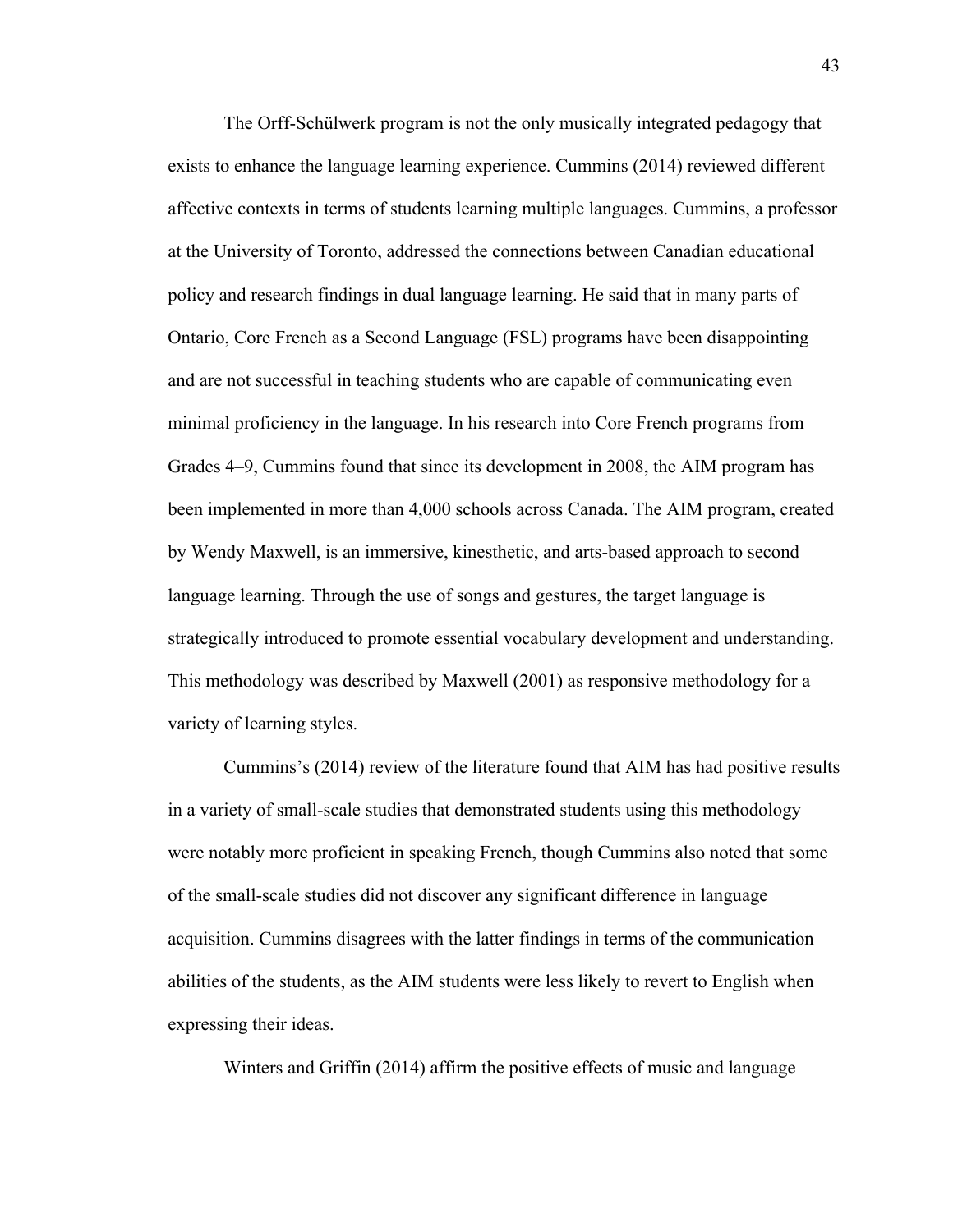The Orff-Schülwerk program is not the only musically integrated pedagogy that exists to enhance the language learning experience. Cummins (2014) reviewed different affective contexts in terms of students learning multiple languages. Cummins, a professor at the University of Toronto, addressed the connections between Canadian educational policy and research findings in dual language learning. He said that in many parts of Ontario, Core French as a Second Language (FSL) programs have been disappointing and are not successful in teaching students who are capable of communicating even minimal proficiency in the language. In his research into Core French programs from Grades 4–9, Cummins found that since its development in 2008, the AIM program has been implemented in more than 4,000 schools across Canada. The AIM program, created by Wendy Maxwell, is an immersive, kinesthetic, and arts-based approach to second language learning. Through the use of songs and gestures, the target language is strategically introduced to promote essential vocabulary development and understanding. This methodology was described by Maxwell (2001) as responsive methodology for a variety of learning styles.

Cummins's (2014) review of the literature found that AIM has had positive results in a variety of small-scale studies that demonstrated students using this methodology were notably more proficient in speaking French, though Cummins also noted that some of the small-scale studies did not discover any significant difference in language acquisition. Cummins disagrees with the latter findings in terms of the communication abilities of the students, as the AIM students were less likely to revert to English when expressing their ideas.

Winters and Griffin (2014) affirm the positive effects of music and language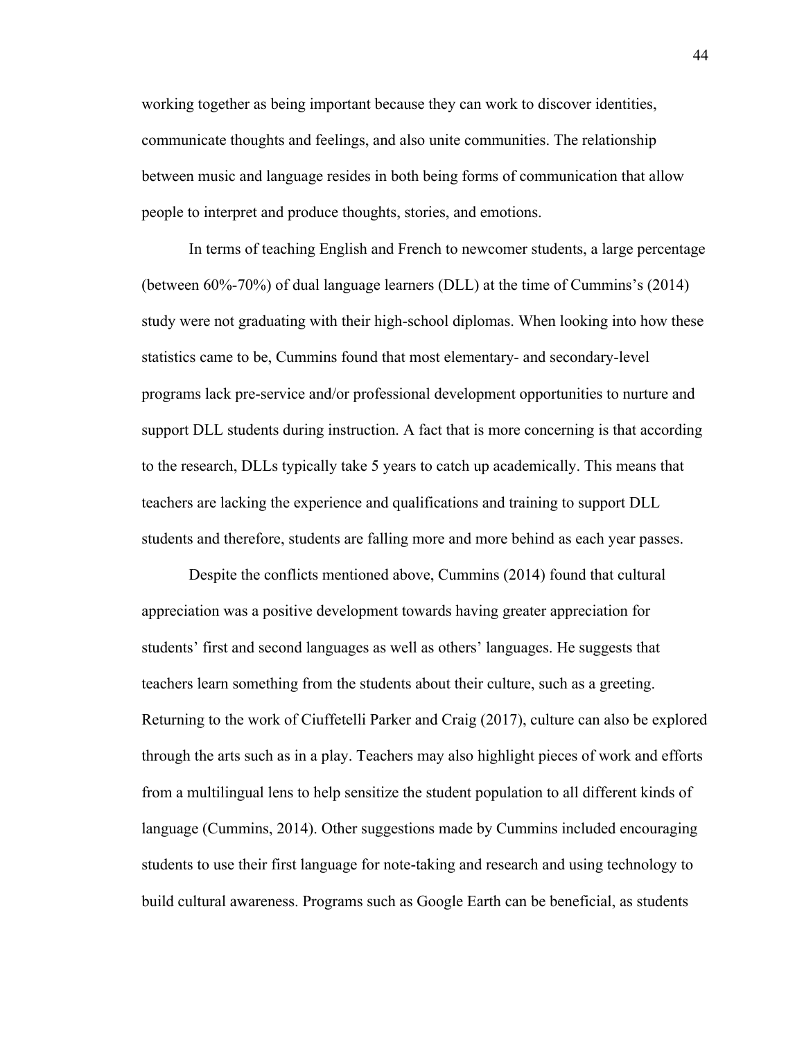working together as being important because they can work to discover identities, communicate thoughts and feelings, and also unite communities. The relationship between music and language resides in both being forms of communication that allow people to interpret and produce thoughts, stories, and emotions.

In terms of teaching English and French to newcomer students, a large percentage (between 60%-70%) of dual language learners (DLL) at the time of Cummins's (2014) study were not graduating with their high-school diplomas. When looking into how these statistics came to be, Cummins found that most elementary- and secondary-level programs lack pre-service and/or professional development opportunities to nurture and support DLL students during instruction. A fact that is more concerning is that according to the research, DLLs typically take 5 years to catch up academically. This means that teachers are lacking the experience and qualifications and training to support DLL students and therefore, students are falling more and more behind as each year passes.

Despite the conflicts mentioned above, Cummins (2014) found that cultural appreciation was a positive development towards having greater appreciation for students' first and second languages as well as others' languages. He suggests that teachers learn something from the students about their culture, such as a greeting. Returning to the work of Ciuffetelli Parker and Craig (2017), culture can also be explored through the arts such as in a play. Teachers may also highlight pieces of work and efforts from a multilingual lens to help sensitize the student population to all different kinds of language (Cummins, 2014). Other suggestions made by Cummins included encouraging students to use their first language for note-taking and research and using technology to build cultural awareness. Programs such as Google Earth can be beneficial, as students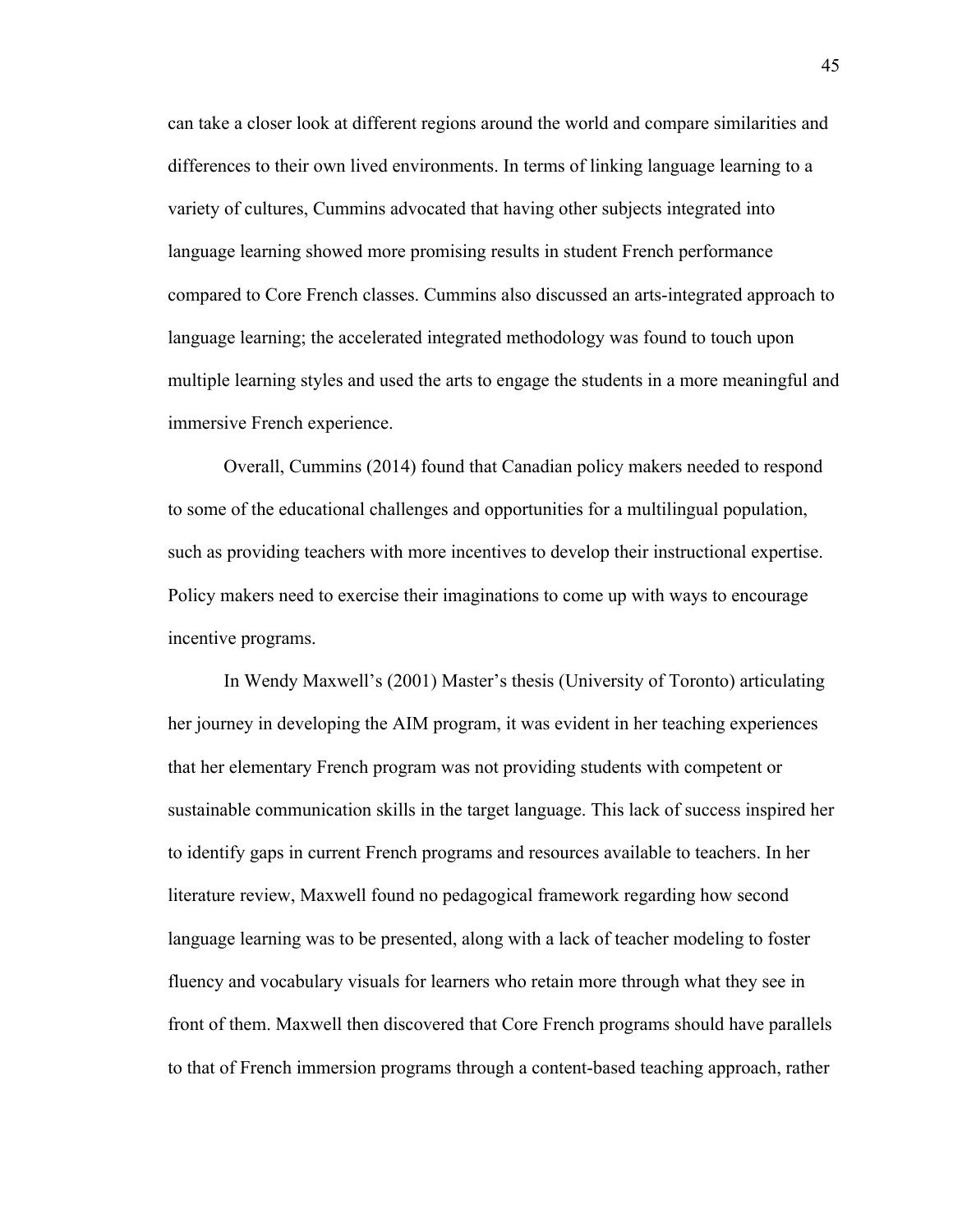can take a closer look at different regions around the world and compare similarities and differences to their own lived environments. In terms of linking language learning to a variety of cultures, Cummins advocated that having other subjects integrated into language learning showed more promising results in student French performance compared to Core French classes. Cummins also discussed an arts-integrated approach to language learning; the accelerated integrated methodology was found to touch upon multiple learning styles and used the arts to engage the students in a more meaningful and immersive French experience.

Overall, Cummins (2014) found that Canadian policy makers needed to respond to some of the educational challenges and opportunities for a multilingual population, such as providing teachers with more incentives to develop their instructional expertise. Policy makers need to exercise their imaginations to come up with ways to encourage incentive programs.

In Wendy Maxwell's (2001) Master's thesis (University of Toronto) articulating her journey in developing the AIM program, it was evident in her teaching experiences that her elementary French program was not providing students with competent or sustainable communication skills in the target language. This lack of success inspired her to identify gaps in current French programs and resources available to teachers. In her literature review, Maxwell found no pedagogical framework regarding how second language learning was to be presented, along with a lack of teacher modeling to foster fluency and vocabulary visuals for learners who retain more through what they see in front of them. Maxwell then discovered that Core French programs should have parallels to that of French immersion programs through a content-based teaching approach, rather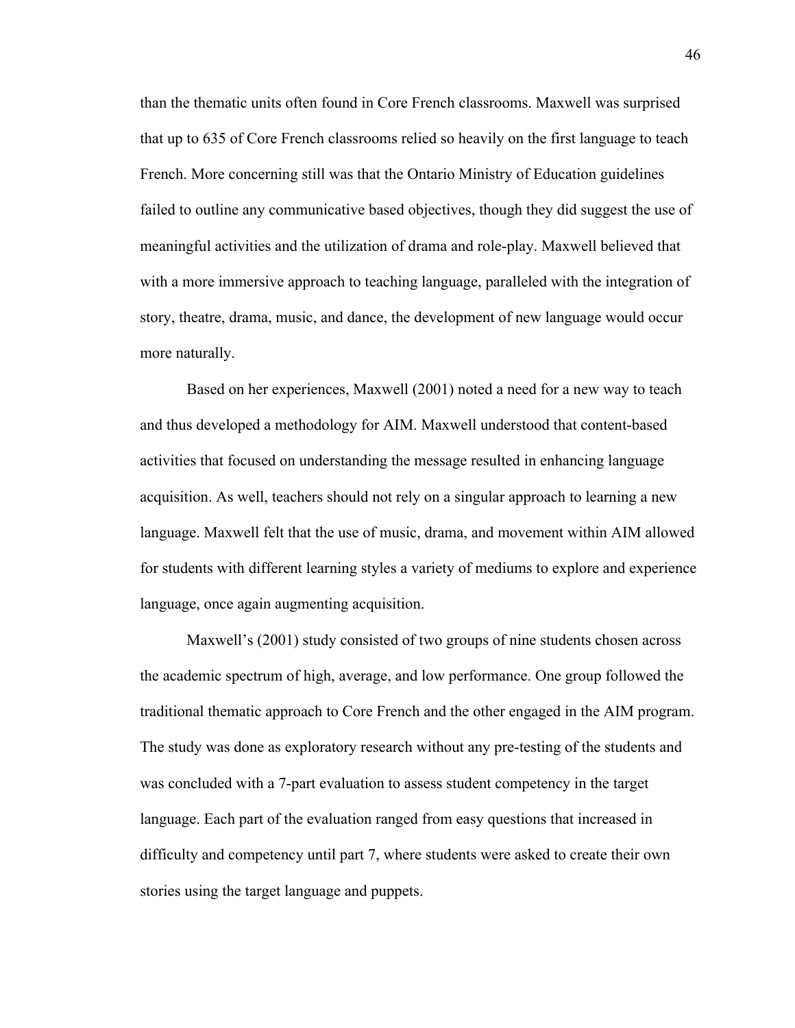than the thematic units often found in Core French classrooms. Maxwell was surprised that up to 635 of Core French classrooms relied so heavily on the first language to teach French. More concerning still was that the Ontario Ministry of Education guidelines failed to outline any communicative based objectives, though they did suggest the use of meaningful activities and the utilization of drama and role-play. Maxwell believed that with a more immersive approach to teaching language, paralleled with the integration of story, theatre, drama, music, and dance, the development of new language would occur more naturally.

Based on her experiences, Maxwell (2001) noted a need for a new way to teach and thus developed a methodology for AIM. Maxwell understood that content-based activities that focused on understanding the message resulted in enhancing language acquisition. As well, teachers should not rely on a singular approach to learning a new language. Maxwell felt that the use of music, drama, and movement within AIM allowed for students with different learning styles a variety of mediums to explore and experience language, once again augmenting acquisition.

Maxwell's (2001) study consisted of two groups of nine students chosen across the academic spectrum of high, average, and low performance. One group followed the traditional thematic approach to Core French and the other engaged in the AIM program. The study was done as exploratory research without any pre-testing of the students and was concluded with a 7-part evaluation to assess student competency in the target language. Each part of the evaluation ranged from easy questions that increased in difficulty and competency until part 7, where students were asked to create their own stories using the target language and puppets.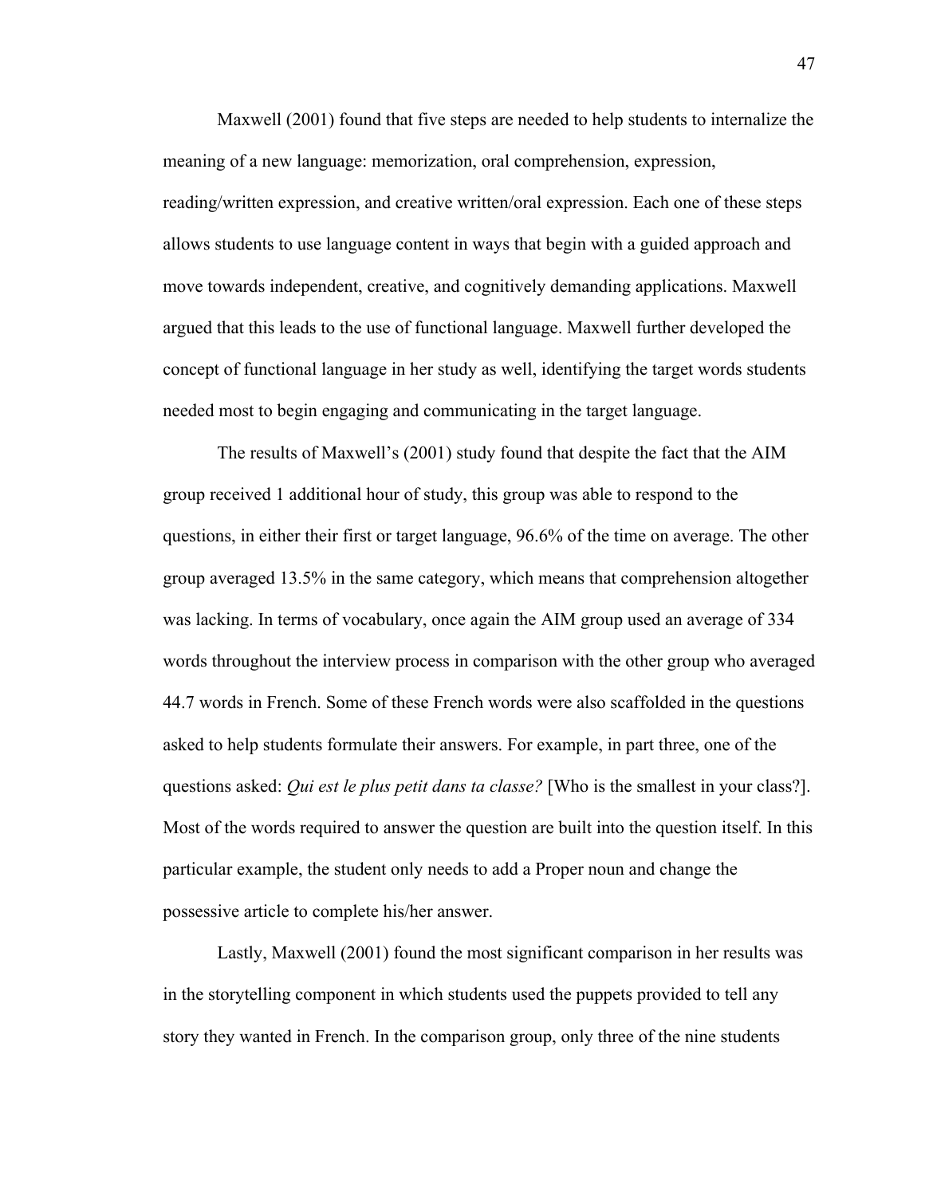Maxwell (2001) found that five steps are needed to help students to internalize the meaning of a new language: memorization, oral comprehension, expression, reading/written expression, and creative written/oral expression. Each one of these steps allows students to use language content in ways that begin with a guided approach and move towards independent, creative, and cognitively demanding applications. Maxwell argued that this leads to the use of functional language. Maxwell further developed the concept of functional language in her study as well, identifying the target words students needed most to begin engaging and communicating in the target language.

The results of Maxwell's (2001) study found that despite the fact that the AIM group received 1 additional hour of study, this group was able to respond to the questions, in either their first or target language, 96.6% of the time on average. The other group averaged 13.5% in the same category, which means that comprehension altogether was lacking. In terms of vocabulary, once again the AIM group used an average of 334 words throughout the interview process in comparison with the other group who averaged 44.7 words in French. Some of these French words were also scaffolded in the questions asked to help students formulate their answers. For example, in part three, one of the questions asked: *Qui est le plus petit dans ta classe?* [Who is the smallest in your class?]. Most of the words required to answer the question are built into the question itself. In this particular example, the student only needs to add a Proper noun and change the possessive article to complete his/her answer.

Lastly, Maxwell (2001) found the most significant comparison in her results was in the storytelling component in which students used the puppets provided to tell any story they wanted in French. In the comparison group, only three of the nine students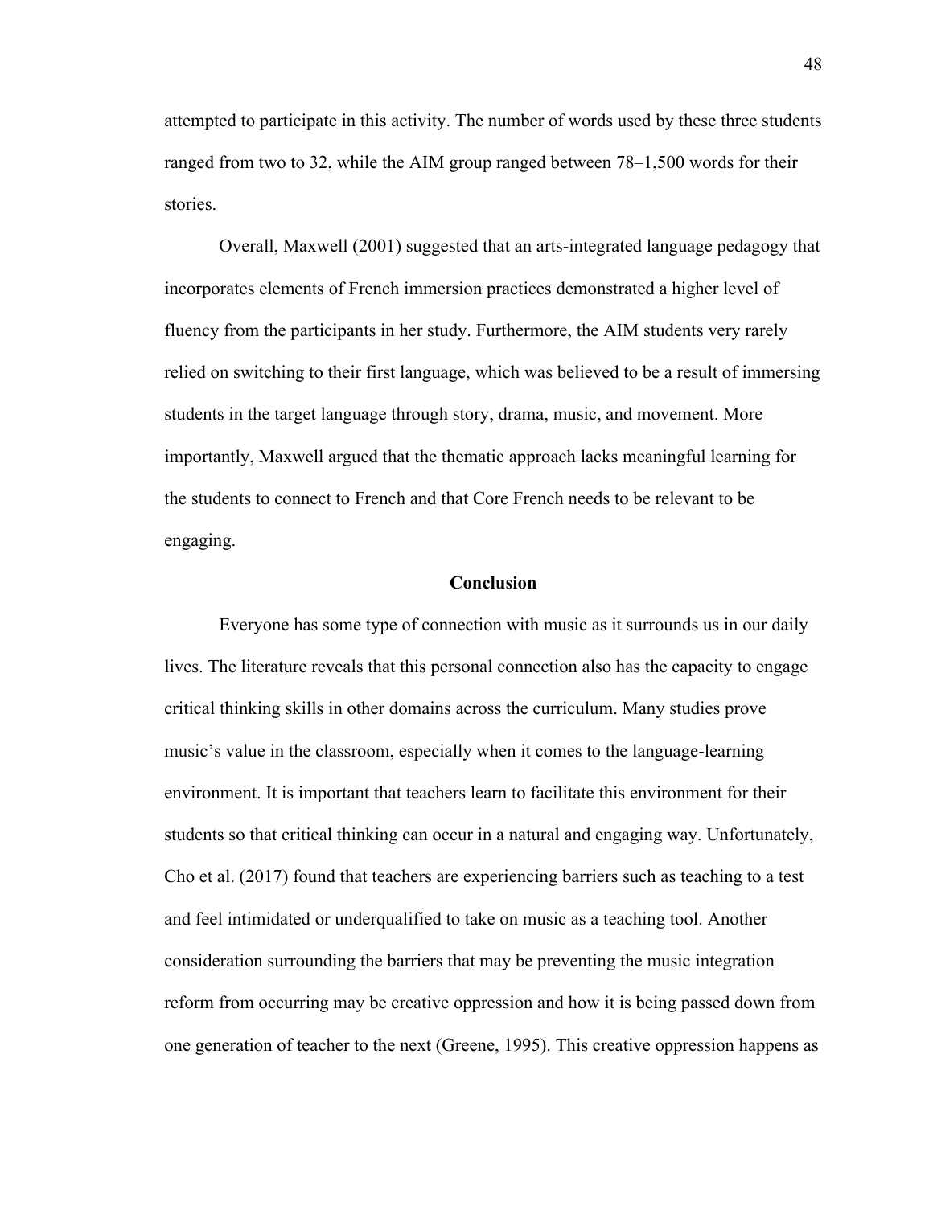attempted to participate in this activity. The number of words used by these three students ranged from two to 32, while the AIM group ranged between 78–1,500 words for their stories.

Overall, Maxwell (2001) suggested that an arts-integrated language pedagogy that incorporates elements of French immersion practices demonstrated a higher level of fluency from the participants in her study. Furthermore, the AIM students very rarely relied on switching to their first language, which was believed to be a result of immersing students in the target language through story, drama, music, and movement. More importantly, Maxwell argued that the thematic approach lacks meaningful learning for the students to connect to French and that Core French needs to be relevant to be engaging.

## Conclusion

Everyone has some type of connection with music as it surrounds us in our daily lives. The literature reveals that this personal connection also has the capacity to engage critical thinking skills in other domains across the curriculum. Many studies prove music's value in the classroom, especially when it comes to the language-learning environment. It is important that teachers learn to facilitate this environment for their students so that critical thinking can occur in a natural and engaging way. Unfortunately, Cho et al. (2017) found that teachers are experiencing barriers such as teaching to a test and feel intimidated or underqualified to take on music as a teaching tool. Another consideration surrounding the barriers that may be preventing the music integration reform from occurring may be creative oppression and how it is being passed down from one generation of teacher to the next (Greene, 1995). This creative oppression happens as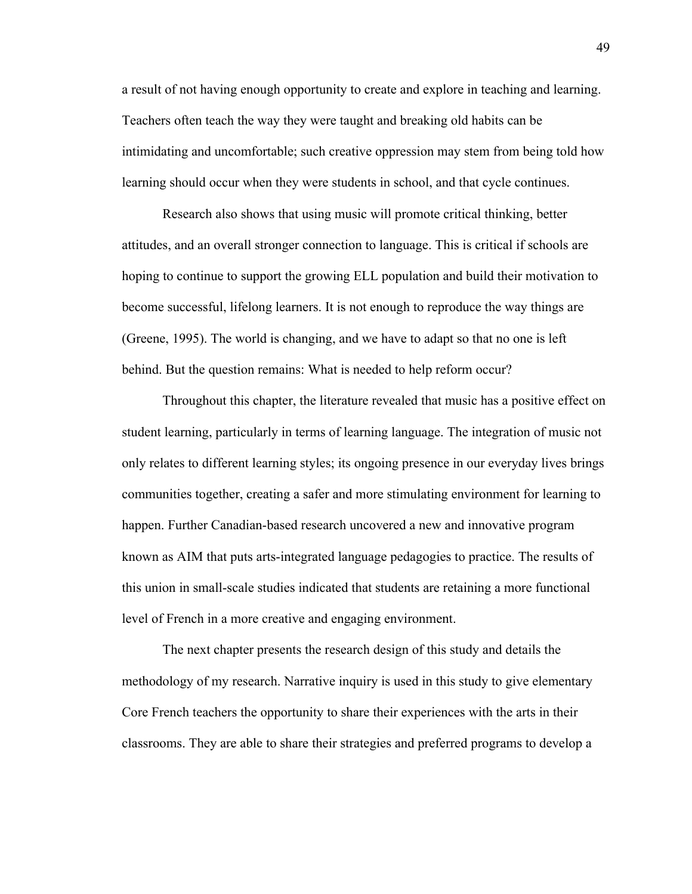a result of not having enough opportunity to create and explore in teaching and learning. Teachers often teach the way they were taught and breaking old habits can be intimidating and uncomfortable; such creative oppression may stem from being told how learning should occur when they were students in school, and that cycle continues.

Research also shows that using music will promote critical thinking, better attitudes, and an overall stronger connection to language. This is critical if schools are hoping to continue to support the growing ELL population and build their motivation to become successful, lifelong learners. It is not enough to reproduce the way things are (Greene, 1995). The world is changing, and we have to adapt so that no one is left behind. But the question remains: What is needed to help reform occur?

Throughout this chapter, the literature revealed that music has a positive effect on student learning, particularly in terms of learning language. The integration of music not only relates to different learning styles; its ongoing presence in our everyday lives brings communities together, creating a safer and more stimulating environment for learning to happen. Further Canadian-based research uncovered a new and innovative program known as AIM that puts arts-integrated language pedagogies to practice. The results of this union in small-scale studies indicated that students are retaining a more functional level of French in a more creative and engaging environment.

The next chapter presents the research design of this study and details the methodology of my research. Narrative inquiry is used in this study to give elementary Core French teachers the opportunity to share their experiences with the arts in their classrooms. They are able to share their strategies and preferred programs to develop a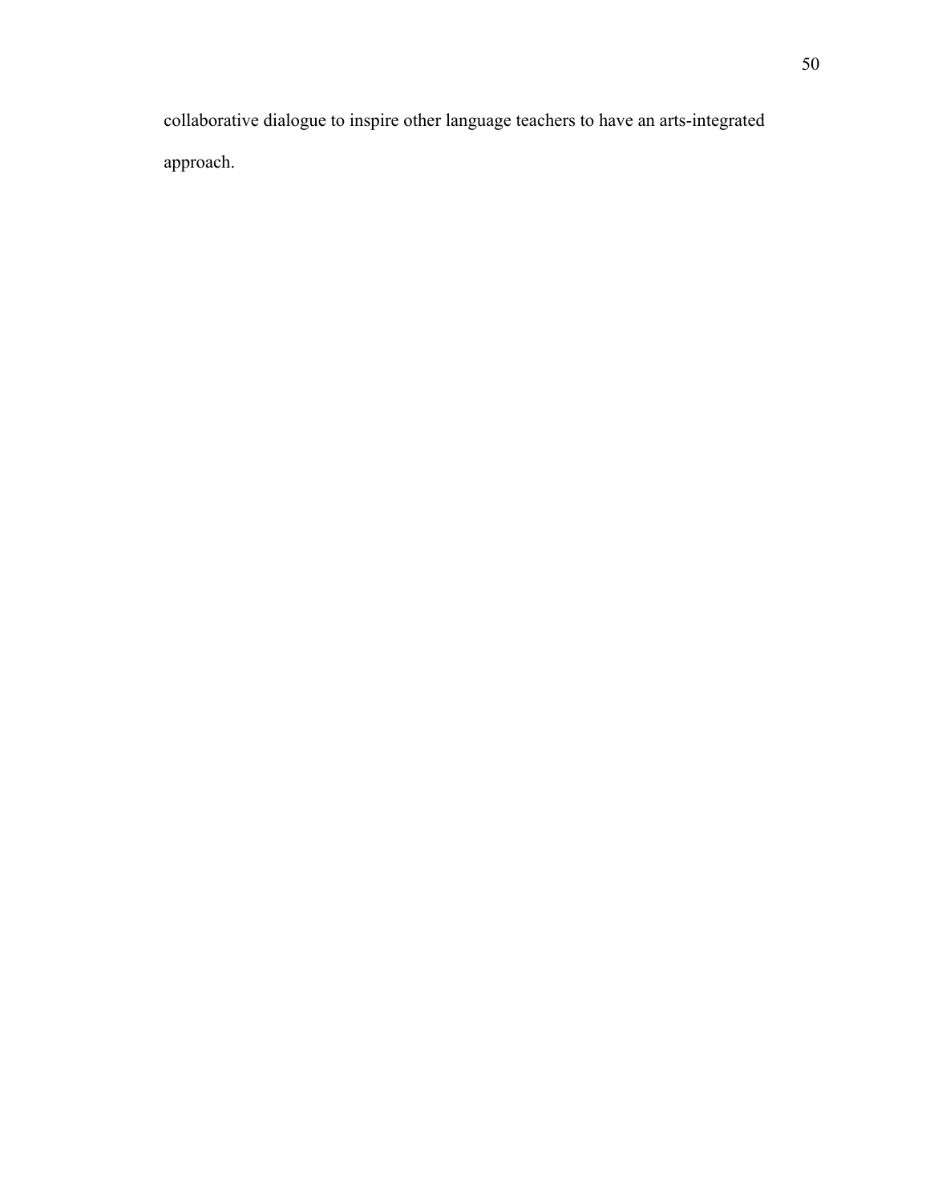collaborative dialogue to inspire other language teachers to have an arts-integrated approach.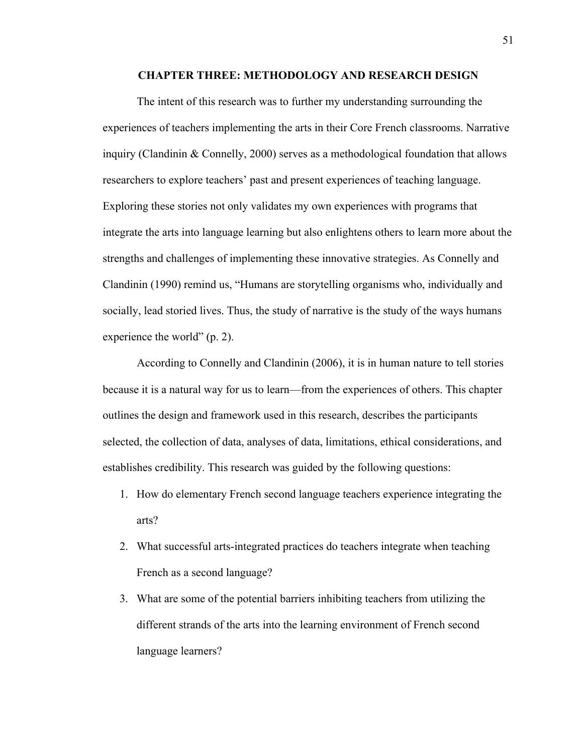# CHAPTER THREE: METHODOLOGY AND RESEARCH DESIGN

The intent of this research was to further my understanding surrounding the experiences of teachers implementing the arts in their Core French classrooms. Narrative inquiry (Clandinin & Connelly, 2000) serves as a methodological foundation that allows researchers to explore teachers' past and present experiences of teaching language. Exploring these stories not only validates my own experiences with programs that integrate the arts into language learning but also enlightens others to learn more about the strengths and challenges of implementing these innovative strategies. As Connelly and Clandinin (1990) remind us, "Humans are storytelling organisms who, individually and socially, lead storied lives. Thus, the study of narrative is the study of the ways humans experience the world" (p. 2).

According to Connelly and Clandinin (2006), it is in human nature to tell stories because it is a natural way for us to learn—from the experiences of others. This chapter outlines the design and framework used in this research, describes the participants selected, the collection of data, analyses of data, limitations, ethical considerations, and establishes credibility. This research was guided by the following questions:

1. How do elementary French second language teachers experience integrating the arts?
2. What successful arts-integrated practices do teachers integrate when teaching French as a second language?
3. What are some of the potential barriers inhibiting teachers from utilizing the different strands of the arts into the learning environment of French second language learners?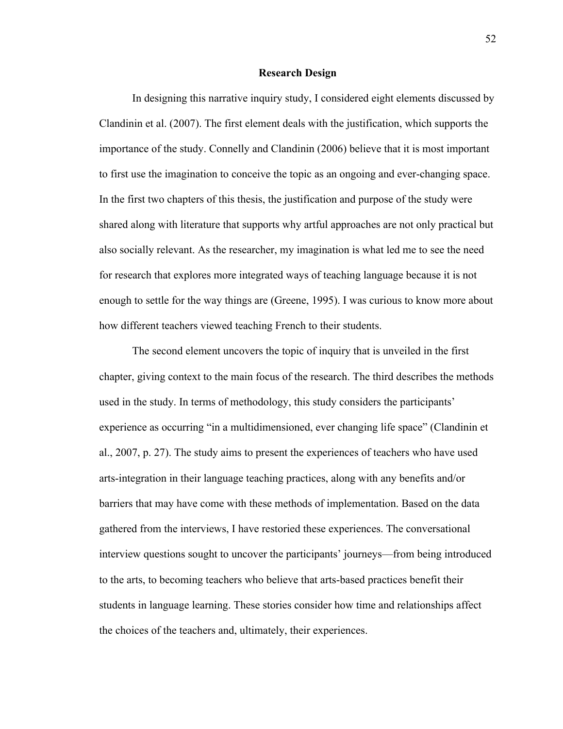## Research Design

In designing this narrative inquiry study, I considered eight elements discussed by Clandinin et al. (2007). The first element deals with the justification, which supports the importance of the study. Connelly and Clandinin (2006) believe that it is most important to first use the imagination to conceive the topic as an ongoing and ever-changing space. In the first two chapters of this thesis, the justification and purpose of the study were shared along with literature that supports why artful approaches are not only practical but also socially relevant. As the researcher, my imagination is what led me to see the need for research that explores more integrated ways of teaching language because it is not enough to settle for the way things are (Greene, 1995). I was curious to know more about how different teachers viewed teaching French to their students.

The second element uncovers the topic of inquiry that is unveiled in the first chapter, giving context to the main focus of the research. The third describes the methods used in the study. In terms of methodology, this study considers the participants' experience as occurring "in a multidimensioned, ever changing life space" (Clandinin et al., 2007, p. 27). The study aims to present the experiences of teachers who have used arts-integration in their language teaching practices, along with any benefits and/or barriers that may have come with these methods of implementation. Based on the data gathered from the interviews, I have restoried these experiences. The conversational interview questions sought to uncover the participants' journeys—from being introduced to the arts, to becoming teachers who believe that arts-based practices benefit their students in language learning. These stories consider how time and relationships affect the choices of the teachers and, ultimately, their experiences.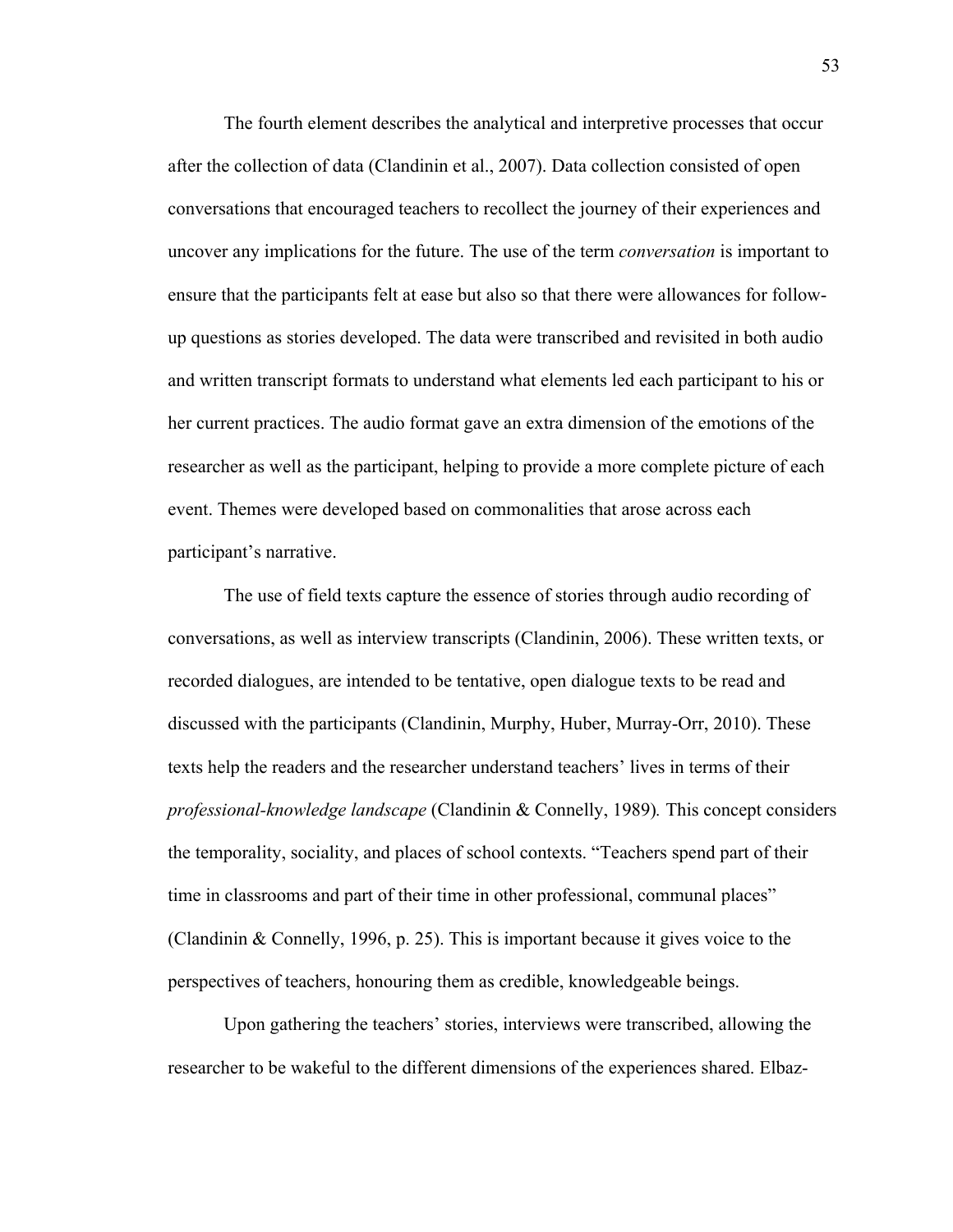The fourth element describes the analytical and interpretive processes that occur after the collection of data (Clandinin et al., 2007). Data collection consisted of open conversations that encouraged teachers to recollect the journey of their experiences and uncover any implications for the future. The use of the term *conversation* is important to ensure that the participants felt at ease but also so that there were allowances for follow-up questions as stories developed. The data were transcribed and revisited in both audio and written transcript formats to understand what elements led each participant to his or her current practices. The audio format gave an extra dimension of the emotions of the researcher as well as the participant, helping to provide a more complete picture of each event. Themes were developed based on commonalities that arose across each participant's narrative.

The use of field texts capture the essence of stories through audio recording of conversations, as well as interview transcripts (Clandinin, 2006). These written texts, or recorded dialogues, are intended to be tentative, open dialogue texts to be read and discussed with the participants (Clandinin, Murphy, Huber, Murray-Orr, 2010). These texts help the readers and the researcher understand teachers' lives in terms of their *professional-knowledge landscape* (Clandinin & Connelly, 1989)*.* This concept considers the temporality, sociality, and places of school contexts. "Teachers spend part of their time in classrooms and part of their time in other professional, communal places" (Clandinin & Connelly, 1996, p. 25). This is important because it gives voice to the perspectives of teachers, honouring them as credible, knowledgeable beings.

Upon gathering the teachers' stories, interviews were transcribed, allowing the researcher to be wakeful to the different dimensions of the experiences shared. Elbaz-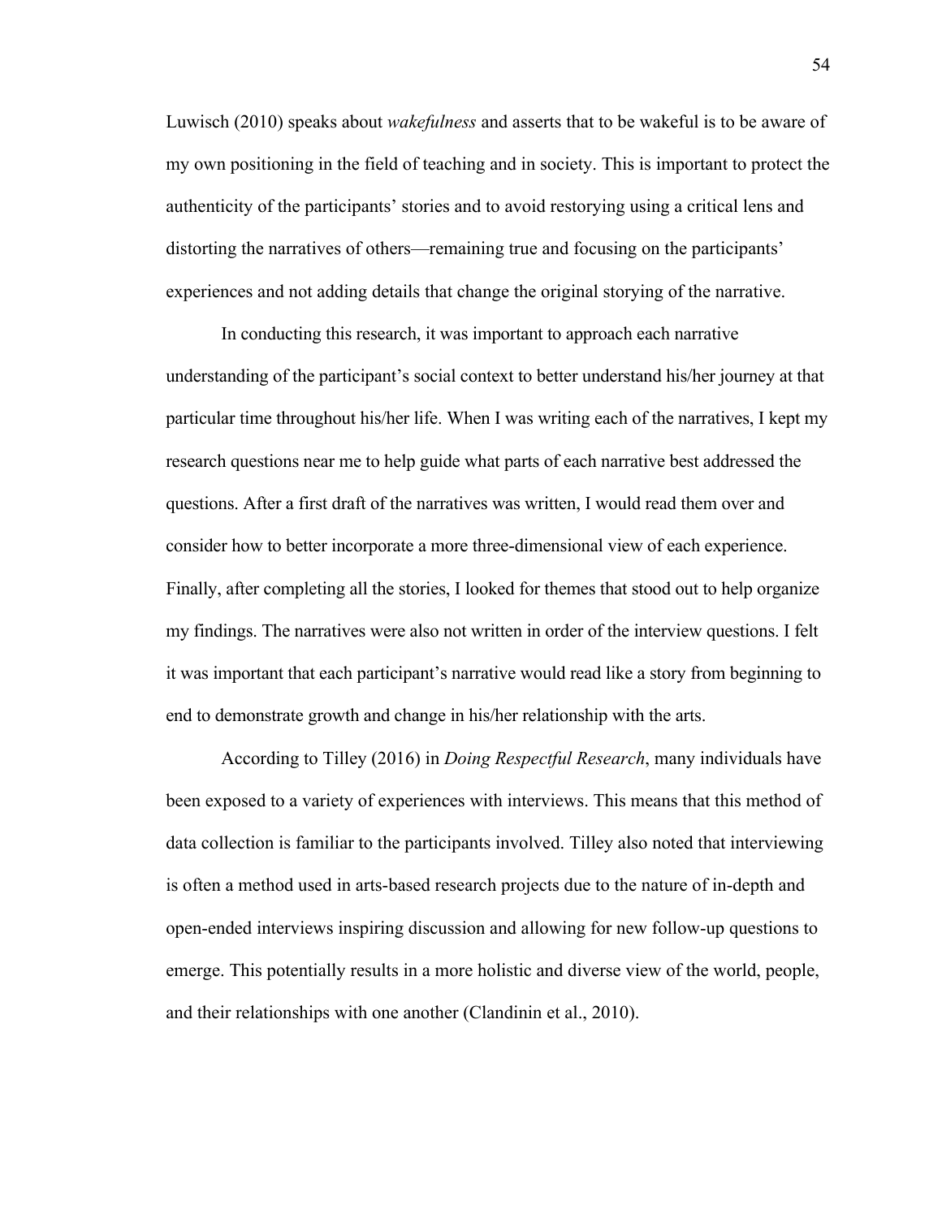Luwisch (2010) speaks about *wakefulness* and asserts that to be wakeful is to be aware of my own positioning in the field of teaching and in society. This is important to protect the authenticity of the participants' stories and to avoid restorying using a critical lens and distorting the narratives of others—remaining true and focusing on the participants' experiences and not adding details that change the original storying of the narrative.

In conducting this research, it was important to approach each narrative understanding of the participant's social context to better understand his/her journey at that particular time throughout his/her life. When I was writing each of the narratives, I kept my research questions near me to help guide what parts of each narrative best addressed the questions. After a first draft of the narratives was written, I would read them over and consider how to better incorporate a more three-dimensional view of each experience. Finally, after completing all the stories, I looked for themes that stood out to help organize my findings. The narratives were also not written in order of the interview questions. I felt it was important that each participant's narrative would read like a story from beginning to end to demonstrate growth and change in his/her relationship with the arts.

According to Tilley (2016) in *Doing Respectful Research*, many individuals have been exposed to a variety of experiences with interviews. This means that this method of data collection is familiar to the participants involved. Tilley also noted that interviewing is often a method used in arts-based research projects due to the nature of in-depth and open-ended interviews inspiring discussion and allowing for new follow-up questions to emerge. This potentially results in a more holistic and diverse view of the world, people, and their relationships with one another (Clandinin et al., 2010).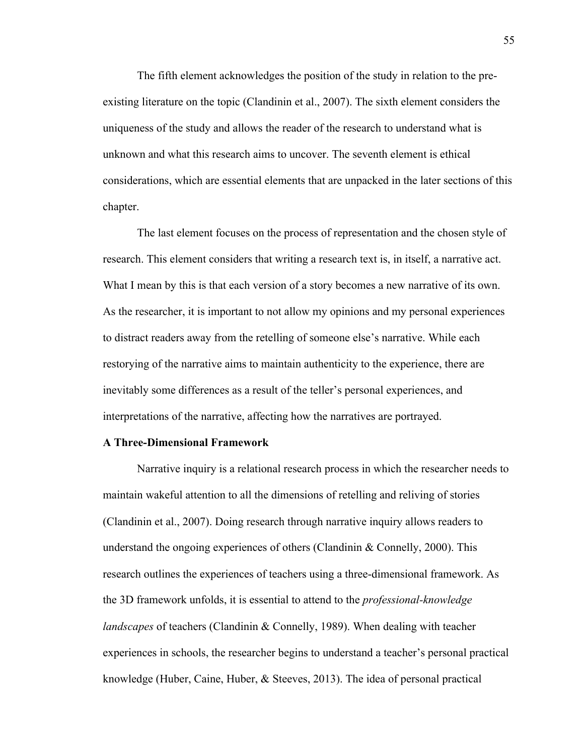The fifth element acknowledges the position of the study in relation to the pre-existing literature on the topic (Clandinin et al., 2007). The sixth element considers the uniqueness of the study and allows the reader of the research to understand what is unknown and what this research aims to uncover. The seventh element is ethical considerations, which are essential elements that are unpacked in the later sections of this chapter.

The last element focuses on the process of representation and the chosen style of research. This element considers that writing a research text is, in itself, a narrative act. What I mean by this is that each version of a story becomes a new narrative of its own. As the researcher, it is important to not allow my opinions and my personal experiences to distract readers away from the retelling of someone else's narrative. While each restorying of the narrative aims to maintain authenticity to the experience, there are inevitably some differences as a result of the teller's personal experiences, and interpretations of the narrative, affecting how the narratives are portrayed.

**A Three-Dimensional Framework**

Narrative inquiry is a relational research process in which the researcher needs to maintain wakeful attention to all the dimensions of retelling and reliving of stories (Clandinin et al., 2007). Doing research through narrative inquiry allows readers to understand the ongoing experiences of others (Clandinin & Connelly, 2000). This research outlines the experiences of teachers using a three-dimensional framework. As the 3D framework unfolds, it is essential to attend to the *professional-knowledge landscapes* of teachers (Clandinin & Connelly, 1989). When dealing with teacher experiences in schools, the researcher begins to understand a teacher's personal practical knowledge (Huber, Caine, Huber, & Steeves, 2013). The idea of personal practical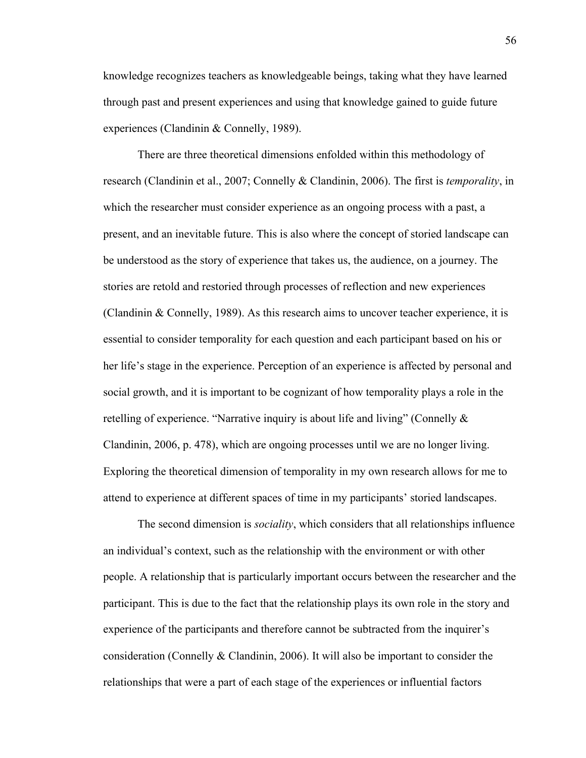knowledge recognizes teachers as knowledgeable beings, taking what they have learned through past and present experiences and using that knowledge gained to guide future experiences (Clandinin & Connelly, 1989).

There are three theoretical dimensions enfolded within this methodology of research (Clandinin et al., 2007; Connelly & Clandinin, 2006). The first is *temporality*, in which the researcher must consider experience as an ongoing process with a past, a present, and an inevitable future. This is also where the concept of storied landscape can be understood as the story of experience that takes us, the audience, on a journey. The stories are retold and restoried through processes of reflection and new experiences (Clandinin & Connelly, 1989). As this research aims to uncover teacher experience, it is essential to consider temporality for each question and each participant based on his or her life's stage in the experience. Perception of an experience is affected by personal and social growth, and it is important to be cognizant of how temporality plays a role in the retelling of experience. "Narrative inquiry is about life and living" (Connelly & Clandinin, 2006, p. 478), which are ongoing processes until we are no longer living. Exploring the theoretical dimension of temporality in my own research allows for me to attend to experience at different spaces of time in my participants' storied landscapes.

The second dimension is *sociality*, which considers that all relationships influence an individual's context, such as the relationship with the environment or with other people. A relationship that is particularly important occurs between the researcher and the participant. This is due to the fact that the relationship plays its own role in the story and experience of the participants and therefore cannot be subtracted from the inquirer's consideration (Connelly & Clandinin, 2006). It will also be important to consider the relationships that were a part of each stage of the experiences or influential factors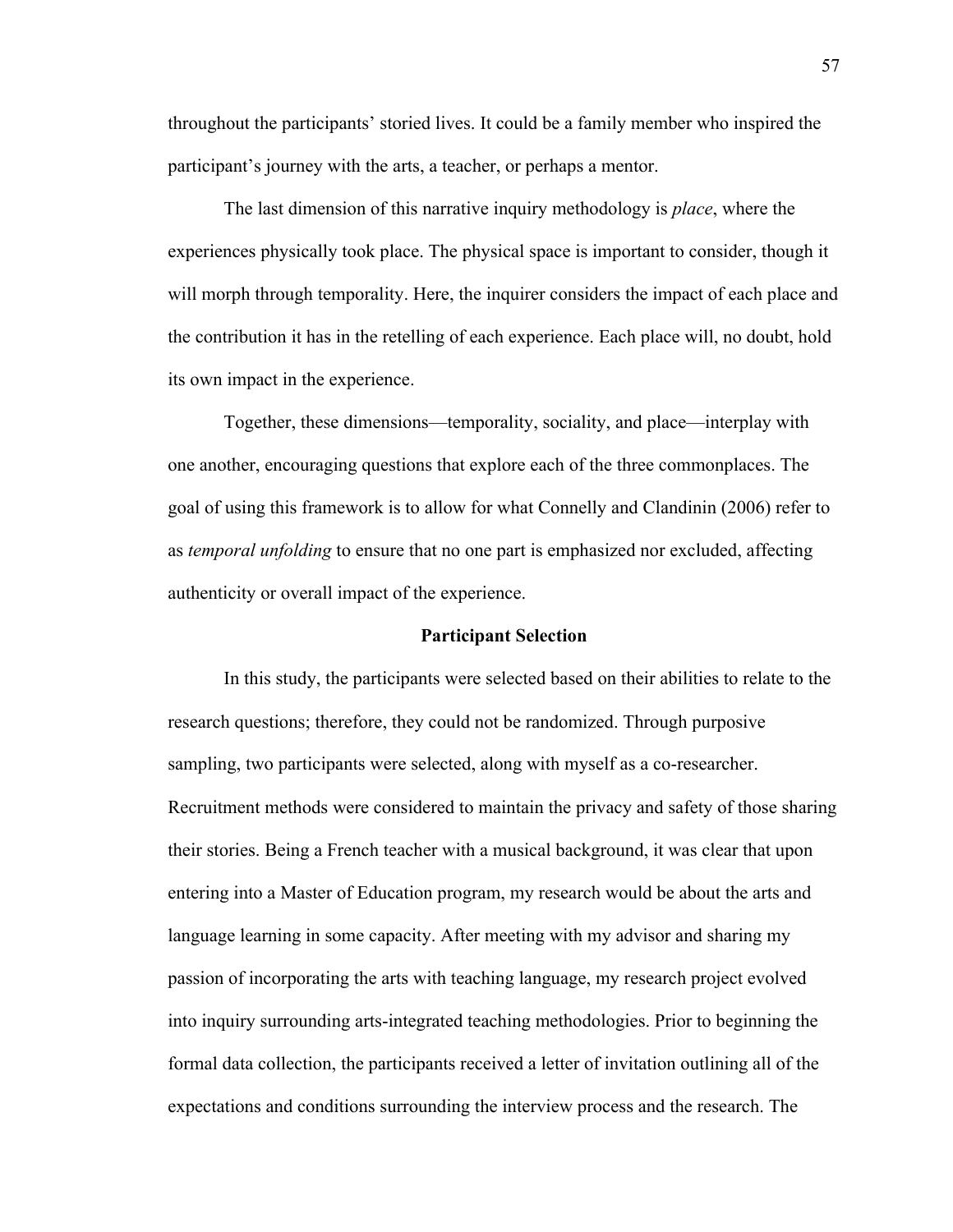throughout the participants' storied lives. It could be a family member who inspired the participant's journey with the arts, a teacher, or perhaps a mentor.

The last dimension of this narrative inquiry methodology is *place*, where the experiences physically took place. The physical space is important to consider, though it will morph through temporality. Here, the inquirer considers the impact of each place and the contribution it has in the retelling of each experience. Each place will, no doubt, hold its own impact in the experience.

Together, these dimensions—temporality, sociality, and place—interplay with one another, encouraging questions that explore each of the three commonplaces. The goal of using this framework is to allow for what Connelly and Clandinin (2006) refer to as *temporal unfolding* to ensure that no one part is emphasized nor excluded, affecting authenticity or overall impact of the experience.

## Participant Selection

In this study, the participants were selected based on their abilities to relate to the research questions; therefore, they could not be randomized. Through purposive sampling, two participants were selected, along with myself as a co-researcher. Recruitment methods were considered to maintain the privacy and safety of those sharing their stories. Being a French teacher with a musical background, it was clear that upon entering into a Master of Education program, my research would be about the arts and language learning in some capacity. After meeting with my advisor and sharing my passion of incorporating the arts with teaching language, my research project evolved into inquiry surrounding arts-integrated teaching methodologies. Prior to beginning the formal data collection, the participants received a letter of invitation outlining all of the expectations and conditions surrounding the interview process and the research. The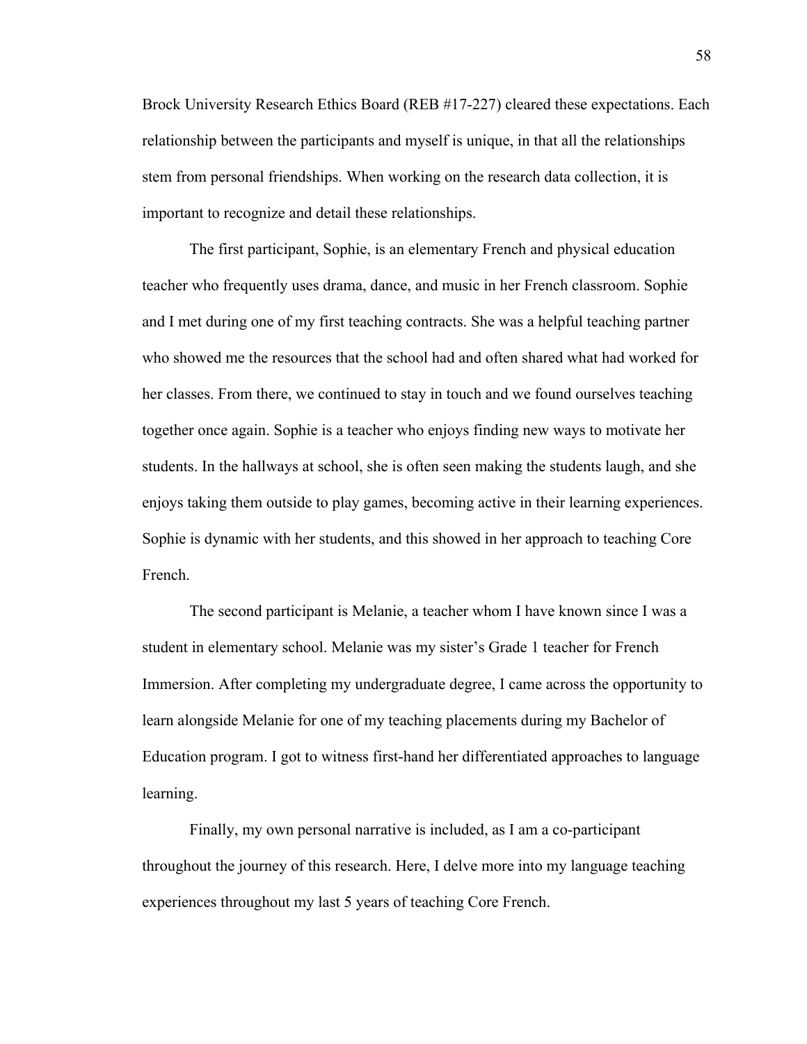Brock University Research Ethics Board (REB #17-227) cleared these expectations. Each relationship between the participants and myself is unique, in that all the relationships stem from personal friendships. When working on the research data collection, it is important to recognize and detail these relationships.

The first participant, Sophie, is an elementary French and physical education teacher who frequently uses drama, dance, and music in her French classroom. Sophie and I met during one of my first teaching contracts. She was a helpful teaching partner who showed me the resources that the school had and often shared what had worked for her classes. From there, we continued to stay in touch and we found ourselves teaching together once again. Sophie is a teacher who enjoys finding new ways to motivate her students. In the hallways at school, she is often seen making the students laugh, and she enjoys taking them outside to play games, becoming active in their learning experiences. Sophie is dynamic with her students, and this showed in her approach to teaching Core French.

The second participant is Melanie, a teacher whom I have known since I was a student in elementary school. Melanie was my sister's Grade 1 teacher for French Immersion. After completing my undergraduate degree, I came across the opportunity to learn alongside Melanie for one of my teaching placements during my Bachelor of Education program. I got to witness first-hand her differentiated approaches to language learning.

Finally, my own personal narrative is included, as I am a co-participant throughout the journey of this research. Here, I delve more into my language teaching experiences throughout my last 5 years of teaching Core French.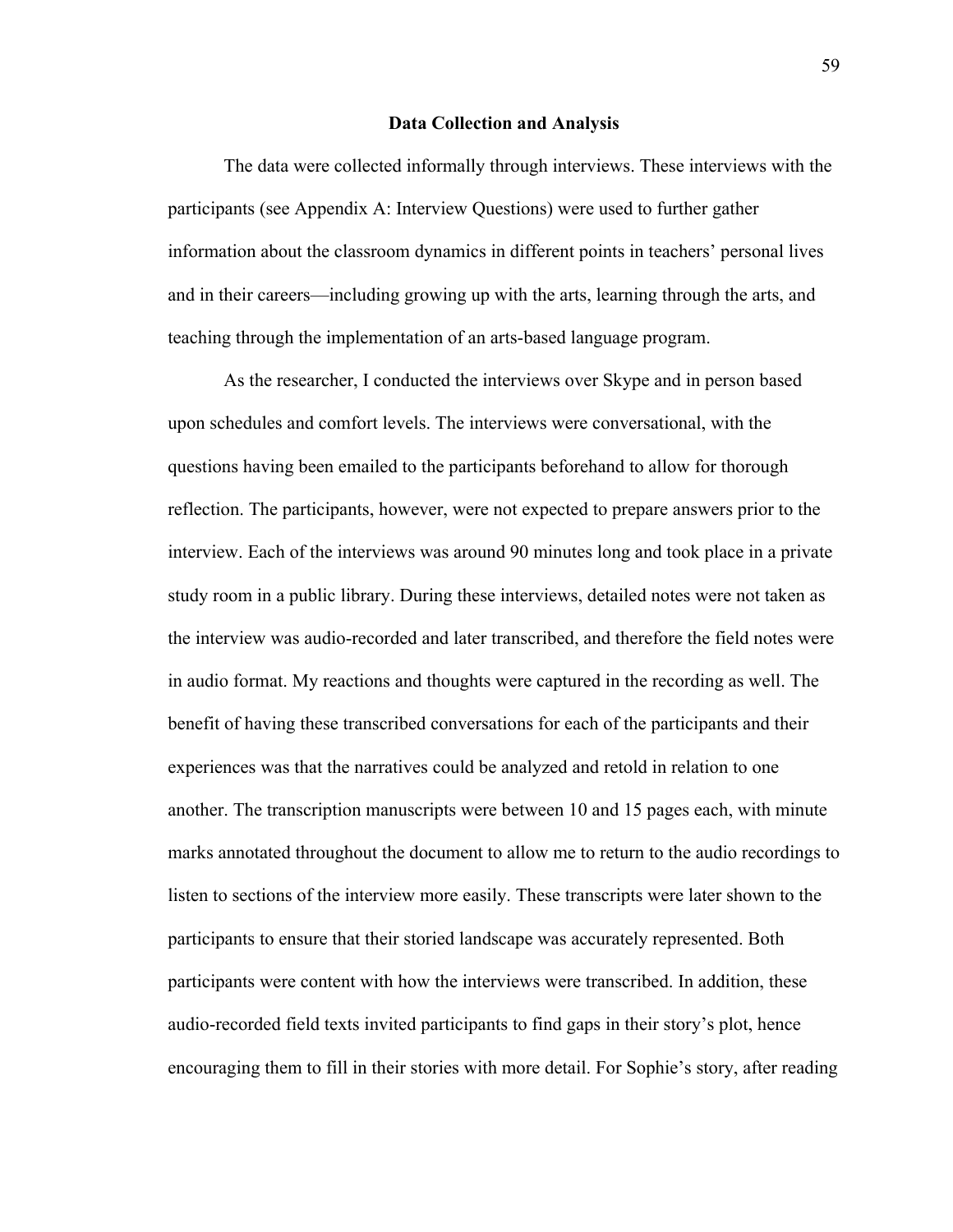## Data Collection and Analysis

The data were collected informally through interviews. These interviews with the participants (see Appendix A: Interview Questions) were used to further gather information about the classroom dynamics in different points in teachers' personal lives and in their careers—including growing up with the arts, learning through the arts, and teaching through the implementation of an arts-based language program.

As the researcher, I conducted the interviews over Skype and in person based upon schedules and comfort levels. The interviews were conversational, with the questions having been emailed to the participants beforehand to allow for thorough reflection. The participants, however, were not expected to prepare answers prior to the interview. Each of the interviews was around 90 minutes long and took place in a private study room in a public library. During these interviews, detailed notes were not taken as the interview was audio-recorded and later transcribed, and therefore the field notes were in audio format. My reactions and thoughts were captured in the recording as well. The benefit of having these transcribed conversations for each of the participants and their experiences was that the narratives could be analyzed and retold in relation to one another. The transcription manuscripts were between 10 and 15 pages each, with minute marks annotated throughout the document to allow me to return to the audio recordings to listen to sections of the interview more easily. These transcripts were later shown to the participants to ensure that their storied landscape was accurately represented. Both participants were content with how the interviews were transcribed. In addition, these audio-recorded field texts invited participants to find gaps in their story's plot, hence encouraging them to fill in their stories with more detail. For Sophie's story, after reading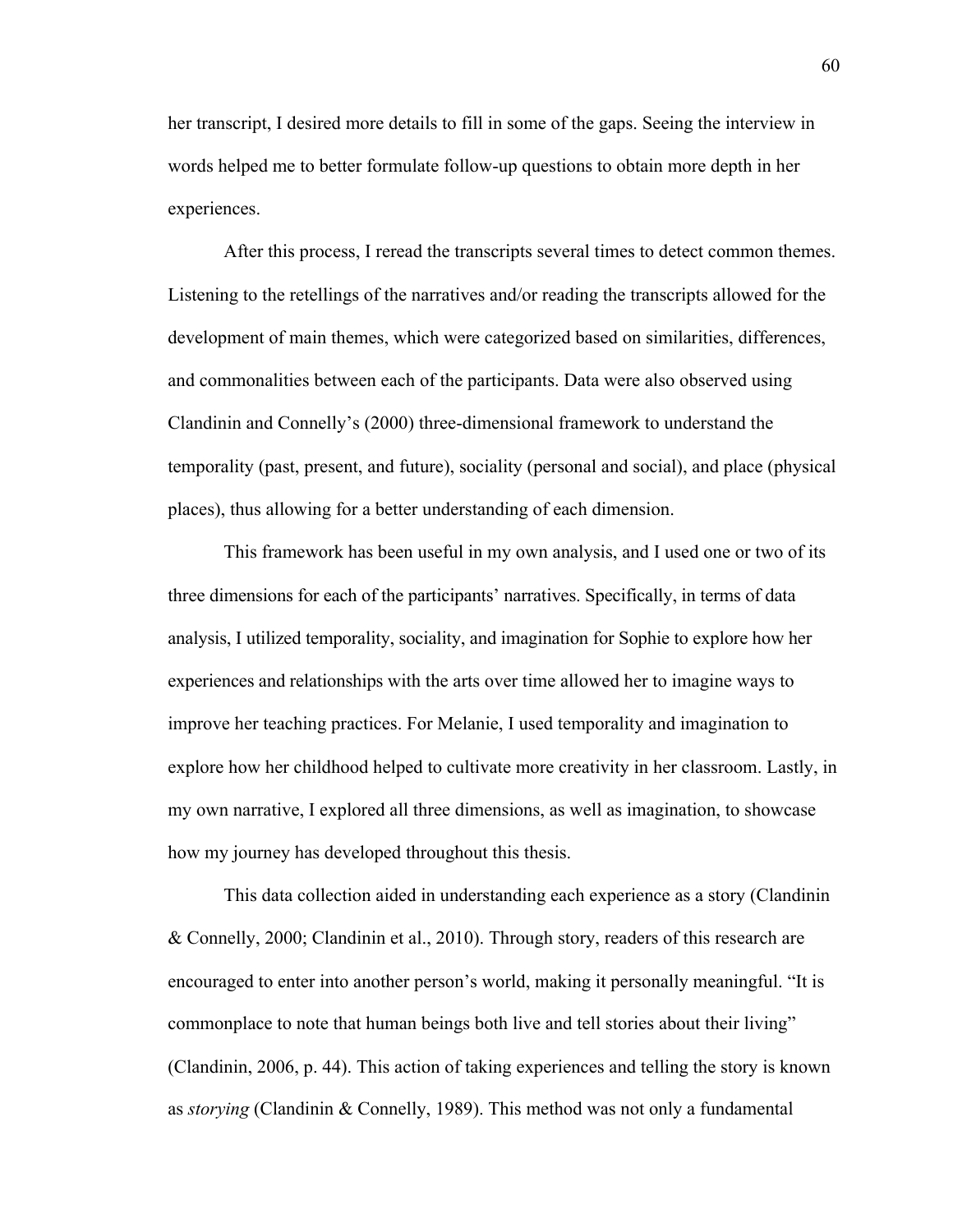her transcript, I desired more details to fill in some of the gaps. Seeing the interview in words helped me to better formulate follow-up questions to obtain more depth in her experiences.

After this process, I reread the transcripts several times to detect common themes. Listening to the retellings of the narratives and/or reading the transcripts allowed for the development of main themes, which were categorized based on similarities, differences, and commonalities between each of the participants. Data were also observed using Clandinin and Connelly's (2000) three-dimensional framework to understand the temporality (past, present, and future), sociality (personal and social), and place (physical places), thus allowing for a better understanding of each dimension.

This framework has been useful in my own analysis, and I used one or two of its three dimensions for each of the participants' narratives. Specifically, in terms of data analysis, I utilized temporality, sociality, and imagination for Sophie to explore how her experiences and relationships with the arts over time allowed her to imagine ways to improve her teaching practices. For Melanie, I used temporality and imagination to explore how her childhood helped to cultivate more creativity in her classroom. Lastly, in my own narrative, I explored all three dimensions, as well as imagination, to showcase how my journey has developed throughout this thesis.

This data collection aided in understanding each experience as a story (Clandinin & Connelly, 2000; Clandinin et al., 2010). Through story, readers of this research are encouraged to enter into another person's world, making it personally meaningful. "It is commonplace to note that human beings both live and tell stories about their living" (Clandinin, 2006, p. 44). This action of taking experiences and telling the story is known as *storying* (Clandinin & Connelly, 1989). This method was not only a fundamental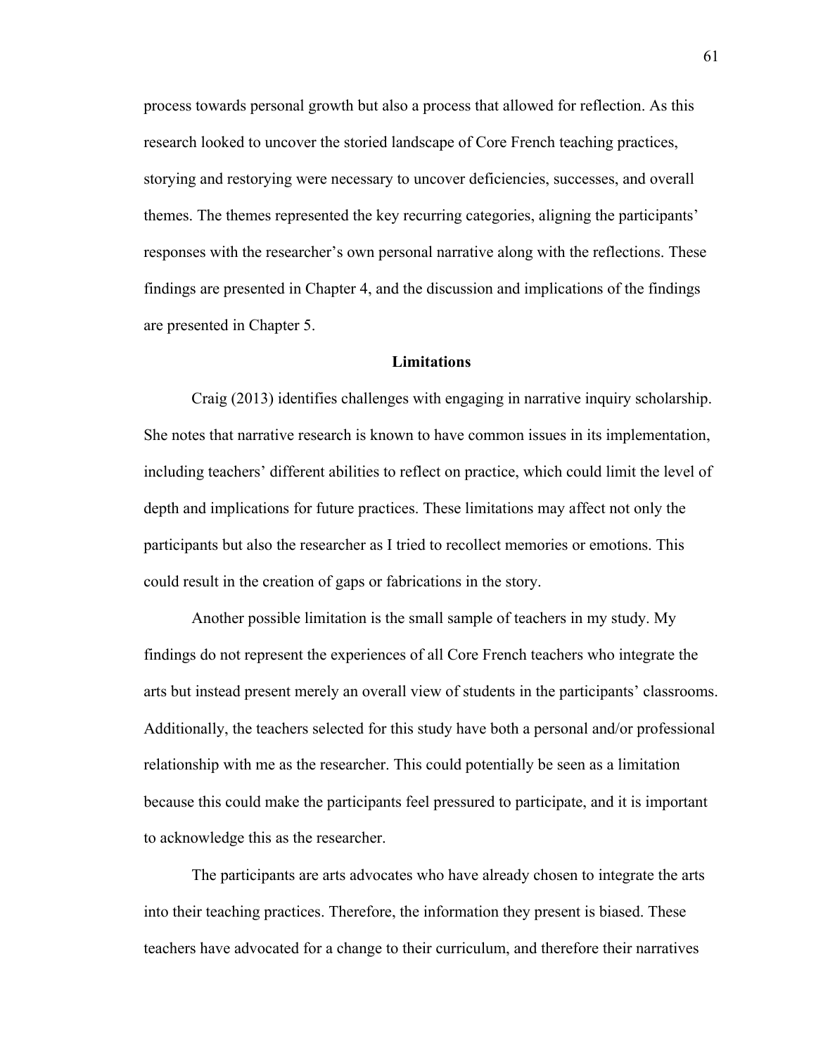process towards personal growth but also a process that allowed for reflection. As this research looked to uncover the storied landscape of Core French teaching practices, storying and restorying were necessary to uncover deficiencies, successes, and overall themes. The themes represented the key recurring categories, aligning the participants' responses with the researcher's own personal narrative along with the reflections. These findings are presented in Chapter 4, and the discussion and implications of the findings are presented in Chapter 5.

## Limitations

Craig (2013) identifies challenges with engaging in narrative inquiry scholarship. She notes that narrative research is known to have common issues in its implementation, including teachers' different abilities to reflect on practice, which could limit the level of depth and implications for future practices. These limitations may affect not only the participants but also the researcher as I tried to recollect memories or emotions. This could result in the creation of gaps or fabrications in the story.

Another possible limitation is the small sample of teachers in my study. My findings do not represent the experiences of all Core French teachers who integrate the arts but instead present merely an overall view of students in the participants' classrooms. Additionally, the teachers selected for this study have both a personal and/or professional relationship with me as the researcher. This could potentially be seen as a limitation because this could make the participants feel pressured to participate, and it is important to acknowledge this as the researcher.

The participants are arts advocates who have already chosen to integrate the arts into their teaching practices. Therefore, the information they present is biased. These teachers have advocated for a change to their curriculum, and therefore their narratives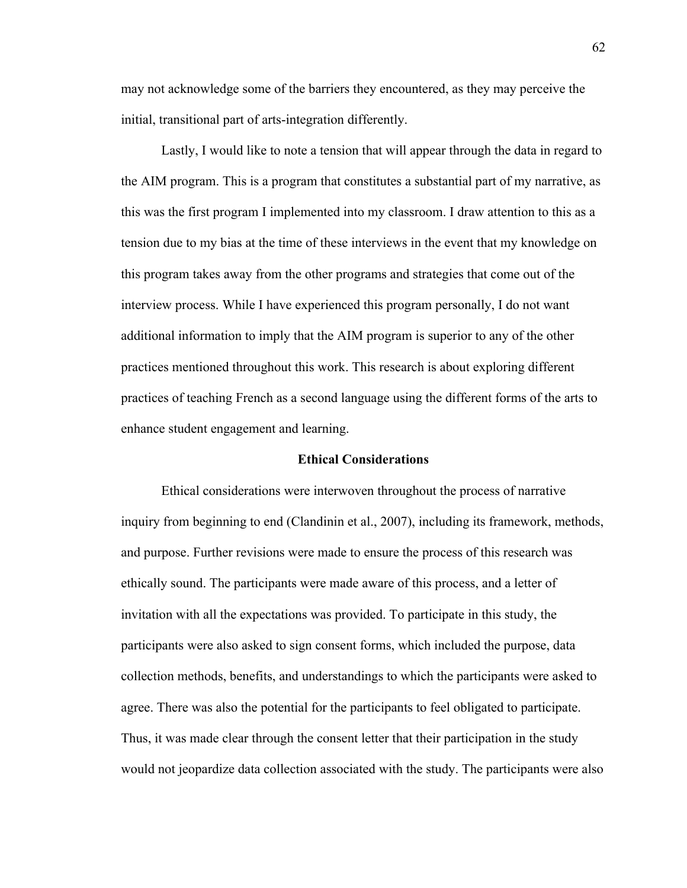may not acknowledge some of the barriers they encountered, as they may perceive the initial, transitional part of arts-integration differently.

Lastly, I would like to note a tension that will appear through the data in regard to the AIM program. This is a program that constitutes a substantial part of my narrative, as this was the first program I implemented into my classroom. I draw attention to this as a tension due to my bias at the time of these interviews in the event that my knowledge on this program takes away from the other programs and strategies that come out of the interview process. While I have experienced this program personally, I do not want additional information to imply that the AIM program is superior to any of the other practices mentioned throughout this work. This research is about exploring different practices of teaching French as a second language using the different forms of the arts to enhance student engagement and learning.

## Ethical Considerations

Ethical considerations were interwoven throughout the process of narrative inquiry from beginning to end (Clandinin et al., 2007), including its framework, methods, and purpose. Further revisions were made to ensure the process of this research was ethically sound. The participants were made aware of this process, and a letter of invitation with all the expectations was provided. To participate in this study, the participants were also asked to sign consent forms, which included the purpose, data collection methods, benefits, and understandings to which the participants were asked to agree. There was also the potential for the participants to feel obligated to participate. Thus, it was made clear through the consent letter that their participation in the study would not jeopardize data collection associated with the study. The participants were also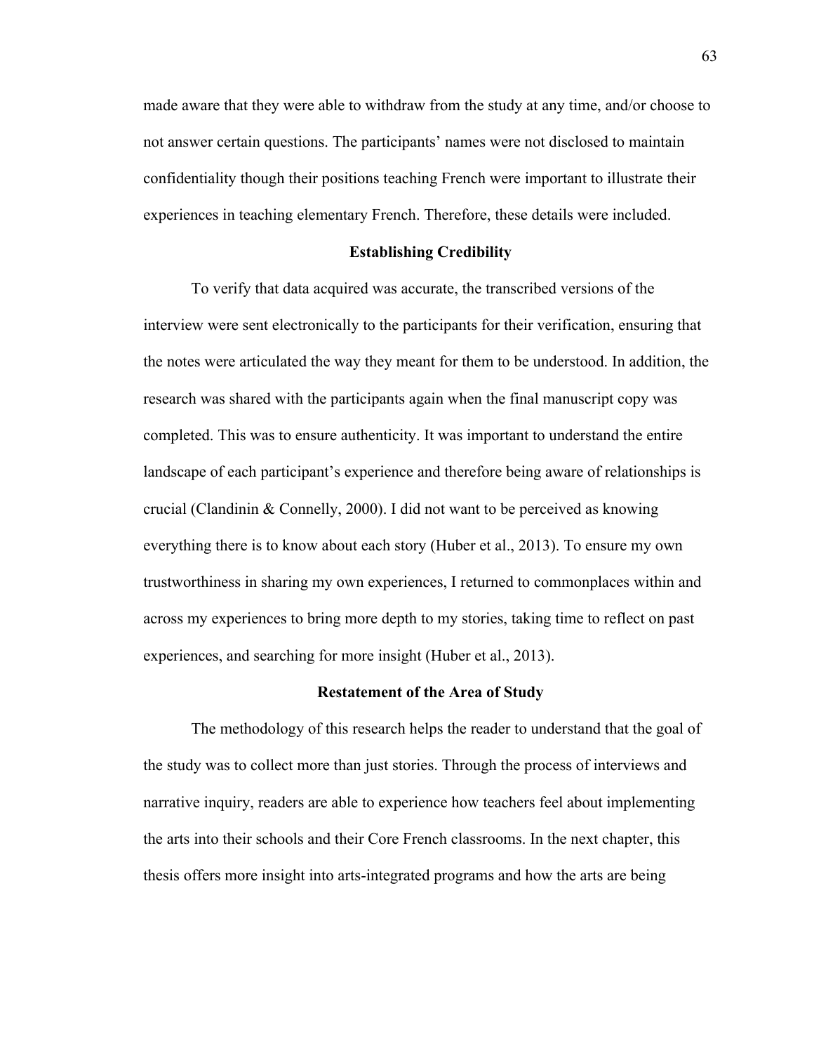made aware that they were able to withdraw from the study at any time, and/or choose to not answer certain questions. The participants' names were not disclosed to maintain confidentiality though their positions teaching French were important to illustrate their experiences in teaching elementary French. Therefore, these details were included.

## Establishing Credibility

To verify that data acquired was accurate, the transcribed versions of the interview were sent electronically to the participants for their verification, ensuring that the notes were articulated the way they meant for them to be understood. In addition, the research was shared with the participants again when the final manuscript copy was completed. This was to ensure authenticity. It was important to understand the entire landscape of each participant's experience and therefore being aware of relationships is crucial (Clandinin & Connelly, 2000). I did not want to be perceived as knowing everything there is to know about each story (Huber et al., 2013). To ensure my own trustworthiness in sharing my own experiences, I returned to commonplaces within and across my experiences to bring more depth to my stories, taking time to reflect on past experiences, and searching for more insight (Huber et al., 2013).

## Restatement of the Area of Study

The methodology of this research helps the reader to understand that the goal of the study was to collect more than just stories. Through the process of interviews and narrative inquiry, readers are able to experience how teachers feel about implementing the arts into their schools and their Core French classrooms. In the next chapter, this thesis offers more insight into arts-integrated programs and how the arts are being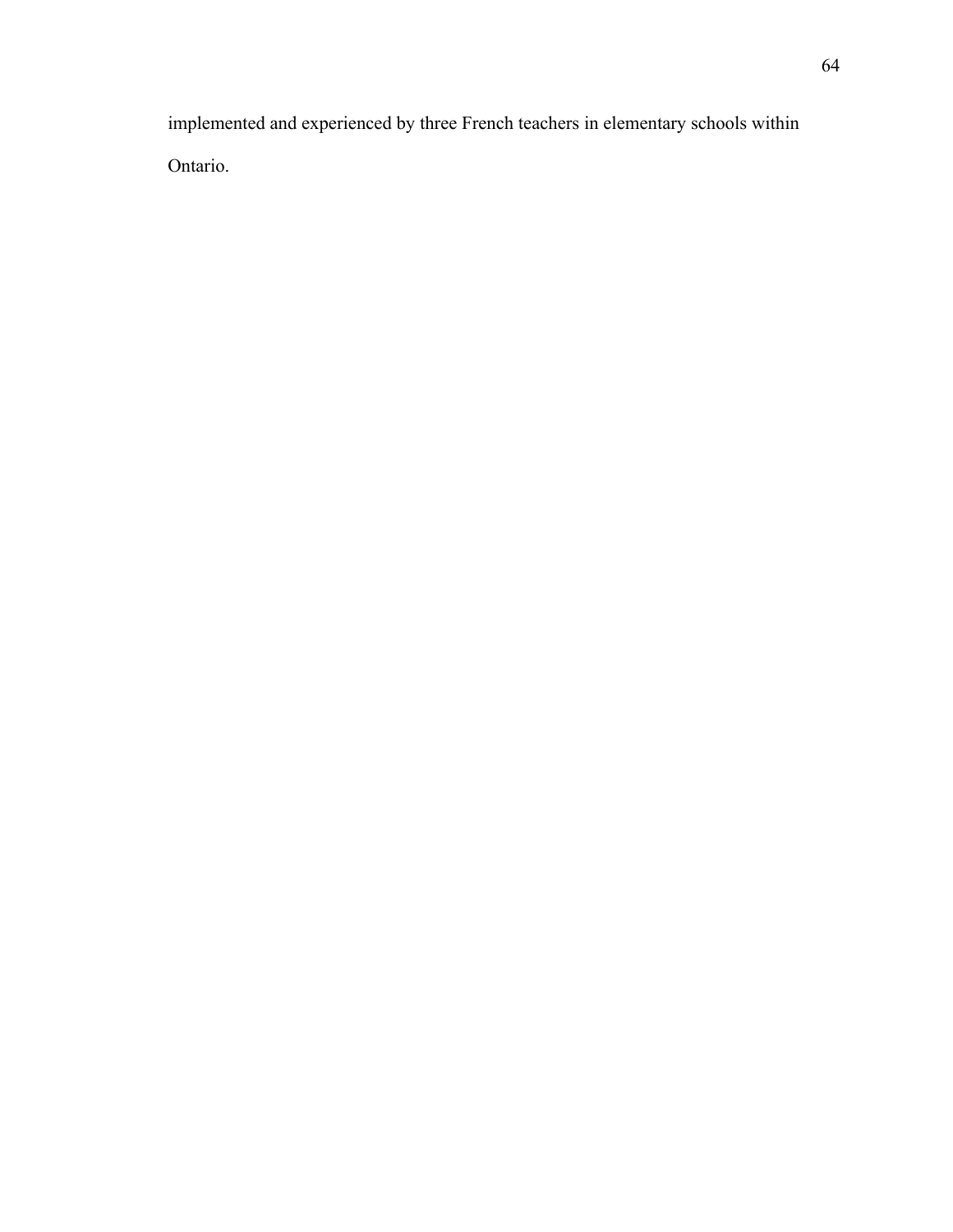implemented and experienced by three French teachers in elementary schools within Ontario.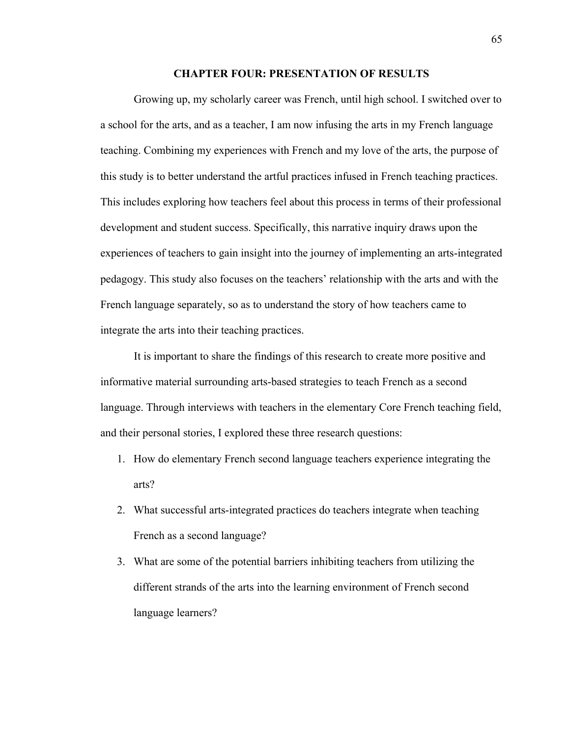# CHAPTER FOUR: PRESENTATION OF RESULTS

Growing up, my scholarly career was French, until high school. I switched over to a school for the arts, and as a teacher, I am now infusing the arts in my French language teaching. Combining my experiences with French and my love of the arts, the purpose of this study is to better understand the artful practices infused in French teaching practices. This includes exploring how teachers feel about this process in terms of their professional development and student success. Specifically, this narrative inquiry draws upon the experiences of teachers to gain insight into the journey of implementing an arts-integrated pedagogy. This study also focuses on the teachers' relationship with the arts and with the French language separately, so as to understand the story of how teachers came to integrate the arts into their teaching practices.

It is important to share the findings of this research to create more positive and informative material surrounding arts-based strategies to teach French as a second language. Through interviews with teachers in the elementary Core French teaching field, and their personal stories, I explored these three research questions:

1. How do elementary French second language teachers experience integrating the arts?
2. What successful arts-integrated practices do teachers integrate when teaching French as a second language?
3. What are some of the potential barriers inhibiting teachers from utilizing the different strands of the arts into the learning environment of French second language learners?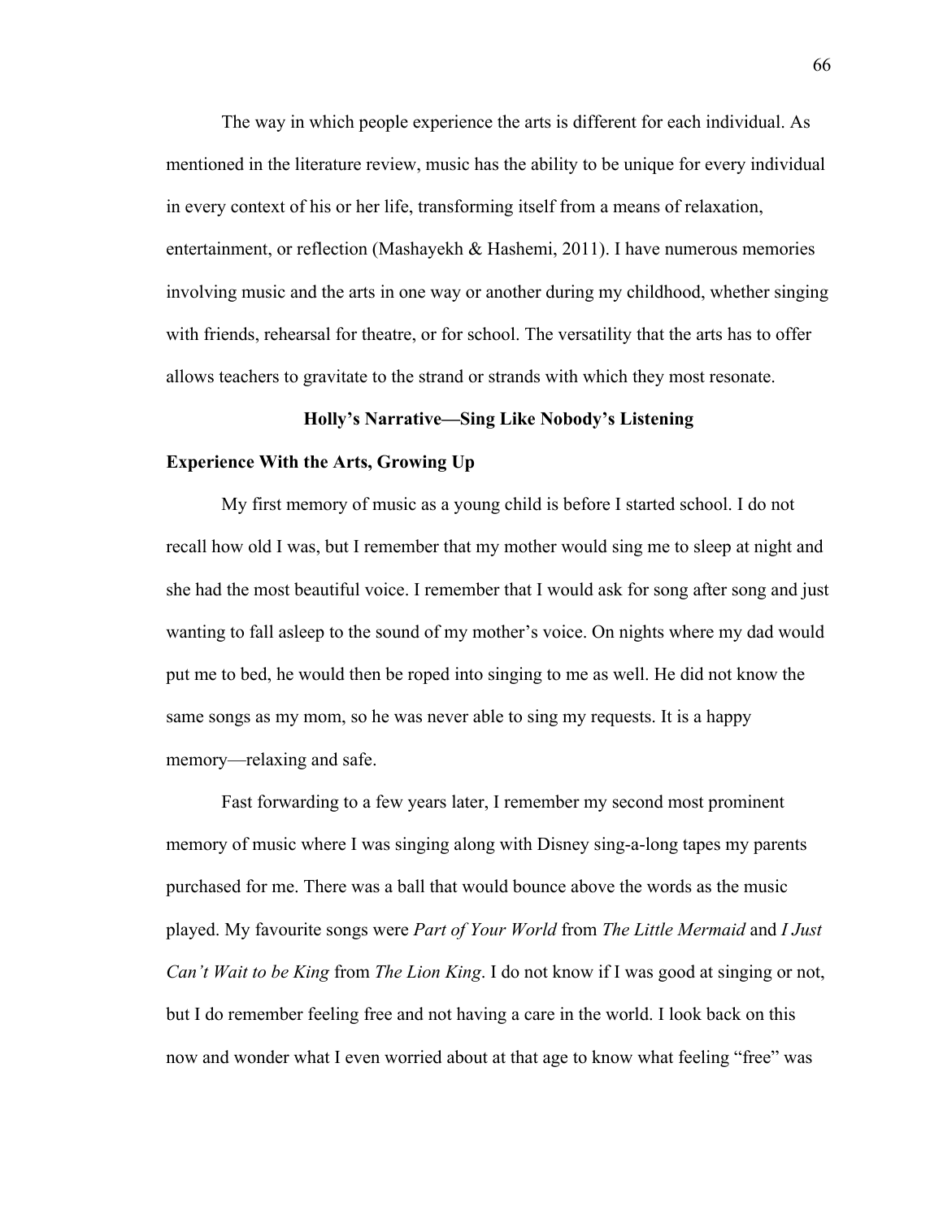The way in which people experience the arts is different for each individual. As mentioned in the literature review, music has the ability to be unique for every individual in every context of his or her life, transforming itself from a means of relaxation, entertainment, or reflection (Mashayekh & Hashemi, 2011). I have numerous memories involving music and the arts in one way or another during my childhood, whether singing with friends, rehearsal for theatre, or for school. The versatility that the arts has to offer allows teachers to gravitate to the strand or strands with which they most resonate.

## Holly's Narrative—Sing Like Nobody's Listening

### Experience With the Arts, Growing Up

My first memory of music as a young child is before I started school. I do not recall how old I was, but I remember that my mother would sing me to sleep at night and she had the most beautiful voice. I remember that I would ask for song after song and just wanting to fall asleep to the sound of my mother's voice. On nights where my dad would put me to bed, he would then be roped into singing to me as well. He did not know the same songs as my mom, so he was never able to sing my requests. It is a happy memory—relaxing and safe.

Fast forwarding to a few years later, I remember my second most prominent memory of music where I was singing along with Disney sing-a-long tapes my parents purchased for me. There was a ball that would bounce above the words as the music played. My favourite songs were *Part of Your World* from *The Little Mermaid* and *I Just Can't Wait to be King* from *The Lion King*. I do not know if I was good at singing or not, but I do remember feeling free and not having a care in the world. I look back on this now and wonder what I even worried about at that age to know what feeling "free" was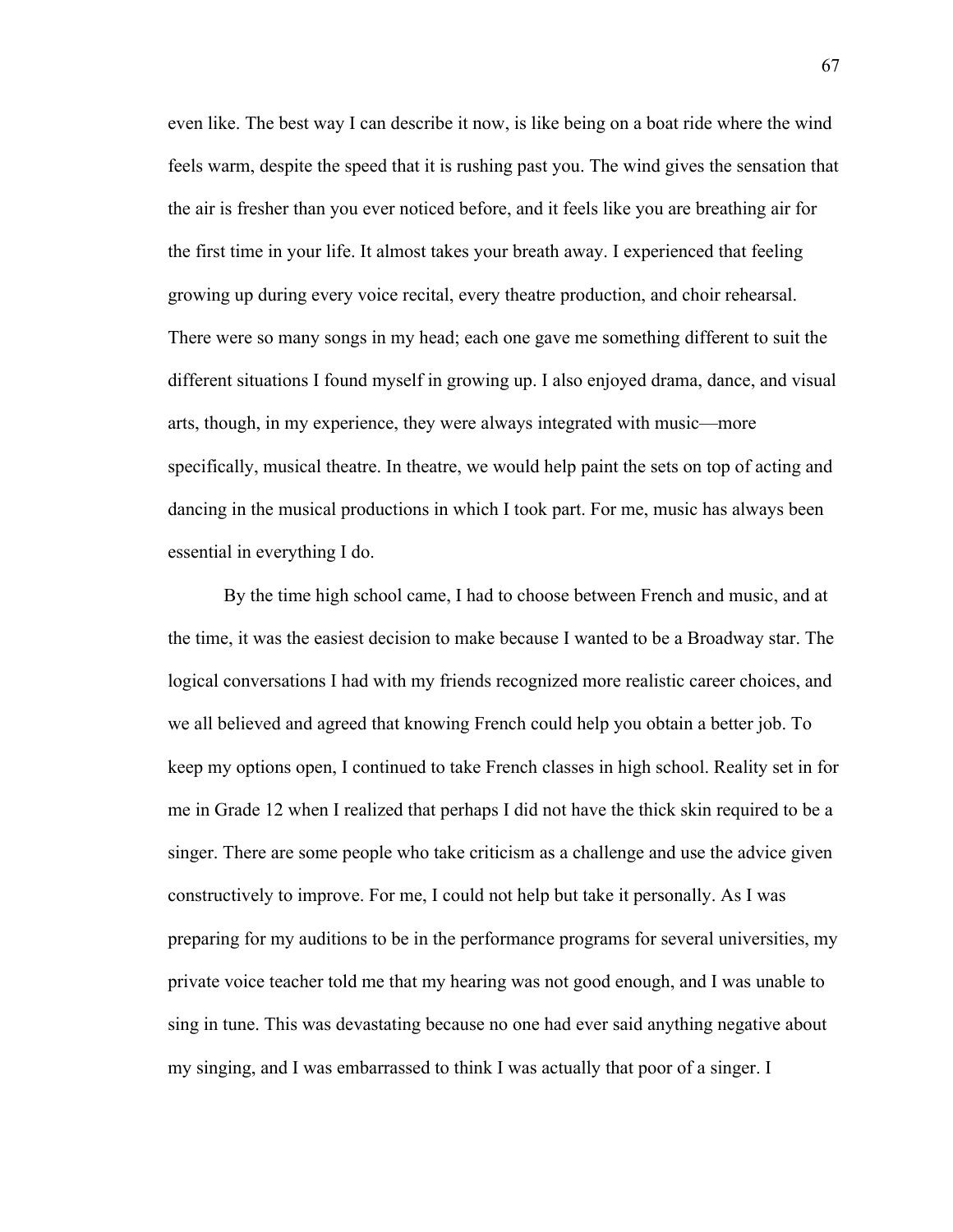even like. The best way I can describe it now, is like being on a boat ride where the wind feels warm, despite the speed that it is rushing past you. The wind gives the sensation that the air is fresher than you ever noticed before, and it feels like you are breathing air for the first time in your life. It almost takes your breath away. I experienced that feeling growing up during every voice recital, every theatre production, and choir rehearsal. There were so many songs in my head; each one gave me something different to suit the different situations I found myself in growing up. I also enjoyed drama, dance, and visual arts, though, in my experience, they were always integrated with music—more specifically, musical theatre. In theatre, we would help paint the sets on top of acting and dancing in the musical productions in which I took part. For me, music has always been essential in everything I do.

By the time high school came, I had to choose between French and music, and at the time, it was the easiest decision to make because I wanted to be a Broadway star. The logical conversations I had with my friends recognized more realistic career choices, and we all believed and agreed that knowing French could help you obtain a better job. To keep my options open, I continued to take French classes in high school. Reality set in for me in Grade 12 when I realized that perhaps I did not have the thick skin required to be a singer. There are some people who take criticism as a challenge and use the advice given constructively to improve. For me, I could not help but take it personally. As I was preparing for my auditions to be in the performance programs for several universities, my private voice teacher told me that my hearing was not good enough, and I was unable to sing in tune. This was devastating because no one had ever said anything negative about my singing, and I was embarrassed to think I was actually that poor of a singer. I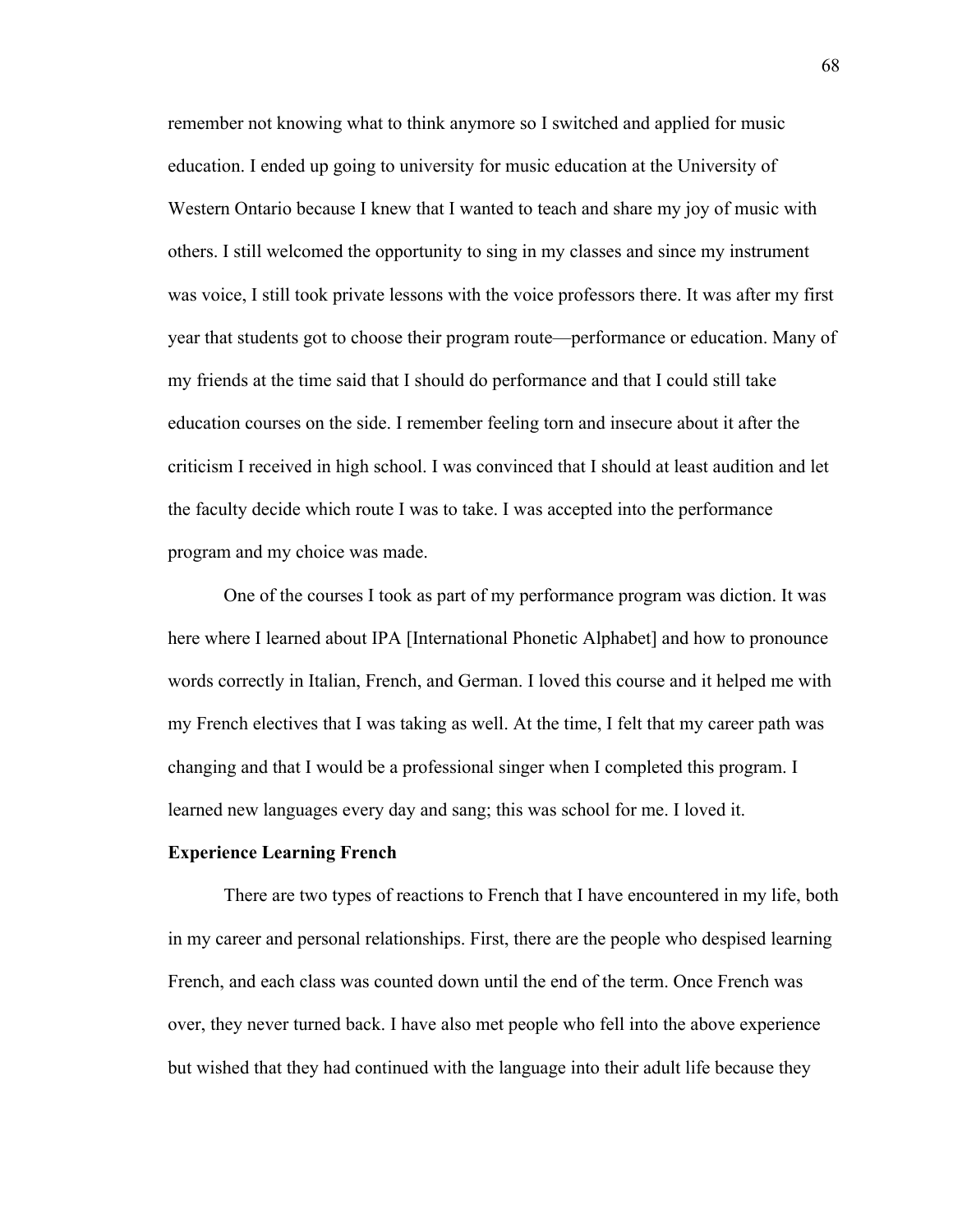remember not knowing what to think anymore so I switched and applied for music education. I ended up going to university for music education at the University of Western Ontario because I knew that I wanted to teach and share my joy of music with others. I still welcomed the opportunity to sing in my classes and since my instrument was voice, I still took private lessons with the voice professors there. It was after my first year that students got to choose their program route—performance or education. Many of my friends at the time said that I should do performance and that I could still take education courses on the side. I remember feeling torn and insecure about it after the criticism I received in high school. I was convinced that I should at least audition and let the faculty decide which route I was to take. I was accepted into the performance program and my choice was made.

One of the courses I took as part of my performance program was diction. It was here where I learned about IPA [International Phonetic Alphabet] and how to pronounce words correctly in Italian, French, and German. I loved this course and it helped me with my French electives that I was taking as well. At the time, I felt that my career path was changing and that I would be a professional singer when I completed this program. I learned new languages every day and sang; this was school for me. I loved it.

**Experience Learning French**

There are two types of reactions to French that I have encountered in my life, both in my career and personal relationships. First, there are the people who despised learning French, and each class was counted down until the end of the term. Once French was over, they never turned back. I have also met people who fell into the above experience but wished that they had continued with the language into their adult life because they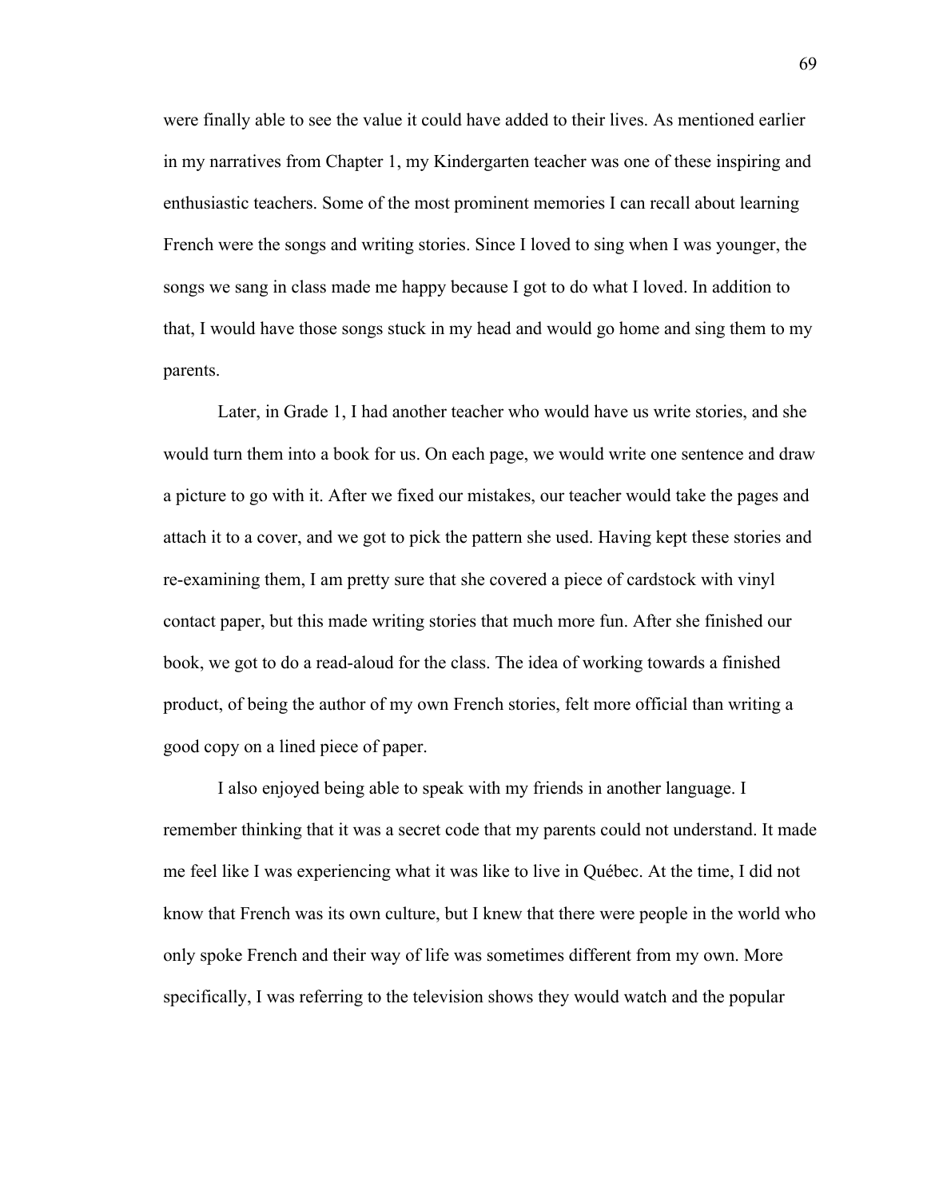were finally able to see the value it could have added to their lives. As mentioned earlier in my narratives from Chapter 1, my Kindergarten teacher was one of these inspiring and enthusiastic teachers. Some of the most prominent memories I can recall about learning French were the songs and writing stories. Since I loved to sing when I was younger, the songs we sang in class made me happy because I got to do what I loved. In addition to that, I would have those songs stuck in my head and would go home and sing them to my parents.

Later, in Grade 1, I had another teacher who would have us write stories, and she would turn them into a book for us. On each page, we would write one sentence and draw a picture to go with it. After we fixed our mistakes, our teacher would take the pages and attach it to a cover, and we got to pick the pattern she used. Having kept these stories and re-examining them, I am pretty sure that she covered a piece of cardstock with vinyl contact paper, but this made writing stories that much more fun. After she finished our book, we got to do a read-aloud for the class. The idea of working towards a finished product, of being the author of my own French stories, felt more official than writing a good copy on a lined piece of paper.

I also enjoyed being able to speak with my friends in another language. I remember thinking that it was a secret code that my parents could not understand. It made me feel like I was experiencing what it was like to live in Québec. At the time, I did not know that French was its own culture, but I knew that there were people in the world who only spoke French and their way of life was sometimes different from my own. More specifically, I was referring to the television shows they would watch and the popular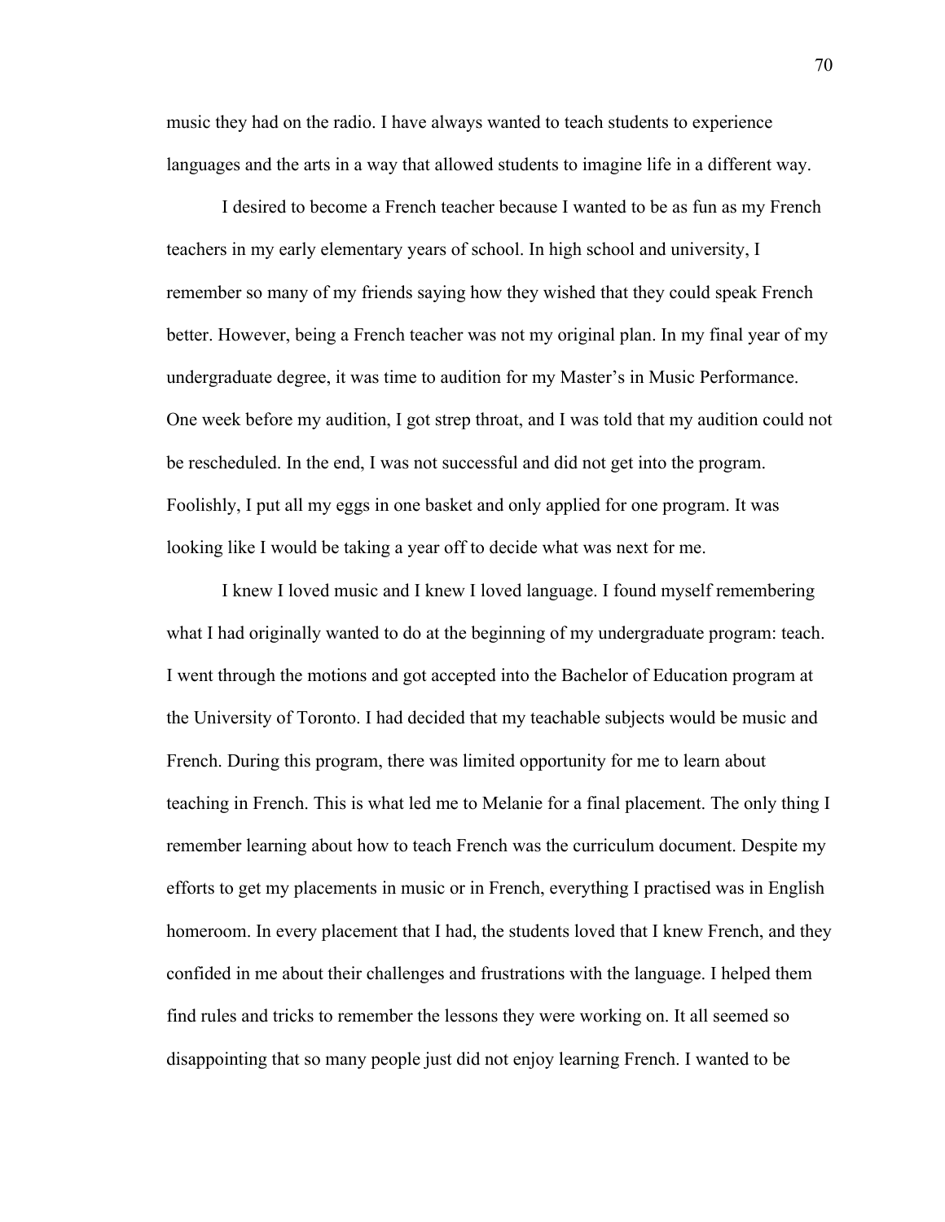music they had on the radio. I have always wanted to teach students to experience languages and the arts in a way that allowed students to imagine life in a different way.

I desired to become a French teacher because I wanted to be as fun as my French teachers in my early elementary years of school. In high school and university, I remember so many of my friends saying how they wished that they could speak French better. However, being a French teacher was not my original plan. In my final year of my undergraduate degree, it was time to audition for my Master's in Music Performance. One week before my audition, I got strep throat, and I was told that my audition could not be rescheduled. In the end, I was not successful and did not get into the program. Foolishly, I put all my eggs in one basket and only applied for one program. It was looking like I would be taking a year off to decide what was next for me.

I knew I loved music and I knew I loved language. I found myself remembering what I had originally wanted to do at the beginning of my undergraduate program: teach. I went through the motions and got accepted into the Bachelor of Education program at the University of Toronto. I had decided that my teachable subjects would be music and French. During this program, there was limited opportunity for me to learn about teaching in French. This is what led me to Melanie for a final placement. The only thing I remember learning about how to teach French was the curriculum document. Despite my efforts to get my placements in music or in French, everything I practised was in English homeroom. In every placement that I had, the students loved that I knew French, and they confided in me about their challenges and frustrations with the language. I helped them find rules and tricks to remember the lessons they were working on. It all seemed so disappointing that so many people just did not enjoy learning French. I wanted to be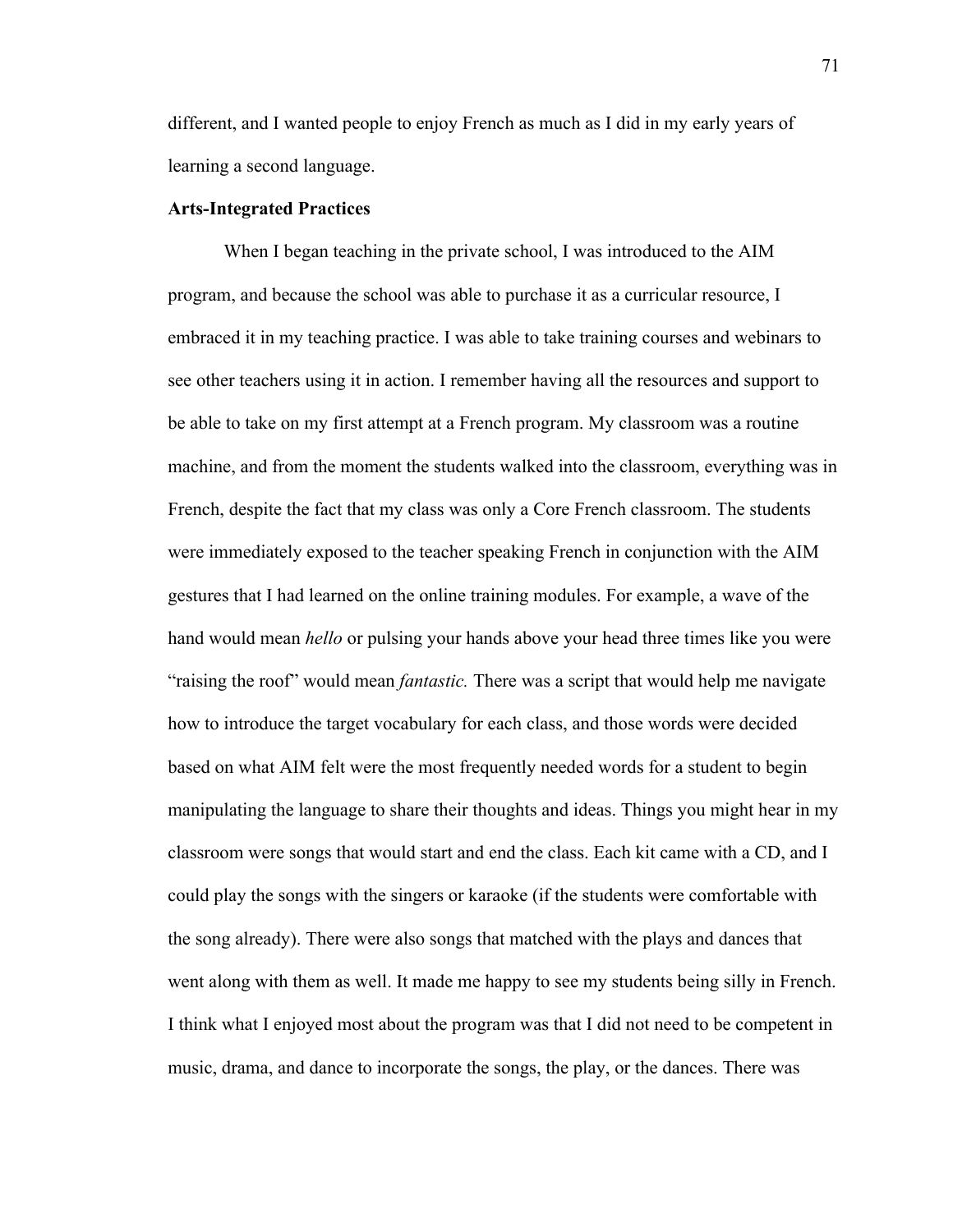different, and I wanted people to enjoy French as much as I did in my early years of learning a second language.

**Arts-Integrated Practices**

When I began teaching in the private school, I was introduced to the AIM program, and because the school was able to purchase it as a curricular resource, I embraced it in my teaching practice. I was able to take training courses and webinars to see other teachers using it in action. I remember having all the resources and support to be able to take on my first attempt at a French program. My classroom was a routine machine, and from the moment the students walked into the classroom, everything was in French, despite the fact that my class was only a Core French classroom. The students were immediately exposed to the teacher speaking French in conjunction with the AIM gestures that I had learned on the online training modules. For example, a wave of the hand would mean *hello* or pulsing your hands above your head three times like you were "raising the roof" would mean *fantastic.* There was a script that would help me navigate how to introduce the target vocabulary for each class, and those words were decided based on what AIM felt were the most frequently needed words for a student to begin manipulating the language to share their thoughts and ideas. Things you might hear in my classroom were songs that would start and end the class. Each kit came with a CD, and I could play the songs with the singers or karaoke (if the students were comfortable with the song already). There were also songs that matched with the plays and dances that went along with them as well. It made me happy to see my students being silly in French. I think what I enjoyed most about the program was that I did not need to be competent in music, drama, and dance to incorporate the songs, the play, or the dances. There was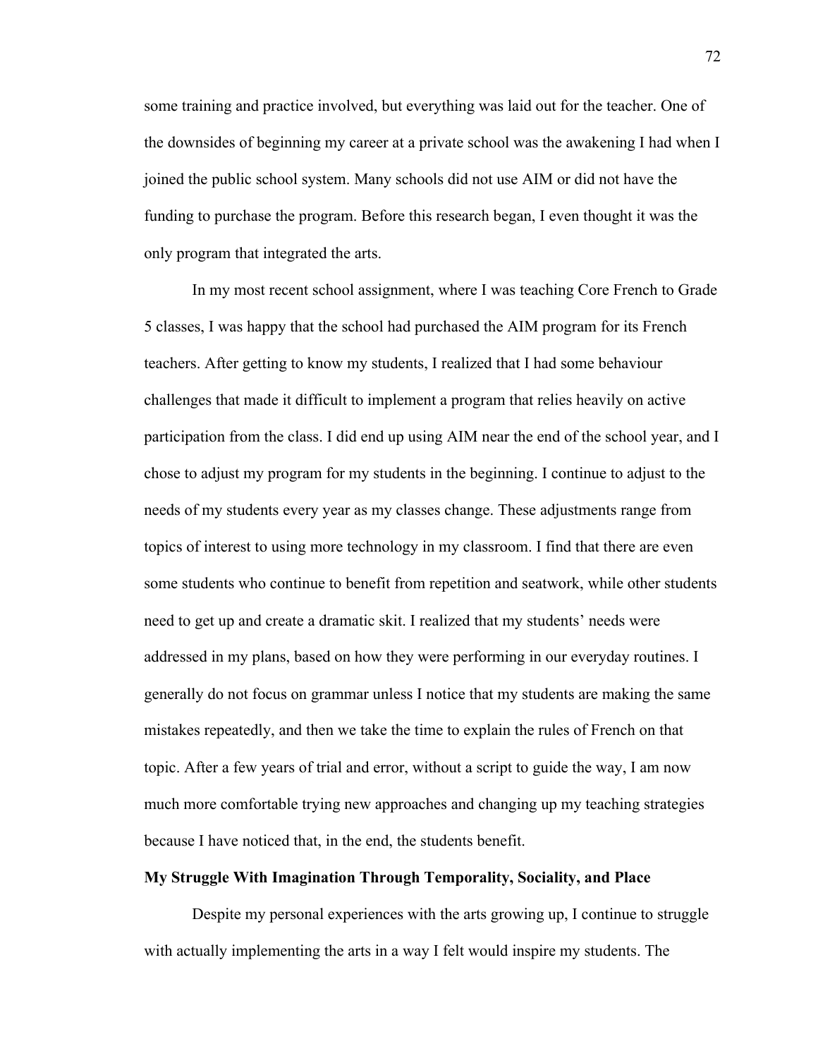some training and practice involved, but everything was laid out for the teacher. One of the downsides of beginning my career at a private school was the awakening I had when I joined the public school system. Many schools did not use AIM or did not have the funding to purchase the program. Before this research began, I even thought it was the only program that integrated the arts.

In my most recent school assignment, where I was teaching Core French to Grade 5 classes, I was happy that the school had purchased the AIM program for its French teachers. After getting to know my students, I realized that I had some behaviour challenges that made it difficult to implement a program that relies heavily on active participation from the class. I did end up using AIM near the end of the school year, and I chose to adjust my program for my students in the beginning. I continue to adjust to the needs of my students every year as my classes change. These adjustments range from topics of interest to using more technology in my classroom. I find that there are even some students who continue to benefit from repetition and seatwork, while other students need to get up and create a dramatic skit. I realized that my students' needs were addressed in my plans, based on how they were performing in our everyday routines. I generally do not focus on grammar unless I notice that my students are making the same mistakes repeatedly, and then we take the time to explain the rules of French on that topic. After a few years of trial and error, without a script to guide the way, I am now much more comfortable trying new approaches and changing up my teaching strategies because I have noticed that, in the end, the students benefit.

**My Struggle With Imagination Through Temporality, Sociality, and Place**

Despite my personal experiences with the arts growing up, I continue to struggle with actually implementing the arts in a way I felt would inspire my students. The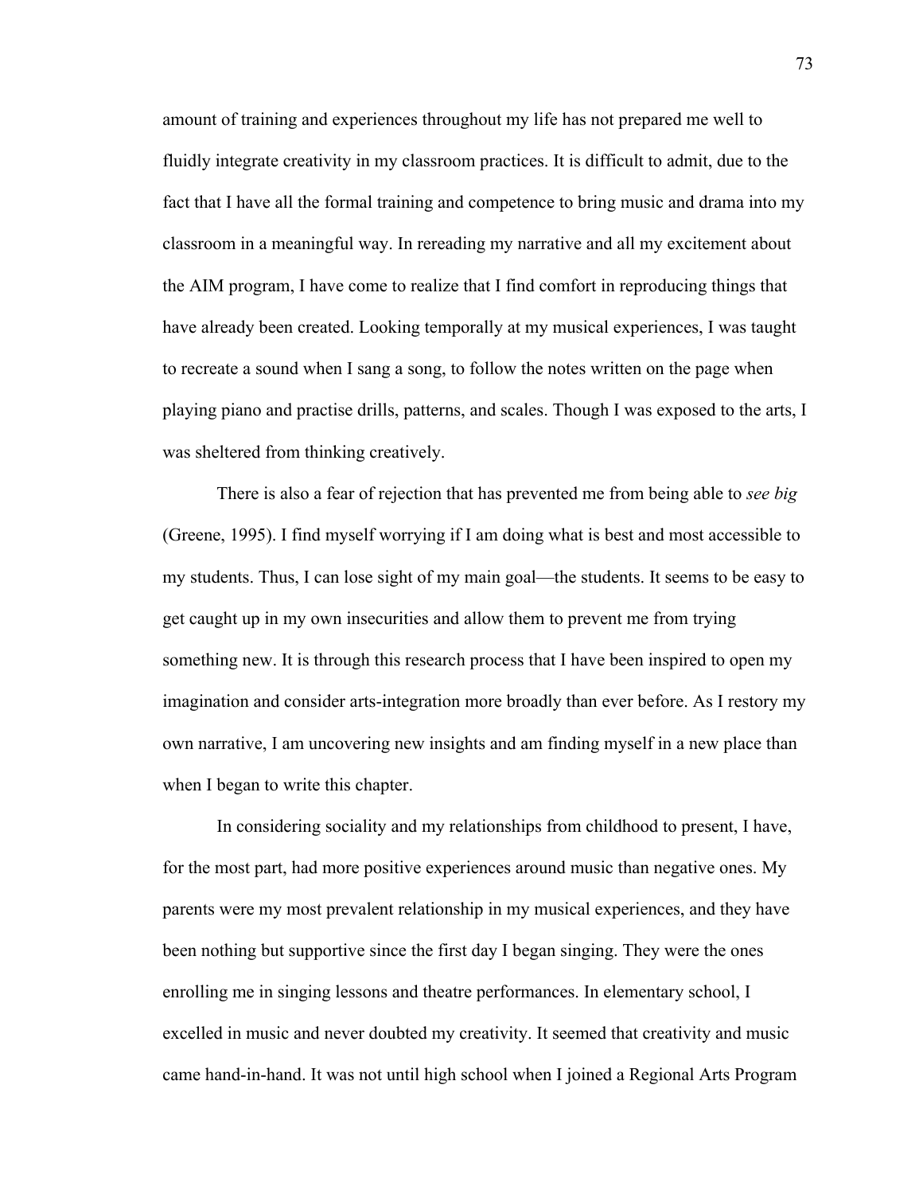amount of training and experiences throughout my life has not prepared me well to fluidly integrate creativity in my classroom practices. It is difficult to admit, due to the fact that I have all the formal training and competence to bring music and drama into my classroom in a meaningful way. In rereading my narrative and all my excitement about the AIM program, I have come to realize that I find comfort in reproducing things that have already been created. Looking temporally at my musical experiences, I was taught to recreate a sound when I sang a song, to follow the notes written on the page when playing piano and practise drills, patterns, and scales. Though I was exposed to the arts, I was sheltered from thinking creatively.

There is also a fear of rejection that has prevented me from being able to *see big* (Greene, 1995). I find myself worrying if I am doing what is best and most accessible to my students. Thus, I can lose sight of my main goal—the students. It seems to be easy to get caught up in my own insecurities and allow them to prevent me from trying something new. It is through this research process that I have been inspired to open my imagination and consider arts-integration more broadly than ever before. As I restory my own narrative, I am uncovering new insights and am finding myself in a new place than when I began to write this chapter.

In considering sociality and my relationships from childhood to present, I have, for the most part, had more positive experiences around music than negative ones. My parents were my most prevalent relationship in my musical experiences, and they have been nothing but supportive since the first day I began singing. They were the ones enrolling me in singing lessons and theatre performances. In elementary school, I excelled in music and never doubted my creativity. It seemed that creativity and music came hand-in-hand. It was not until high school when I joined a Regional Arts Program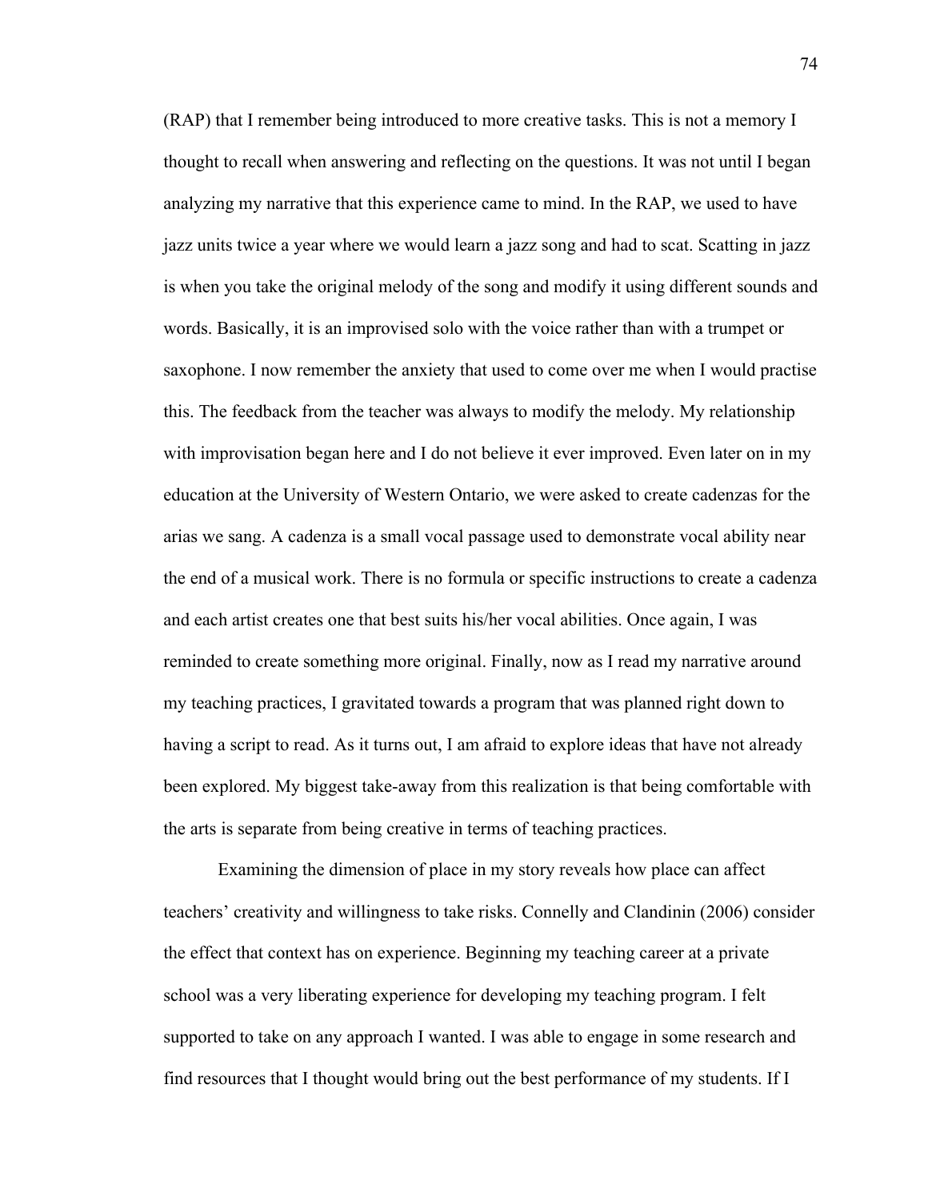(RAP) that I remember being introduced to more creative tasks. This is not a memory I thought to recall when answering and reflecting on the questions. It was not until I began analyzing my narrative that this experience came to mind. In the RAP, we used to have jazz units twice a year where we would learn a jazz song and had to scat. Scatting in jazz is when you take the original melody of the song and modify it using different sounds and words. Basically, it is an improvised solo with the voice rather than with a trumpet or saxophone. I now remember the anxiety that used to come over me when I would practise this. The feedback from the teacher was always to modify the melody. My relationship with improvisation began here and I do not believe it ever improved. Even later on in my education at the University of Western Ontario, we were asked to create cadenzas for the arias we sang. A cadenza is a small vocal passage used to demonstrate vocal ability near the end of a musical work. There is no formula or specific instructions to create a cadenza and each artist creates one that best suits his/her vocal abilities. Once again, I was reminded to create something more original. Finally, now as I read my narrative around my teaching practices, I gravitated towards a program that was planned right down to having a script to read. As it turns out, I am afraid to explore ideas that have not already been explored. My biggest take-away from this realization is that being comfortable with the arts is separate from being creative in terms of teaching practices.

Examining the dimension of place in my story reveals how place can affect teachers' creativity and willingness to take risks. Connelly and Clandinin (2006) consider the effect that context has on experience. Beginning my teaching career at a private school was a very liberating experience for developing my teaching program. I felt supported to take on any approach I wanted. I was able to engage in some research and find resources that I thought would bring out the best performance of my students. If I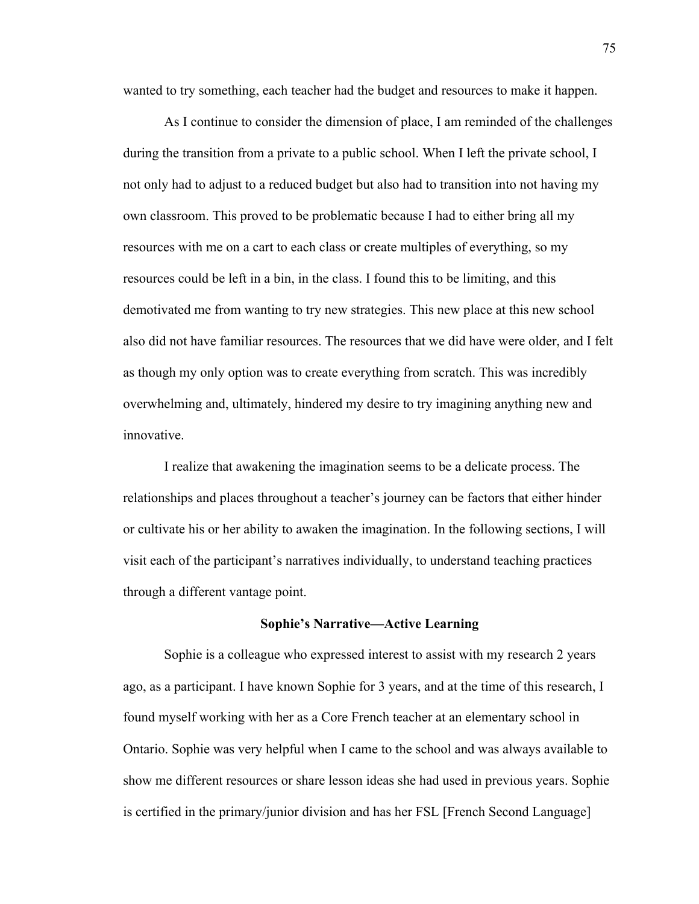wanted to try something, each teacher had the budget and resources to make it happen.

As I continue to consider the dimension of place, I am reminded of the challenges during the transition from a private to a public school. When I left the private school, I not only had to adjust to a reduced budget but also had to transition into not having my own classroom. This proved to be problematic because I had to either bring all my resources with me on a cart to each class or create multiples of everything, so my resources could be left in a bin, in the class. I found this to be limiting, and this demotivated me from wanting to try new strategies. This new place at this new school also did not have familiar resources. The resources that we did have were older, and I felt as though my only option was to create everything from scratch. This was incredibly overwhelming and, ultimately, hindered my desire to try imagining anything new and innovative.

I realize that awakening the imagination seems to be a delicate process. The relationships and places throughout a teacher's journey can be factors that either hinder or cultivate his or her ability to awaken the imagination. In the following sections, I will visit each of the participant's narratives individually, to understand teaching practices through a different vantage point.

## Sophie's Narrative—Active Learning

Sophie is a colleague who expressed interest to assist with my research 2 years ago, as a participant. I have known Sophie for 3 years, and at the time of this research, I found myself working with her as a Core French teacher at an elementary school in Ontario. Sophie was very helpful when I came to the school and was always available to show me different resources or share lesson ideas she had used in previous years. Sophie is certified in the primary/junior division and has her FSL [French Second Language]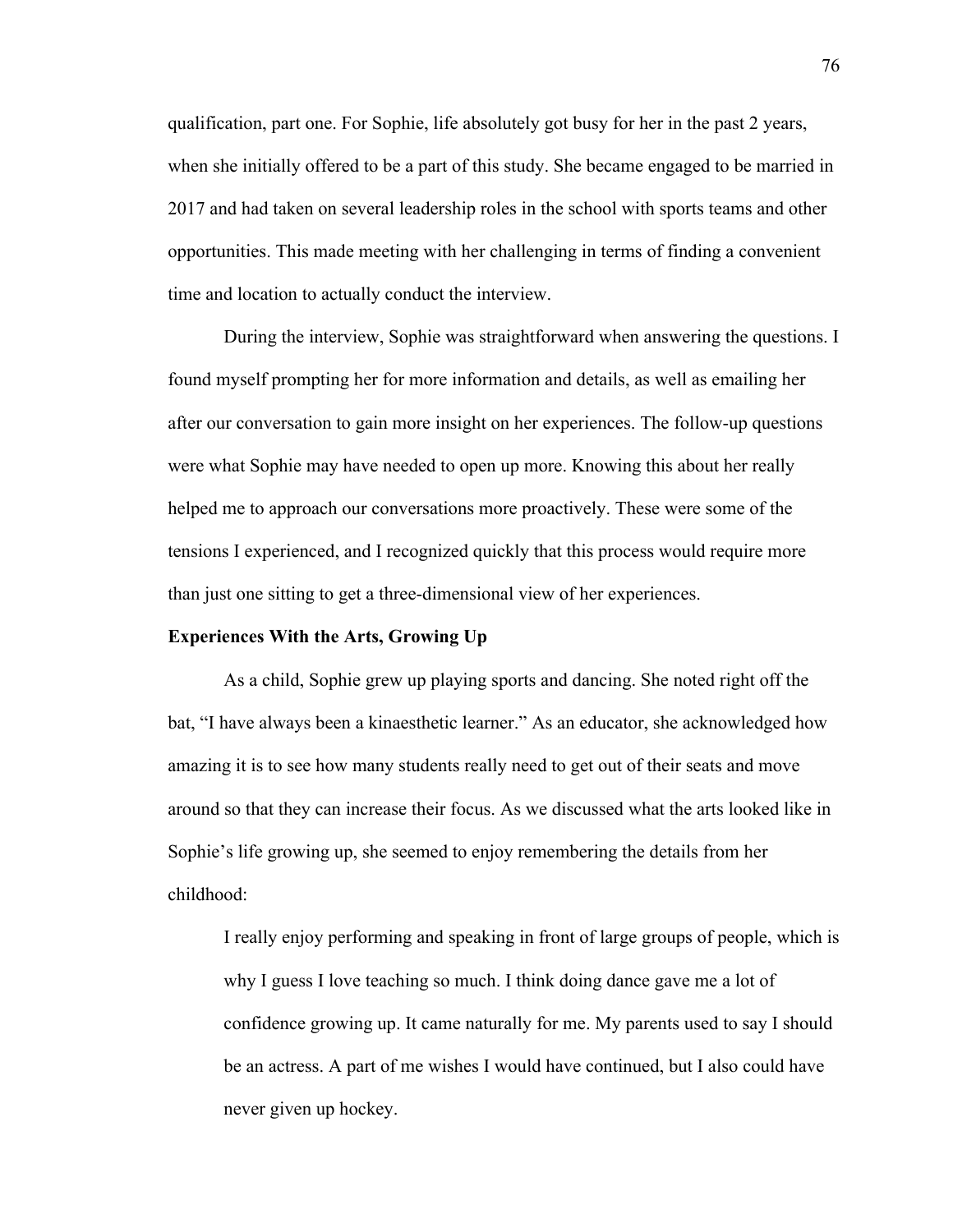qualification, part one. For Sophie, life absolutely got busy for her in the past 2 years, when she initially offered to be a part of this study. She became engaged to be married in 2017 and had taken on several leadership roles in the school with sports teams and other opportunities. This made meeting with her challenging in terms of finding a convenient time and location to actually conduct the interview.

During the interview, Sophie was straightforward when answering the questions. I found myself prompting her for more information and details, as well as emailing her after our conversation to gain more insight on her experiences. The follow-up questions were what Sophie may have needed to open up more. Knowing this about her really helped me to approach our conversations more proactively. These were some of the tensions I experienced, and I recognized quickly that this process would require more than just one sitting to get a three-dimensional view of her experiences.

**Experiences With the Arts, Growing Up**

As a child, Sophie grew up playing sports and dancing. She noted right off the bat, "I have always been a kinaesthetic learner." As an educator, she acknowledged how amazing it is to see how many students really need to get out of their seats and move around so that they can increase their focus. As we discussed what the arts looked like in Sophie's life growing up, she seemed to enjoy remembering the details from her childhood:

> I really enjoy performing and speaking in front of large groups of people, which is why I guess I love teaching so much. I think doing dance gave me a lot of confidence growing up. It came naturally for me. My parents used to say I should be an actress. A part of me wishes I would have continued, but I also could have never given up hockey.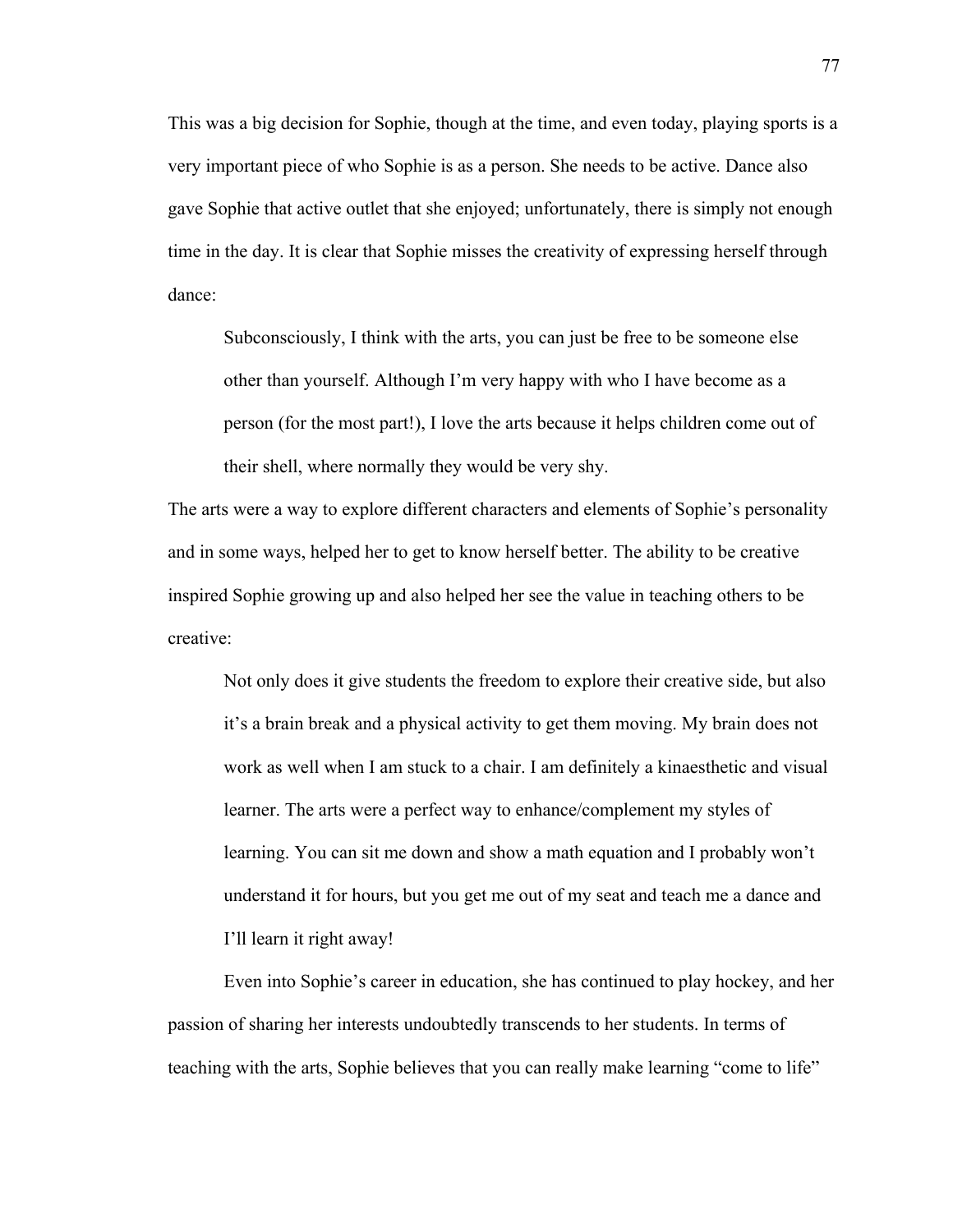This was a big decision for Sophie, though at the time, and even today, playing sports is a very important piece of who Sophie is as a person. She needs to be active. Dance also gave Sophie that active outlet that she enjoyed; unfortunately, there is simply not enough time in the day. It is clear that Sophie misses the creativity of expressing herself through dance:

> Subconsciously, I think with the arts, you can just be free to be someone else other than yourself. Although I'm very happy with who I have become as a person (for the most part!), I love the arts because it helps children come out of their shell, where normally they would be very shy.

The arts were a way to explore different characters and elements of Sophie's personality and in some ways, helped her to get to know herself better. The ability to be creative inspired Sophie growing up and also helped her see the value in teaching others to be creative:

> Not only does it give students the freedom to explore their creative side, but also it's a brain break and a physical activity to get them moving. My brain does not work as well when I am stuck to a chair. I am definitely a kinaesthetic and visual learner. The arts were a perfect way to enhance/complement my styles of learning. You can sit me down and show a math equation and I probably won't understand it for hours, but you get me out of my seat and teach me a dance and I'll learn it right away!

Even into Sophie's career in education, she has continued to play hockey, and her passion of sharing her interests undoubtedly transcends to her students. In terms of teaching with the arts, Sophie believes that you can really make learning "come to life"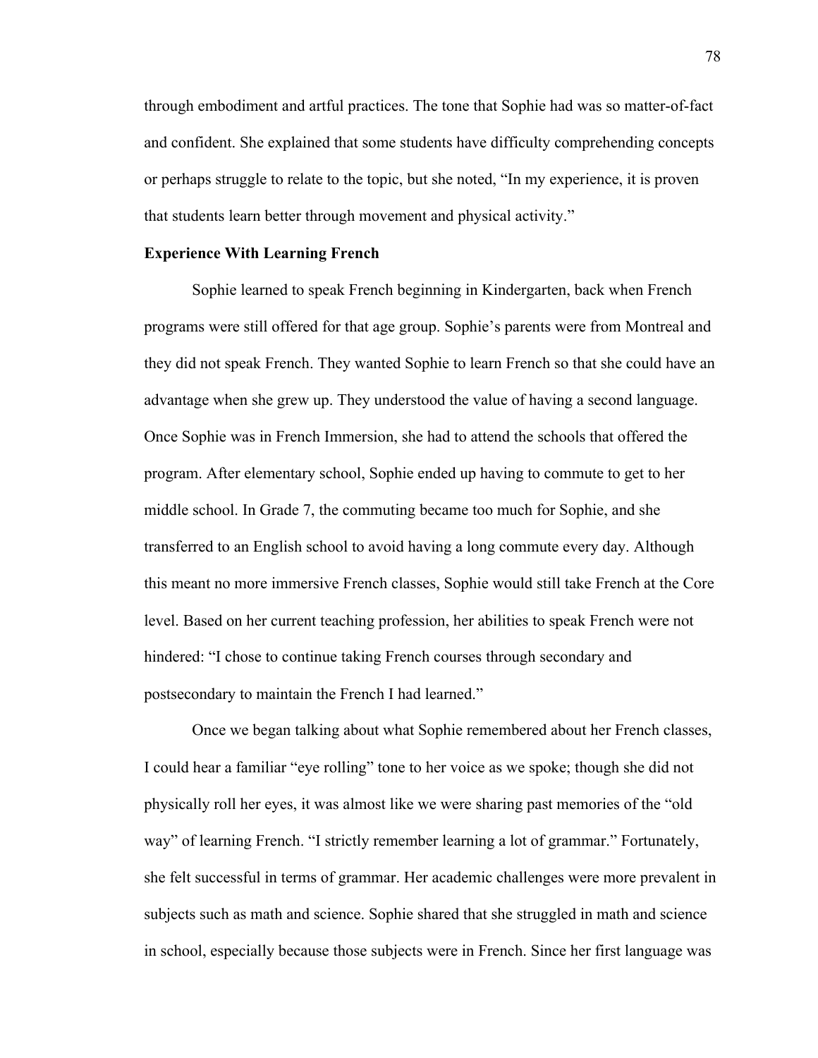through embodiment and artful practices. The tone that Sophie had was so matter-of-fact and confident. She explained that some students have difficulty comprehending concepts or perhaps struggle to relate to the topic, but she noted, "In my experience, it is proven that students learn better through movement and physical activity."

**Experience With Learning French**

Sophie learned to speak French beginning in Kindergarten, back when French programs were still offered for that age group. Sophie's parents were from Montreal and they did not speak French. They wanted Sophie to learn French so that she could have an advantage when she grew up. They understood the value of having a second language. Once Sophie was in French Immersion, she had to attend the schools that offered the program. After elementary school, Sophie ended up having to commute to get to her middle school. In Grade 7, the commuting became too much for Sophie, and she transferred to an English school to avoid having a long commute every day. Although this meant no more immersive French classes, Sophie would still take French at the Core level. Based on her current teaching profession, her abilities to speak French were not hindered: "I chose to continue taking French courses through secondary and postsecondary to maintain the French I had learned."

Once we began talking about what Sophie remembered about her French classes, I could hear a familiar "eye rolling" tone to her voice as we spoke; though she did not physically roll her eyes, it was almost like we were sharing past memories of the "old way" of learning French. "I strictly remember learning a lot of grammar." Fortunately, she felt successful in terms of grammar. Her academic challenges were more prevalent in subjects such as math and science. Sophie shared that she struggled in math and science in school, especially because those subjects were in French. Since her first language was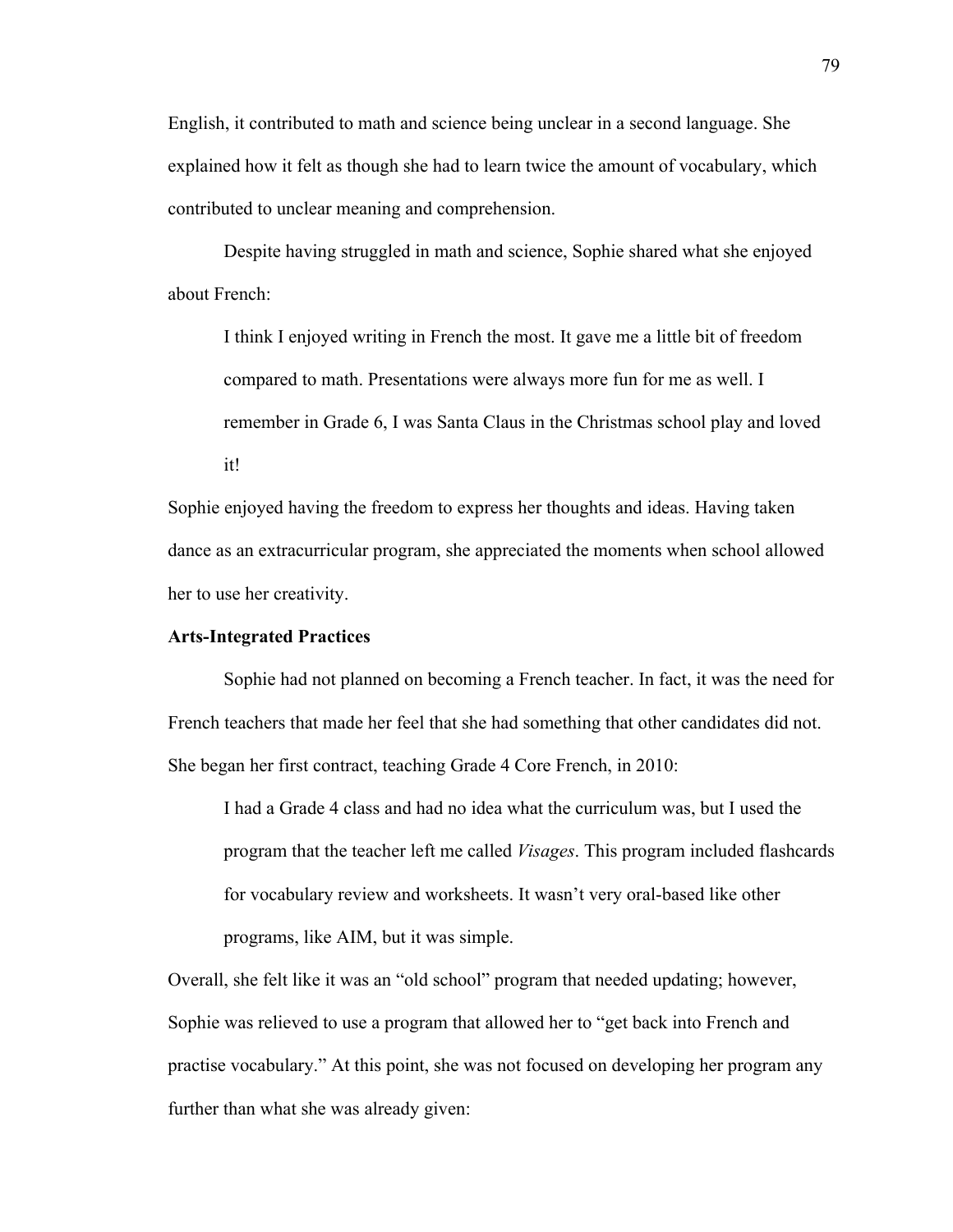English, it contributed to math and science being unclear in a second language. She explained how it felt as though she had to learn twice the amount of vocabulary, which contributed to unclear meaning and comprehension.

Despite having struggled in math and science, Sophie shared what she enjoyed about French:

> I think I enjoyed writing in French the most. It gave me a little bit of freedom compared to math. Presentations were always more fun for me as well. I remember in Grade 6, I was Santa Claus in the Christmas school play and loved it!

Sophie enjoyed having the freedom to express her thoughts and ideas. Having taken dance as an extracurricular program, she appreciated the moments when school allowed her to use her creativity.

**Arts-Integrated Practices**

Sophie had not planned on becoming a French teacher. In fact, it was the need for French teachers that made her feel that she had something that other candidates did not. She began her first contract, teaching Grade 4 Core French, in 2010:

> I had a Grade 4 class and had no idea what the curriculum was, but I used the program that the teacher left me called *Visages*. This program included flashcards for vocabulary review and worksheets. It wasn't very oral-based like other programs, like AIM, but it was simple.

Overall, she felt like it was an "old school" program that needed updating; however, Sophie was relieved to use a program that allowed her to "get back into French and practise vocabulary." At this point, she was not focused on developing her program any further than what she was already given: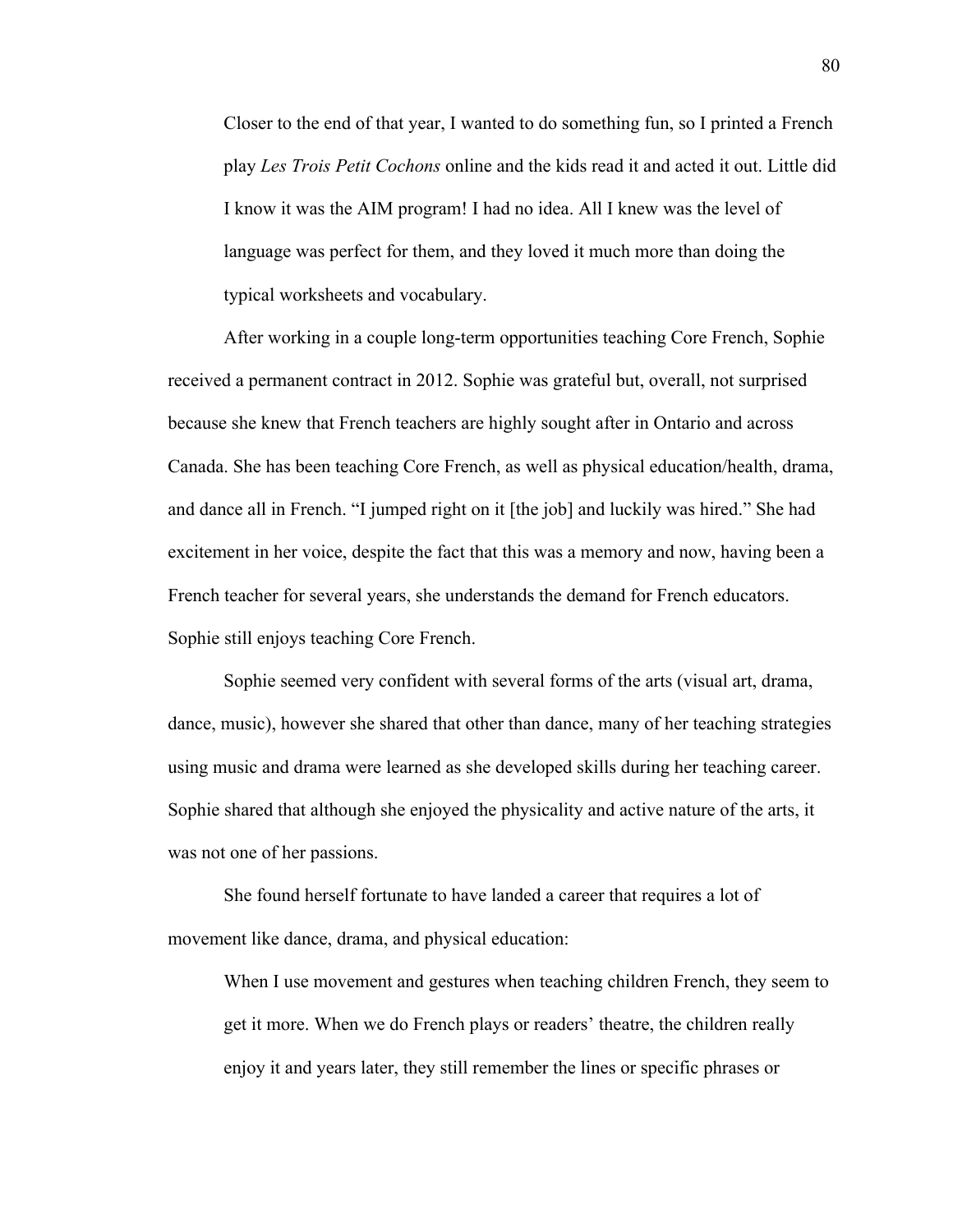> Closer to the end of that year, I wanted to do something fun, so I printed a French play *Les Trois Petit Cochons* online and the kids read it and acted it out. Little did I know it was the AIM program! I had no idea. All I knew was the level of language was perfect for them, and they loved it much more than doing the typical worksheets and vocabulary.

After working in a couple long-term opportunities teaching Core French, Sophie received a permanent contract in 2012. Sophie was grateful but, overall, not surprised because she knew that French teachers are highly sought after in Ontario and across Canada. She has been teaching Core French, as well as physical education/health, drama, and dance all in French. "I jumped right on it [the job] and luckily was hired." She had excitement in her voice, despite the fact that this was a memory and now, having been a French teacher for several years, she understands the demand for French educators. Sophie still enjoys teaching Core French.

Sophie seemed very confident with several forms of the arts (visual art, drama, dance, music), however she shared that other than dance, many of her teaching strategies using music and drama were learned as she developed skills during her teaching career. Sophie shared that although she enjoyed the physicality and active nature of the arts, it was not one of her passions.

She found herself fortunate to have landed a career that requires a lot of movement like dance, drama, and physical education:

> When I use movement and gestures when teaching children French, they seem to get it more. When we do French plays or readers' theatre, the children really enjoy it and years later, they still remember the lines or specific phrases or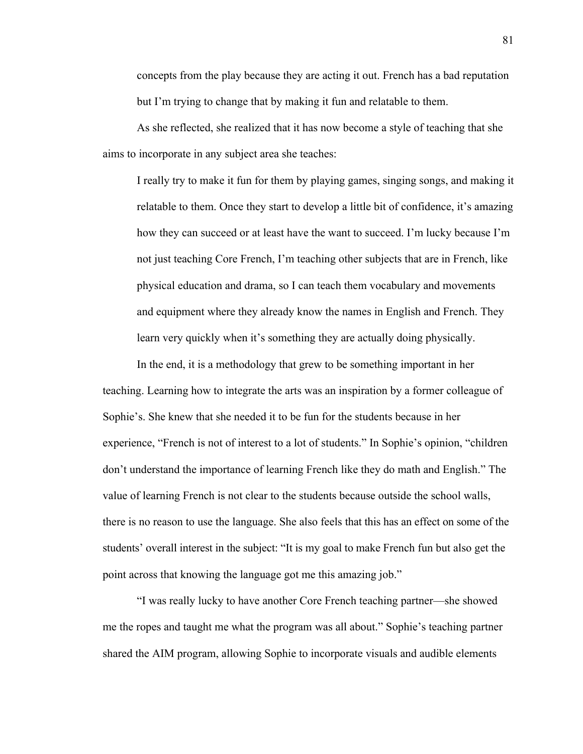concepts from the play because they are acting it out. French has a bad reputation but I'm trying to change that by making it fun and relatable to them.

As she reflected, she realized that it has now become a style of teaching that she aims to incorporate in any subject area she teaches:

> I really try to make it fun for them by playing games, singing songs, and making it relatable to them. Once they start to develop a little bit of confidence, it's amazing how they can succeed or at least have the want to succeed. I'm lucky because I'm not just teaching Core French, I'm teaching other subjects that are in French, like physical education and drama, so I can teach them vocabulary and movements and equipment where they already know the names in English and French. They learn very quickly when it's something they are actually doing physically.

In the end, it is a methodology that grew to be something important in her teaching. Learning how to integrate the arts was an inspiration by a former colleague of Sophie's. She knew that she needed it to be fun for the students because in her experience, "French is not of interest to a lot of students." In Sophie's opinion, "children don't understand the importance of learning French like they do math and English." The value of learning French is not clear to the students because outside the school walls, there is no reason to use the language. She also feels that this has an effect on some of the students' overall interest in the subject: "It is my goal to make French fun but also get the point across that knowing the language got me this amazing job."

"I was really lucky to have another Core French teaching partner—she showed me the ropes and taught me what the program was all about." Sophie's teaching partner shared the AIM program, allowing Sophie to incorporate visuals and audible elements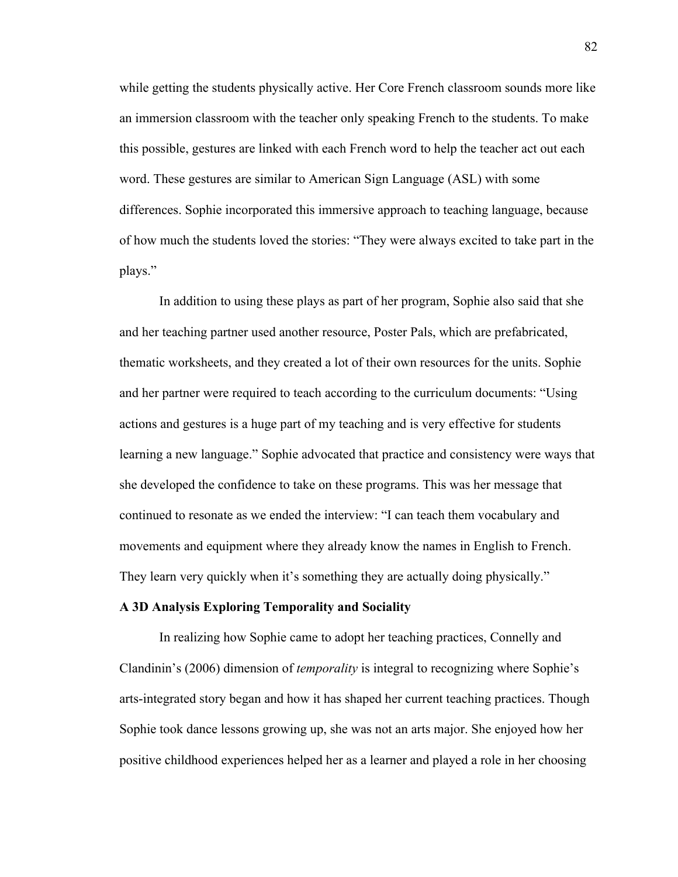while getting the students physically active. Her Core French classroom sounds more like an immersion classroom with the teacher only speaking French to the students. To make this possible, gestures are linked with each French word to help the teacher act out each word. These gestures are similar to American Sign Language (ASL) with some differences. Sophie incorporated this immersive approach to teaching language, because of how much the students loved the stories: "They were always excited to take part in the plays."

In addition to using these plays as part of her program, Sophie also said that she and her teaching partner used another resource, Poster Pals, which are prefabricated, thematic worksheets, and they created a lot of their own resources for the units. Sophie and her partner were required to teach according to the curriculum documents: "Using actions and gestures is a huge part of my teaching and is very effective for students learning a new language." Sophie advocated that practice and consistency were ways that she developed the confidence to take on these programs. This was her message that continued to resonate as we ended the interview: "I can teach them vocabulary and movements and equipment where they already know the names in English to French. They learn very quickly when it's something they are actually doing physically."

### A 3D Analysis Exploring Temporality and Sociality

In realizing how Sophie came to adopt her teaching practices, Connelly and Clandinin's (2006) dimension of *temporality* is integral to recognizing where Sophie's arts-integrated story began and how it has shaped her current teaching practices. Though Sophie took dance lessons growing up, she was not an arts major. She enjoyed how her positive childhood experiences helped her as a learner and played a role in her choosing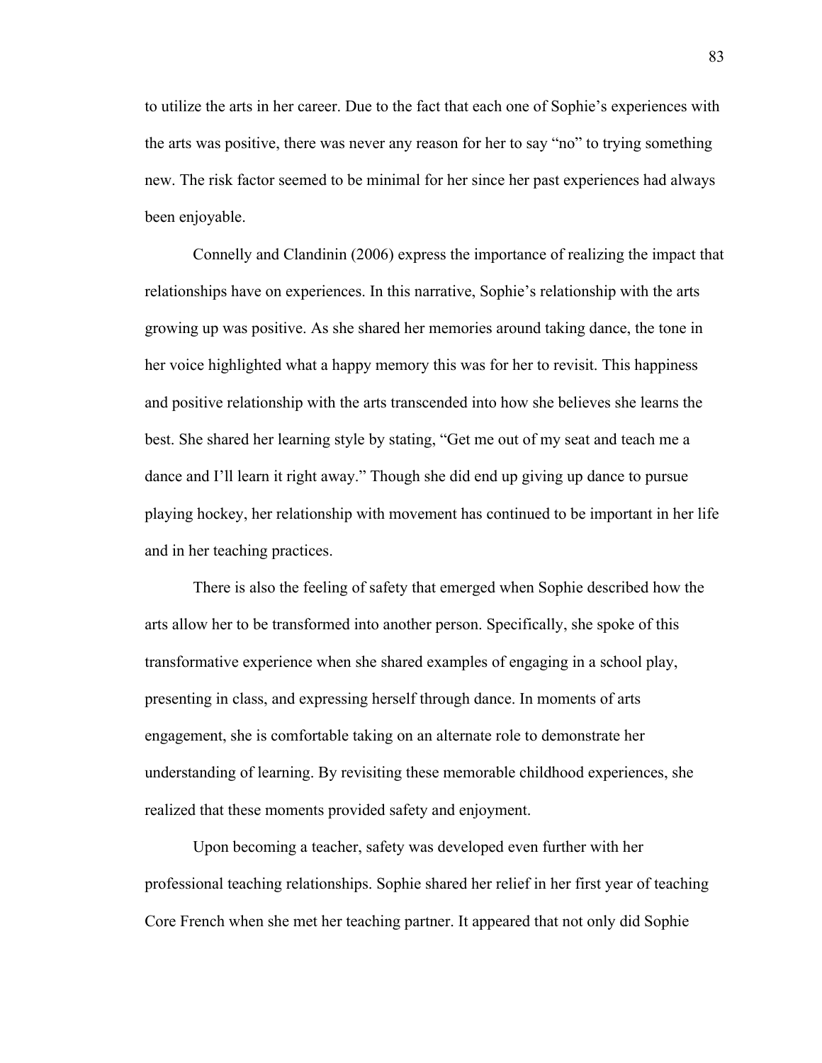to utilize the arts in her career. Due to the fact that each one of Sophie's experiences with the arts was positive, there was never any reason for her to say "no" to trying something new. The risk factor seemed to be minimal for her since her past experiences had always been enjoyable.

Connelly and Clandinin (2006) express the importance of realizing the impact that relationships have on experiences. In this narrative, Sophie's relationship with the arts growing up was positive. As she shared her memories around taking dance, the tone in her voice highlighted what a happy memory this was for her to revisit. This happiness and positive relationship with the arts transcended into how she believes she learns the best. She shared her learning style by stating, "Get me out of my seat and teach me a dance and I'll learn it right away." Though she did end up giving up dance to pursue playing hockey, her relationship with movement has continued to be important in her life and in her teaching practices.

There is also the feeling of safety that emerged when Sophie described how the arts allow her to be transformed into another person. Specifically, she spoke of this transformative experience when she shared examples of engaging in a school play, presenting in class, and expressing herself through dance. In moments of arts engagement, she is comfortable taking on an alternate role to demonstrate her understanding of learning. By revisiting these memorable childhood experiences, she realized that these moments provided safety and enjoyment.

Upon becoming a teacher, safety was developed even further with her professional teaching relationships. Sophie shared her relief in her first year of teaching Core French when she met her teaching partner. It appeared that not only did Sophie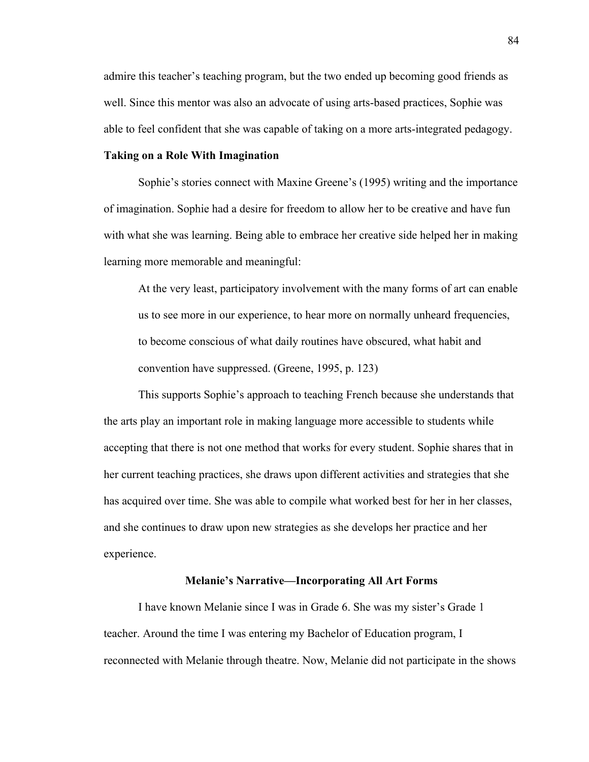admire this teacher's teaching program, but the two ended up becoming good friends as well. Since this mentor was also an advocate of using arts-based practices, Sophie was able to feel confident that she was capable of taking on a more arts-integrated pedagogy.

### Taking on a Role With Imagination

Sophie's stories connect with Maxine Greene's (1995) writing and the importance of imagination. Sophie had a desire for freedom to allow her to be creative and have fun with what she was learning. Being able to embrace her creative side helped her in making learning more memorable and meaningful:

> At the very least, participatory involvement with the many forms of art can enable us to see more in our experience, to hear more on normally unheard frequencies, to become conscious of what daily routines have obscured, what habit and convention have suppressed. (Greene, 1995, p. 123)

This supports Sophie's approach to teaching French because she understands that the arts play an important role in making language more accessible to students while accepting that there is not one method that works for every student. Sophie shares that in her current teaching practices, she draws upon different activities and strategies that she has acquired over time. She was able to compile what worked best for her in her classes, and she continues to draw upon new strategies as she develops her practice and her experience.

## Melanie's Narrative—Incorporating All Art Forms

I have known Melanie since I was in Grade 6. She was my sister's Grade 1 teacher. Around the time I was entering my Bachelor of Education program, I reconnected with Melanie through theatre. Now, Melanie did not participate in the shows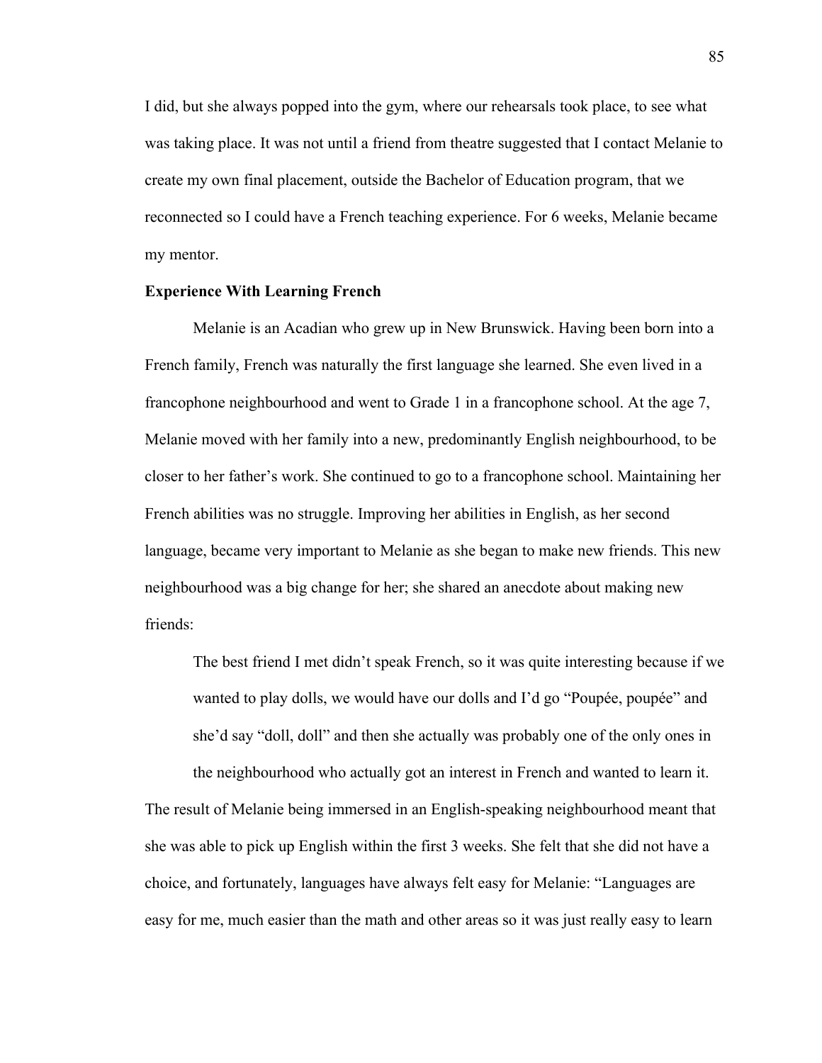I did, but she always popped into the gym, where our rehearsals took place, to see what was taking place. It was not until a friend from theatre suggested that I contact Melanie to create my own final placement, outside the Bachelor of Education program, that we reconnected so I could have a French teaching experience. For 6 weeks, Melanie became my mentor.

**Experience With Learning French**

Melanie is an Acadian who grew up in New Brunswick. Having been born into a French family, French was naturally the first language she learned. She even lived in a francophone neighbourhood and went to Grade 1 in a francophone school. At the age 7, Melanie moved with her family into a new, predominantly English neighbourhood, to be closer to her father's work. She continued to go to a francophone school. Maintaining her French abilities was no struggle. Improving her abilities in English, as her second language, became very important to Melanie as she began to make new friends. This new neighbourhood was a big change for her; she shared an anecdote about making new friends:

> The best friend I met didn't speak French, so it was quite interesting because if we wanted to play dolls, we would have our dolls and I'd go "Poupée, poupée" and she'd say "doll, doll" and then she actually was probably one of the only ones in the neighbourhood who actually got an interest in French and wanted to learn it.

The result of Melanie being immersed in an English-speaking neighbourhood meant that she was able to pick up English within the first 3 weeks. She felt that she did not have a choice, and fortunately, languages have always felt easy for Melanie: "Languages are easy for me, much easier than the math and other areas so it was just really easy to learn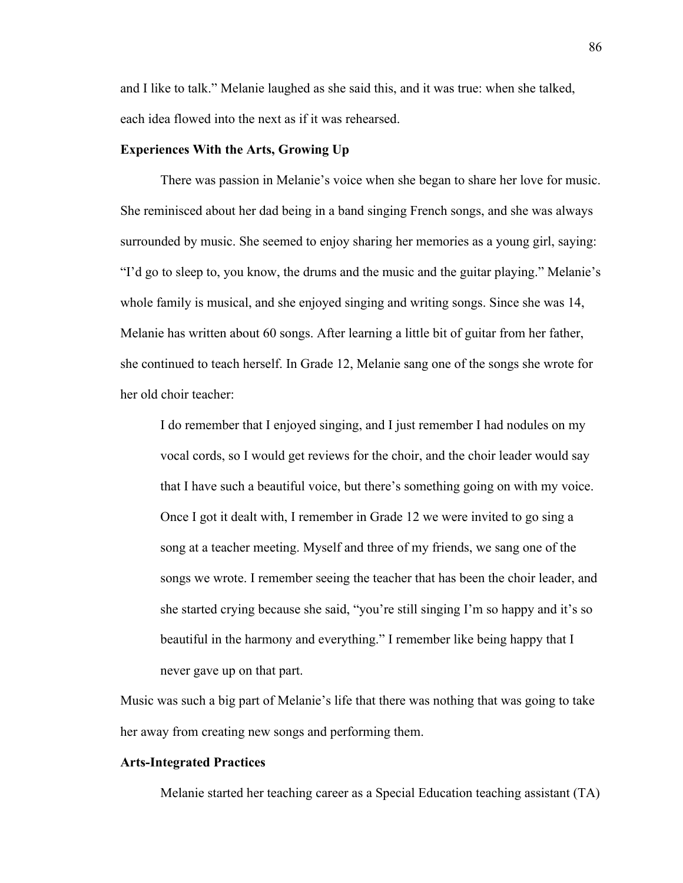and I like to talk." Melanie laughed as she said this, and it was true: when she talked, each idea flowed into the next as if it was rehearsed.

### Experiences With the Arts, Growing Up

There was passion in Melanie's voice when she began to share her love for music. She reminisced about her dad being in a band singing French songs, and she was always surrounded by music. She seemed to enjoy sharing her memories as a young girl, saying: "I'd go to sleep to, you know, the drums and the music and the guitar playing." Melanie's whole family is musical, and she enjoyed singing and writing songs. Since she was 14, Melanie has written about 60 songs. After learning a little bit of guitar from her father, she continued to teach herself. In Grade 12, Melanie sang one of the songs she wrote for her old choir teacher:

> I do remember that I enjoyed singing, and I just remember I had nodules on my vocal cords, so I would get reviews for the choir, and the choir leader would say that I have such a beautiful voice, but there's something going on with my voice. Once I got it dealt with, I remember in Grade 12 we were invited to go sing a song at a teacher meeting. Myself and three of my friends, we sang one of the songs we wrote. I remember seeing the teacher that has been the choir leader, and she started crying because she said, "you're still singing I'm so happy and it's so beautiful in the harmony and everything." I remember like being happy that I never gave up on that part.

Music was such a big part of Melanie's life that there was nothing that was going to take her away from creating new songs and performing them.

### Arts-Integrated Practices

Melanie started her teaching career as a Special Education teaching assistant (TA)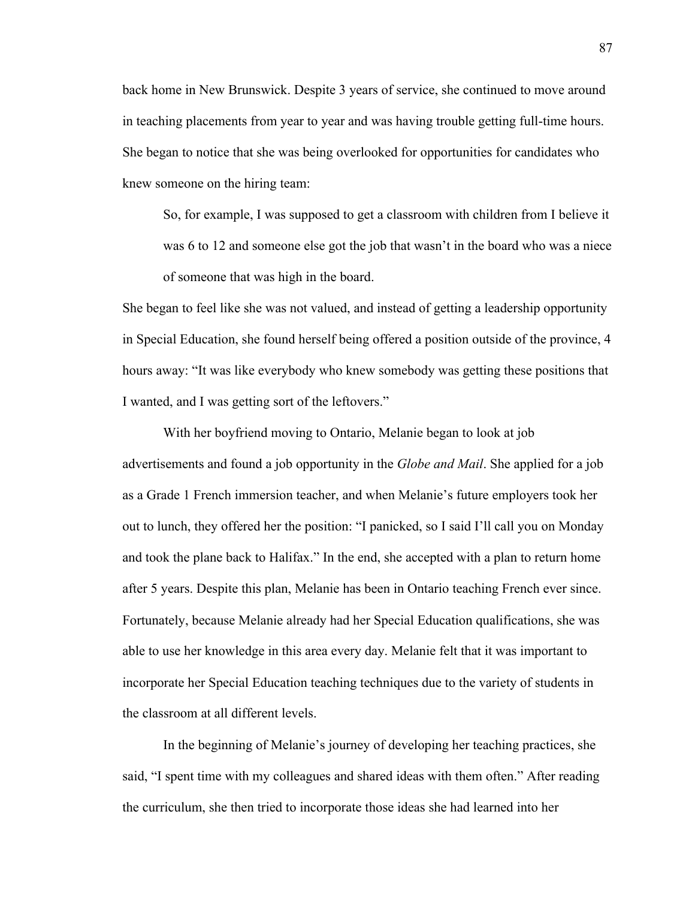back home in New Brunswick. Despite 3 years of service, she continued to move around in teaching placements from year to year and was having trouble getting full-time hours. She began to notice that she was being overlooked for opportunities for candidates who knew someone on the hiring team:

> So, for example, I was supposed to get a classroom with children from I believe it was 6 to 12 and someone else got the job that wasn't in the board who was a niece of someone that was high in the board.

She began to feel like she was not valued, and instead of getting a leadership opportunity in Special Education, she found herself being offered a position outside of the province, 4 hours away: "It was like everybody who knew somebody was getting these positions that I wanted, and I was getting sort of the leftovers."

With her boyfriend moving to Ontario, Melanie began to look at job advertisements and found a job opportunity in the *Globe and Mail*. She applied for a job as a Grade 1 French immersion teacher, and when Melanie's future employers took her out to lunch, they offered her the position: "I panicked, so I said I'll call you on Monday and took the plane back to Halifax." In the end, she accepted with a plan to return home after 5 years. Despite this plan, Melanie has been in Ontario teaching French ever since. Fortunately, because Melanie already had her Special Education qualifications, she was able to use her knowledge in this area every day. Melanie felt that it was important to incorporate her Special Education teaching techniques due to the variety of students in the classroom at all different levels.

In the beginning of Melanie's journey of developing her teaching practices, she said, "I spent time with my colleagues and shared ideas with them often." After reading the curriculum, she then tried to incorporate those ideas she had learned into her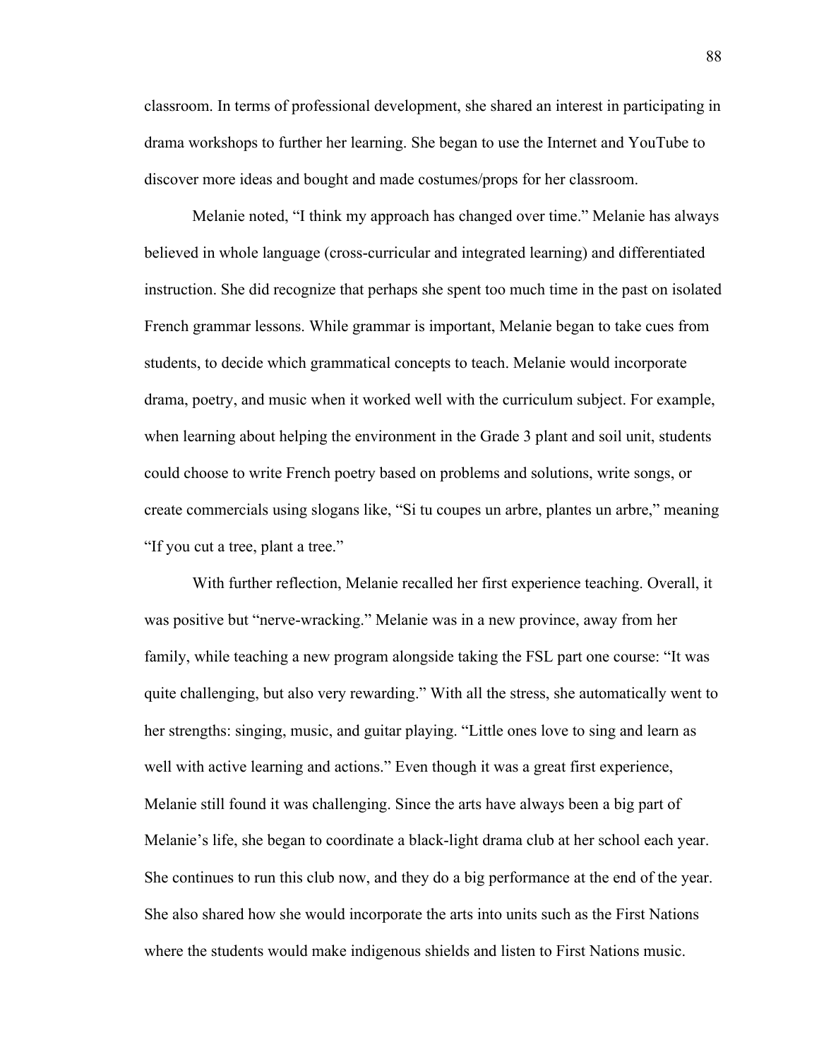classroom. In terms of professional development, she shared an interest in participating in drama workshops to further her learning. She began to use the Internet and YouTube to discover more ideas and bought and made costumes/props for her classroom.

Melanie noted, "I think my approach has changed over time." Melanie has always believed in whole language (cross-curricular and integrated learning) and differentiated instruction. She did recognize that perhaps she spent too much time in the past on isolated French grammar lessons. While grammar is important, Melanie began to take cues from students, to decide which grammatical concepts to teach. Melanie would incorporate drama, poetry, and music when it worked well with the curriculum subject. For example, when learning about helping the environment in the Grade 3 plant and soil unit, students could choose to write French poetry based on problems and solutions, write songs, or create commercials using slogans like, "Si tu coupes un arbre, plantes un arbre," meaning "If you cut a tree, plant a tree."

With further reflection, Melanie recalled her first experience teaching. Overall, it was positive but "nerve-wracking." Melanie was in a new province, away from her family, while teaching a new program alongside taking the FSL part one course: "It was quite challenging, but also very rewarding." With all the stress, she automatically went to her strengths: singing, music, and guitar playing. "Little ones love to sing and learn as well with active learning and actions." Even though it was a great first experience, Melanie still found it was challenging. Since the arts have always been a big part of Melanie's life, she began to coordinate a black-light drama club at her school each year. She continues to run this club now, and they do a big performance at the end of the year. She also shared how she would incorporate the arts into units such as the First Nations where the students would make indigenous shields and listen to First Nations music.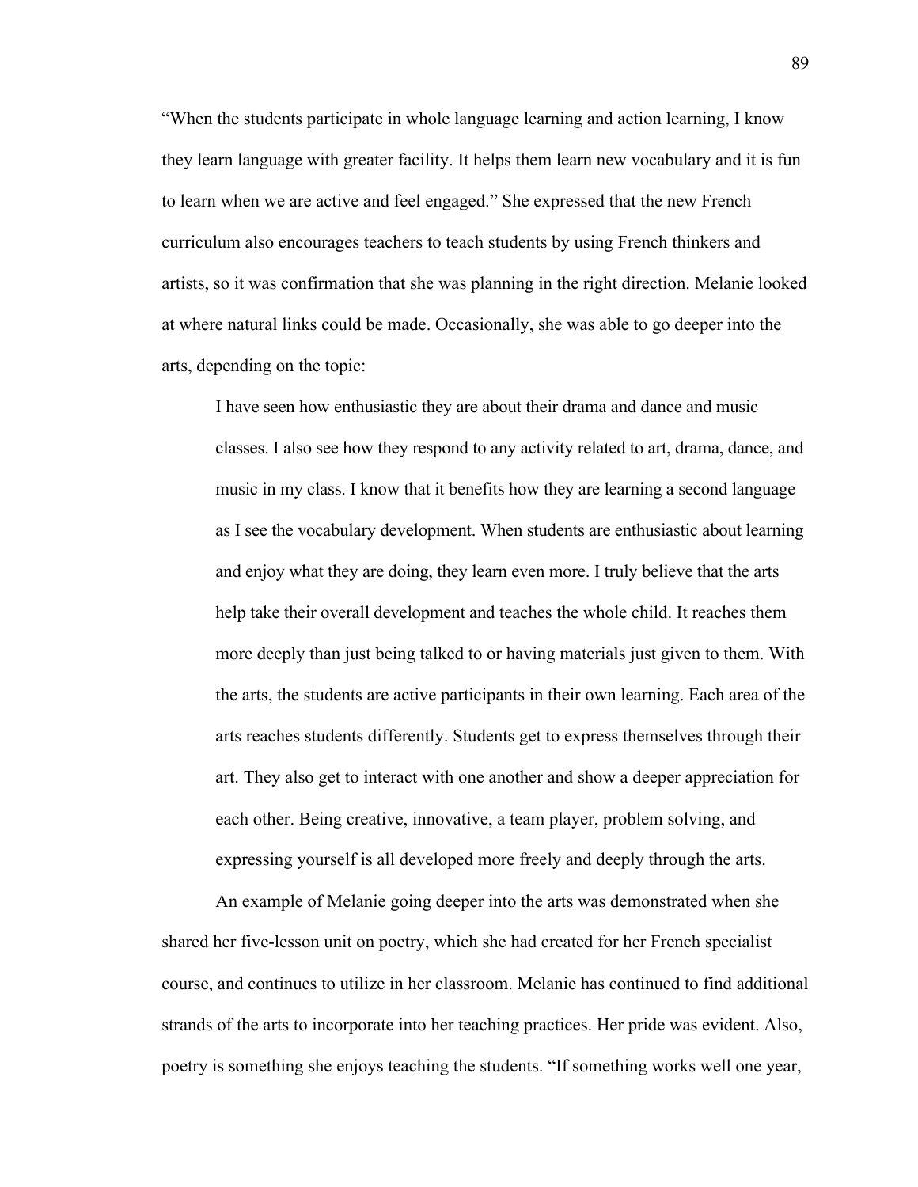"When the students participate in whole language learning and action learning, I know they learn language with greater facility. It helps them learn new vocabulary and it is fun to learn when we are active and feel engaged." She expressed that the new French curriculum also encourages teachers to teach students by using French thinkers and artists, so it was confirmation that she was planning in the right direction. Melanie looked at where natural links could be made. Occasionally, she was able to go deeper into the arts, depending on the topic:

> I have seen how enthusiastic they are about their drama and dance and music classes. I also see how they respond to any activity related to art, drama, dance, and music in my class. I know that it benefits how they are learning a second language as I see the vocabulary development. When students are enthusiastic about learning and enjoy what they are doing, they learn even more. I truly believe that the arts help take their overall development and teaches the whole child. It reaches them more deeply than just being talked to or having materials just given to them. With the arts, the students are active participants in their own learning. Each area of the arts reaches students differently. Students get to express themselves through their art. They also get to interact with one another and show a deeper appreciation for each other. Being creative, innovative, a team player, problem solving, and expressing yourself is all developed more freely and deeply through the arts.

An example of Melanie going deeper into the arts was demonstrated when she shared her five-lesson unit on poetry, which she had created for her French specialist course, and continues to utilize in her classroom. Melanie has continued to find additional strands of the arts to incorporate into her teaching practices. Her pride was evident. Also, poetry is something she enjoys teaching the students. "If something works well one year,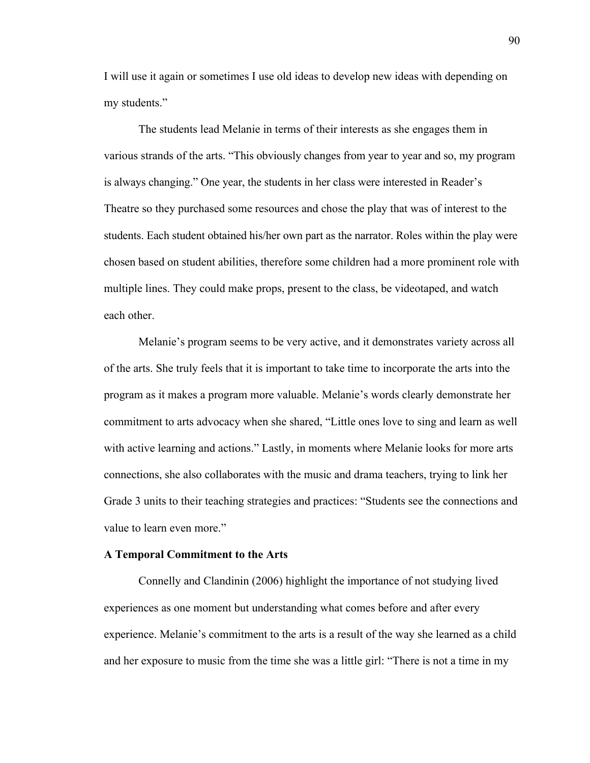I will use it again or sometimes I use old ideas to develop new ideas with depending on my students."

The students lead Melanie in terms of their interests as she engages them in various strands of the arts. "This obviously changes from year to year and so, my program is always changing." One year, the students in her class were interested in Reader's Theatre so they purchased some resources and chose the play that was of interest to the students. Each student obtained his/her own part as the narrator. Roles within the play were chosen based on student abilities, therefore some children had a more prominent role with multiple lines. They could make props, present to the class, be videotaped, and watch each other.

Melanie's program seems to be very active, and it demonstrates variety across all of the arts. She truly feels that it is important to take time to incorporate the arts into the program as it makes a program more valuable. Melanie's words clearly demonstrate her commitment to arts advocacy when she shared, "Little ones love to sing and learn as well with active learning and actions." Lastly, in moments where Melanie looks for more arts connections, she also collaborates with the music and drama teachers, trying to link her Grade 3 units to their teaching strategies and practices: "Students see the connections and value to learn even more."

**A Temporal Commitment to the Arts**

Connelly and Clandinin (2006) highlight the importance of not studying lived experiences as one moment but understanding what comes before and after every experience. Melanie's commitment to the arts is a result of the way she learned as a child and her exposure to music from the time she was a little girl: "There is not a time in my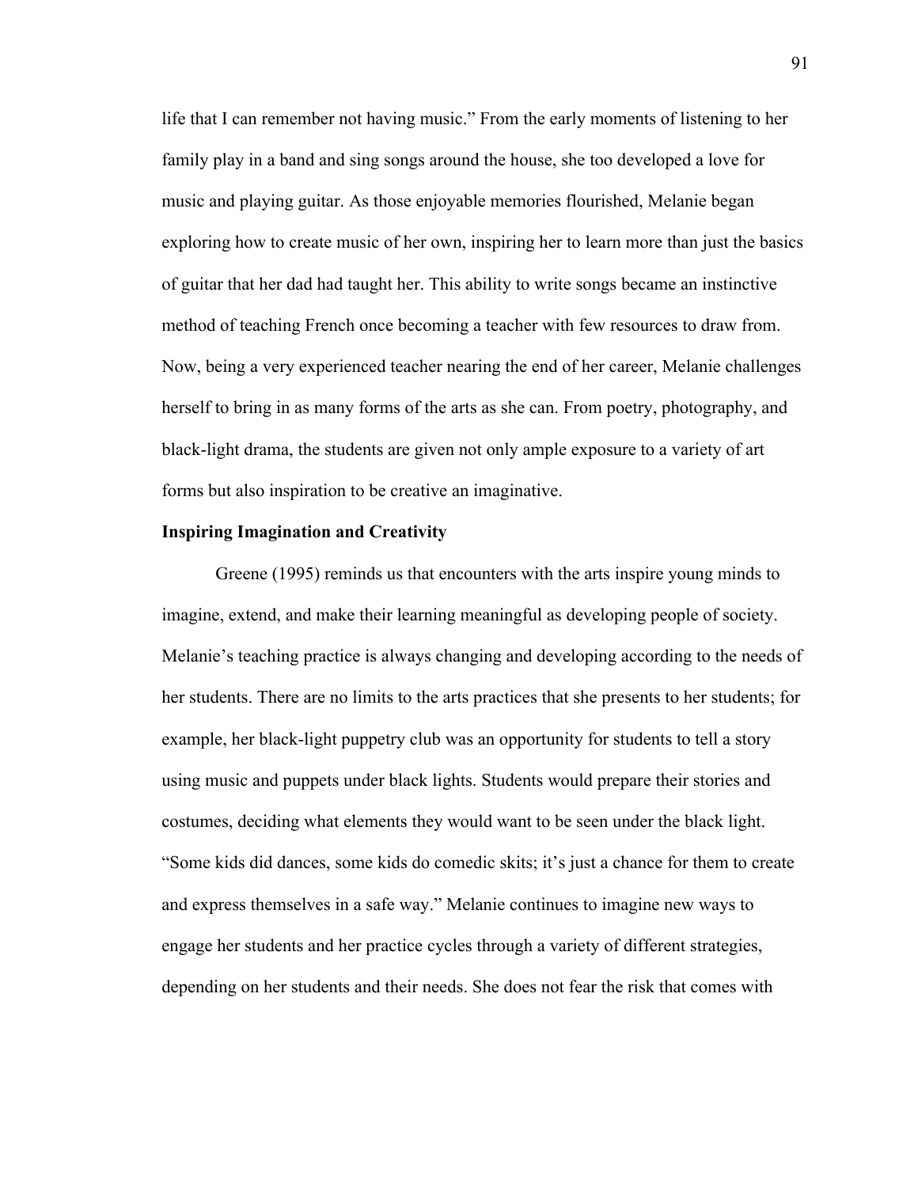life that I can remember not having music." From the early moments of listening to her family play in a band and sing songs around the house, she too developed a love for music and playing guitar. As those enjoyable memories flourished, Melanie began exploring how to create music of her own, inspiring her to learn more than just the basics of guitar that her dad had taught her. This ability to write songs became an instinctive method of teaching French once becoming a teacher with few resources to draw from. Now, being a very experienced teacher nearing the end of her career, Melanie challenges herself to bring in as many forms of the arts as she can. From poetry, photography, and black-light drama, the students are given not only ample exposure to a variety of art forms but also inspiration to be creative an imaginative.

### Inspiring Imagination and Creativity

Greene (1995) reminds us that encounters with the arts inspire young minds to imagine, extend, and make their learning meaningful as developing people of society. Melanie's teaching practice is always changing and developing according to the needs of her students. There are no limits to the arts practices that she presents to her students; for example, her black-light puppetry club was an opportunity for students to tell a story using music and puppets under black lights. Students would prepare their stories and costumes, deciding what elements they would want to be seen under the black light. "Some kids did dances, some kids do comedic skits; it's just a chance for them to create and express themselves in a safe way." Melanie continues to imagine new ways to engage her students and her practice cycles through a variety of different strategies, depending on her students and their needs. She does not fear the risk that comes with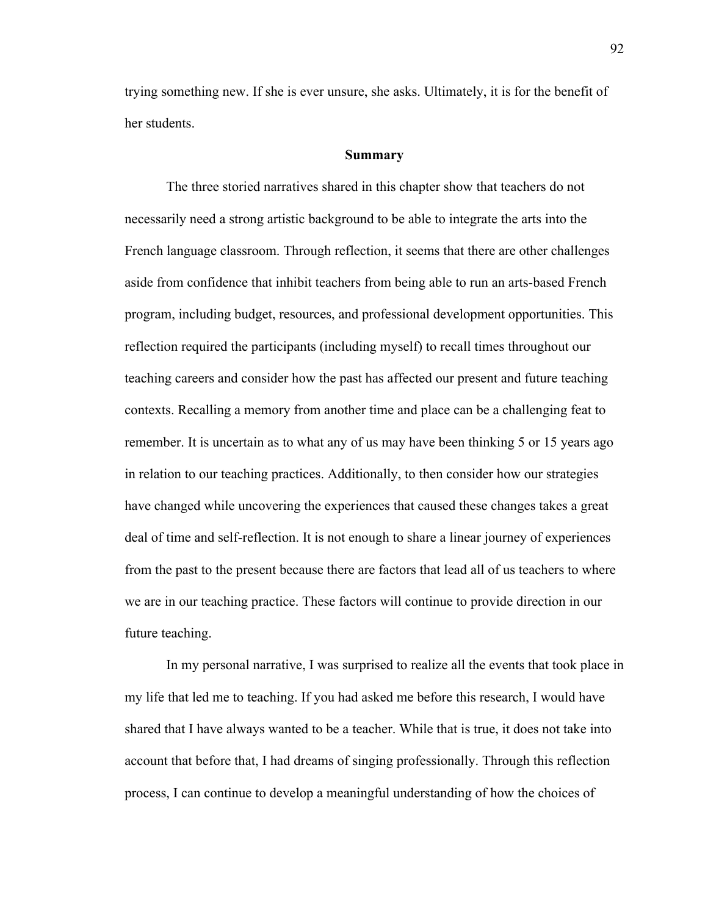trying something new. If she is ever unsure, she asks. Ultimately, it is for the benefit of her students.

## Summary

The three storied narratives shared in this chapter show that teachers do not necessarily need a strong artistic background to be able to integrate the arts into the French language classroom. Through reflection, it seems that there are other challenges aside from confidence that inhibit teachers from being able to run an arts-based French program, including budget, resources, and professional development opportunities. This reflection required the participants (including myself) to recall times throughout our teaching careers and consider how the past has affected our present and future teaching contexts. Recalling a memory from another time and place can be a challenging feat to remember. It is uncertain as to what any of us may have been thinking 5 or 15 years ago in relation to our teaching practices. Additionally, to then consider how our strategies have changed while uncovering the experiences that caused these changes takes a great deal of time and self-reflection. It is not enough to share a linear journey of experiences from the past to the present because there are factors that lead all of us teachers to where we are in our teaching practice. These factors will continue to provide direction in our future teaching.

In my personal narrative, I was surprised to realize all the events that took place in my life that led me to teaching. If you had asked me before this research, I would have shared that I have always wanted to be a teacher. While that is true, it does not take into account that before that, I had dreams of singing professionally. Through this reflection process, I can continue to develop a meaningful understanding of how the choices of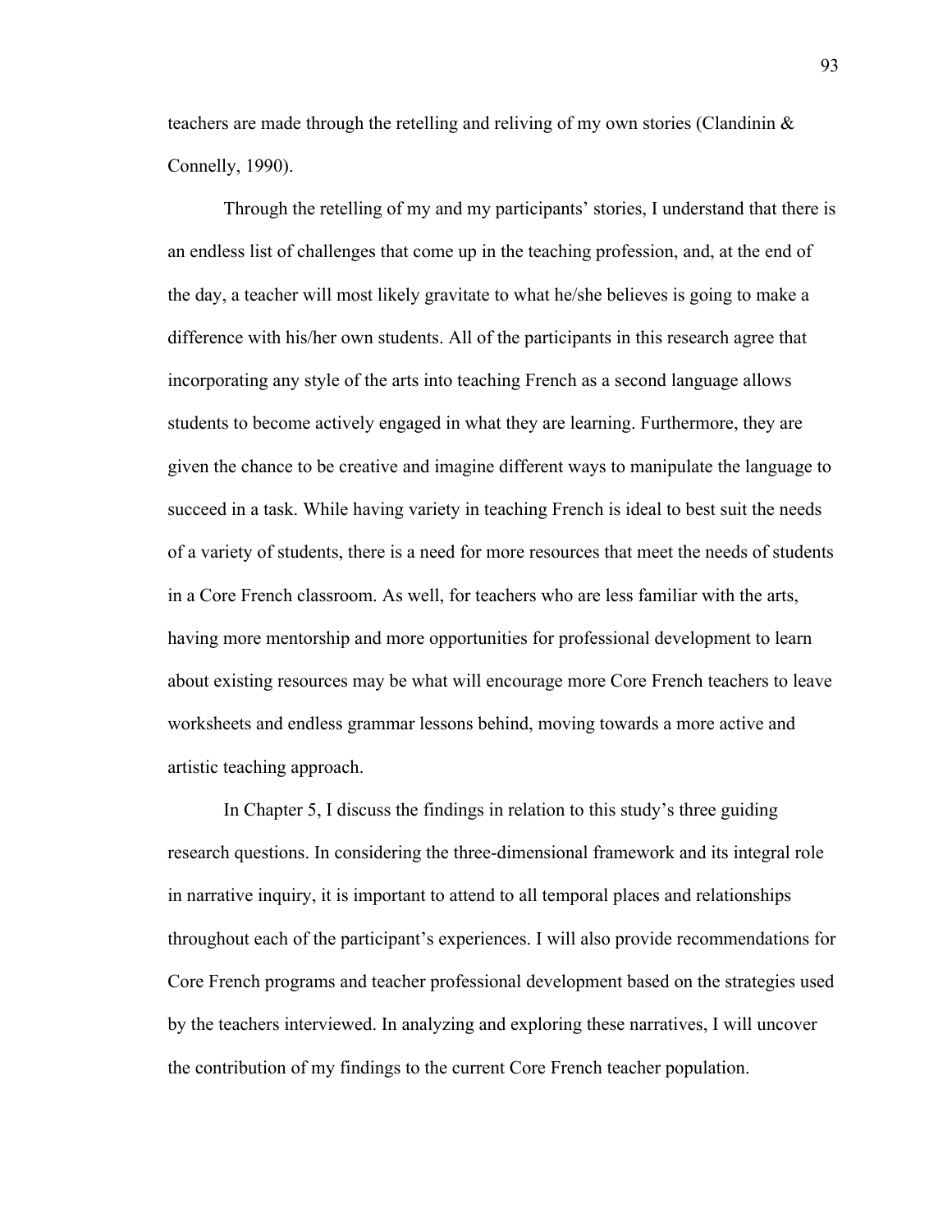teachers are made through the retelling and reliving of my own stories (Clandinin & Connelly, 1990).

Through the retelling of my and my participants' stories, I understand that there is an endless list of challenges that come up in the teaching profession, and, at the end of the day, a teacher will most likely gravitate to what he/she believes is going to make a difference with his/her own students. All of the participants in this research agree that incorporating any style of the arts into teaching French as a second language allows students to become actively engaged in what they are learning. Furthermore, they are given the chance to be creative and imagine different ways to manipulate the language to succeed in a task. While having variety in teaching French is ideal to best suit the needs of a variety of students, there is a need for more resources that meet the needs of students in a Core French classroom. As well, for teachers who are less familiar with the arts, having more mentorship and more opportunities for professional development to learn about existing resources may be what will encourage more Core French teachers to leave worksheets and endless grammar lessons behind, moving towards a more active and artistic teaching approach.

In Chapter 5, I discuss the findings in relation to this study's three guiding research questions. In considering the three-dimensional framework and its integral role in narrative inquiry, it is important to attend to all temporal places and relationships throughout each of the participant's experiences. I will also provide recommendations for Core French programs and teacher professional development based on the strategies used by the teachers interviewed. In analyzing and exploring these narratives, I will uncover the contribution of my findings to the current Core French teacher population.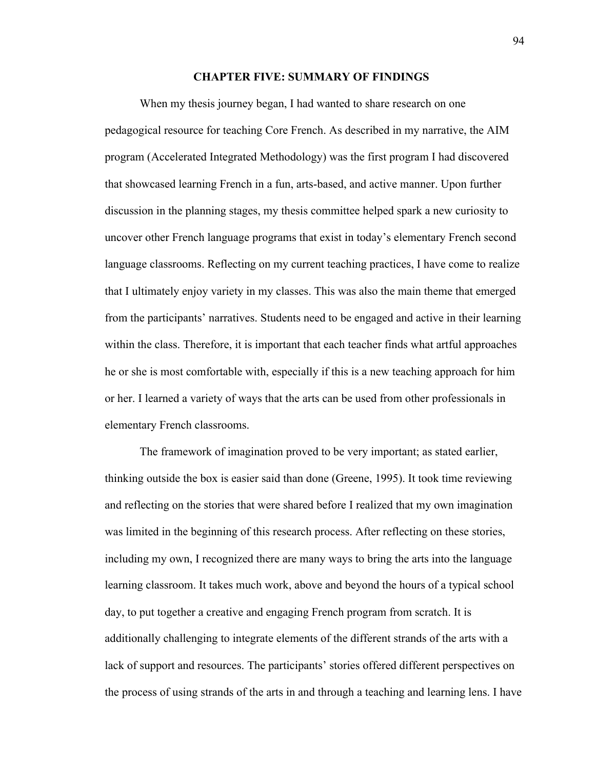# CHAPTER FIVE: SUMMARY OF FINDINGS

When my thesis journey began, I had wanted to share research on one pedagogical resource for teaching Core French. As described in my narrative, the AIM program (Accelerated Integrated Methodology) was the first program I had discovered that showcased learning French in a fun, arts-based, and active manner. Upon further discussion in the planning stages, my thesis committee helped spark a new curiosity to uncover other French language programs that exist in today's elementary French second language classrooms. Reflecting on my current teaching practices, I have come to realize that I ultimately enjoy variety in my classes. This was also the main theme that emerged from the participants' narratives. Students need to be engaged and active in their learning within the class. Therefore, it is important that each teacher finds what artful approaches he or she is most comfortable with, especially if this is a new teaching approach for him or her. I learned a variety of ways that the arts can be used from other professionals in elementary French classrooms.

The framework of imagination proved to be very important; as stated earlier, thinking outside the box is easier said than done (Greene, 1995). It took time reviewing and reflecting on the stories that were shared before I realized that my own imagination was limited in the beginning of this research process. After reflecting on these stories, including my own, I recognized there are many ways to bring the arts into the language learning classroom. It takes much work, above and beyond the hours of a typical school day, to put together a creative and engaging French program from scratch. It is additionally challenging to integrate elements of the different strands of the arts with a lack of support and resources. The participants' stories offered different perspectives on the process of using strands of the arts in and through a teaching and learning lens. I have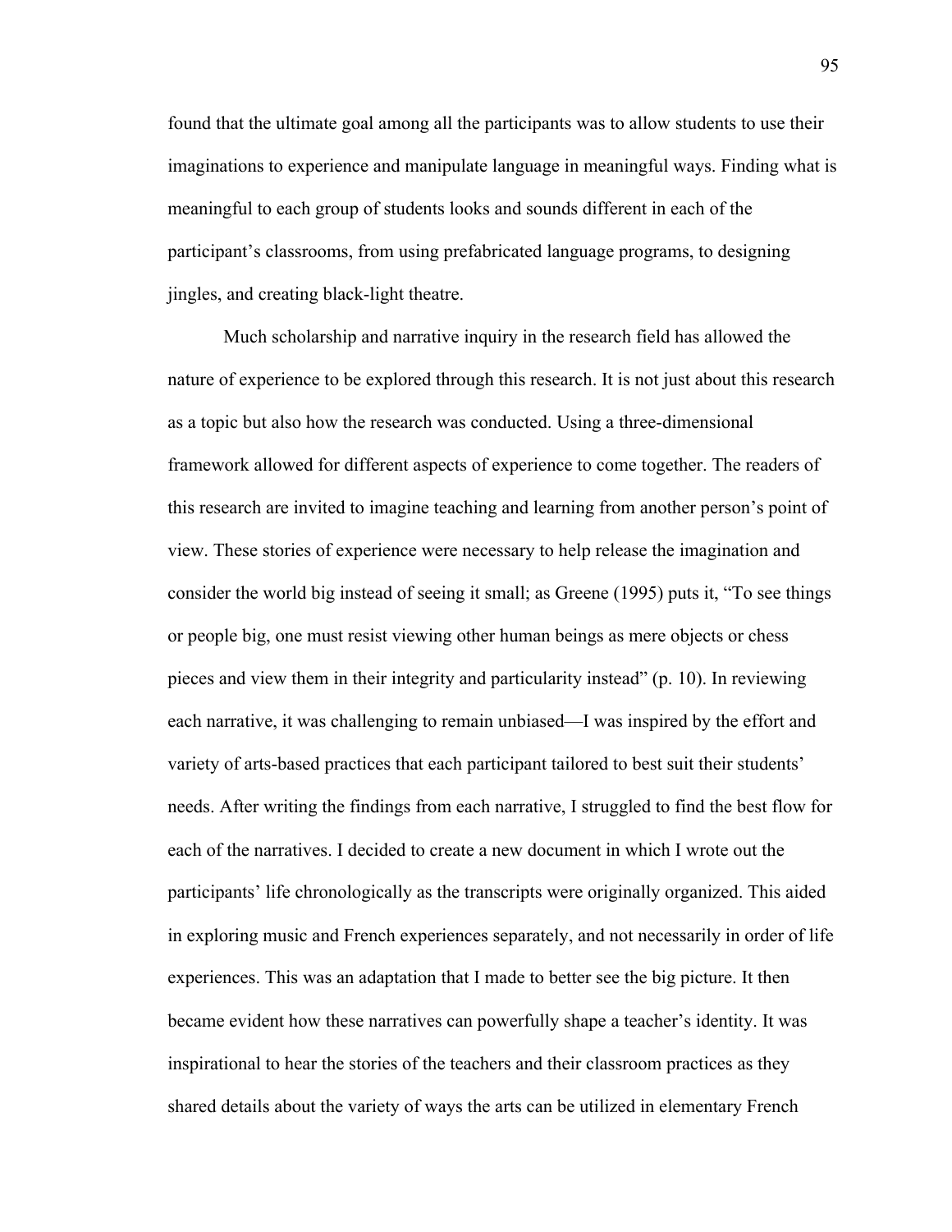found that the ultimate goal among all the participants was to allow students to use their imaginations to experience and manipulate language in meaningful ways. Finding what is meaningful to each group of students looks and sounds different in each of the participant's classrooms, from using prefabricated language programs, to designing jingles, and creating black-light theatre.

Much scholarship and narrative inquiry in the research field has allowed the nature of experience to be explored through this research. It is not just about this research as a topic but also how the research was conducted. Using a three-dimensional framework allowed for different aspects of experience to come together. The readers of this research are invited to imagine teaching and learning from another person's point of view. These stories of experience were necessary to help release the imagination and consider the world big instead of seeing it small; as Greene (1995) puts it, "To see things or people big, one must resist viewing other human beings as mere objects or chess pieces and view them in their integrity and particularity instead" (p. 10). In reviewing each narrative, it was challenging to remain unbiased—I was inspired by the effort and variety of arts-based practices that each participant tailored to best suit their students' needs. After writing the findings from each narrative, I struggled to find the best flow for each of the narratives. I decided to create a new document in which I wrote out the participants' life chronologically as the transcripts were originally organized. This aided in exploring music and French experiences separately, and not necessarily in order of life experiences. This was an adaptation that I made to better see the big picture. It then became evident how these narratives can powerfully shape a teacher's identity. It was inspirational to hear the stories of the teachers and their classroom practices as they shared details about the variety of ways the arts can be utilized in elementary French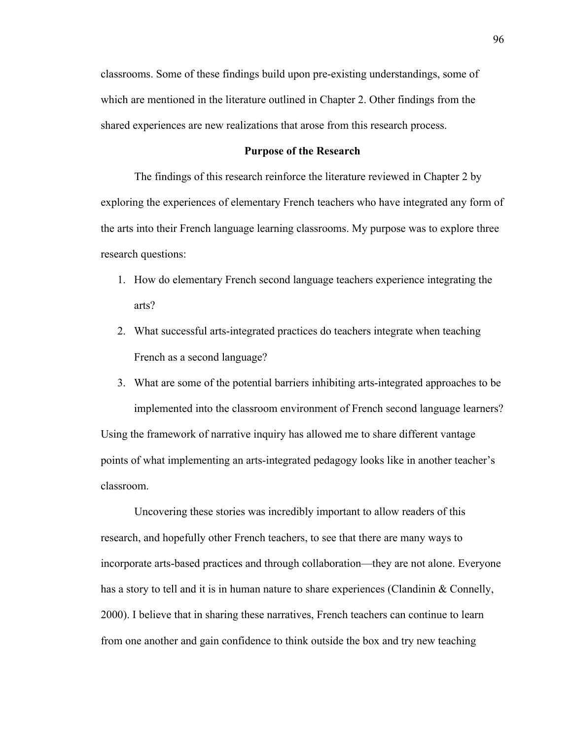classrooms. Some of these findings build upon pre-existing understandings, some of which are mentioned in the literature outlined in Chapter 2. Other findings from the shared experiences are new realizations that arose from this research process.

## Purpose of the Research

The findings of this research reinforce the literature reviewed in Chapter 2 by exploring the experiences of elementary French teachers who have integrated any form of the arts into their French language learning classrooms. My purpose was to explore three research questions:

1. How do elementary French second language teachers experience integrating the arts?
2. What successful arts-integrated practices do teachers integrate when teaching French as a second language?
3. What are some of the potential barriers inhibiting arts-integrated approaches to be implemented into the classroom environment of French second language learners?

Using the framework of narrative inquiry has allowed me to share different vantage points of what implementing an arts-integrated pedagogy looks like in another teacher's classroom.

Uncovering these stories was incredibly important to allow readers of this research, and hopefully other French teachers, to see that there are many ways to incorporate arts-based practices and through collaboration—they are not alone. Everyone has a story to tell and it is in human nature to share experiences (Clandinin & Connelly, 2000). I believe that in sharing these narratives, French teachers can continue to learn from one another and gain confidence to think outside the box and try new teaching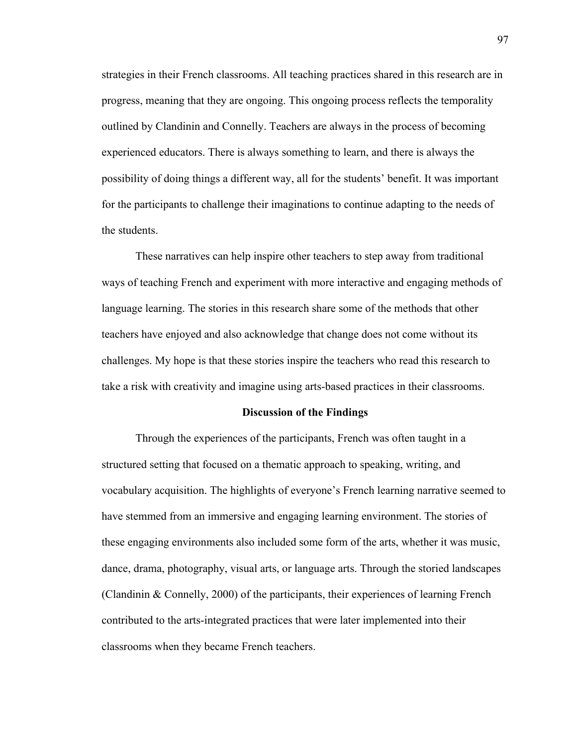strategies in their French classrooms. All teaching practices shared in this research are in progress, meaning that they are ongoing. This ongoing process reflects the temporality outlined by Clandinin and Connelly. Teachers are always in the process of becoming experienced educators. There is always something to learn, and there is always the possibility of doing things a different way, all for the students' benefit. It was important for the participants to challenge their imaginations to continue adapting to the needs of the students.

These narratives can help inspire other teachers to step away from traditional ways of teaching French and experiment with more interactive and engaging methods of language learning. The stories in this research share some of the methods that other teachers have enjoyed and also acknowledge that change does not come without its challenges. My hope is that these stories inspire the teachers who read this research to take a risk with creativity and imagine using arts-based practices in their classrooms.

## Discussion of the Findings

Through the experiences of the participants, French was often taught in a structured setting that focused on a thematic approach to speaking, writing, and vocabulary acquisition. The highlights of everyone's French learning narrative seemed to have stemmed from an immersive and engaging learning environment. The stories of these engaging environments also included some form of the arts, whether it was music, dance, drama, photography, visual arts, or language arts. Through the storied landscapes (Clandinin & Connelly, 2000) of the participants, their experiences of learning French contributed to the arts-integrated practices that were later implemented into their classrooms when they became French teachers.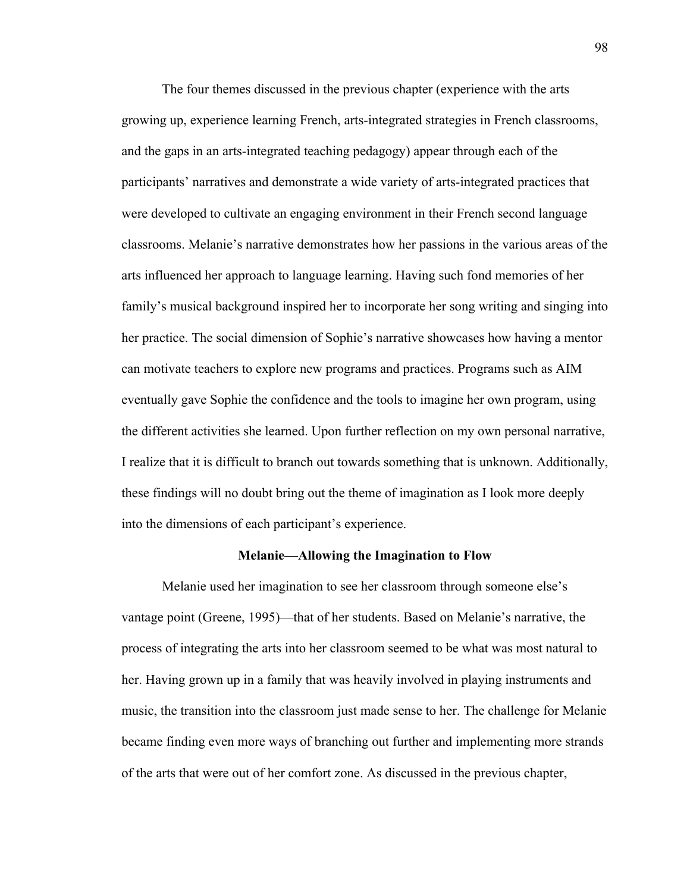The four themes discussed in the previous chapter (experience with the arts growing up, experience learning French, arts-integrated strategies in French classrooms, and the gaps in an arts-integrated teaching pedagogy) appear through each of the participants' narratives and demonstrate a wide variety of arts-integrated practices that were developed to cultivate an engaging environment in their French second language classrooms. Melanie's narrative demonstrates how her passions in the various areas of the arts influenced her approach to language learning. Having such fond memories of her family's musical background inspired her to incorporate her song writing and singing into her practice. The social dimension of Sophie's narrative showcases how having a mentor can motivate teachers to explore new programs and practices. Programs such as AIM eventually gave Sophie the confidence and the tools to imagine her own program, using the different activities she learned. Upon further reflection on my own personal narrative, I realize that it is difficult to branch out towards something that is unknown. Additionally, these findings will no doubt bring out the theme of imagination as I look more deeply into the dimensions of each participant's experience.

### Melanie—Allowing the Imagination to Flow

Melanie used her imagination to see her classroom through someone else's vantage point (Greene, 1995)—that of her students. Based on Melanie's narrative, the process of integrating the arts into her classroom seemed to be what was most natural to her. Having grown up in a family that was heavily involved in playing instruments and music, the transition into the classroom just made sense to her. The challenge for Melanie became finding even more ways of branching out further and implementing more strands of the arts that were out of her comfort zone. As discussed in the previous chapter,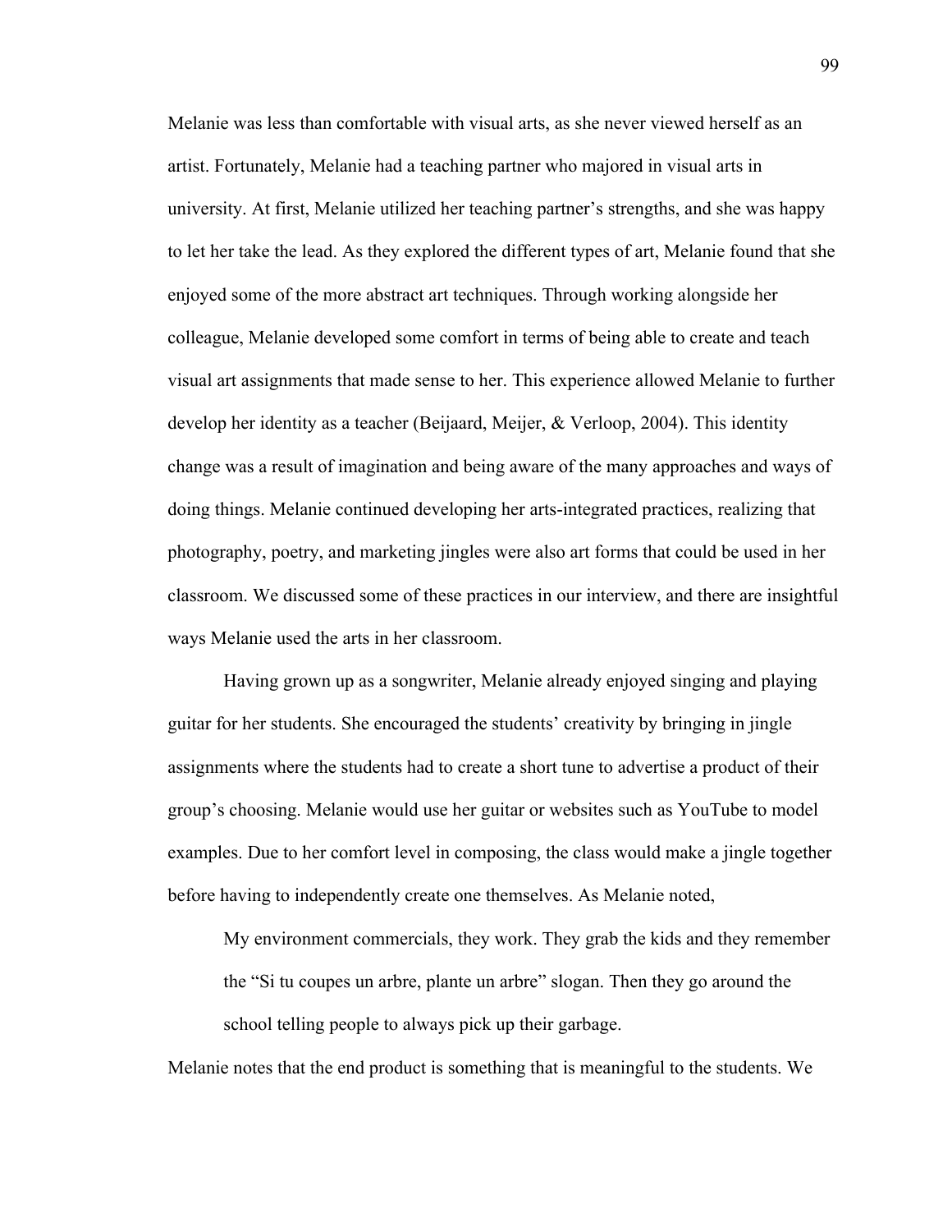Melanie was less than comfortable with visual arts, as she never viewed herself as an artist. Fortunately, Melanie had a teaching partner who majored in visual arts in university. At first, Melanie utilized her teaching partner's strengths, and she was happy to let her take the lead. As they explored the different types of art, Melanie found that she enjoyed some of the more abstract art techniques. Through working alongside her colleague, Melanie developed some comfort in terms of being able to create and teach visual art assignments that made sense to her. This experience allowed Melanie to further develop her identity as a teacher (Beijaard, Meijer, & Verloop, 2004). This identity change was a result of imagination and being aware of the many approaches and ways of doing things. Melanie continued developing her arts-integrated practices, realizing that photography, poetry, and marketing jingles were also art forms that could be used in her classroom. We discussed some of these practices in our interview, and there are insightful ways Melanie used the arts in her classroom.

Having grown up as a songwriter, Melanie already enjoyed singing and playing guitar for her students. She encouraged the students' creativity by bringing in jingle assignments where the students had to create a short tune to advertise a product of their group's choosing. Melanie would use her guitar or websites such as YouTube to model examples. Due to her comfort level in composing, the class would make a jingle together before having to independently create one themselves. As Melanie noted,

> My environment commercials, they work. They grab the kids and they remember the "Si tu coupes un arbre, plante un arbre" slogan. Then they go around the school telling people to always pick up their garbage.

Melanie notes that the end product is something that is meaningful to the students. We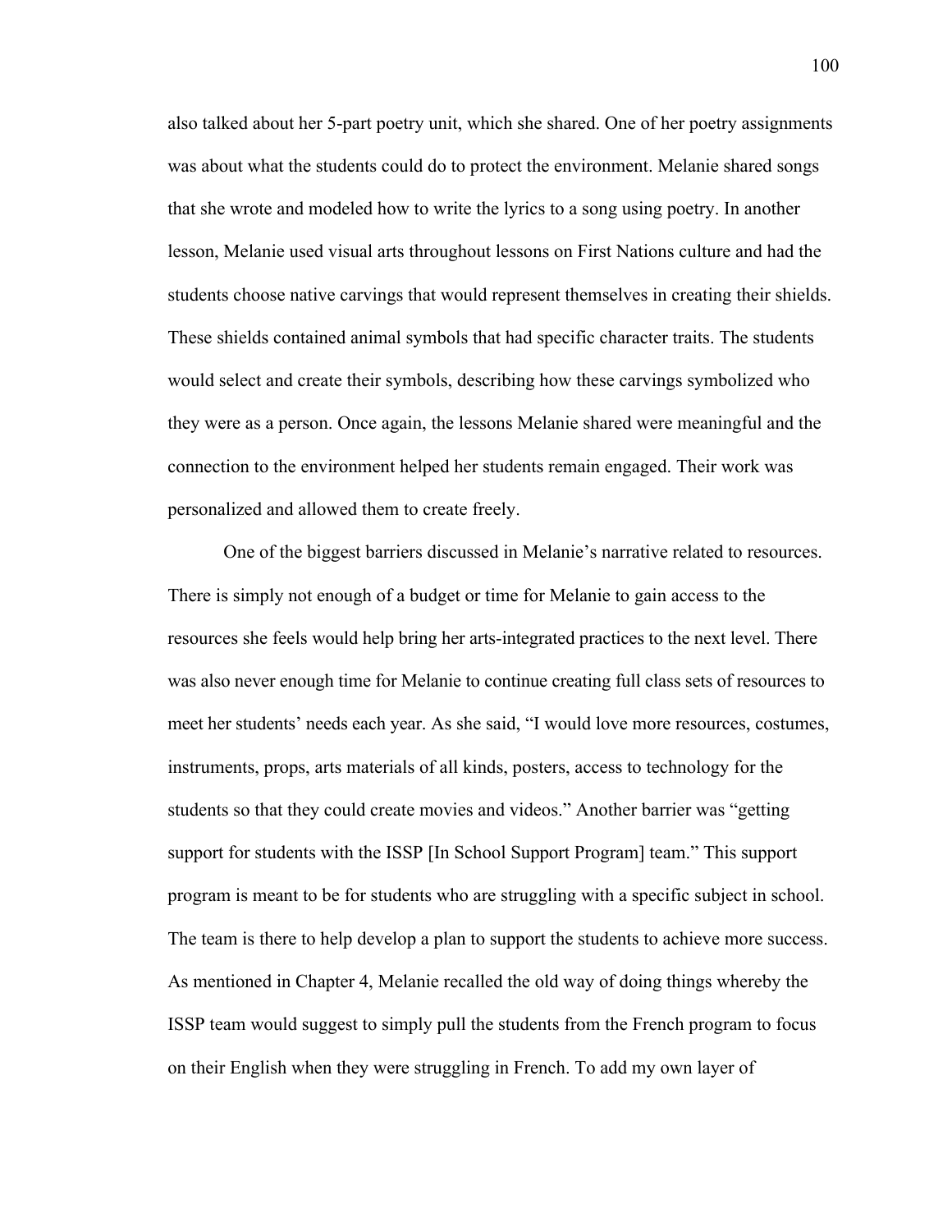also talked about her 5-part poetry unit, which she shared. One of her poetry assignments was about what the students could do to protect the environment. Melanie shared songs that she wrote and modeled how to write the lyrics to a song using poetry. In another lesson, Melanie used visual arts throughout lessons on First Nations culture and had the students choose native carvings that would represent themselves in creating their shields. These shields contained animal symbols that had specific character traits. The students would select and create their symbols, describing how these carvings symbolized who they were as a person. Once again, the lessons Melanie shared were meaningful and the connection to the environment helped her students remain engaged. Their work was personalized and allowed them to create freely.

One of the biggest barriers discussed in Melanie's narrative related to resources. There is simply not enough of a budget or time for Melanie to gain access to the resources she feels would help bring her arts-integrated practices to the next level. There was also never enough time for Melanie to continue creating full class sets of resources to meet her students' needs each year. As she said, "I would love more resources, costumes, instruments, props, arts materials of all kinds, posters, access to technology for the students so that they could create movies and videos." Another barrier was "getting support for students with the ISSP [In School Support Program] team." This support program is meant to be for students who are struggling with a specific subject in school. The team is there to help develop a plan to support the students to achieve more success. As mentioned in Chapter 4, Melanie recalled the old way of doing things whereby the ISSP team would suggest to simply pull the students from the French program to focus on their English when they were struggling in French. To add my own layer of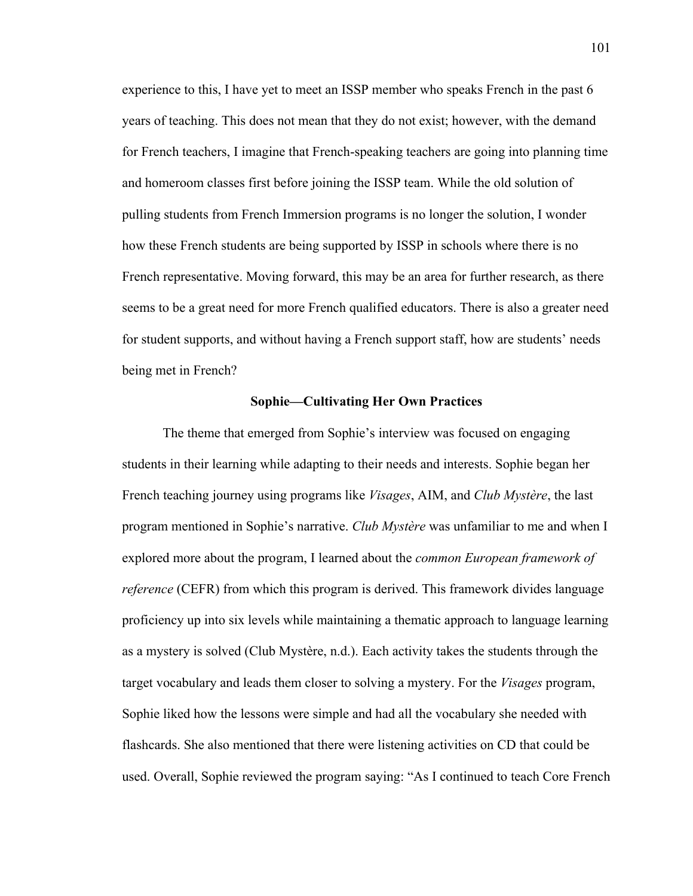experience to this, I have yet to meet an ISSP member who speaks French in the past 6 years of teaching. This does not mean that they do not exist; however, with the demand for French teachers, I imagine that French-speaking teachers are going into planning time and homeroom classes first before joining the ISSP team. While the old solution of pulling students from French Immersion programs is no longer the solution, I wonder how these French students are being supported by ISSP in schools where there is no French representative. Moving forward, this may be an area for further research, as there seems to be a great need for more French qualified educators. There is also a greater need for student supports, and without having a French support staff, how are students' needs being met in French?

### Sophie—Cultivating Her Own Practices

The theme that emerged from Sophie's interview was focused on engaging students in their learning while adapting to their needs and interests. Sophie began her French teaching journey using programs like *Visages*, AIM, and *Club Mystère*, the last program mentioned in Sophie's narrative. *Club Mystère* was unfamiliar to me and when I explored more about the program, I learned about the *common European framework of reference* (CEFR) from which this program is derived. This framework divides language proficiency up into six levels while maintaining a thematic approach to language learning as a mystery is solved (Club Mystère, n.d.). Each activity takes the students through the target vocabulary and leads them closer to solving a mystery. For the *Visages* program, Sophie liked how the lessons were simple and had all the vocabulary she needed with flashcards. She also mentioned that there were listening activities on CD that could be used. Overall, Sophie reviewed the program saying: "As I continued to teach Core French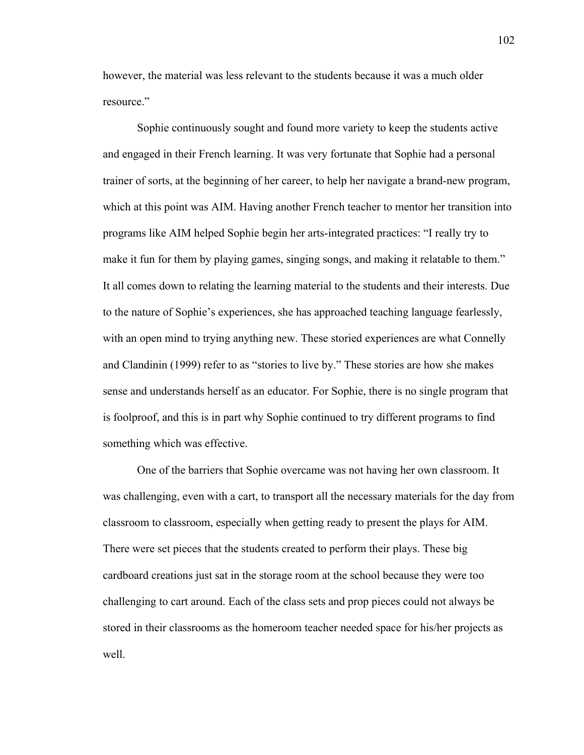however, the material was less relevant to the students because it was a much older resource."

Sophie continuously sought and found more variety to keep the students active and engaged in their French learning. It was very fortunate that Sophie had a personal trainer of sorts, at the beginning of her career, to help her navigate a brand-new program, which at this point was AIM. Having another French teacher to mentor her transition into programs like AIM helped Sophie begin her arts-integrated practices: "I really try to make it fun for them by playing games, singing songs, and making it relatable to them." It all comes down to relating the learning material to the students and their interests. Due to the nature of Sophie's experiences, she has approached teaching language fearlessly, with an open mind to trying anything new. These storied experiences are what Connelly and Clandinin (1999) refer to as "stories to live by." These stories are how she makes sense and understands herself as an educator. For Sophie, there is no single program that is foolproof, and this is in part why Sophie continued to try different programs to find something which was effective.

One of the barriers that Sophie overcame was not having her own classroom. It was challenging, even with a cart, to transport all the necessary materials for the day from classroom to classroom, especially when getting ready to present the plays for AIM. There were set pieces that the students created to perform their plays. These big cardboard creations just sat in the storage room at the school because they were too challenging to cart around. Each of the class sets and prop pieces could not always be stored in their classrooms as the homeroom teacher needed space for his/her projects as well.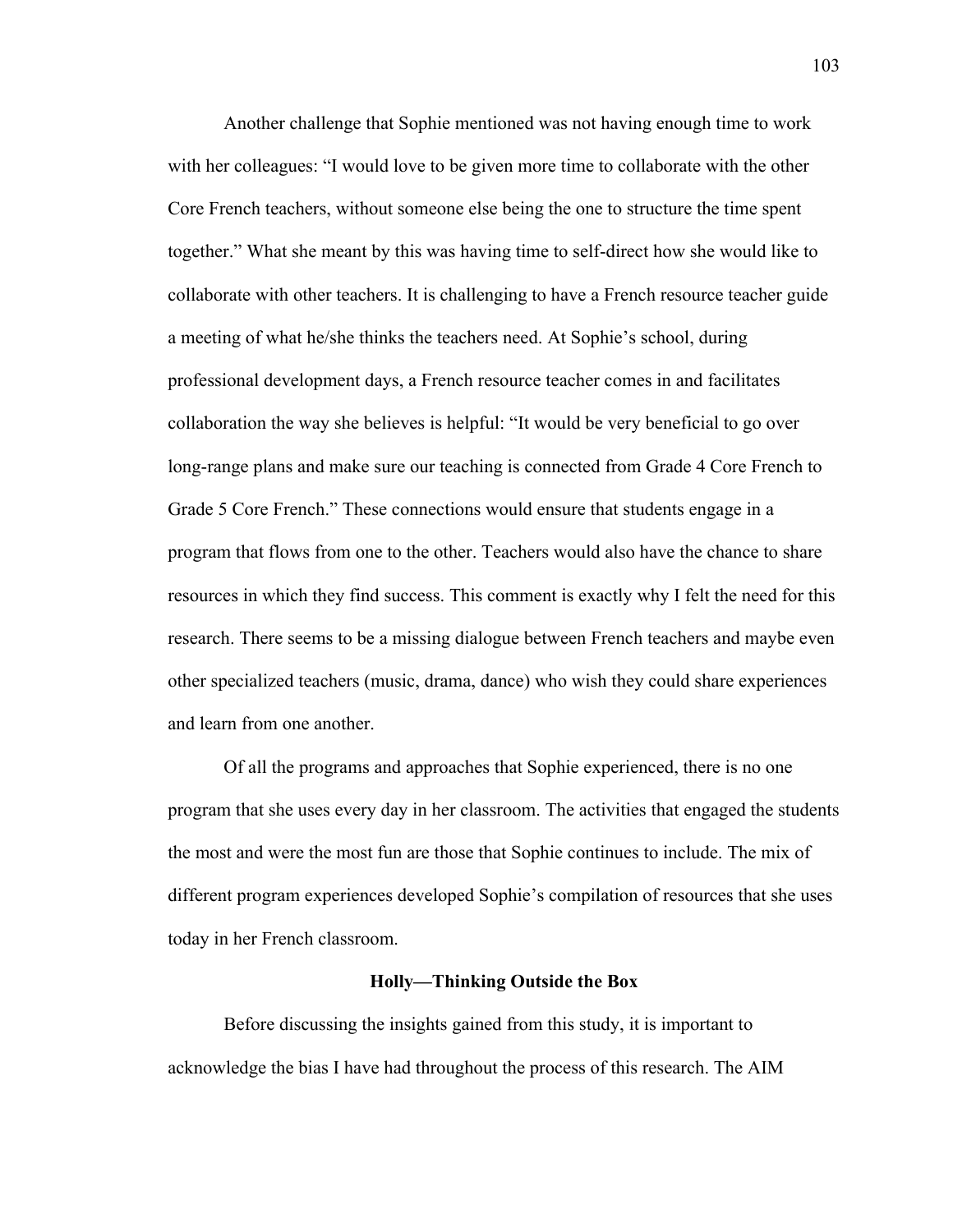Another challenge that Sophie mentioned was not having enough time to work with her colleagues: "I would love to be given more time to collaborate with the other Core French teachers, without someone else being the one to structure the time spent together." What she meant by this was having time to self-direct how she would like to collaborate with other teachers. It is challenging to have a French resource teacher guide a meeting of what he/she thinks the teachers need. At Sophie's school, during professional development days, a French resource teacher comes in and facilitates collaboration the way she believes is helpful: "It would be very beneficial to go over long-range plans and make sure our teaching is connected from Grade 4 Core French to Grade 5 Core French." These connections would ensure that students engage in a program that flows from one to the other. Teachers would also have the chance to share resources in which they find success. This comment is exactly why I felt the need for this research. There seems to be a missing dialogue between French teachers and maybe even other specialized teachers (music, drama, dance) who wish they could share experiences and learn from one another.

Of all the programs and approaches that Sophie experienced, there is no one program that she uses every day in her classroom. The activities that engaged the students the most and were the most fun are those that Sophie continues to include. The mix of different program experiences developed Sophie's compilation of resources that she uses today in her French classroom.

### Holly—Thinking Outside the Box

Before discussing the insights gained from this study, it is important to acknowledge the bias I have had throughout the process of this research. The AIM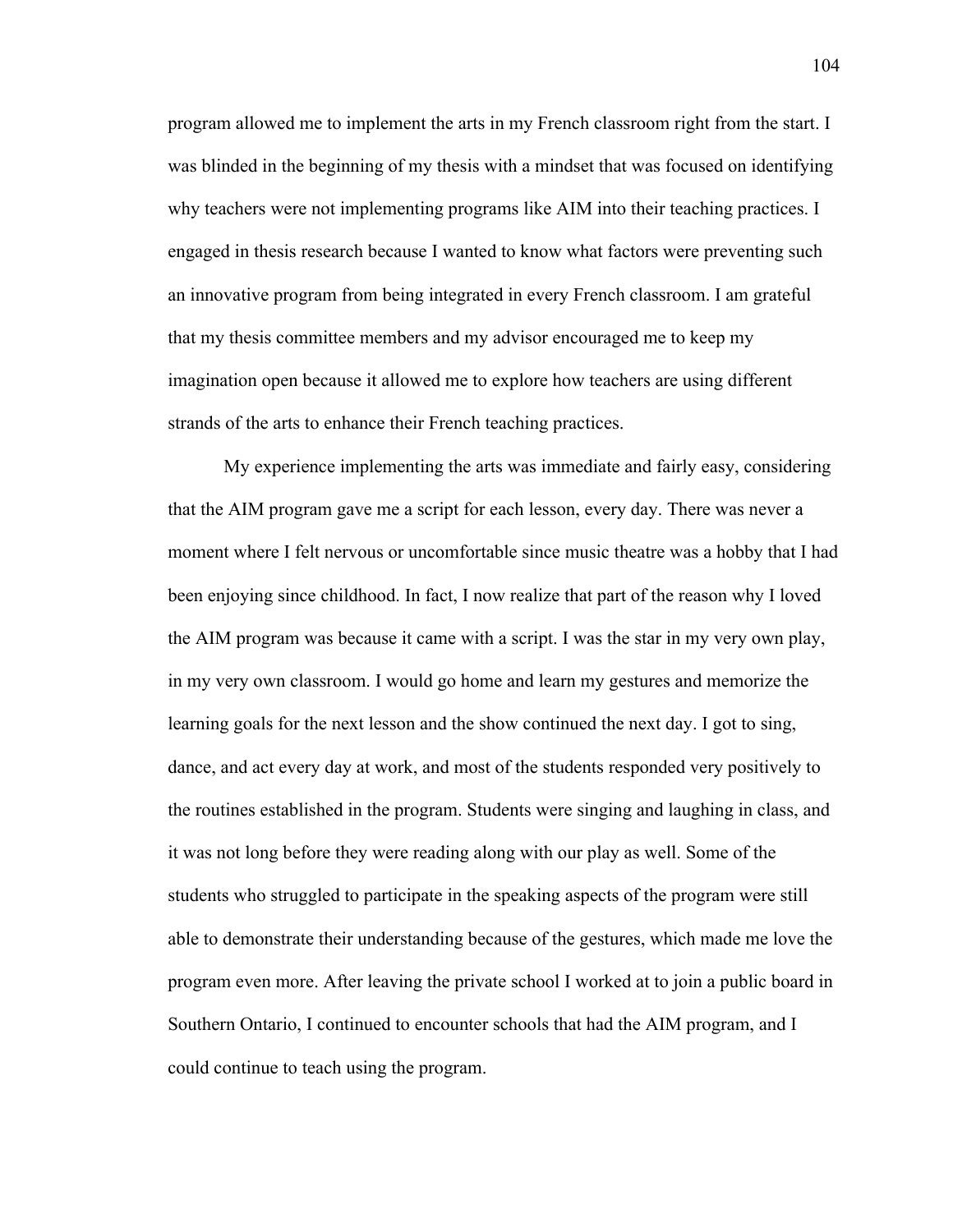program allowed me to implement the arts in my French classroom right from the start. I was blinded in the beginning of my thesis with a mindset that was focused on identifying why teachers were not implementing programs like AIM into their teaching practices. I engaged in thesis research because I wanted to know what factors were preventing such an innovative program from being integrated in every French classroom. I am grateful that my thesis committee members and my advisor encouraged me to keep my imagination open because it allowed me to explore how teachers are using different strands of the arts to enhance their French teaching practices.

My experience implementing the arts was immediate and fairly easy, considering that the AIM program gave me a script for each lesson, every day. There was never a moment where I felt nervous or uncomfortable since music theatre was a hobby that I had been enjoying since childhood. In fact, I now realize that part of the reason why I loved the AIM program was because it came with a script. I was the star in my very own play, in my very own classroom. I would go home and learn my gestures and memorize the learning goals for the next lesson and the show continued the next day. I got to sing, dance, and act every day at work, and most of the students responded very positively to the routines established in the program. Students were singing and laughing in class, and it was not long before they were reading along with our play as well. Some of the students who struggled to participate in the speaking aspects of the program were still able to demonstrate their understanding because of the gestures, which made me love the program even more. After leaving the private school I worked at to join a public board in Southern Ontario, I continued to encounter schools that had the AIM program, and I could continue to teach using the program.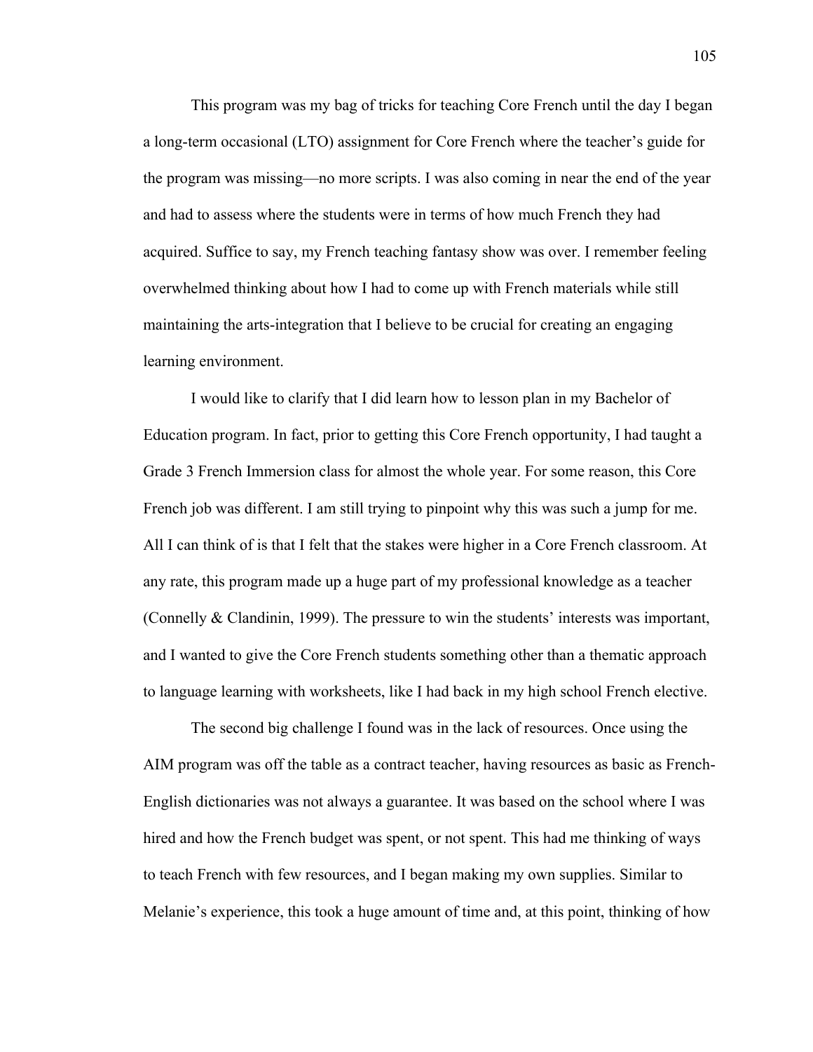This program was my bag of tricks for teaching Core French until the day I began a long-term occasional (LTO) assignment for Core French where the teacher's guide for the program was missing—no more scripts. I was also coming in near the end of the year and had to assess where the students were in terms of how much French they had acquired. Suffice to say, my French teaching fantasy show was over. I remember feeling overwhelmed thinking about how I had to come up with French materials while still maintaining the arts-integration that I believe to be crucial for creating an engaging learning environment.

I would like to clarify that I did learn how to lesson plan in my Bachelor of Education program. In fact, prior to getting this Core French opportunity, I had taught a Grade 3 French Immersion class for almost the whole year. For some reason, this Core French job was different. I am still trying to pinpoint why this was such a jump for me. All I can think of is that I felt that the stakes were higher in a Core French classroom. At any rate, this program made up a huge part of my professional knowledge as a teacher (Connelly & Clandinin, 1999). The pressure to win the students' interests was important, and I wanted to give the Core French students something other than a thematic approach to language learning with worksheets, like I had back in my high school French elective.

The second big challenge I found was in the lack of resources. Once using the AIM program was off the table as a contract teacher, having resources as basic as French-English dictionaries was not always a guarantee. It was based on the school where I was hired and how the French budget was spent, or not spent. This had me thinking of ways to teach French with few resources, and I began making my own supplies. Similar to Melanie's experience, this took a huge amount of time and, at this point, thinking of how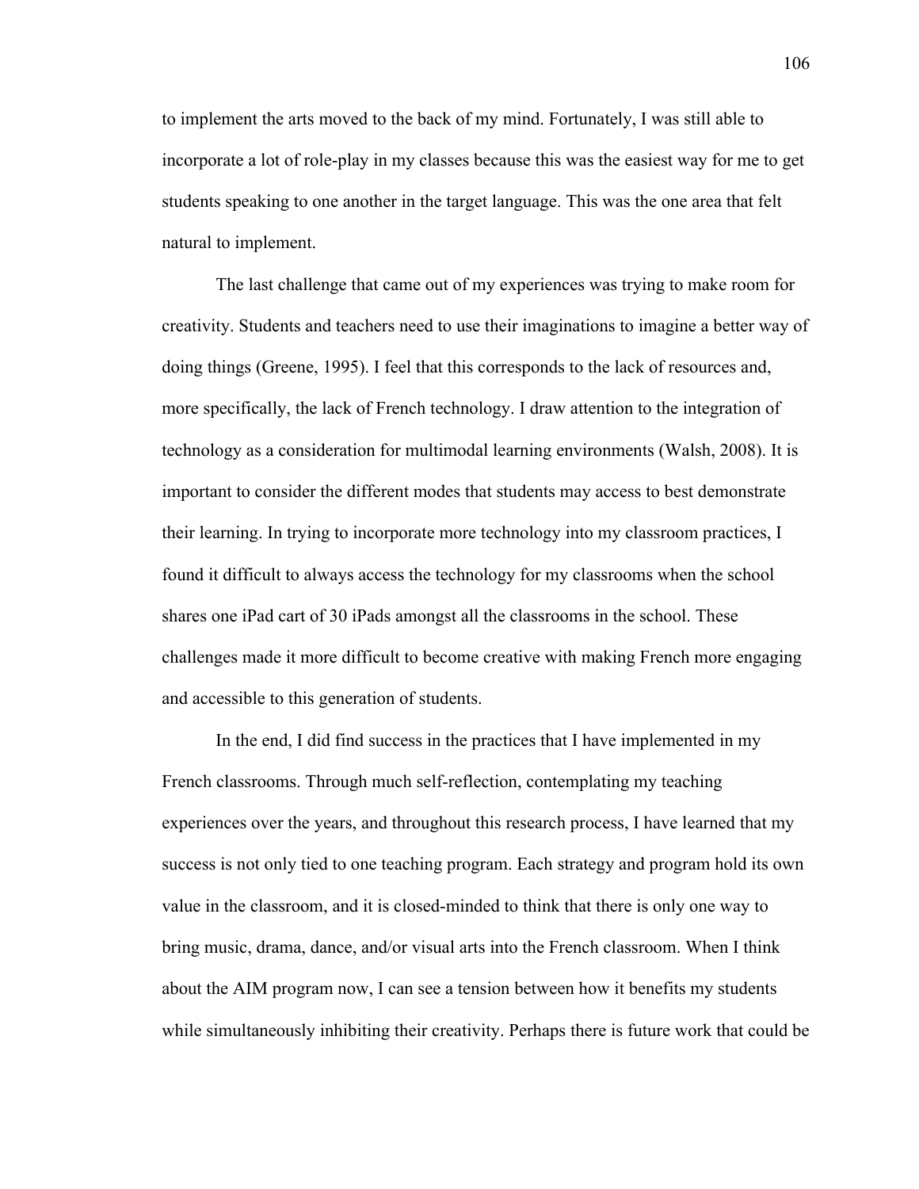to implement the arts moved to the back of my mind. Fortunately, I was still able to incorporate a lot of role-play in my classes because this was the easiest way for me to get students speaking to one another in the target language. This was the one area that felt natural to implement.

The last challenge that came out of my experiences was trying to make room for creativity. Students and teachers need to use their imaginations to imagine a better way of doing things (Greene, 1995). I feel that this corresponds to the lack of resources and, more specifically, the lack of French technology. I draw attention to the integration of technology as a consideration for multimodal learning environments (Walsh, 2008). It is important to consider the different modes that students may access to best demonstrate their learning. In trying to incorporate more technology into my classroom practices, I found it difficult to always access the technology for my classrooms when the school shares one iPad cart of 30 iPads amongst all the classrooms in the school. These challenges made it more difficult to become creative with making French more engaging and accessible to this generation of students.

In the end, I did find success in the practices that I have implemented in my French classrooms. Through much self-reflection, contemplating my teaching experiences over the years, and throughout this research process, I have learned that my success is not only tied to one teaching program. Each strategy and program hold its own value in the classroom, and it is closed-minded to think that there is only one way to bring music, drama, dance, and/or visual arts into the French classroom. When I think about the AIM program now, I can see a tension between how it benefits my students while simultaneously inhibiting their creativity. Perhaps there is future work that could be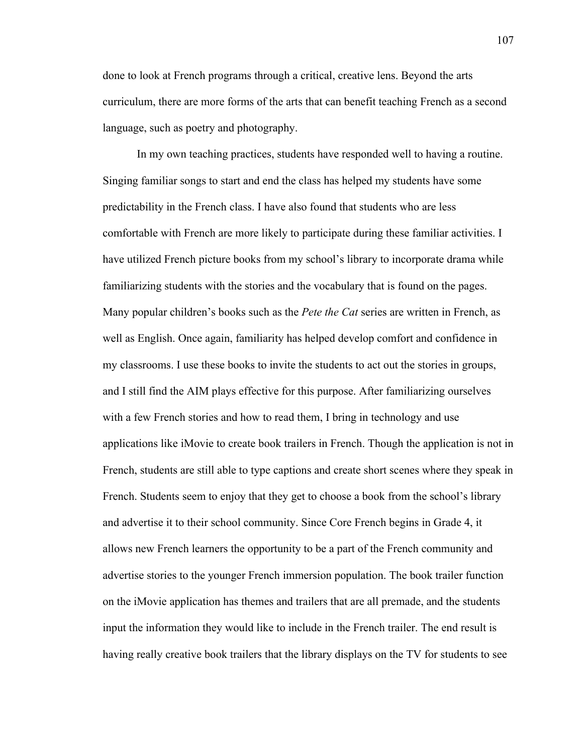done to look at French programs through a critical, creative lens. Beyond the arts curriculum, there are more forms of the arts that can benefit teaching French as a second language, such as poetry and photography.

In my own teaching practices, students have responded well to having a routine. Singing familiar songs to start and end the class has helped my students have some predictability in the French class. I have also found that students who are less comfortable with French are more likely to participate during these familiar activities. I have utilized French picture books from my school's library to incorporate drama while familiarizing students with the stories and the vocabulary that is found on the pages. Many popular children's books such as the *Pete the Cat* series are written in French, as well as English. Once again, familiarity has helped develop comfort and confidence in my classrooms. I use these books to invite the students to act out the stories in groups, and I still find the AIM plays effective for this purpose. After familiarizing ourselves with a few French stories and how to read them, I bring in technology and use applications like iMovie to create book trailers in French. Though the application is not in French, students are still able to type captions and create short scenes where they speak in French. Students seem to enjoy that they get to choose a book from the school's library and advertise it to their school community. Since Core French begins in Grade 4, it allows new French learners the opportunity to be a part of the French community and advertise stories to the younger French immersion population. The book trailer function on the iMovie application has themes and trailers that are all premade, and the students input the information they would like to include in the French trailer. The end result is having really creative book trailers that the library displays on the TV for students to see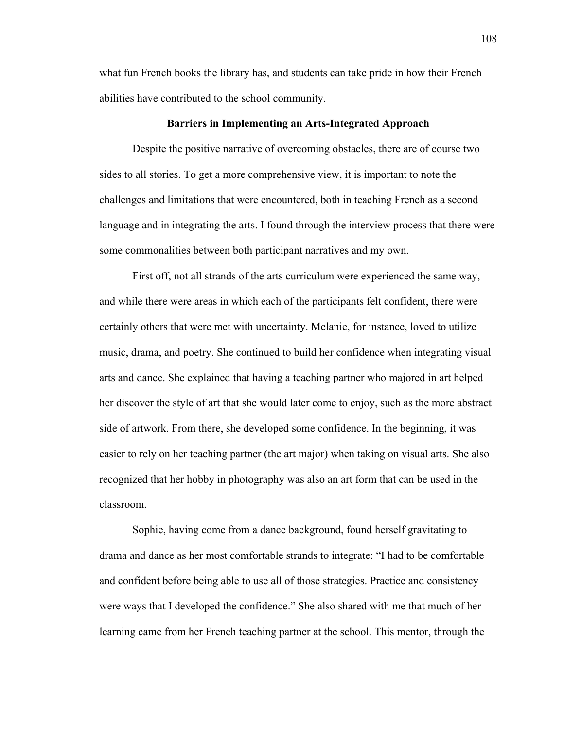what fun French books the library has, and students can take pride in how their French abilities have contributed to the school community.

## Barriers in Implementing an Arts-Integrated Approach

Despite the positive narrative of overcoming obstacles, there are of course two sides to all stories. To get a more comprehensive view, it is important to note the challenges and limitations that were encountered, both in teaching French as a second language and in integrating the arts. I found through the interview process that there were some commonalities between both participant narratives and my own.

First off, not all strands of the arts curriculum were experienced the same way, and while there were areas in which each of the participants felt confident, there were certainly others that were met with uncertainty. Melanie, for instance, loved to utilize music, drama, and poetry. She continued to build her confidence when integrating visual arts and dance. She explained that having a teaching partner who majored in art helped her discover the style of art that she would later come to enjoy, such as the more abstract side of artwork. From there, she developed some confidence. In the beginning, it was easier to rely on her teaching partner (the art major) when taking on visual arts. She also recognized that her hobby in photography was also an art form that can be used in the classroom.

Sophie, having come from a dance background, found herself gravitating to drama and dance as her most comfortable strands to integrate: "I had to be comfortable and confident before being able to use all of those strategies. Practice and consistency were ways that I developed the confidence." She also shared with me that much of her learning came from her French teaching partner at the school. This mentor, through the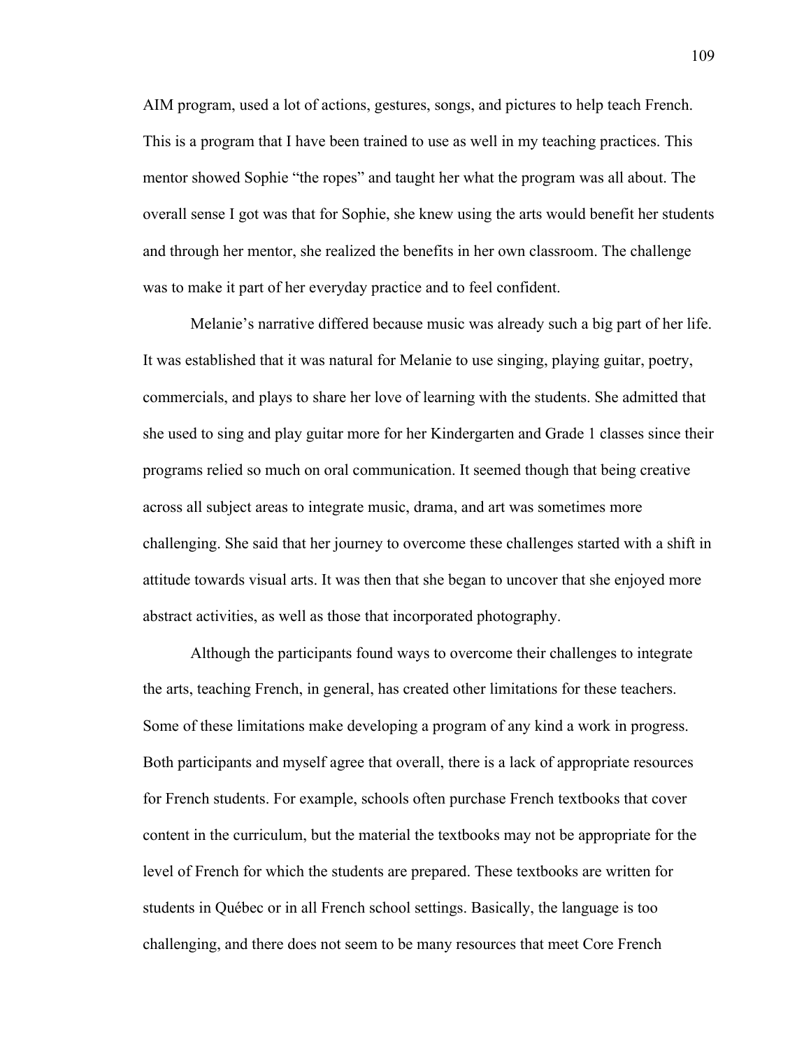AIM program, used a lot of actions, gestures, songs, and pictures to help teach French. This is a program that I have been trained to use as well in my teaching practices. This mentor showed Sophie "the ropes" and taught her what the program was all about. The overall sense I got was that for Sophie, she knew using the arts would benefit her students and through her mentor, she realized the benefits in her own classroom. The challenge was to make it part of her everyday practice and to feel confident.

Melanie's narrative differed because music was already such a big part of her life. It was established that it was natural for Melanie to use singing, playing guitar, poetry, commercials, and plays to share her love of learning with the students. She admitted that she used to sing and play guitar more for her Kindergarten and Grade 1 classes since their programs relied so much on oral communication. It seemed though that being creative across all subject areas to integrate music, drama, and art was sometimes more challenging. She said that her journey to overcome these challenges started with a shift in attitude towards visual arts. It was then that she began to uncover that she enjoyed more abstract activities, as well as those that incorporated photography.

Although the participants found ways to overcome their challenges to integrate the arts, teaching French, in general, has created other limitations for these teachers. Some of these limitations make developing a program of any kind a work in progress. Both participants and myself agree that overall, there is a lack of appropriate resources for French students. For example, schools often purchase French textbooks that cover content in the curriculum, but the material the textbooks may not be appropriate for the level of French for which the students are prepared. These textbooks are written for students in Québec or in all French school settings. Basically, the language is too challenging, and there does not seem to be many resources that meet Core French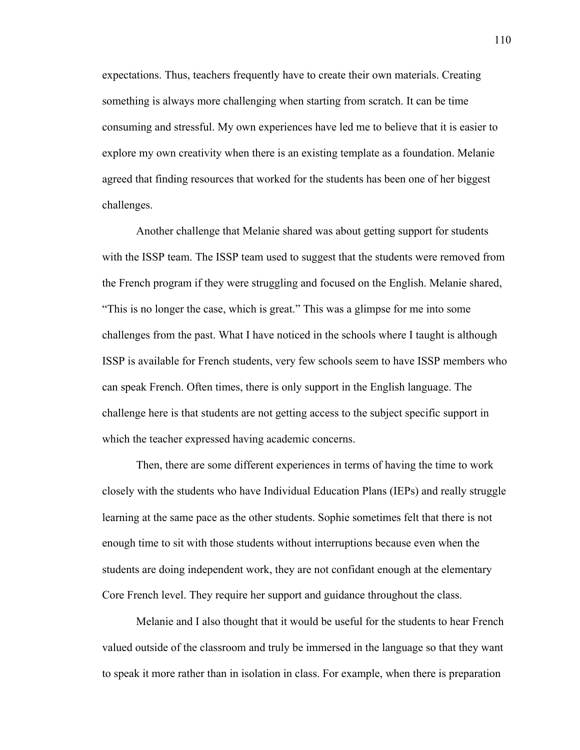expectations. Thus, teachers frequently have to create their own materials. Creating something is always more challenging when starting from scratch. It can be time consuming and stressful. My own experiences have led me to believe that it is easier to explore my own creativity when there is an existing template as a foundation. Melanie agreed that finding resources that worked for the students has been one of her biggest challenges.

Another challenge that Melanie shared was about getting support for students with the ISSP team. The ISSP team used to suggest that the students were removed from the French program if they were struggling and focused on the English. Melanie shared, "This is no longer the case, which is great." This was a glimpse for me into some challenges from the past. What I have noticed in the schools where I taught is although ISSP is available for French students, very few schools seem to have ISSP members who can speak French. Often times, there is only support in the English language. The challenge here is that students are not getting access to the subject specific support in which the teacher expressed having academic concerns.

Then, there are some different experiences in terms of having the time to work closely with the students who have Individual Education Plans (IEPs) and really struggle learning at the same pace as the other students. Sophie sometimes felt that there is not enough time to sit with those students without interruptions because even when the students are doing independent work, they are not confidant enough at the elementary Core French level. They require her support and guidance throughout the class.

Melanie and I also thought that it would be useful for the students to hear French valued outside of the classroom and truly be immersed in the language so that they want to speak it more rather than in isolation in class. For example, when there is preparation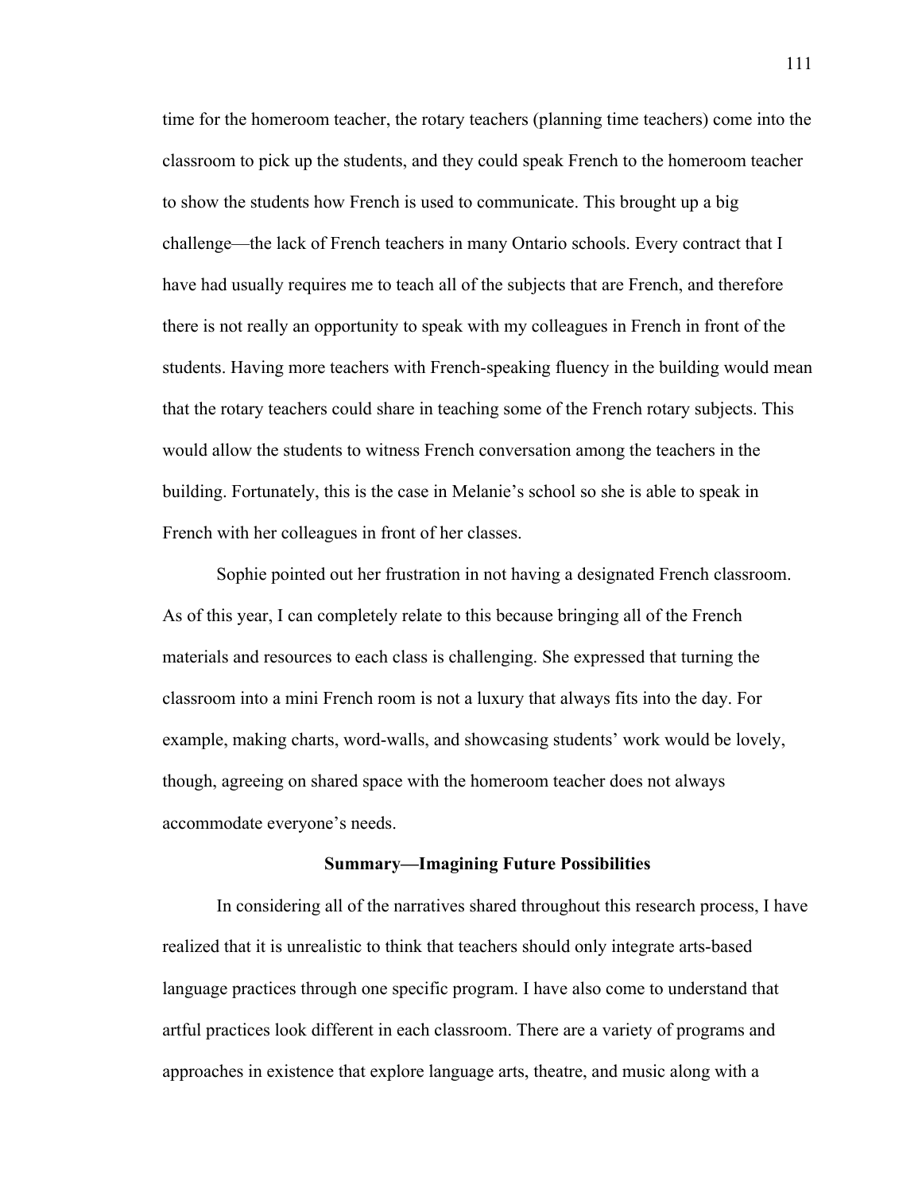time for the homeroom teacher, the rotary teachers (planning time teachers) come into the classroom to pick up the students, and they could speak French to the homeroom teacher to show the students how French is used to communicate. This brought up a big challenge—the lack of French teachers in many Ontario schools. Every contract that I have had usually requires me to teach all of the subjects that are French, and therefore there is not really an opportunity to speak with my colleagues in French in front of the students. Having more teachers with French-speaking fluency in the building would mean that the rotary teachers could share in teaching some of the French rotary subjects. This would allow the students to witness French conversation among the teachers in the building. Fortunately, this is the case in Melanie's school so she is able to speak in French with her colleagues in front of her classes.

Sophie pointed out her frustration in not having a designated French classroom. As of this year, I can completely relate to this because bringing all of the French materials and resources to each class is challenging. She expressed that turning the classroom into a mini French room is not a luxury that always fits into the day. For example, making charts, word-walls, and showcasing students' work would be lovely, though, agreeing on shared space with the homeroom teacher does not always accommodate everyone's needs.

## Summary—Imagining Future Possibilities

In considering all of the narratives shared throughout this research process, I have realized that it is unrealistic to think that teachers should only integrate arts-based language practices through one specific program. I have also come to understand that artful practices look different in each classroom. There are a variety of programs and approaches in existence that explore language arts, theatre, and music along with a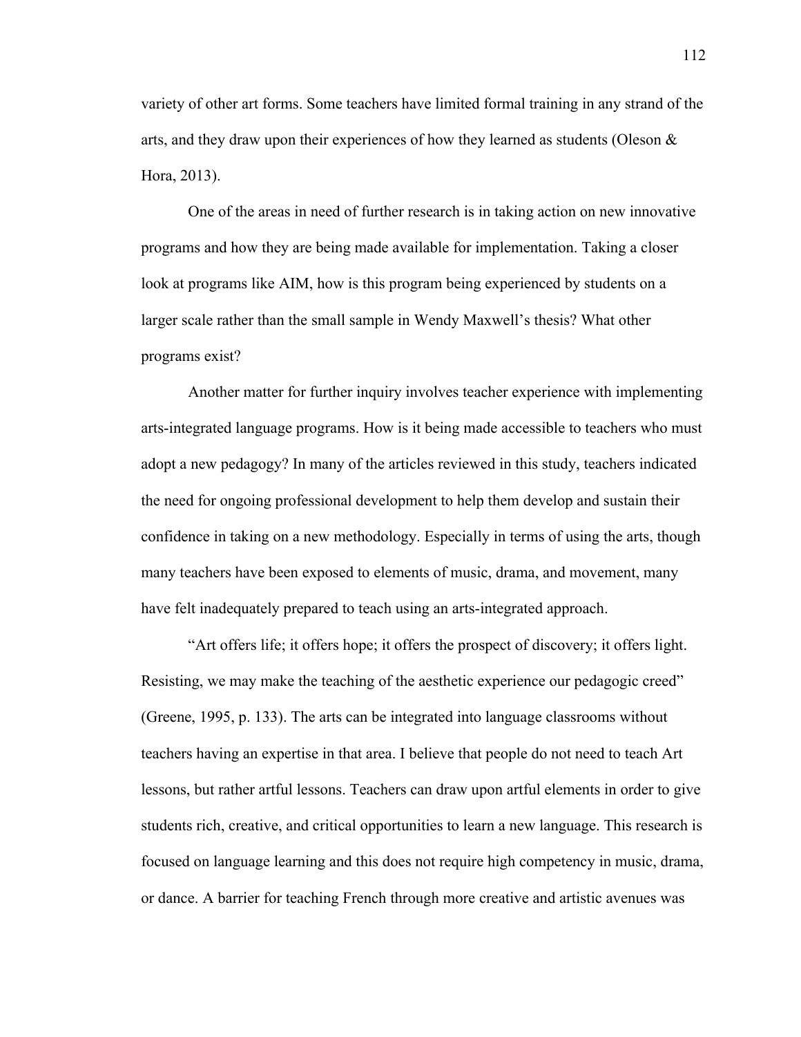variety of other art forms. Some teachers have limited formal training in any strand of the arts, and they draw upon their experiences of how they learned as students (Oleson & Hora, 2013).

One of the areas in need of further research is in taking action on new innovative programs and how they are being made available for implementation. Taking a closer look at programs like AIM, how is this program being experienced by students on a larger scale rather than the small sample in Wendy Maxwell's thesis? What other programs exist?

Another matter for further inquiry involves teacher experience with implementing arts-integrated language programs. How is it being made accessible to teachers who must adopt a new pedagogy? In many of the articles reviewed in this study, teachers indicated the need for ongoing professional development to help them develop and sustain their confidence in taking on a new methodology. Especially in terms of using the arts, though many teachers have been exposed to elements of music, drama, and movement, many have felt inadequately prepared to teach using an arts-integrated approach.

"Art offers life; it offers hope; it offers the prospect of discovery; it offers light. Resisting, we may make the teaching of the aesthetic experience our pedagogic creed" (Greene, 1995, p. 133). The arts can be integrated into language classrooms without teachers having an expertise in that area. I believe that people do not need to teach Art lessons, but rather artful lessons. Teachers can draw upon artful elements in order to give students rich, creative, and critical opportunities to learn a new language. This research is focused on language learning and this does not require high competency in music, drama, or dance. A barrier for teaching French through more creative and artistic avenues was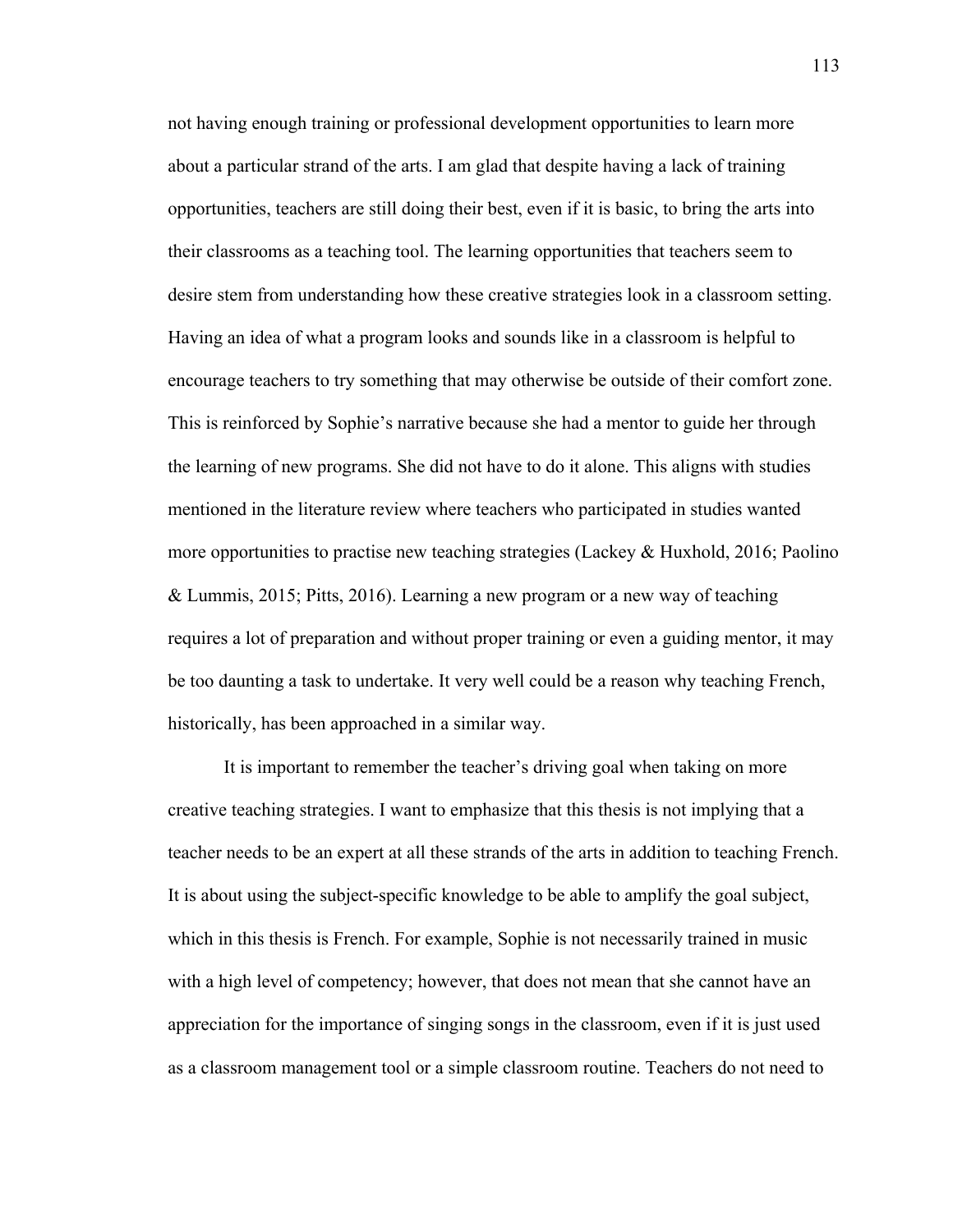not having enough training or professional development opportunities to learn more about a particular strand of the arts. I am glad that despite having a lack of training opportunities, teachers are still doing their best, even if it is basic, to bring the arts into their classrooms as a teaching tool. The learning opportunities that teachers seem to desire stem from understanding how these creative strategies look in a classroom setting. Having an idea of what a program looks and sounds like in a classroom is helpful to encourage teachers to try something that may otherwise be outside of their comfort zone. This is reinforced by Sophie's narrative because she had a mentor to guide her through the learning of new programs. She did not have to do it alone. This aligns with studies mentioned in the literature review where teachers who participated in studies wanted more opportunities to practise new teaching strategies (Lackey & Huxhold, 2016; Paolino & Lummis, 2015; Pitts, 2016). Learning a new program or a new way of teaching requires a lot of preparation and without proper training or even a guiding mentor, it may be too daunting a task to undertake. It very well could be a reason why teaching French, historically, has been approached in a similar way.

It is important to remember the teacher's driving goal when taking on more creative teaching strategies. I want to emphasize that this thesis is not implying that a teacher needs to be an expert at all these strands of the arts in addition to teaching French. It is about using the subject-specific knowledge to be able to amplify the goal subject, which in this thesis is French. For example, Sophie is not necessarily trained in music with a high level of competency; however, that does not mean that she cannot have an appreciation for the importance of singing songs in the classroom, even if it is just used as a classroom management tool or a simple classroom routine. Teachers do not need to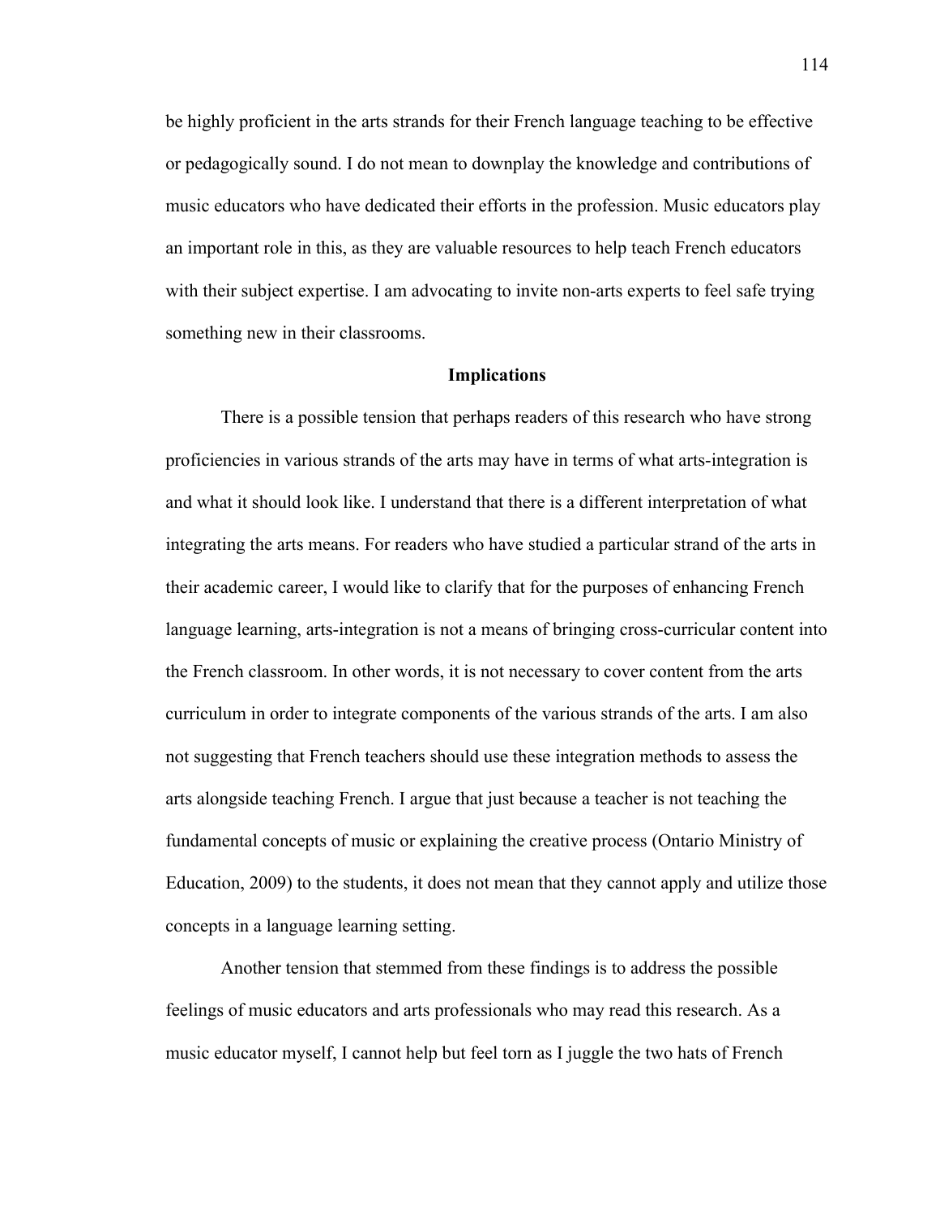be highly proficient in the arts strands for their French language teaching to be effective or pedagogically sound. I do not mean to downplay the knowledge and contributions of music educators who have dedicated their efforts in the profession. Music educators play an important role in this, as they are valuable resources to help teach French educators with their subject expertise. I am advocating to invite non-arts experts to feel safe trying something new in their classrooms.

## Implications

There is a possible tension that perhaps readers of this research who have strong proficiencies in various strands of the arts may have in terms of what arts-integration is and what it should look like. I understand that there is a different interpretation of what integrating the arts means. For readers who have studied a particular strand of the arts in their academic career, I would like to clarify that for the purposes of enhancing French language learning, arts-integration is not a means of bringing cross-curricular content into the French classroom. In other words, it is not necessary to cover content from the arts curriculum in order to integrate components of the various strands of the arts. I am also not suggesting that French teachers should use these integration methods to assess the arts alongside teaching French. I argue that just because a teacher is not teaching the fundamental concepts of music or explaining the creative process (Ontario Ministry of Education, 2009) to the students, it does not mean that they cannot apply and utilize those concepts in a language learning setting.

Another tension that stemmed from these findings is to address the possible feelings of music educators and arts professionals who may read this research. As a music educator myself, I cannot help but feel torn as I juggle the two hats of French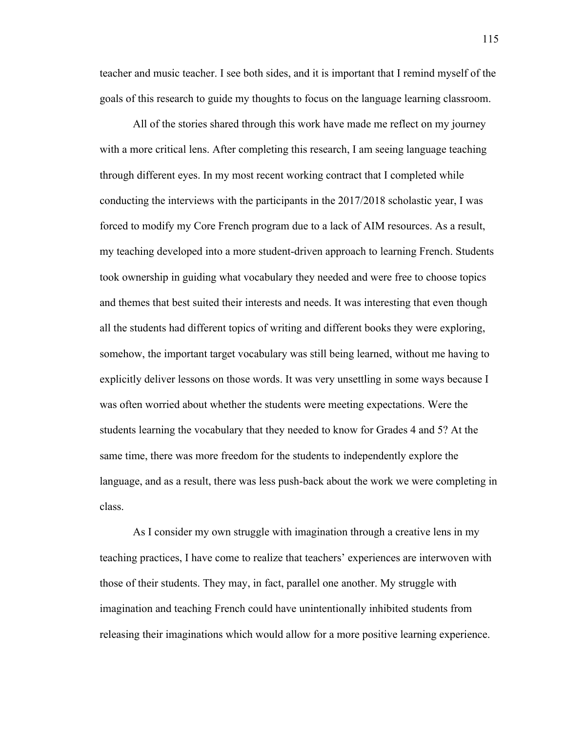teacher and music teacher. I see both sides, and it is important that I remind myself of the goals of this research to guide my thoughts to focus on the language learning classroom.

All of the stories shared through this work have made me reflect on my journey with a more critical lens. After completing this research, I am seeing language teaching through different eyes. In my most recent working contract that I completed while conducting the interviews with the participants in the 2017/2018 scholastic year, I was forced to modify my Core French program due to a lack of AIM resources. As a result, my teaching developed into a more student-driven approach to learning French. Students took ownership in guiding what vocabulary they needed and were free to choose topics and themes that best suited their interests and needs. It was interesting that even though all the students had different topics of writing and different books they were exploring, somehow, the important target vocabulary was still being learned, without me having to explicitly deliver lessons on those words. It was very unsettling in some ways because I was often worried about whether the students were meeting expectations. Were the students learning the vocabulary that they needed to know for Grades 4 and 5? At the same time, there was more freedom for the students to independently explore the language, and as a result, there was less push-back about the work we were completing in class.

As I consider my own struggle with imagination through a creative lens in my teaching practices, I have come to realize that teachers' experiences are interwoven with those of their students. They may, in fact, parallel one another. My struggle with imagination and teaching French could have unintentionally inhibited students from releasing their imaginations which would allow for a more positive learning experience.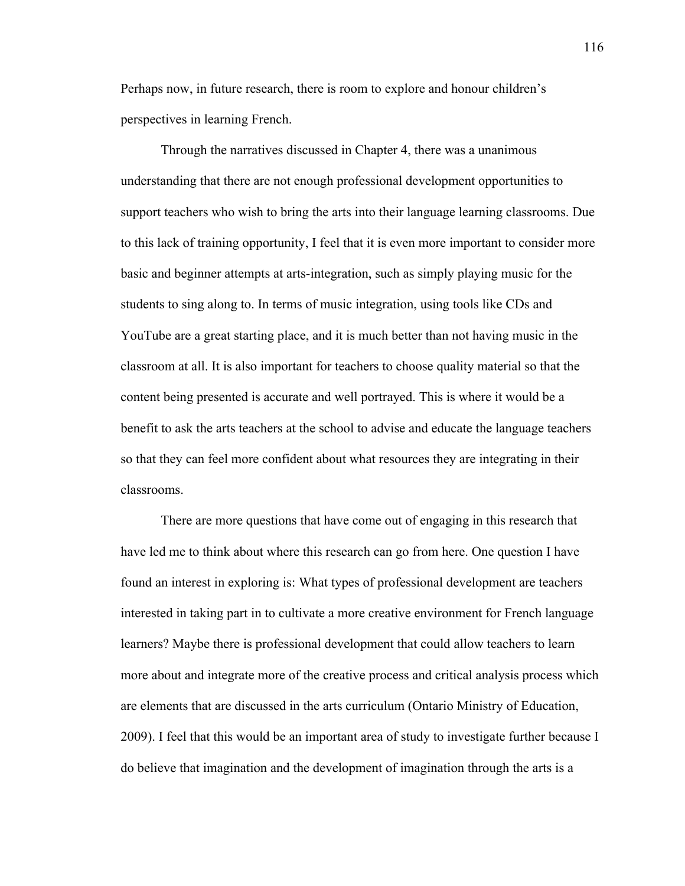Perhaps now, in future research, there is room to explore and honour children's perspectives in learning French.

Through the narratives discussed in Chapter 4, there was a unanimous understanding that there are not enough professional development opportunities to support teachers who wish to bring the arts into their language learning classrooms. Due to this lack of training opportunity, I feel that it is even more important to consider more basic and beginner attempts at arts-integration, such as simply playing music for the students to sing along to. In terms of music integration, using tools like CDs and YouTube are a great starting place, and it is much better than not having music in the classroom at all. It is also important for teachers to choose quality material so that the content being presented is accurate and well portrayed. This is where it would be a benefit to ask the arts teachers at the school to advise and educate the language teachers so that they can feel more confident about what resources they are integrating in their classrooms.

There are more questions that have come out of engaging in this research that have led me to think about where this research can go from here. One question I have found an interest in exploring is: What types of professional development are teachers interested in taking part in to cultivate a more creative environment for French language learners? Maybe there is professional development that could allow teachers to learn more about and integrate more of the creative process and critical analysis process which are elements that are discussed in the arts curriculum (Ontario Ministry of Education, 2009). I feel that this would be an important area of study to investigate further because I do believe that imagination and the development of imagination through the arts is a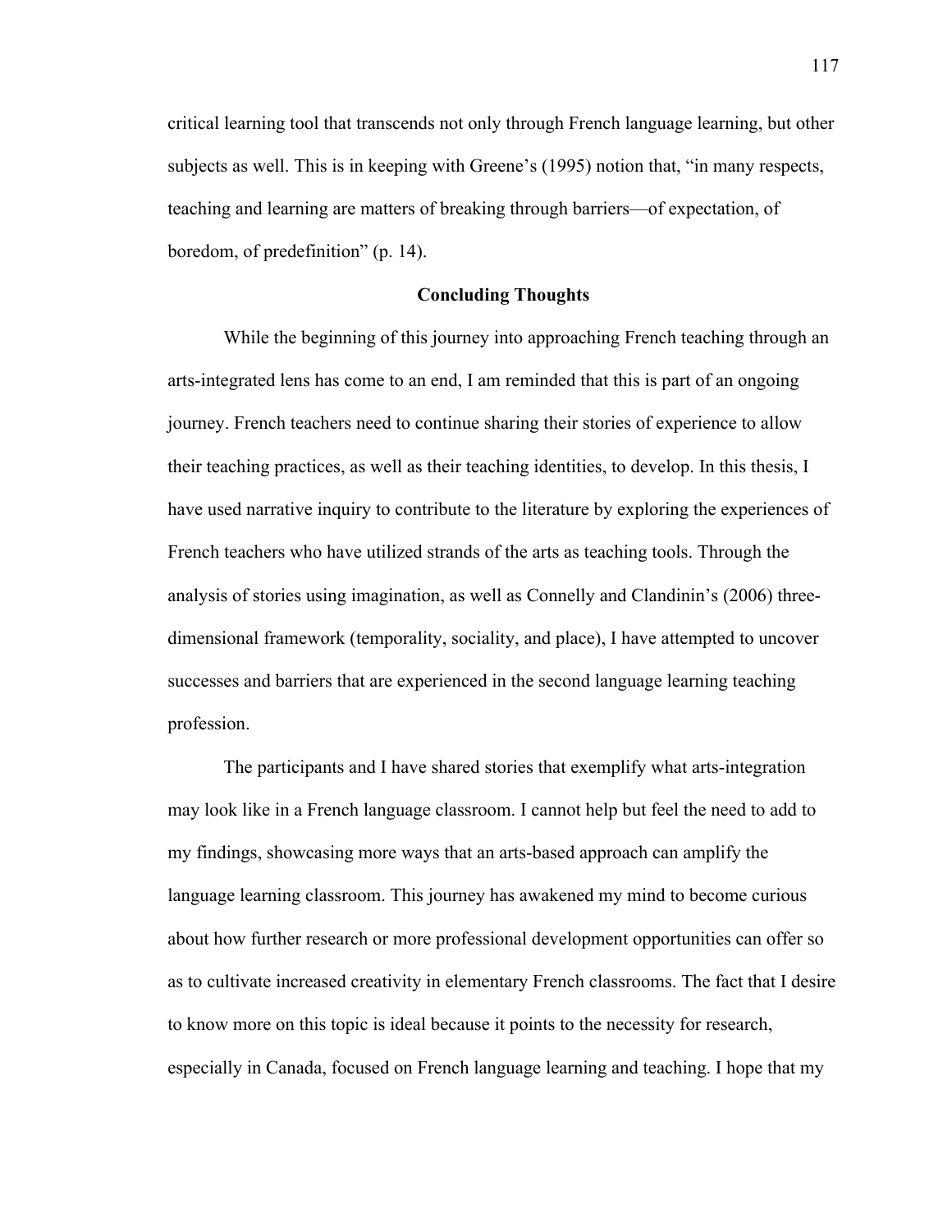critical learning tool that transcends not only through French language learning, but other subjects as well. This is in keeping with Greene's (1995) notion that, "in many respects, teaching and learning are matters of breaking through barriers—of expectation, of boredom, of predefinition" (p. 14).

## Concluding Thoughts

While the beginning of this journey into approaching French teaching through an arts-integrated lens has come to an end, I am reminded that this is part of an ongoing journey. French teachers need to continue sharing their stories of experience to allow their teaching practices, as well as their teaching identities, to develop. In this thesis, I have used narrative inquiry to contribute to the literature by exploring the experiences of French teachers who have utilized strands of the arts as teaching tools. Through the analysis of stories using imagination, as well as Connelly and Clandinin's (2006) three-dimensional framework (temporality, sociality, and place), I have attempted to uncover successes and barriers that are experienced in the second language learning teaching profession.

The participants and I have shared stories that exemplify what arts-integration may look like in a French language classroom. I cannot help but feel the need to add to my findings, showcasing more ways that an arts-based approach can amplify the language learning classroom. This journey has awakened my mind to become curious about how further research or more professional development opportunities can offer so as to cultivate increased creativity in elementary French classrooms. The fact that I desire to know more on this topic is ideal because it points to the necessity for research, especially in Canada, focused on French language learning and teaching. I hope that my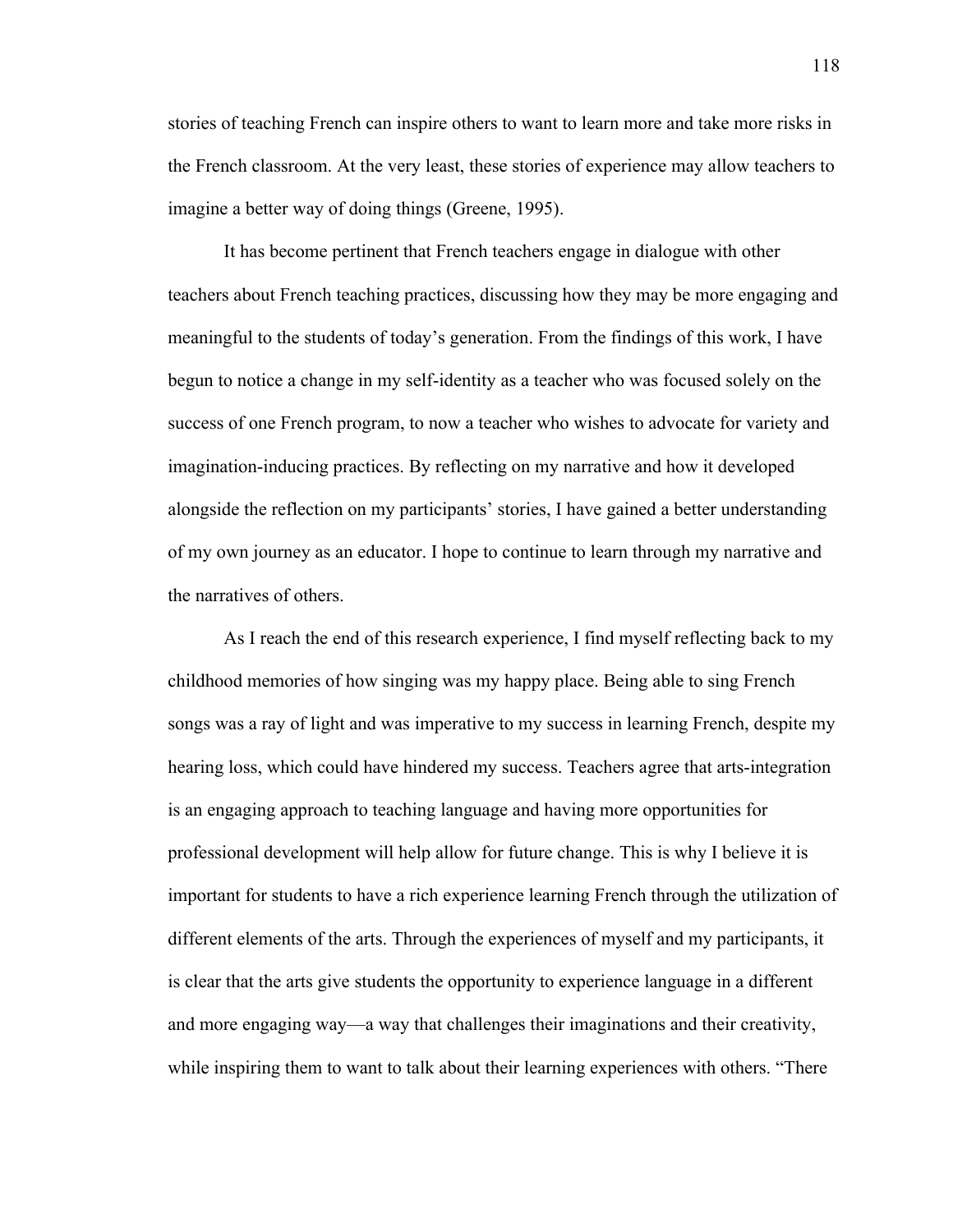stories of teaching French can inspire others to want to learn more and take more risks in the French classroom. At the very least, these stories of experience may allow teachers to imagine a better way of doing things (Greene, 1995).

It has become pertinent that French teachers engage in dialogue with other teachers about French teaching practices, discussing how they may be more engaging and meaningful to the students of today's generation. From the findings of this work, I have begun to notice a change in my self-identity as a teacher who was focused solely on the success of one French program, to now a teacher who wishes to advocate for variety and imagination-inducing practices. By reflecting on my narrative and how it developed alongside the reflection on my participants' stories, I have gained a better understanding of my own journey as an educator. I hope to continue to learn through my narrative and the narratives of others.

As I reach the end of this research experience, I find myself reflecting back to my childhood memories of how singing was my happy place. Being able to sing French songs was a ray of light and was imperative to my success in learning French, despite my hearing loss, which could have hindered my success. Teachers agree that arts-integration is an engaging approach to teaching language and having more opportunities for professional development will help allow for future change. This is why I believe it is important for students to have a rich experience learning French through the utilization of different elements of the arts. Through the experiences of myself and my participants, it is clear that the arts give students the opportunity to experience language in a different and more engaging way—a way that challenges their imaginations and their creativity, while inspiring them to want to talk about their learning experiences with others. "There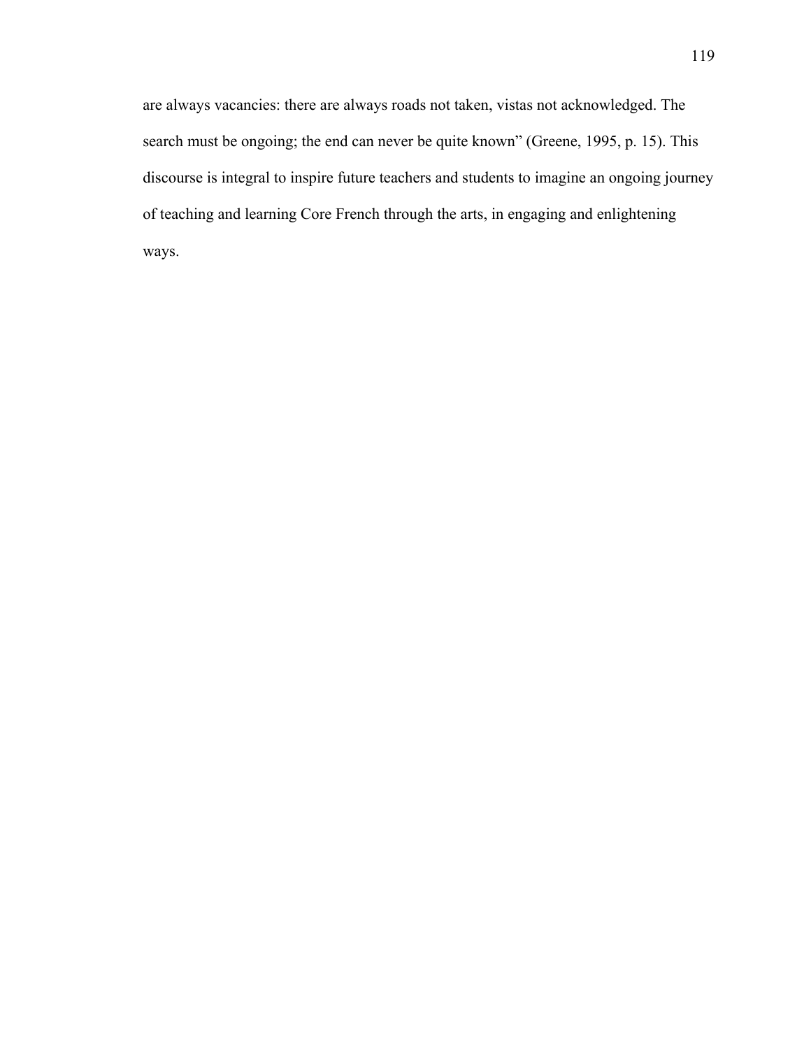are always vacancies: there are always roads not taken, vistas not acknowledged. The search must be ongoing; the end can never be quite known" (Greene, 1995, p. 15). This discourse is integral to inspire future teachers and students to imagine an ongoing journey of teaching and learning Core French through the arts, in engaging and enlightening ways.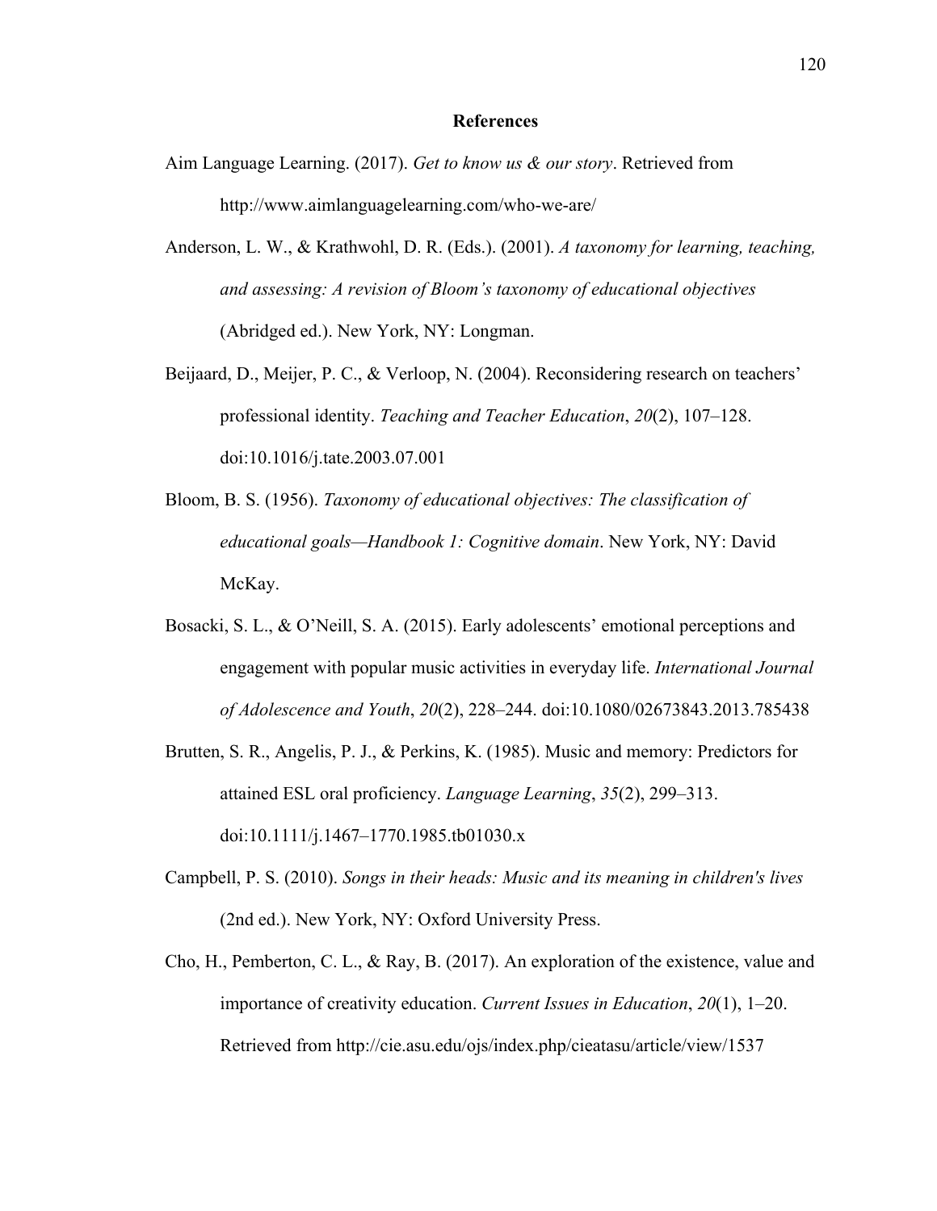# References

Aim Language Learning. (2017). *Get to know us & our story*. Retrieved from http://www.aimlanguagelearning.com/who-we-are/

Anderson, L. W., & Krathwohl, D. R. (Eds.). (2001). *A taxonomy for learning, teaching, and assessing: A revision of Bloom's taxonomy of educational objectives* (Abridged ed.). New York, NY: Longman.

Beijaard, D., Meijer, P. C., & Verloop, N. (2004). Reconsidering research on teachers' professional identity. *Teaching and Teacher Education*, *20*(2), 107–128. doi:10.1016/j.tate.2003.07.001

Bloom, B. S. (1956). *Taxonomy of educational objectives: The classification of educational goals—Handbook 1: Cognitive domain*. New York, NY: David McKay.

Bosacki, S. L., & O'Neill, S. A. (2015). Early adolescents' emotional perceptions and engagement with popular music activities in everyday life. *International Journal of Adolescence and Youth*, *20*(2), 228–244. doi:10.1080/02673843.2013.785438

Brutten, S. R., Angelis, P. J., & Perkins, K. (1985). Music and memory: Predictors for attained ESL oral proficiency. *Language Learning*, *35*(2), 299–313. doi:10.1111/j.1467–1770.1985.tb01030.x

Campbell, P. S. (2010). *Songs in their heads: Music and its meaning in children's lives* (2nd ed.). New York, NY: Oxford University Press.

Cho, H., Pemberton, C. L., & Ray, B. (2017). An exploration of the existence, value and importance of creativity education. *Current Issues in Education*, *20*(1), 1–20. Retrieved from http://cie.asu.edu/ojs/index.php/cieatasu/article/view/1537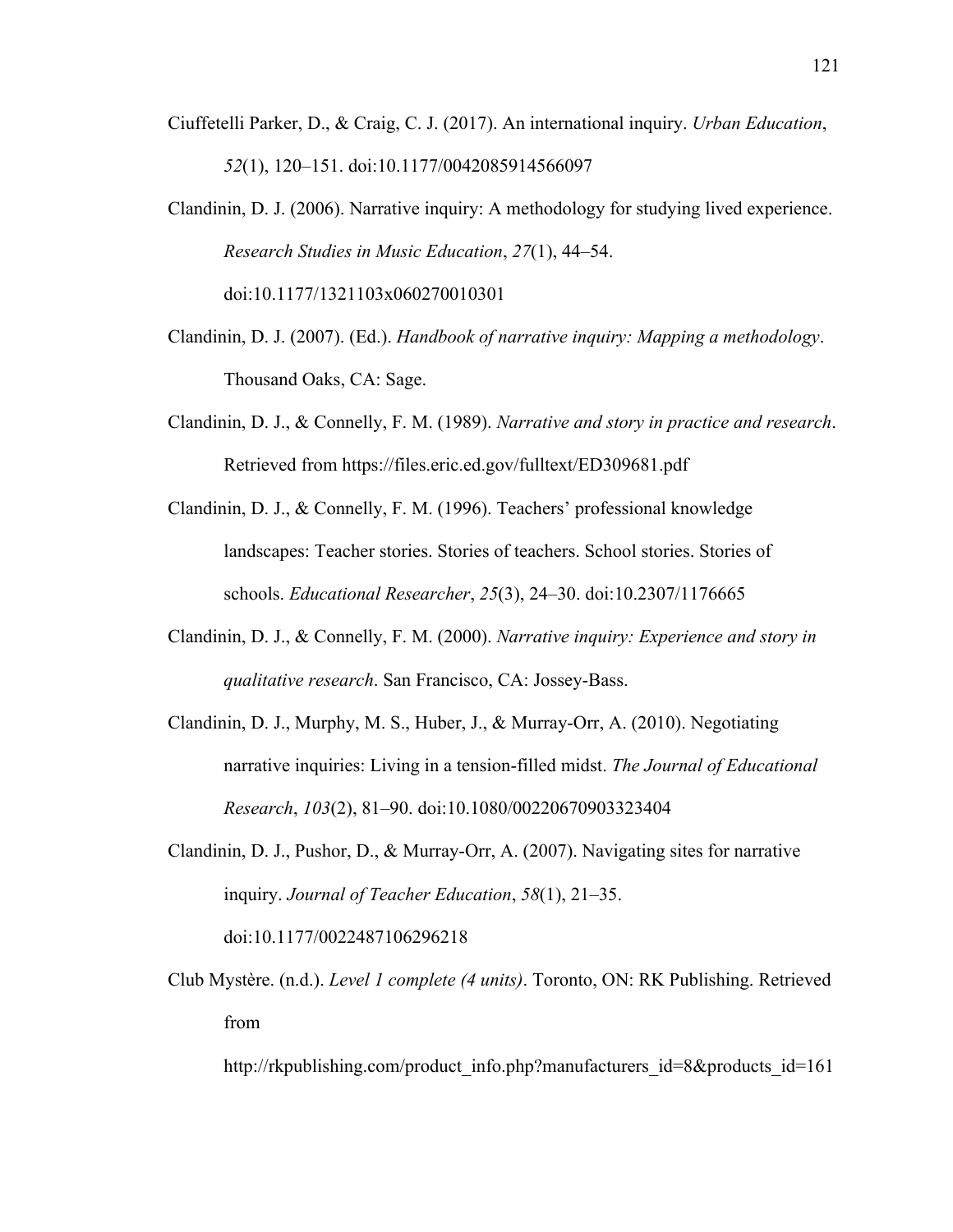Ciuffetelli Parker, D., & Craig, C. J. (2017). An international inquiry. *Urban Education*, *52*(1), 120–151. doi:10.1177/0042085914566097

Clandinin, D. J. (2006). Narrative inquiry: A methodology for studying lived experience. *Research Studies in Music Education*, *27*(1), 44–54. doi:10.1177/1321103x060270010301

Clandinin, D. J. (2007). (Ed.). *Handbook of narrative inquiry: Mapping a methodology*. Thousand Oaks, CA: Sage.

Clandinin, D. J., & Connelly, F. M. (1989). *Narrative and story in practice and research*. Retrieved from https://files.eric.ed.gov/fulltext/ED309681.pdf

Clandinin, D. J., & Connelly, F. M. (1996). Teachers' professional knowledge landscapes: Teacher stories. Stories of teachers. School stories. Stories of schools. *Educational Researcher*, *25*(3), 24–30. doi:10.2307/1176665

Clandinin, D. J., & Connelly, F. M. (2000). *Narrative inquiry: Experience and story in qualitative research*. San Francisco, CA: Jossey-Bass.

Clandinin, D. J., Murphy, M. S., Huber, J., & Murray-Orr, A. (2010). Negotiating narrative inquiries: Living in a tension-filled midst. *The Journal of Educational Research*, *103*(2), 81–90. doi:10.1080/00220670903323404

Clandinin, D. J., Pushor, D., & Murray-Orr, A. (2007). Navigating sites for narrative inquiry. *Journal of Teacher Education*, *58*(1), 21–35. doi:10.1177/0022487106296218

Club Mystère. (n.d.). *Level 1 complete (4 units)*. Toronto, ON: RK Publishing. Retrieved from http://rkpublishing.com/product_info.php?manufacturers_id=8&products_id=161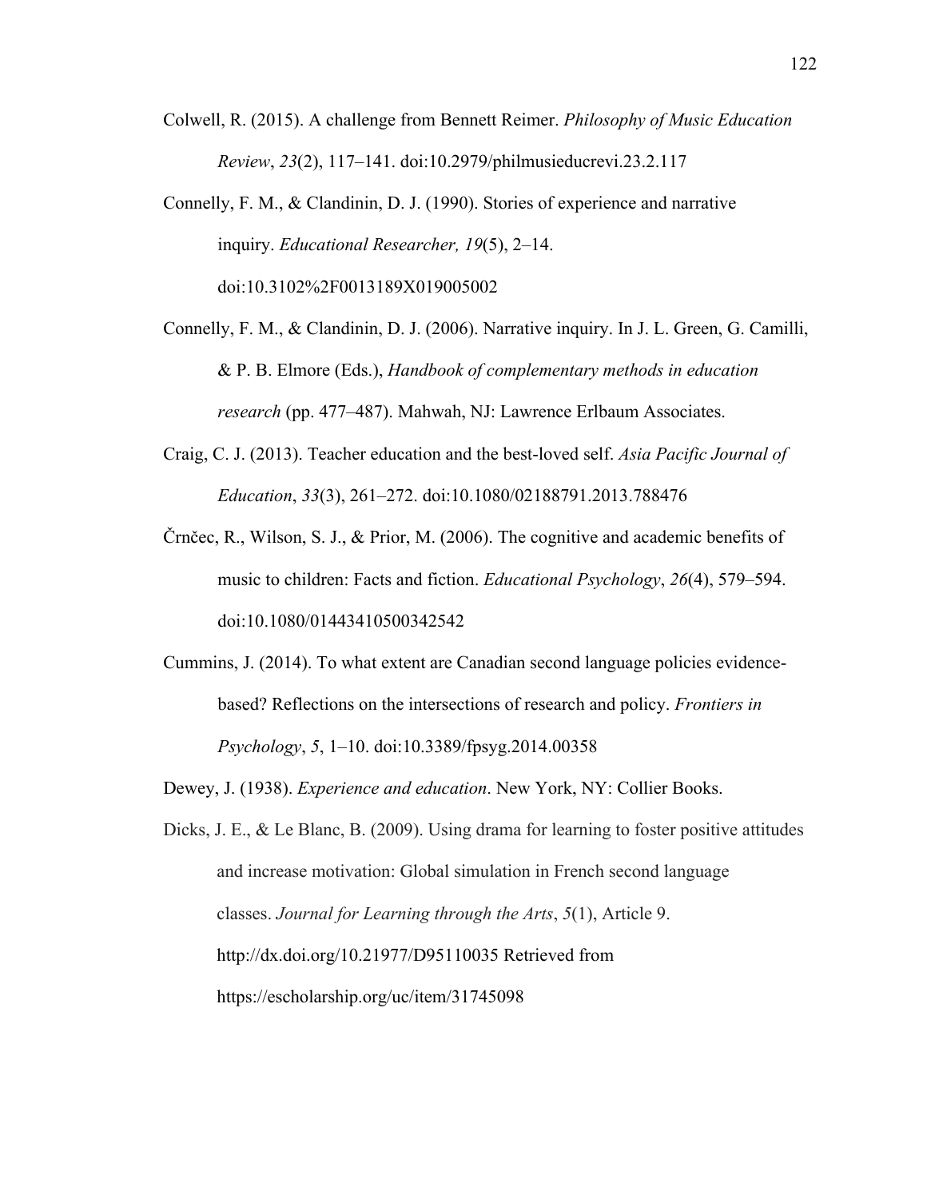Colwell, R. (2015). A challenge from Bennett Reimer. *Philosophy of Music Education Review*, *23*(2), 117–141. doi:10.2979/philmusieducrevi.23.2.117

Connelly, F. M., & Clandinin, D. J. (1990). Stories of experience and narrative inquiry. *Educational Researcher, 19*(5), 2–14. doi:10.3102%2F0013189X019005002

Connelly, F. M., & Clandinin, D. J. (2006). Narrative inquiry. In J. L. Green, G. Camilli, & P. B. Elmore (Eds.), *Handbook of complementary methods in education research* (pp. 477–487). Mahwah, NJ: Lawrence Erlbaum Associates.

Craig, C. J. (2013). Teacher education and the best-loved self. *Asia Pacific Journal of Education*, *33*(3), 261–272. doi:10.1080/02188791.2013.788476

Črnčec, R., Wilson, S. J., & Prior, M. (2006). The cognitive and academic benefits of music to children: Facts and fiction. *Educational Psychology*, *26*(4), 579–594. doi:10.1080/01443410500342542

Cummins, J. (2014). To what extent are Canadian second language policies evidence-based? Reflections on the intersections of research and policy. *Frontiers in Psychology*, *5*, 1–10. doi:10.3389/fpsyg.2014.00358

Dewey, J. (1938). *Experience and education*. New York, NY: Collier Books.

Dicks, J. E., & Le Blanc, B. (2009). Using drama for learning to foster positive attitudes and increase motivation: Global simulation in French second language classes. *Journal for Learning through the Arts*, *5*(1), Article 9. http://dx.doi.org/10.21977/D95110035 Retrieved from https://escholarship.org/uc/item/31745098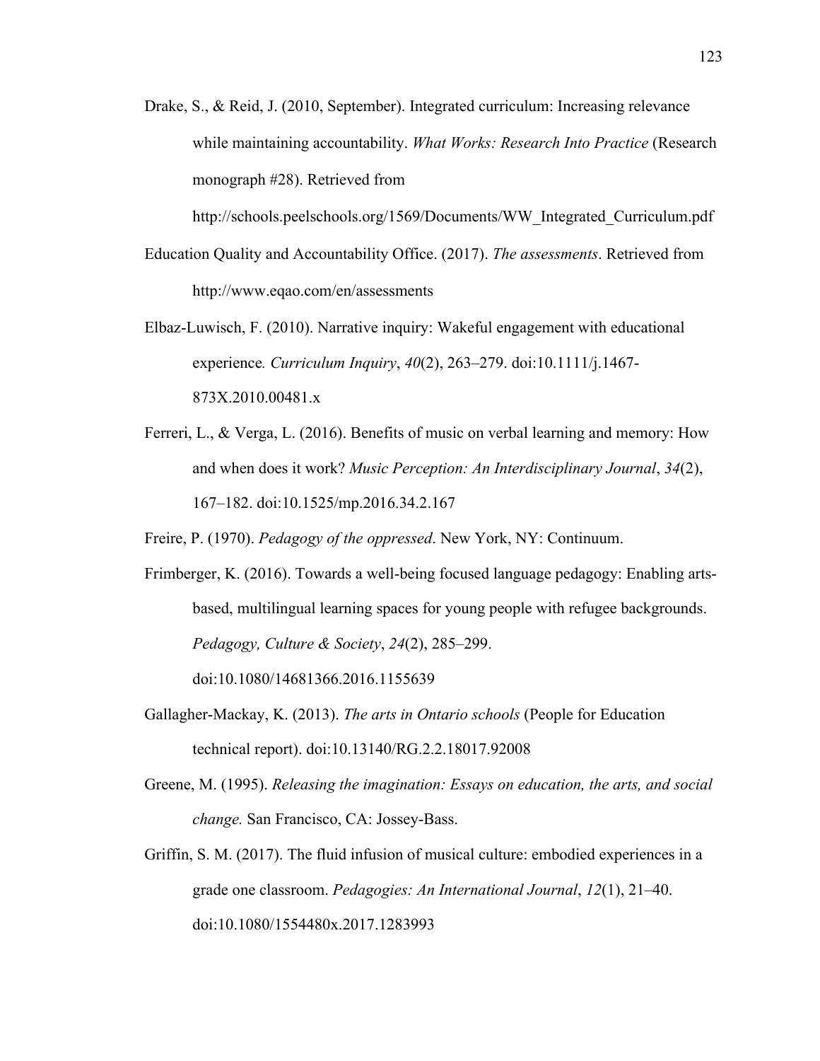Drake, S., & Reid, J. (2010, September). Integrated curriculum: Increasing relevance while maintaining accountability. *What Works: Research Into Practice* (Research monograph #28). Retrieved from http://schools.peelschools.org/1569/Documents/WW_Integrated_Curriculum.pdf

Education Quality and Accountability Office. (2017). *The assessments*. Retrieved from http://www.eqao.com/en/assessments

Elbaz-Luwisch, F. (2010). Narrative inquiry: Wakeful engagement with educational experience*. Curriculum Inquiry*, *40*(2), 263–279. doi:10.1111/j.1467-873X.2010.00481.x

Ferreri, L., & Verga, L. (2016). Benefits of music on verbal learning and memory: How and when does it work? *Music Perception: An Interdisciplinary Journal*, *34*(2), 167–182. doi:10.1525/mp.2016.34.2.167

Freire, P. (1970). *Pedagogy of the oppressed*. New York, NY: Continuum.

Frimberger, K. (2016). Towards a well-being focused language pedagogy: Enabling arts-based, multilingual learning spaces for young people with refugee backgrounds. *Pedagogy, Culture & Society*, *24*(2), 285–299. doi:10.1080/14681366.2016.1155639

Gallagher-Mackay, K. (2013). *The arts in Ontario schools* (People for Education technical report). doi:10.13140/RG.2.2.18017.92008

Greene, M. (1995). *Releasing the imagination: Essays on education, the arts, and social change.* San Francisco, CA: Jossey-Bass.

Griffin, S. M. (2017). The fluid infusion of musical culture: embodied experiences in a grade one classroom. *Pedagogies: An International Journal*, *12*(1), 21–40. doi:10.1080/1554480x.2017.1283993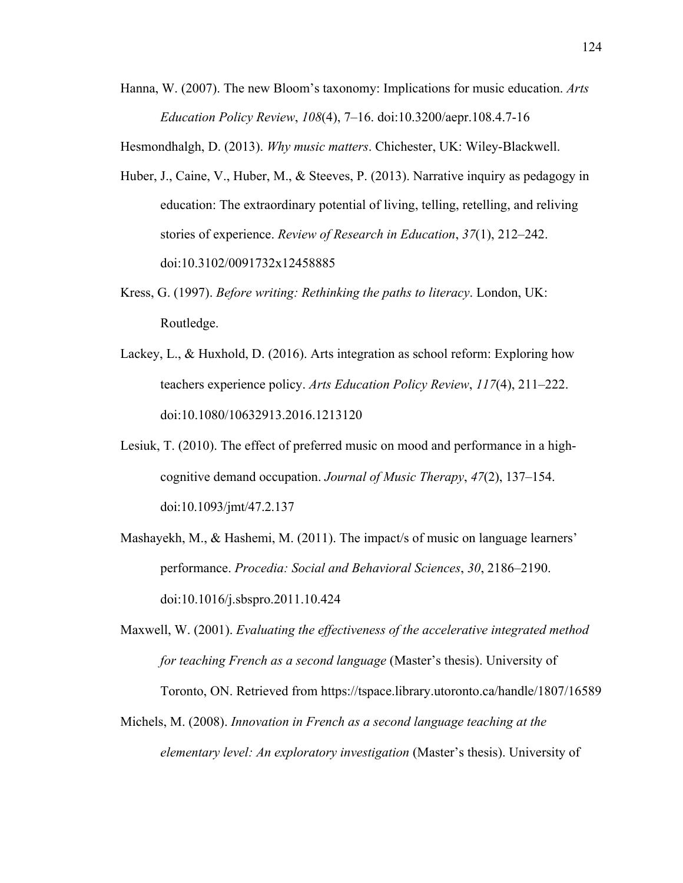Hanna, W. (2007). The new Bloom's taxonomy: Implications for music education. *Arts Education Policy Review*, *108*(4), 7–16. doi:10.3200/aepr.108.4.7-16

Hesmondhalgh, D. (2013). *Why music matters*. Chichester, UK: Wiley-Blackwell.

Huber, J., Caine, V., Huber, M., & Steeves, P. (2013). Narrative inquiry as pedagogy in education: The extraordinary potential of living, telling, retelling, and reliving stories of experience. *Review of Research in Education*, *37*(1), 212–242. doi:10.3102/0091732x12458885

Kress, G. (1997). *Before writing: Rethinking the paths to literacy*. London, UK: Routledge.

Lackey, L., & Huxhold, D. (2016). Arts integration as school reform: Exploring how teachers experience policy. *Arts Education Policy Review*, *117*(4), 211–222. doi:10.1080/10632913.2016.1213120

Lesiuk, T. (2010). The effect of preferred music on mood and performance in a high-cognitive demand occupation. *Journal of Music Therapy*, *47*(2), 137–154. doi:10.1093/jmt/47.2.137

Mashayekh, M., & Hashemi, M. (2011). The impact/s of music on language learners' performance. *Procedia: Social and Behavioral Sciences*, *30*, 2186–2190. doi:10.1016/j.sbspro.2011.10.424

Maxwell, W. (2001). *Evaluating the effectiveness of the accelerative integrated method for teaching French as a second language* (Master's thesis). University of Toronto, ON. Retrieved from https://tspace.library.utoronto.ca/handle/1807/16589

Michels, M. (2008). *Innovation in French as a second language teaching at the elementary level: An exploratory investigation* (Master's thesis). University of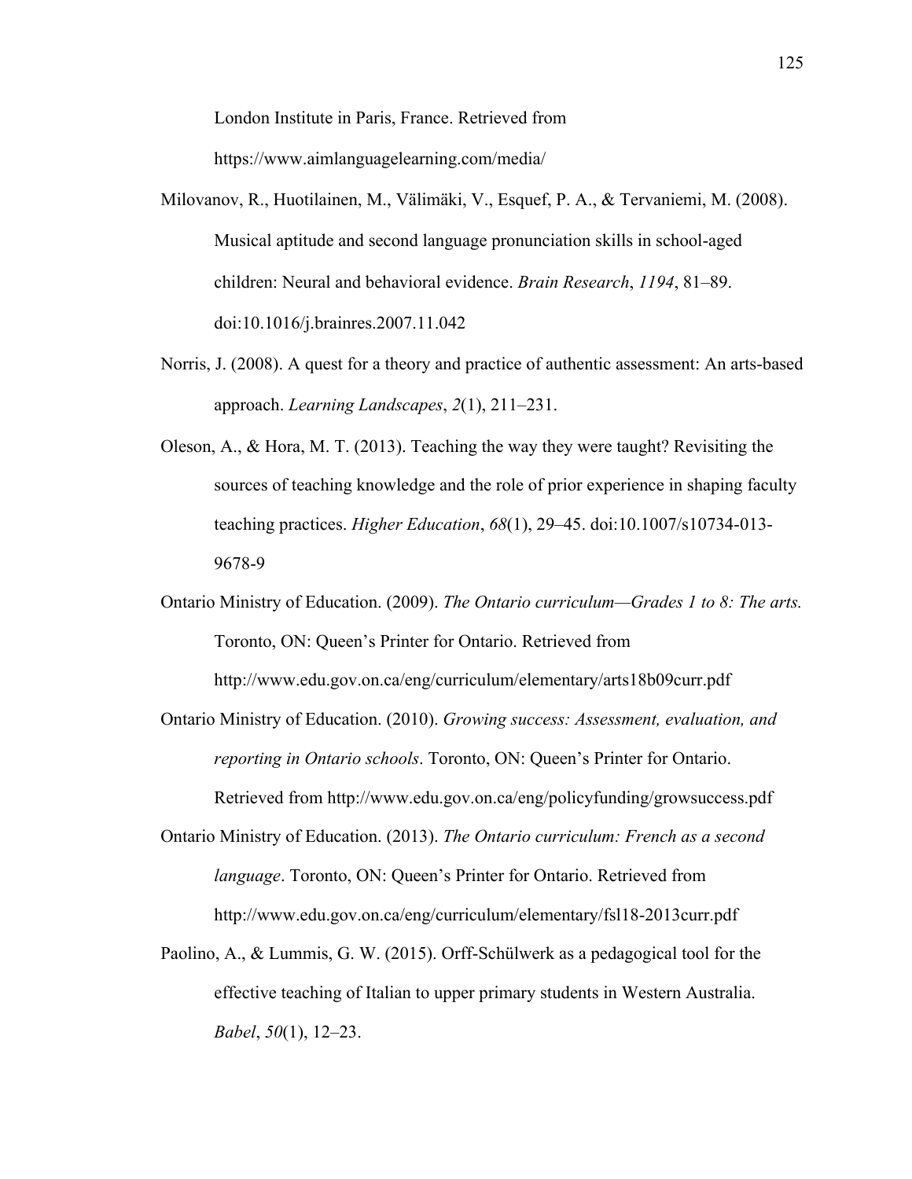London Institute in Paris, France. Retrieved from https://www.aimlanguagelearning.com/media/

Milovanov, R., Huotilainen, M., Välimäki, V., Esquef, P. A., & Tervaniemi, M. (2008). Musical aptitude and second language pronunciation skills in school-aged children: Neural and behavioral evidence. *Brain Research*, *1194*, 81–89. doi:10.1016/j.brainres.2007.11.042

Norris, J. (2008). A quest for a theory and practice of authentic assessment: An arts-based approach. *Learning Landscapes*, *2*(1), 211–231.

Oleson, A., & Hora, M. T. (2013). Teaching the way they were taught? Revisiting the sources of teaching knowledge and the role of prior experience in shaping faculty teaching practices. *Higher Education*, *68*(1), 29–45. doi:10.1007/s10734-013-9678-9

Ontario Ministry of Education. (2009). *The Ontario curriculum—Grades 1 to 8: The arts.* Toronto, ON: Queen's Printer for Ontario. Retrieved from http://www.edu.gov.on.ca/eng/curriculum/elementary/arts18b09curr.pdf

Ontario Ministry of Education. (2010). *Growing success: Assessment, evaluation, and reporting in Ontario schools*. Toronto, ON: Queen's Printer for Ontario. Retrieved from http://www.edu.gov.on.ca/eng/policyfunding/growsuccess.pdf

Ontario Ministry of Education. (2013). *The Ontario curriculum: French as a second language*. Toronto, ON: Queen's Printer for Ontario. Retrieved from http://www.edu.gov.on.ca/eng/curriculum/elementary/fsl18-2013curr.pdf

Paolino, A., & Lummis, G. W. (2015). Orff-Schülwerk as a pedagogical tool for the effective teaching of Italian to upper primary students in Western Australia. *Babel*, *50*(1), 12–23.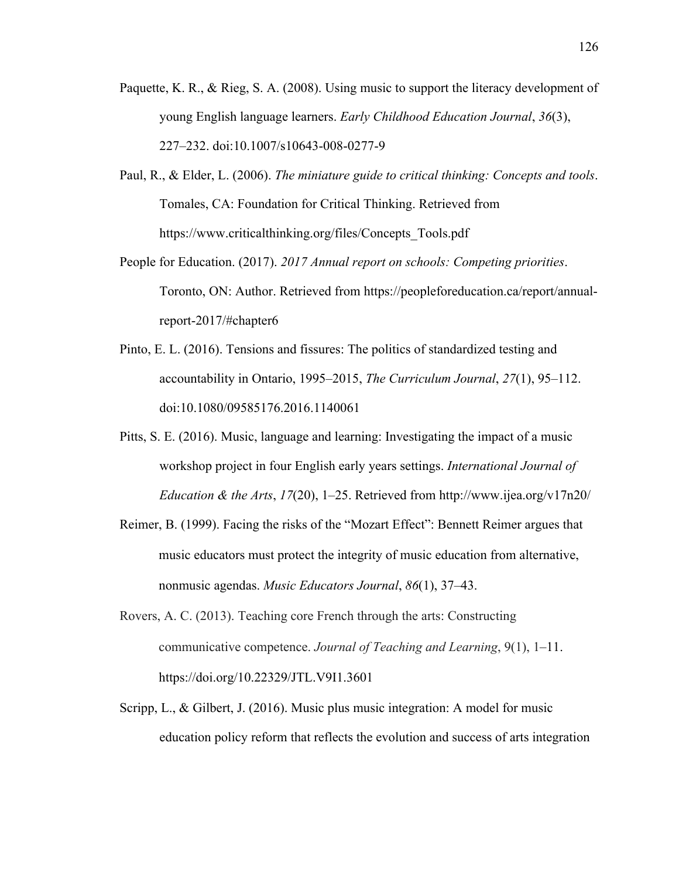Paquette, K. R., & Rieg, S. A. (2008). Using music to support the literacy development of young English language learners. *Early Childhood Education Journal*, *36*(3), 227–232. doi:10.1007/s10643-008-0277-9

Paul, R., & Elder, L. (2006). *The miniature guide to critical thinking: Concepts and tools*. Tomales, CA: Foundation for Critical Thinking. Retrieved from https://www.criticalthinking.org/files/Concepts_Tools.pdf

People for Education. (2017). *2017 Annual report on schools: Competing priorities*. Toronto, ON: Author. Retrieved from https://peopleforeducation.ca/report/annual-report-2017/#chapter6

Pinto, E. L. (2016). Tensions and fissures: The politics of standardized testing and accountability in Ontario, 1995–2015, *The Curriculum Journal*, *27*(1), 95–112. doi:10.1080/09585176.2016.1140061

Pitts, S. E. (2016). Music, language and learning: Investigating the impact of a music workshop project in four English early years settings. *International Journal of Education & the Arts*, *17*(20), 1–25. Retrieved from http://www.ijea.org/v17n20/

Reimer, B. (1999). Facing the risks of the "Mozart Effect": Bennett Reimer argues that music educators must protect the integrity of music education from alternative, nonmusic agendas. *Music Educators Journal*, *86*(1), 37–43.

Rovers, A. C. (2013). Teaching core French through the arts: Constructing communicative competence. *Journal of Teaching and Learning*, 9(1), 1–11. https://doi.org/10.22329/JTL.V9I1.3601

Scripp, L., & Gilbert, J. (2016). Music plus music integration: A model for music education policy reform that reflects the evolution and success of arts integration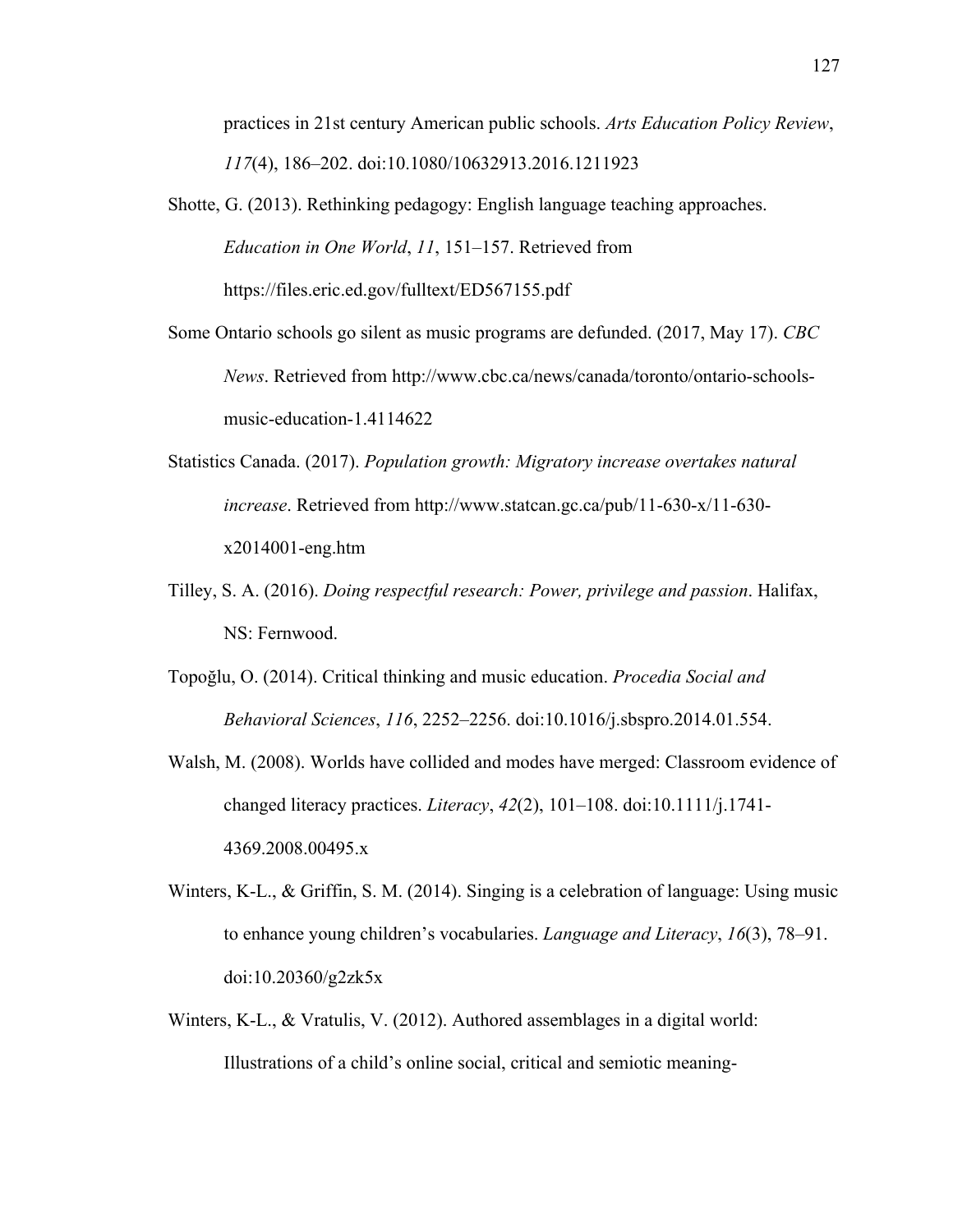practices in 21st century American public schools. *Arts Education Policy Review*, *117*(4), 186–202. doi:10.1080/10632913.2016.1211923

Shotte, G. (2013). Rethinking pedagogy: English language teaching approaches. *Education in One World*, *11*, 151–157. Retrieved from https://files.eric.ed.gov/fulltext/ED567155.pdf

Some Ontario schools go silent as music programs are defunded. (2017, May 17). *CBC News*. Retrieved from http://www.cbc.ca/news/canada/toronto/ontario-schools-music-education-1.4114622

Statistics Canada. (2017). *Population growth: Migratory increase overtakes natural increase*. Retrieved from http://www.statcan.gc.ca/pub/11-630-x/11-630-x2014001-eng.htm

Tilley, S. A. (2016). *Doing respectful research: Power, privilege and passion*. Halifax, NS: Fernwood.

Topoğlu, O. (2014). Critical thinking and music education. *Procedia Social and Behavioral Sciences*, *116*, 2252–2256. doi:10.1016/j.sbspro.2014.01.554.

Walsh, M. (2008). Worlds have collided and modes have merged: Classroom evidence of changed literacy practices. *Literacy*, *42*(2), 101–108. doi:10.1111/j.1741-4369.2008.00495.x

Winters, K-L., & Griffin, S. M. (2014). Singing is a celebration of language: Using music to enhance young children's vocabularies. *Language and Literacy*, *16*(3), 78–91. doi:10.20360/g2zk5x

Winters, K-L., & Vratulis, V. (2012). Authored assemblages in a digital world: Illustrations of a child's online social, critical and semiotic meaning-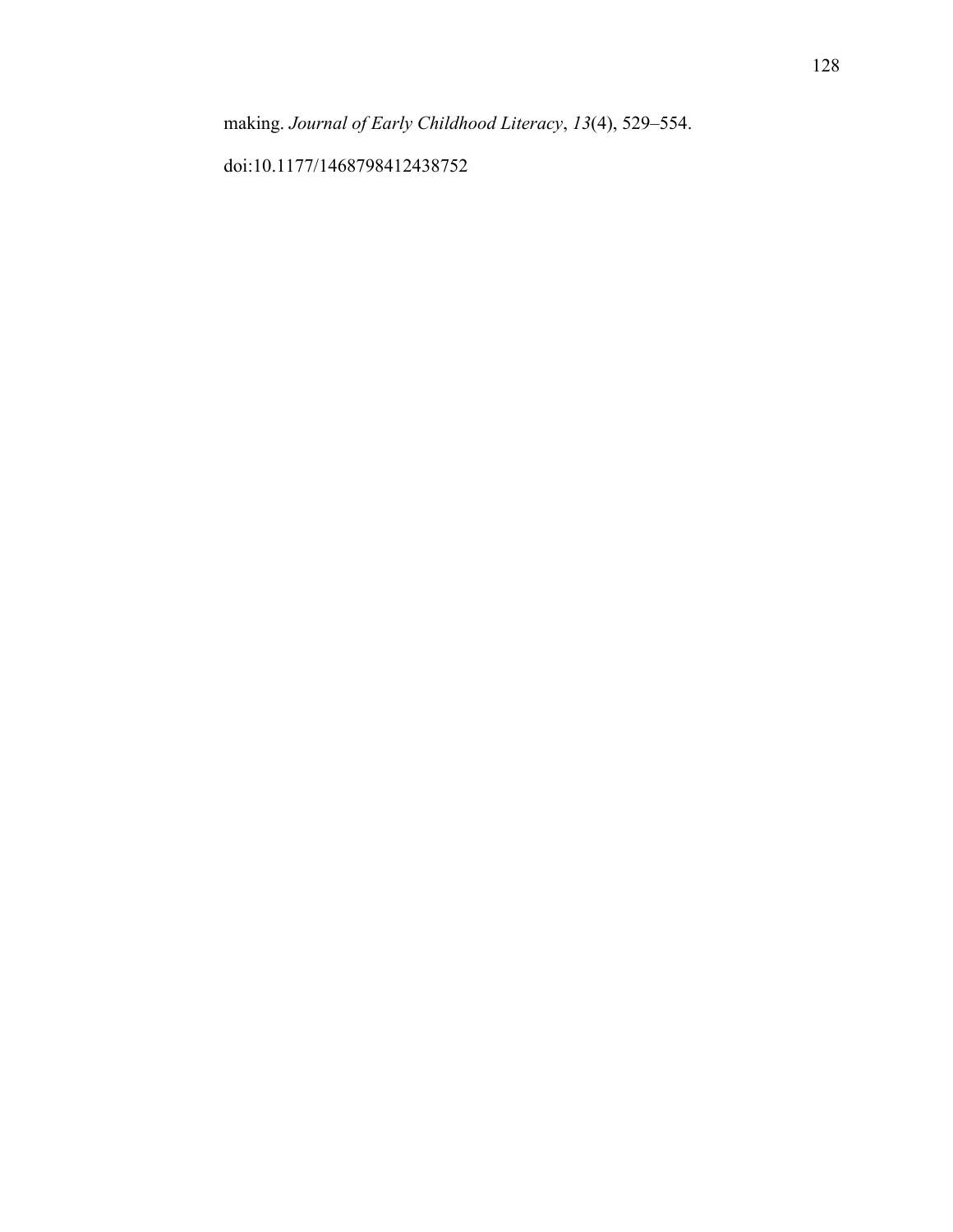making. *Journal of Early Childhood Literacy*, *13*(4), 529–554. doi:10.1177/1468798412438752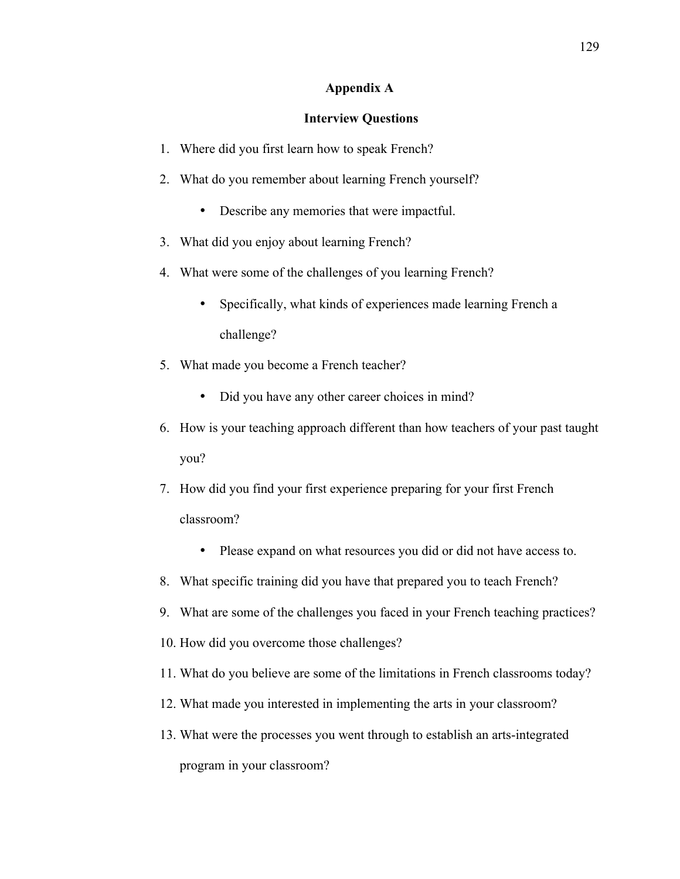## Appendix A

### Interview Questions

1. Where did you first learn how to speak French?
2. What do you remember about learning French yourself?
    - Describe any memories that were impactful.
3. What did you enjoy about learning French?
4. What were some of the challenges of you learning French?
    - Specifically, what kinds of experiences made learning French a challenge?
5. What made you become a French teacher?
    - Did you have any other career choices in mind?
6. How is your teaching approach different than how teachers of your past taught you?
7. How did you find your first experience preparing for your first French classroom?
    - Please expand on what resources you did or did not have access to.
8. What specific training did you have that prepared you to teach French?
9. What are some of the challenges you faced in your French teaching practices?
10. How did you overcome those challenges?
11. What do you believe are some of the limitations in French classrooms today?
12. What made you interested in implementing the arts in your classroom?
13. What were the processes you went through to establish an arts-integrated program in your classroom?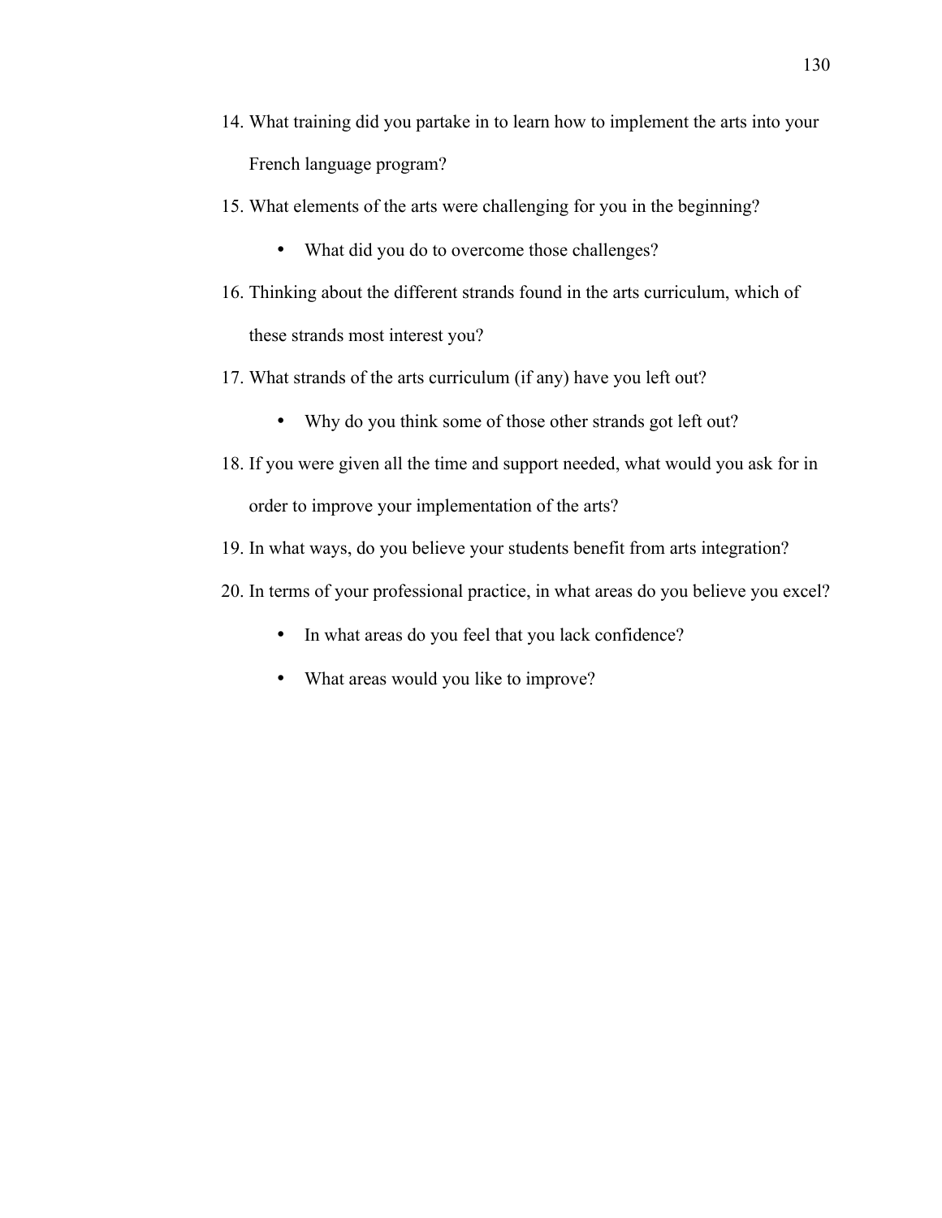14. What training did you partake in to learn how to implement the arts into your French language program?
15. What elements of the arts were challenging for you in the beginning?
    - What did you do to overcome those challenges?
16. Thinking about the different strands found in the arts curriculum, which of these strands most interest you?
17. What strands of the arts curriculum (if any) have you left out?
    - Why do you think some of those other strands got left out?
18. If you were given all the time and support needed, what would you ask for in order to improve your implementation of the arts?
19. In what ways, do you believe your students benefit from arts integration?
20. In terms of your professional practice, in what areas do you believe you excel?
    - In what areas do you feel that you lack confidence?
    - What areas would you like to improve?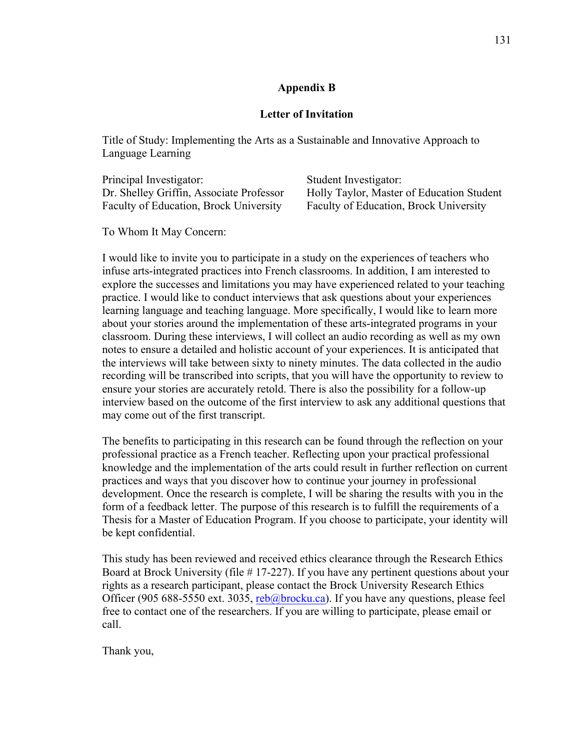## Appendix B

### Letter of Invitation

Title of Study: Implementing the Arts as a Sustainable and Innovative Approach to Language Learning

Principal Investigator:
Dr. Shelley Griffin, Associate Professor
Faculty of Education, Brock University

Student Investigator:
Holly Taylor, Master of Education Student
Faculty of Education, Brock University

To Whom It May Concern:

I would like to invite you to participate in a study on the experiences of teachers who infuse arts-integrated practices into French classrooms. In addition, I am interested to explore the successes and limitations you may have experienced related to your teaching practice. I would like to conduct interviews that ask questions about your experiences learning language and teaching language. More specifically, I would like to learn more about your stories around the implementation of these arts-integrated programs in your classroom. During these interviews, I will collect an audio recording as well as my own notes to ensure a detailed and holistic account of your experiences. It is anticipated that the interviews will take between sixty to ninety minutes. The data collected in the audio recording will be transcribed into scripts, that you will have the opportunity to review to ensure your stories are accurately retold. There is also the possibility for a follow-up interview based on the outcome of the first interview to ask any additional questions that may come out of the first transcript.

The benefits to participating in this research can be found through the reflection on your professional practice as a French teacher. Reflecting upon your practical professional knowledge and the implementation of the arts could result in further reflection on current practices and ways that you discover how to continue your journey in professional development. Once the research is complete, I will be sharing the results with you in the form of a feedback letter. The purpose of this research is to fulfill the requirements of a Thesis for a Master of Education Program. If you choose to participate, your identity will be kept confidential.

This study has been reviewed and received ethics clearance through the Research Ethics Board at Brock University (file # 17-227). If you have any pertinent questions about your rights as a research participant, please contact the Brock University Research Ethics Officer (905 688-5550 ext. 3035, reb@brocku.ca). If you have any questions, please feel free to contact one of the researchers. If you are willing to participate, please email or call.

Thank you,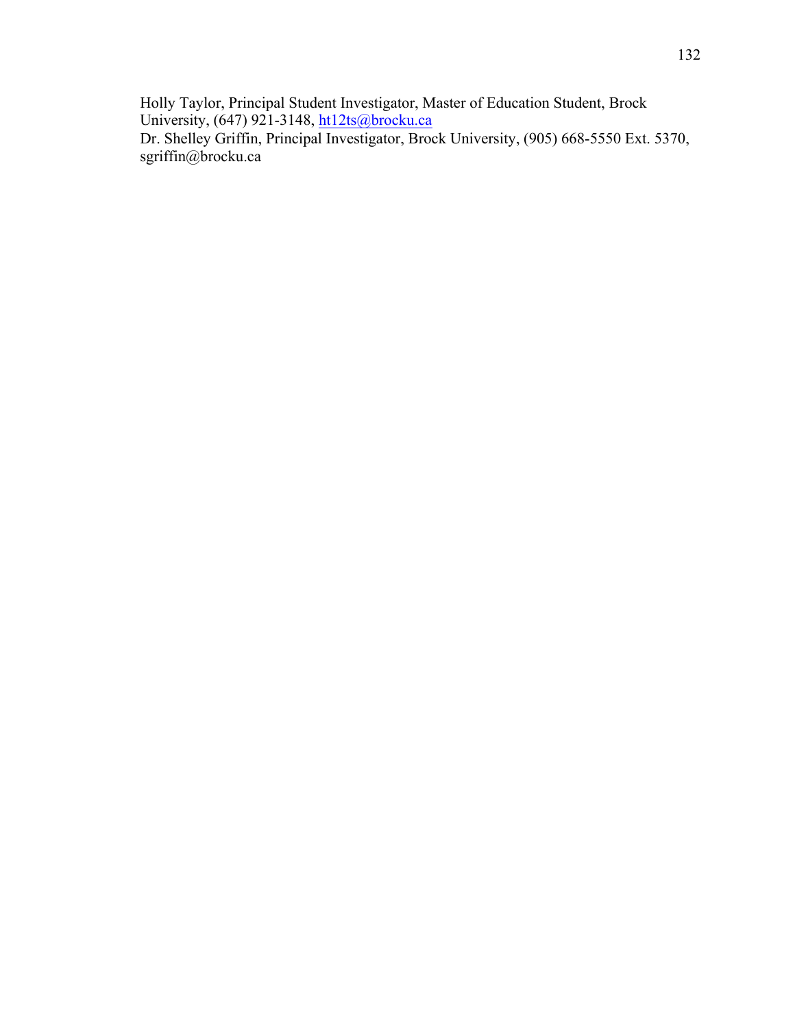Holly Taylor, Principal Student Investigator, Master of Education Student, Brock University, (647) 921-3148, ht12ts@brocku.ca
Dr. Shelley Griffin, Principal Investigator, Brock University, (905) 668-5550 Ext. 5370, sgriffin@brocku.ca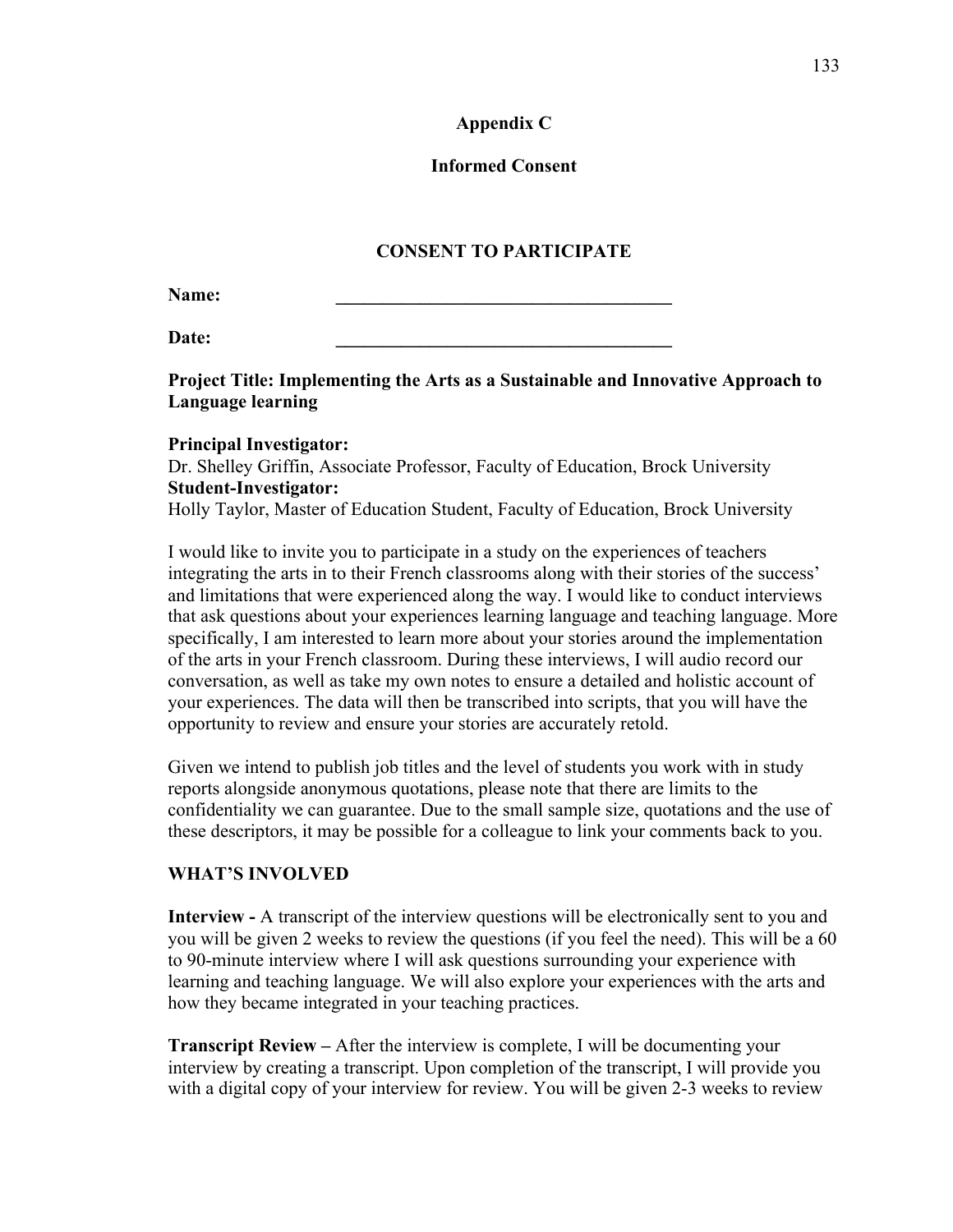**Appendix C**

**Informed Consent**

## CONSENT TO PARTICIPATE

**Name:** ______________________________________

**Date:** ______________________________________

**Project Title: Implementing the Arts as a Sustainable and Innovative Approach to Language learning**

**Principal Investigator:**
Dr. Shelley Griffin, Associate Professor, Faculty of Education, Brock University
**Student-Investigator:**
Holly Taylor, Master of Education Student, Faculty of Education, Brock University

I would like to invite you to participate in a study on the experiences of teachers integrating the arts in to their French classrooms along with their stories of the success' and limitations that were experienced along the way. I would like to conduct interviews that ask questions about your experiences learning language and teaching language. More specifically, I am interested to learn more about your stories around the implementation of the arts in your French classroom. During these interviews, I will audio record our conversation, as well as take my own notes to ensure a detailed and holistic account of your experiences. The data will then be transcribed into scripts, that you will have the opportunity to review and ensure your stories are accurately retold.

Given we intend to publish job titles and the level of students you work with in study reports alongside anonymous quotations, please note that there are limits to the confidentiality we can guarantee. Due to the small sample size, quotations and the use of these descriptors, it may be possible for a colleague to link your comments back to you.

**WHAT'S INVOLVED**

**Interview -** A transcript of the interview questions will be electronically sent to you and you will be given 2 weeks to review the questions (if you feel the need). This will be a 60 to 90-minute interview where I will ask questions surrounding your experience with learning and teaching language. We will also explore your experiences with the arts and how they became integrated in your teaching practices.

**Transcript Review –** After the interview is complete, I will be documenting your interview by creating a transcript. Upon completion of the transcript, I will provide you with a digital copy of your interview for review. You will be given 2-3 weeks to review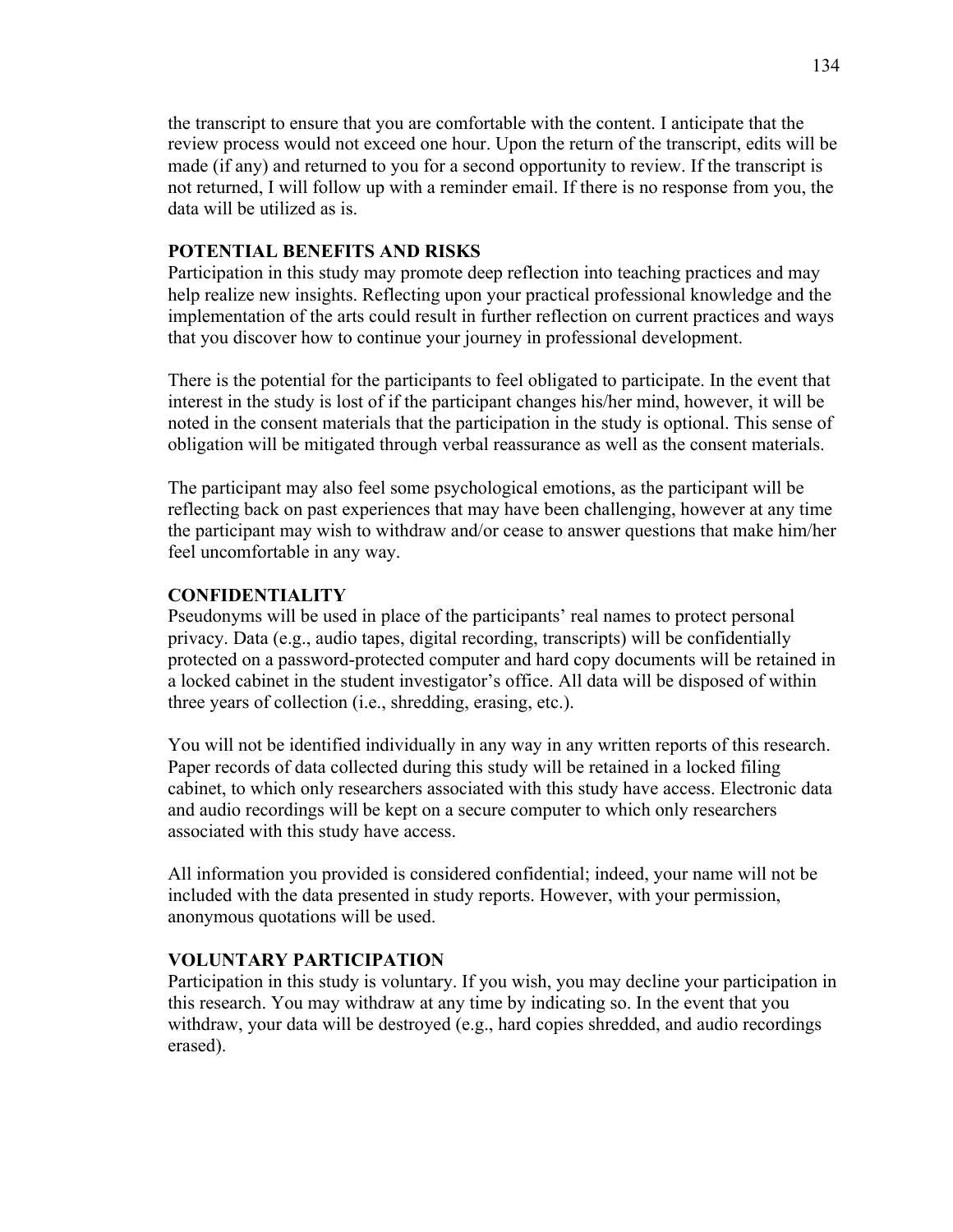the transcript to ensure that you are comfortable with the content. I anticipate that the review process would not exceed one hour. Upon the return of the transcript, edits will be made (if any) and returned to you for a second opportunity to review. If the transcript is not returned, I will follow up with a reminder email. If there is no response from you, the data will be utilized as is.

**POTENTIAL BENEFITS AND RISKS**

Participation in this study may promote deep reflection into teaching practices and may help realize new insights. Reflecting upon your practical professional knowledge and the implementation of the arts could result in further reflection on current practices and ways that you discover how to continue your journey in professional development.

There is the potential for the participants to feel obligated to participate. In the event that interest in the study is lost of if the participant changes his/her mind, however, it will be noted in the consent materials that the participation in the study is optional. This sense of obligation will be mitigated through verbal reassurance as well as the consent materials.

The participant may also feel some psychological emotions, as the participant will be reflecting back on past experiences that may have been challenging, however at any time the participant may wish to withdraw and/or cease to answer questions that make him/her feel uncomfortable in any way.

**CONFIDENTIALITY**

Pseudonyms will be used in place of the participants' real names to protect personal privacy. Data (e.g., audio tapes, digital recording, transcripts) will be confidentially protected on a password-protected computer and hard copy documents will be retained in a locked cabinet in the student investigator's office. All data will be disposed of within three years of collection (i.e., shredding, erasing, etc.).

You will not be identified individually in any way in any written reports of this research. Paper records of data collected during this study will be retained in a locked filing cabinet, to which only researchers associated with this study have access. Electronic data and audio recordings will be kept on a secure computer to which only researchers associated with this study have access.

All information you provided is considered confidential; indeed, your name will not be included with the data presented in study reports. However, with your permission, anonymous quotations will be used.

**VOLUNTARY PARTICIPATION**

Participation in this study is voluntary. If you wish, you may decline your participation in this research. You may withdraw at any time by indicating so. In the event that you withdraw, your data will be destroyed (e.g., hard copies shredded, and audio recordings erased).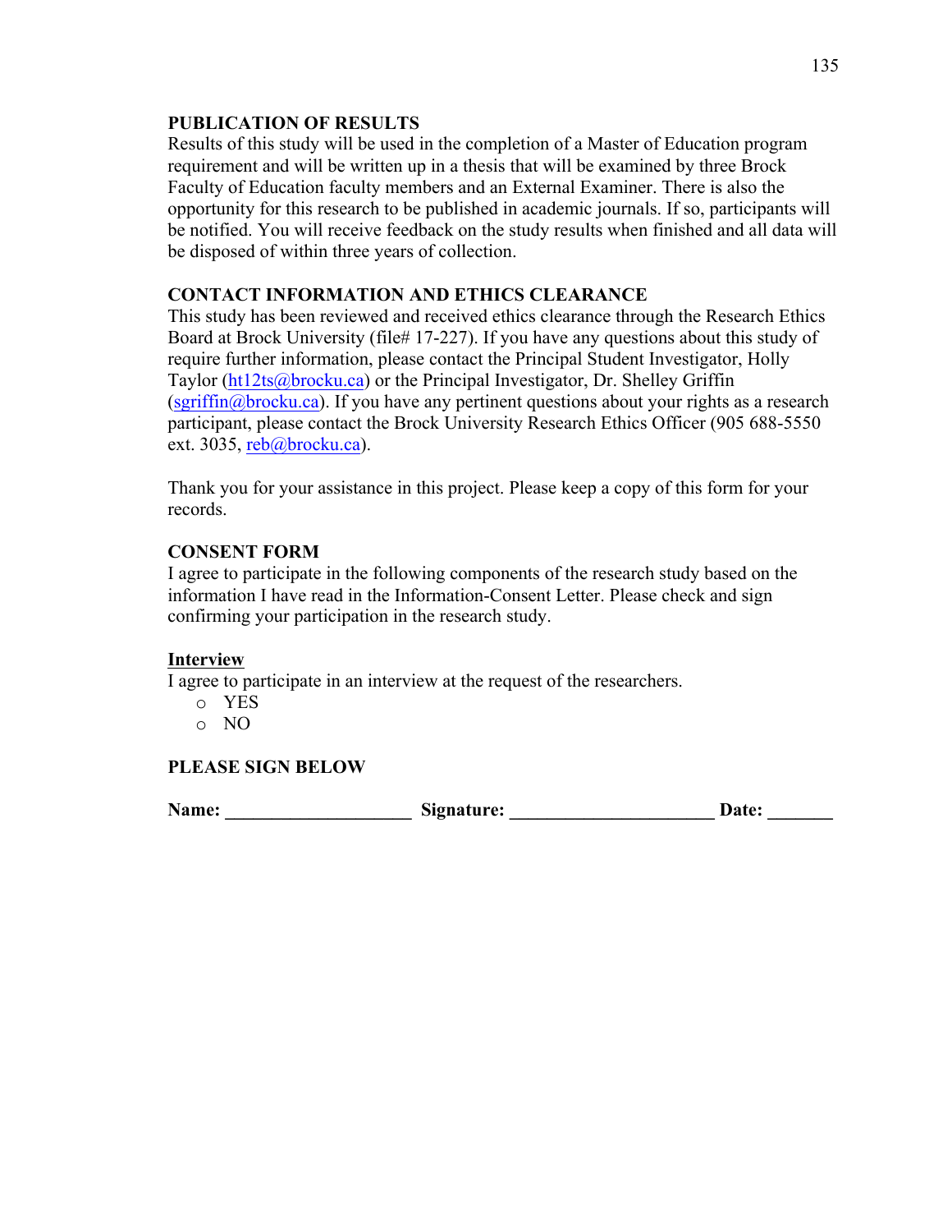**PUBLICATION OF RESULTS**

Results of this study will be used in the completion of a Master of Education program requirement and will be written up in a thesis that will be examined by three Brock Faculty of Education faculty members and an External Examiner. There is also the opportunity for this research to be published in academic journals. If so, participants will be notified. You will receive feedback on the study results when finished and all data will be disposed of within three years of collection.

**CONTACT INFORMATION AND ETHICS CLEARANCE**

This study has been reviewed and received ethics clearance through the Research Ethics Board at Brock University (file# 17-227). If you have any questions about this study of require further information, please contact the Principal Student Investigator, Holly Taylor (ht12ts@brocku.ca) or the Principal Investigator, Dr. Shelley Griffin (sgriffin@brocku.ca). If you have any pertinent questions about your rights as a research participant, please contact the Brock University Research Ethics Officer (905 688-5550 ext. 3035, reb@brocku.ca).

Thank you for your assistance in this project. Please keep a copy of this form for your records.

**CONSENT FORM**

I agree to participate in the following components of the research study based on the information I have read in the Information-Consent Letter. Please check and sign confirming your participation in the research study.

**<u>Interview</u>**

I agree to participate in an interview at the request of the researchers.

- YES
- NO

**PLEASE SIGN BELOW**

**Name:** ____________________ **Signature:** _____________________ **Date:** _______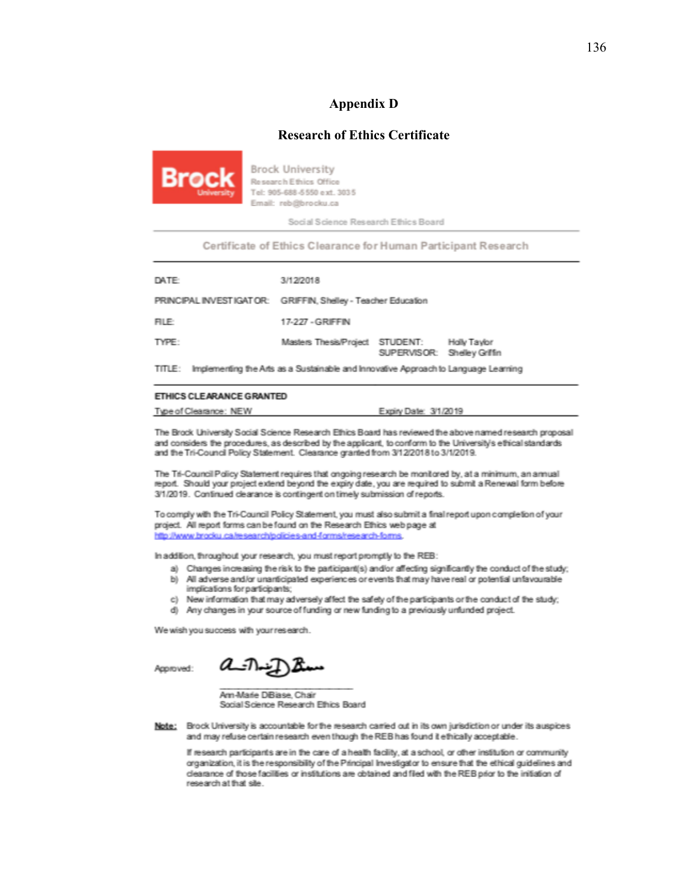## Appendix D

## Research of Ethics Certificate

Brock University
Research Ethics Office
Tel: 905-688-5550 ext. 3035
Email: reb@brocku.ca

Social Science Research Ethics Board

**Certificate of Ethics Clearance for Human Participant Research**

| | |
|---|---|
| DATE: | 3/12/2018 |
| PRINCIPAL INVESTIGATOR: | GRIFFIN, Shelley - Teacher Education |
| FILE: | 17-227 - GRIFFIN |
| TYPE: | Masters Thesis/Project STUDENT: Holly Taylor SUPERVISOR: Shelley Griffin |

TITLE: Implementing the Arts as a Sustainable and Innovative Approach to Language Learning

**ETHICS CLEARANCE GRANTED**

Type of Clearance: NEW Expiry Date: 3/1/2019

The Brock University Social Science Research Ethics Board has reviewed the above named research proposal and considers the procedures, as described by the applicant, to conform to the University's ethical standards and the Tri-Council Policy Statement. Clearance granted from 3/12/2018 to 3/1/2019.

The Tri-Council Policy Statement requires that ongoing research be monitored by, at a minimum, an annual report. Should your project extend beyond the expiry date, you are required to submit a Renewal form before 3/1/2019. Continued clearance is contingent on timely submission of reports.

To comply with the Tri-Council Policy Statement, you must also submit a final report upon completion of your project. All report forms can be found on the Research Ethics web page at http://www.brocku.ca/research/policies-and-forms/research-forms.

In addition, throughout your research, you must report promptly to the REB:

a) Changes increasing the risk to the participant(s) and/or affecting significantly the conduct of the study;
b) All adverse and/or unanticipated experiences or events that may have real or potential unfavourable implications for participants;
c) New information that may adversely affect the safety of the participants or the conduct of the study;
d) Any changes in your source of funding or new funding to a previously unfunded project.

We wish you success with your research.

Approved:

Ann-Marie DiBiase, Chair
Social Science Research Ethics Board

**Note:** Brock University is accountable for the research carried out in its own jurisdiction or under its auspices and may refuse certain research even though the REB has found it ethically acceptable.

If research participants are in the care of a health facility, at a school, or other institution or community organization, it is the responsibility of the Principal Investigator to ensure that the ethical guidelines and clearance of those facilities or institutions are obtained and filed with the REB prior to the initiation of research at that site.